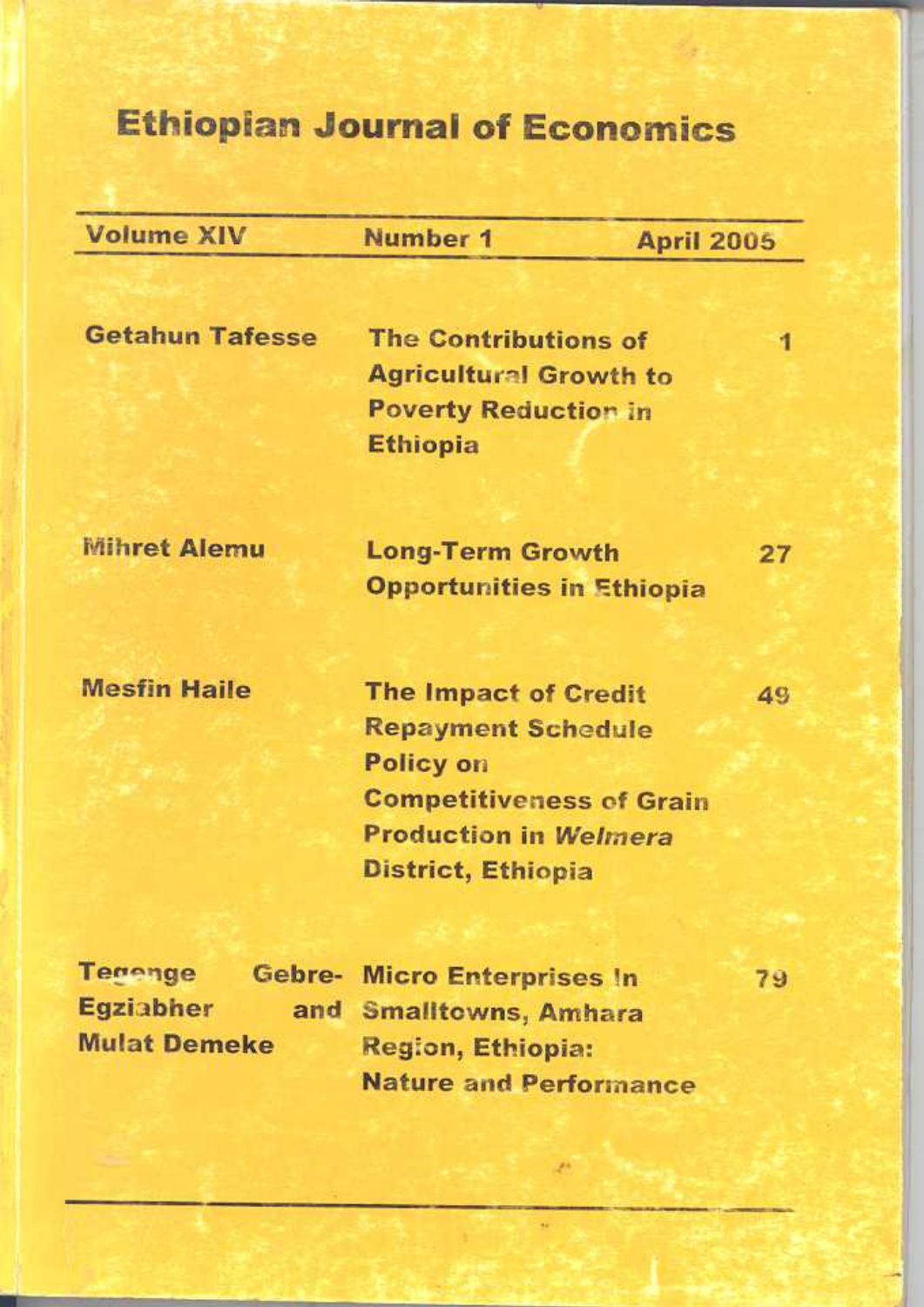# Ethiopian Journal of Economics

| Volume XIV | Number 1 | April 2005 |
|---|---|---|

| | | |
|---|---|---|
| Getahun Tafesse | The Contributions of Agricultural Growth to Poverty Reduction in Ethiopia | 1 |
| Mihret Alemu | Long-Term Growth Opportunities in Ethiopia | 27 |
| Mesfin Haile | The Impact of Credit Repayment Schedule Policy on Competitiveness of Grain Production in *Welmera* District, Ethiopia | 49 |
| Tegegne Gebre-Egziabher and Mulat Demeke | Micro Enterprises In Smalltowns, Amhara Region, Ethiopia: Nature and Performance | 79 |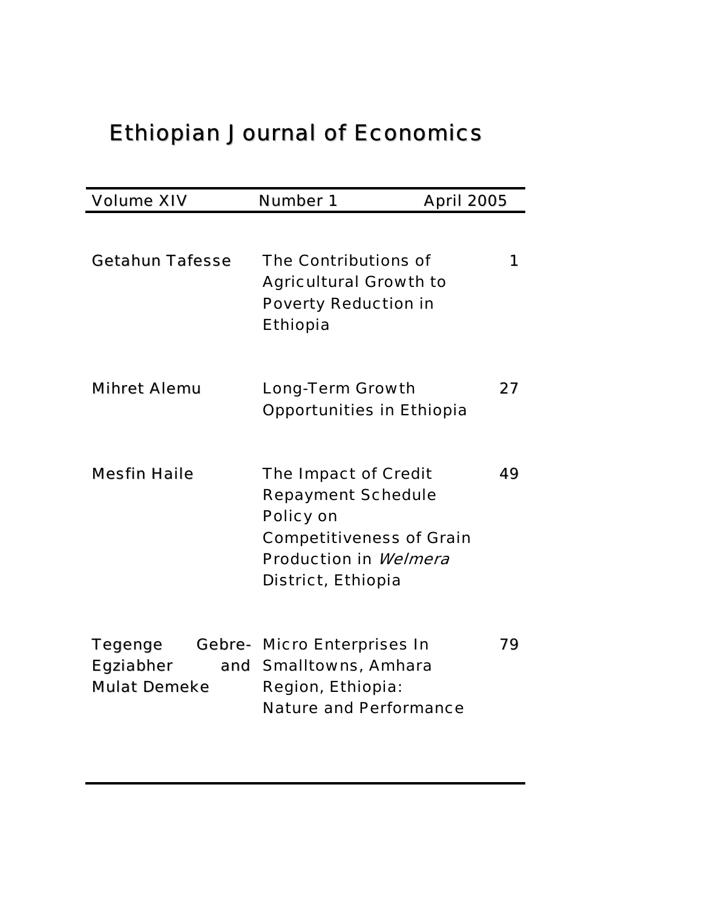# Ethiopian Journal of Economics

| Volume XIV | Number 1 | April 2005 |
|---|---|---|

| | | |
|---|---|---|
| Getahun Tafesse | The Contributions of Agricultural Growth to Poverty Reduction in Ethiopia | 1 |
| Mihret Alemu | Long-Term Growth Opportunities in Ethiopia | 27 |
| Mesfin Haile | The Impact of Credit Repayment Schedule Policy on Competitiveness of Grain Production in *Welmera* District, Ethiopia | 49 |
| Tegenge Gebre-Egziabher and Mulat Demeke | Micro Enterprises In Smalltowns, Amhara Region, Ethiopia: Nature and Performance | 79 |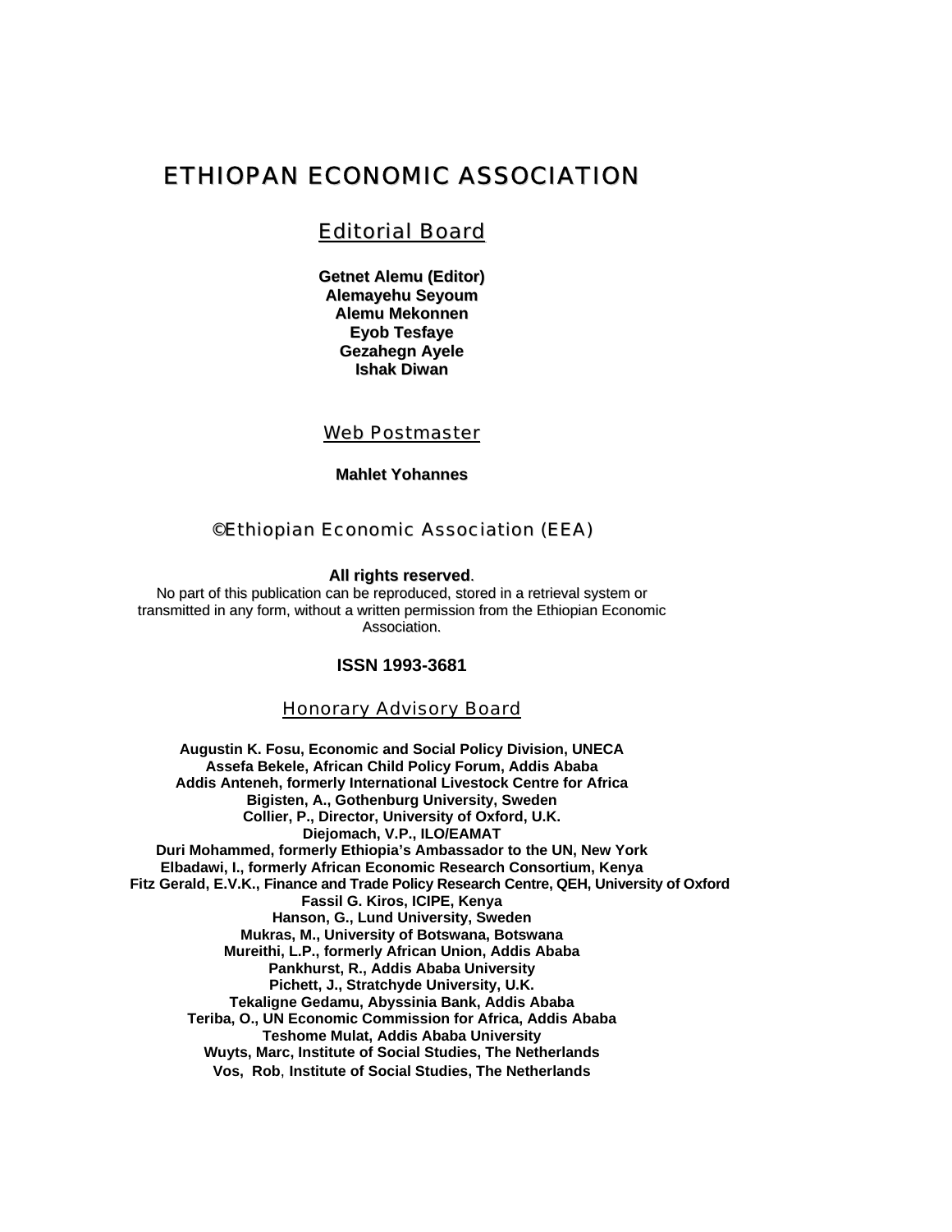# ETHIOPAN ECONOMIC ASSOCIATION

## Editorial Board

**Getnet Alemu (Editor)**
**Alemayehu Seyoum**
**Alemu Mekonnen**
**Eyob Tesfaye**
**Gezahegn Ayele**
**Ishak Diwan**

## Web Postmaster

**Mahlet Yohannes**

## ©Ethiopian Economic Association (EEA)

**All rights reserved**.
No part of this publication can be reproduced, stored in a retrieval system or transmitted in any form, without a written permission from the Ethiopian Economic Association.

**ISSN 1993-3681**

## Honorary Advisory Board

**Augustin K. Fosu, Economic and Social Policy Division, UNECA**
**Assefa Bekele, African Child Policy Forum, Addis Ababa**
**Addis Anteneh, formerly International Livestock Centre for Africa**
**Bigisten, A., Gothenburg University, Sweden**
**Collier, P., Director, University of Oxford, U.K.**
**Diejomach, V.P., ILO/EAMAT**
**Duri Mohammed, formerly Ethiopia's Ambassador to the UN, New York**
**Elbadawi, I., formerly African Economic Research Consortium, Kenya**
**Fitz Gerald, E.V.K., Finance and Trade Policy Research Centre, QEH, University of Oxford**
**Fassil G. Kiros, ICIPE, Kenya**
**Hanson, G., Lund University, Sweden**
**Mukras, M., University of Botswana, Botswana**
**Mureithi, L.P., formerly African Union, Addis Ababa**
**Pankhurst, R., Addis Ababa University**
**Pichett, J., Stratchyde University, U.K.**
**Tekaligne Gedamu, Abyssinia Bank, Addis Ababa**
**Teriba, O., UN Economic Commission for Africa, Addis Ababa**
**Teshome Mulat, Addis Ababa University**
**Wuyts, Marc, Institute of Social Studies, The Netherlands**
**Vos, Rob, Institute of Social Studies, The Netherlands**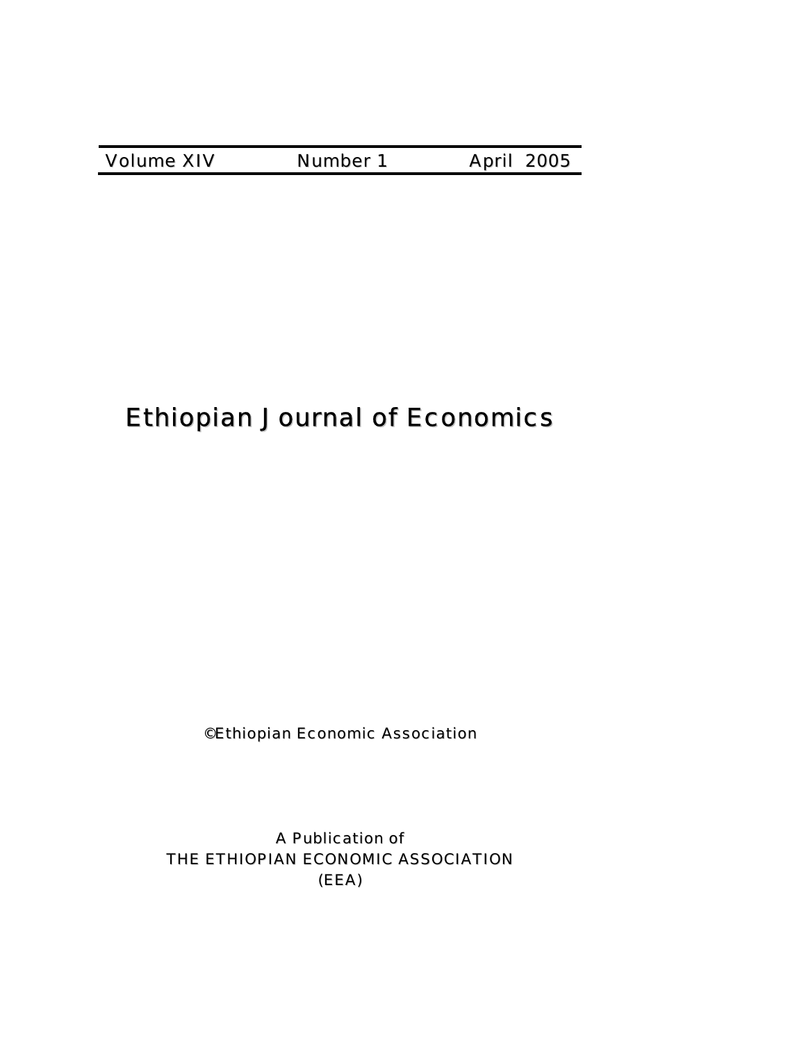| Volume XIV | Number 1 | April 2005 |
|---|---|---|

# Ethiopian Journal of Economics

©Ethiopian Economic Association

A Publication of
THE ETHIOPIAN ECONOMIC ASSOCIATION
(EEA)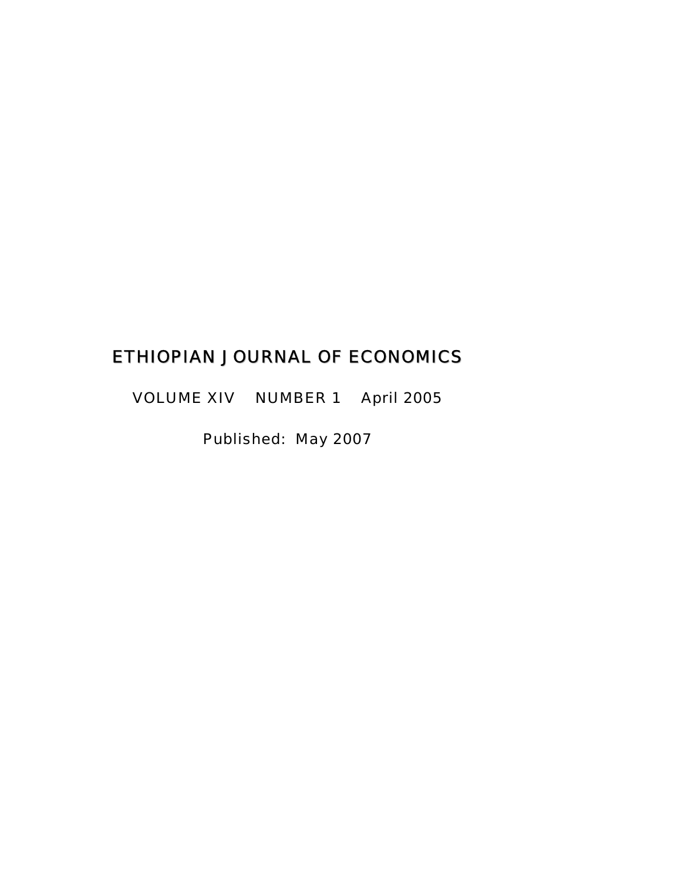# ETHIOPIAN JOURNAL OF ECONOMICS

VOLUME XIV    NUMBER 1    April 2005

Published: May 2007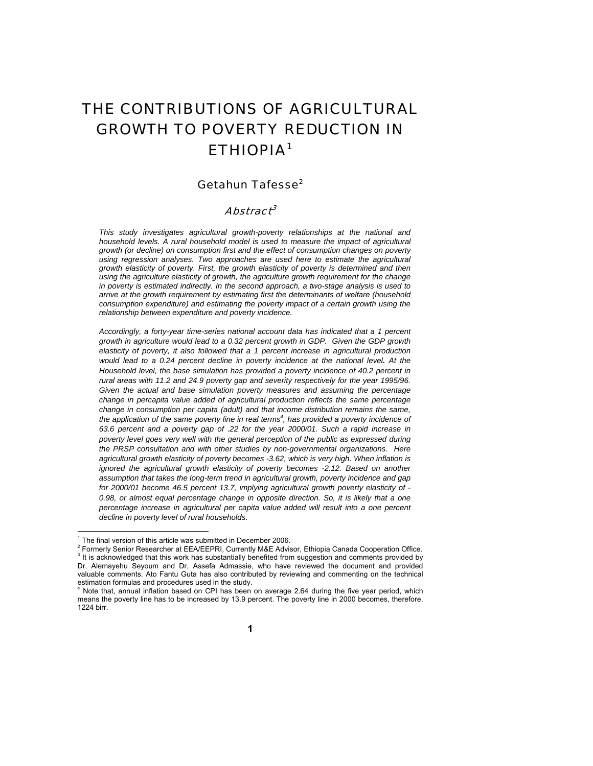# THE CONTRIBUTIONS OF AGRICULTURAL GROWTH TO POVERTY REDUCTION IN ETHIOPIA[1]

## Getahun Tafesse[2]

### *Abstract*[3]

*This study investigates agricultural growth-poverty relationships at the national and household levels. A rural household model is used to measure the impact of agricultural growth (or decline) on consumption first and the effect of consumption changes on poverty using regression analyses. Two approaches are used here to estimate the agricultural growth elasticity of poverty. First, the growth elasticity of poverty is determined and then using the agriculture elasticity of growth, the agriculture growth requirement for the change in poverty is estimated indirectly. In the second approach, a two-stage analysis is used to arrive at the growth requirement by estimating first the determinants of welfare (household consumption expenditure) and estimating the poverty impact of a certain growth using the relationship between expenditure and poverty incidence.*

*Accordingly, a forty-year time-series national account data has indicated that a 1 percent growth in agriculture would lead to a 0.32 percent growth in GDP. Given the GDP growth elasticity of poverty, it also followed that a 1 percent increase in agricultural production would lead to a 0.24 percent decline in poverty incidence at the national level. At the Household level, the base simulation has provided a poverty incidence of 40.2 percent in rural areas with 11.2 and 24.9 poverty gap and severity respectively for the year 1995/96. Given the actual and base simulation poverty measures and assuming the percentage change in percapita value added of agricultural production reflects the same percentage change in consumption per capita (adult) and that income distribution remains the same, the application of the same poverty line in real terms[4], has provided a poverty incidence of 63.6 percent and a poverty gap of .22 for the year 2000/01. Such a rapid increase in poverty level goes very well with the general perception of the public as expressed during the PRSP consultation and with other studies by non-governmental organizations. Here agricultural growth elasticity of poverty becomes -3.62, which is very high. When inflation is ignored the agricultural growth elasticity of poverty becomes -2.12. Based on another assumption that takes the long-term trend in agricultural growth, poverty incidence and gap for 2000/01 become 46.5 percent 13.7, implying agricultural growth poverty elasticity of -0.98, or almost equal percentage change in opposite direction. So, it is likely that a one percentage increase in agricultural per capita value added will result into a one percent decline in poverty level of rural households.*

---

[1] The final version of this article was submitted in December 2006.

[2] Formerly Senior Researcher at EEA/EEPRI, Currently M&E Advisor, Ethiopia Canada Cooperation Office.

[3] It is acknowledged that this work has substantially benefited from suggestion and comments provided by Dr. Alemayehu Seyoum and Dr, Assefa Admassie, who have reviewed the document and provided valuable comments. Ato Fantu Guta has also contributed by reviewing and commenting on the technical estimation formulas and procedures used in the study.

[4] Note that, annual inflation based on CPI has been on average 2.64 during the five year period, which means the poverty line has to be increased by 13.9 percent. The poverty line in 2000 becomes, therefore, 1224 birr.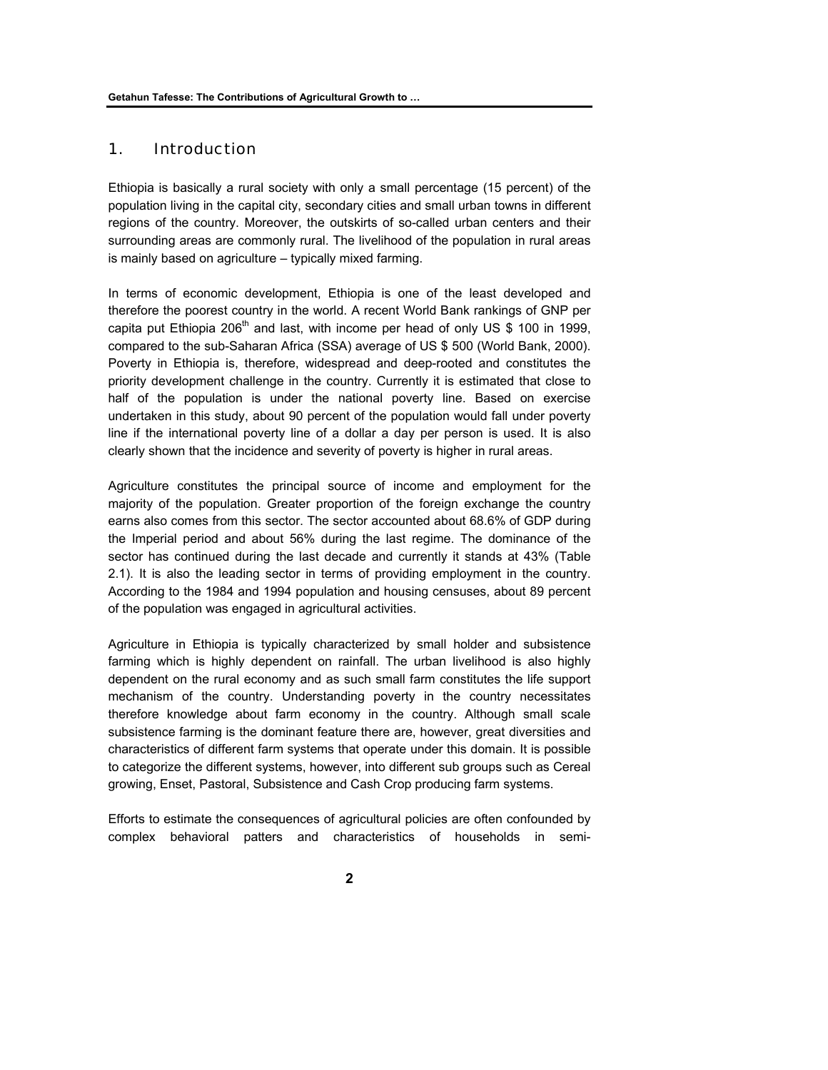# 1. Introduction

Ethiopia is basically a rural society with only a small percentage (15 percent) of the population living in the capital city, secondary cities and small urban towns in different regions of the country. Moreover, the outskirts of so-called urban centers and their surrounding areas are commonly rural. The livelihood of the population in rural areas is mainly based on agriculture – typically mixed farming.

In terms of economic development, Ethiopia is one of the least developed and therefore the poorest country in the world. A recent World Bank rankings of GNP per capita put Ethiopia 206th and last, with income per head of only US $ 100 in 1999, compared to the sub-Saharan Africa (SSA) average of US $ 500 (World Bank, 2000). Poverty in Ethiopia is, therefore, widespread and deep-rooted and constitutes the priority development challenge in the country. Currently it is estimated that close to half of the population is under the national poverty line. Based on exercise undertaken in this study, about 90 percent of the population would fall under poverty line if the international poverty line of a dollar a day per person is used. It is also clearly shown that the incidence and severity of poverty is higher in rural areas.

Agriculture constitutes the principal source of income and employment for the majority of the population. Greater proportion of the foreign exchange the country earns also comes from this sector. The sector accounted about 68.6% of GDP during the Imperial period and about 56% during the last regime. The dominance of the sector has continued during the last decade and currently it stands at 43% (Table 2.1). It is also the leading sector in terms of providing employment in the country. According to the 1984 and 1994 population and housing censuses, about 89 percent of the population was engaged in agricultural activities.

Agriculture in Ethiopia is typically characterized by small holder and subsistence farming which is highly dependent on rainfall. The urban livelihood is also highly dependent on the rural economy and as such small farm constitutes the life support mechanism of the country. Understanding poverty in the country necessitates therefore knowledge about farm economy in the country. Although small scale subsistence farming is the dominant feature there are, however, great diversities and characteristics of different farm systems that operate under this domain. It is possible to categorize the different systems, however, into different sub groups such as Cereal growing, Enset, Pastoral, Subsistence and Cash Crop producing farm systems.

Efforts to estimate the consequences of agricultural policies are often confounded by complex behavioral patters and characteristics of households in semi-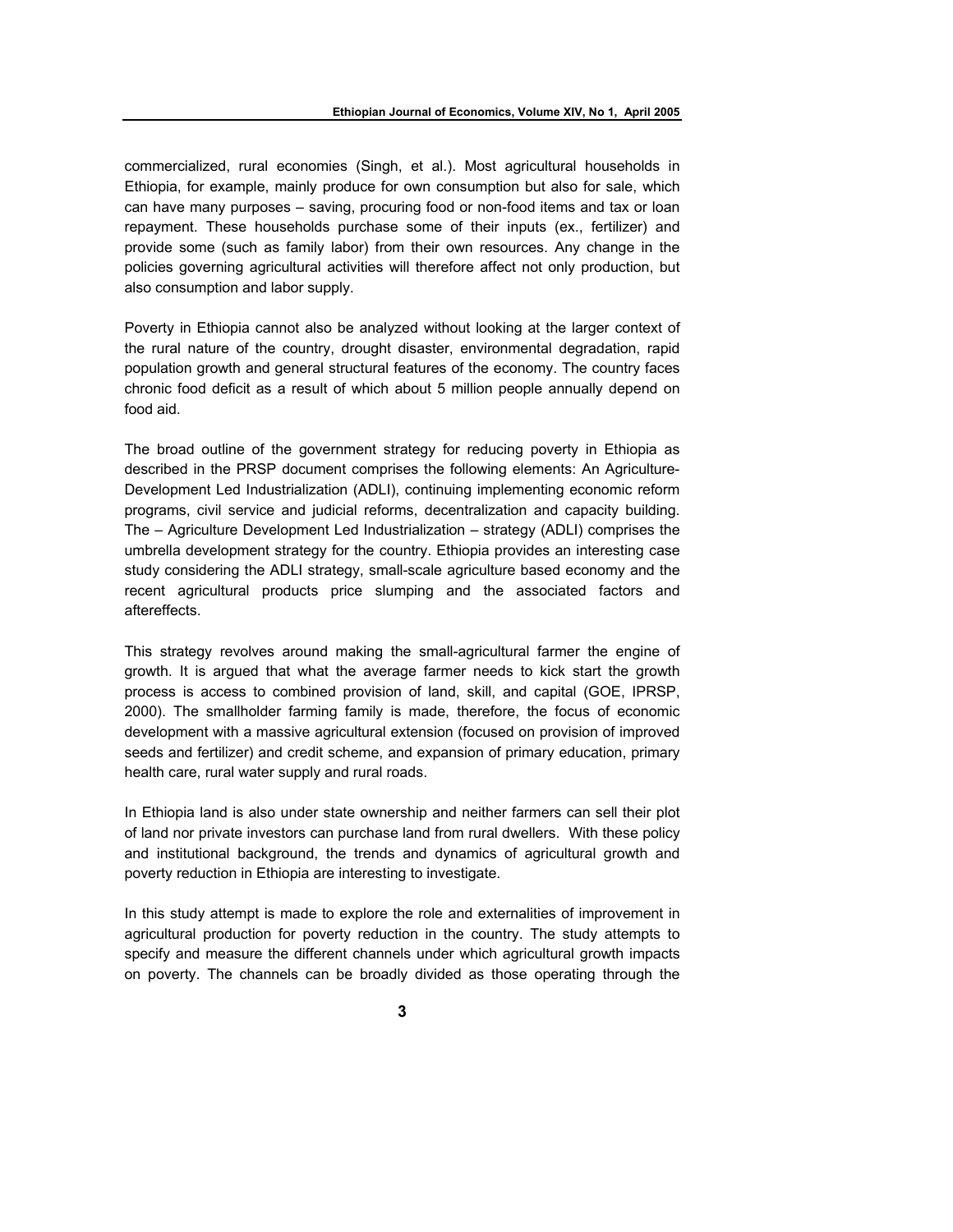commercialized, rural economies (Singh, et al.). Most agricultural households in Ethiopia, for example, mainly produce for own consumption but also for sale, which can have many purposes – saving, procuring food or non-food items and tax or loan repayment. These households purchase some of their inputs (ex., fertilizer) and provide some (such as family labor) from their own resources. Any change in the policies governing agricultural activities will therefore affect not only production, but also consumption and labor supply.

Poverty in Ethiopia cannot also be analyzed without looking at the larger context of the rural nature of the country, drought disaster, environmental degradation, rapid population growth and general structural features of the economy. The country faces chronic food deficit as a result of which about 5 million people annually depend on food aid.

The broad outline of the government strategy for reducing poverty in Ethiopia as described in the PRSP document comprises the following elements: An Agriculture-Development Led Industrialization (ADLI), continuing implementing economic reform programs, civil service and judicial reforms, decentralization and capacity building. The – Agriculture Development Led Industrialization – strategy (ADLI) comprises the umbrella development strategy for the country. Ethiopia provides an interesting case study considering the ADLI strategy, small-scale agriculture based economy and the recent agricultural products price slumping and the associated factors and aftereffects.

This strategy revolves around making the small-agricultural farmer the engine of growth. It is argued that what the average farmer needs to kick start the growth process is access to combined provision of land, skill, and capital (GOE, IPRSP, 2000). The smallholder farming family is made, therefore, the focus of economic development with a massive agricultural extension (focused on provision of improved seeds and fertilizer) and credit scheme, and expansion of primary education, primary health care, rural water supply and rural roads.

In Ethiopia land is also under state ownership and neither farmers can sell their plot of land nor private investors can purchase land from rural dwellers. With these policy and institutional background, the trends and dynamics of agricultural growth and poverty reduction in Ethiopia are interesting to investigate.

In this study attempt is made to explore the role and externalities of improvement in agricultural production for poverty reduction in the country. The study attempts to specify and measure the different channels under which agricultural growth impacts on poverty. The channels can be broadly divided as those operating through the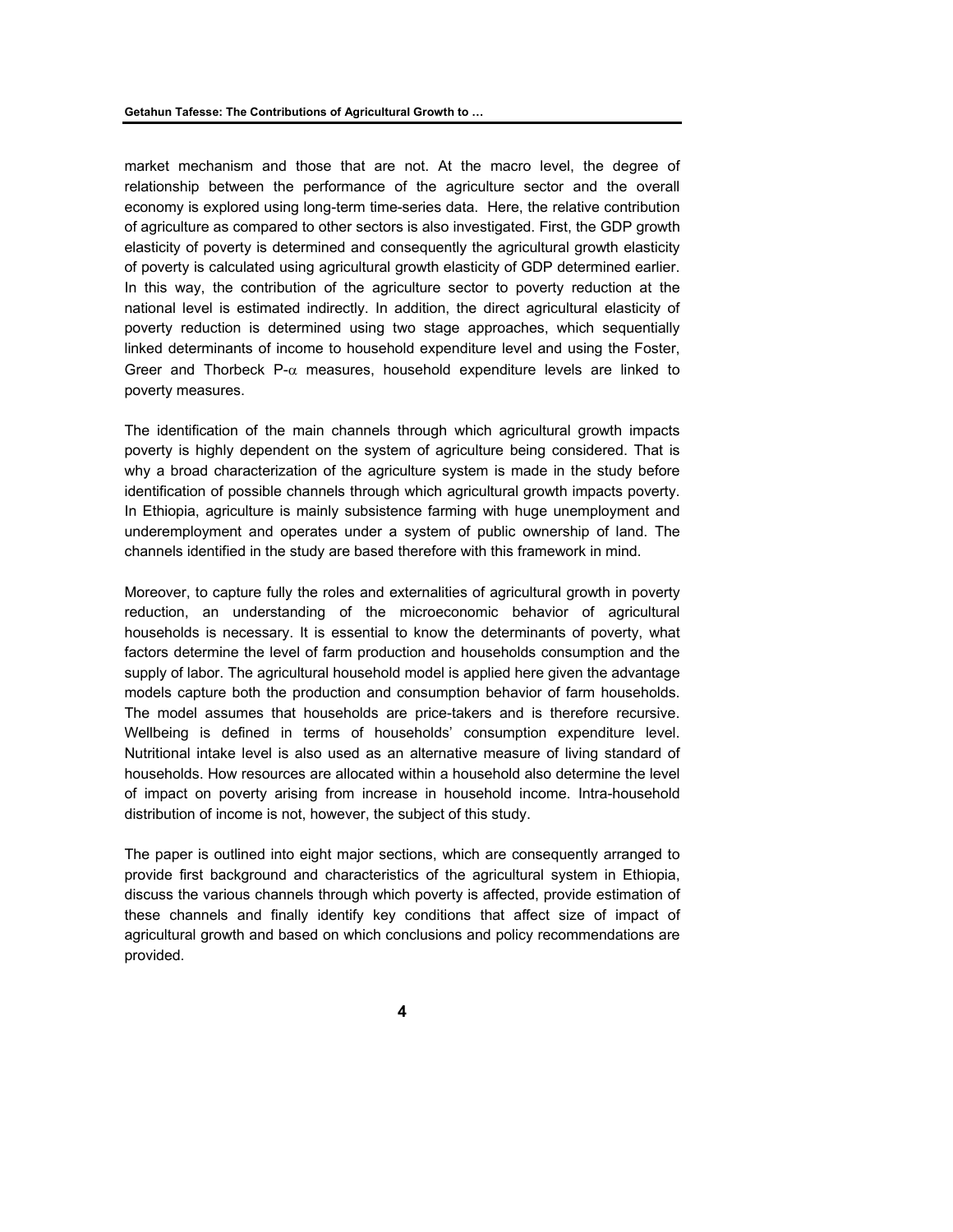market mechanism and those that are not. At the macro level, the degree of relationship between the performance of the agriculture sector and the overall economy is explored using long-term time-series data. Here, the relative contribution of agriculture as compared to other sectors is also investigated. First, the GDP growth elasticity of poverty is determined and consequently the agricultural growth elasticity of poverty is calculated using agricultural growth elasticity of GDP determined earlier. In this way, the contribution of the agriculture sector to poverty reduction at the national level is estimated indirectly. In addition, the direct agricultural elasticity of poverty reduction is determined using two stage approaches, which sequentially linked determinants of income to household expenditure level and using the Foster, Greer and Thorbeck P-$\alpha$ measures, household expenditure levels are linked to poverty measures.

The identification of the main channels through which agricultural growth impacts poverty is highly dependent on the system of agriculture being considered. That is why a broad characterization of the agriculture system is made in the study before identification of possible channels through which agricultural growth impacts poverty. In Ethiopia, agriculture is mainly subsistence farming with huge unemployment and underemployment and operates under a system of public ownership of land. The channels identified in the study are based therefore with this framework in mind.

Moreover, to capture fully the roles and externalities of agricultural growth in poverty reduction, an understanding of the microeconomic behavior of agricultural households is necessary. It is essential to know the determinants of poverty, what factors determine the level of farm production and households consumption and the supply of labor. The agricultural household model is applied here given the advantage models capture both the production and consumption behavior of farm households. The model assumes that households are price-takers and is therefore recursive. Wellbeing is defined in terms of households' consumption expenditure level. Nutritional intake level is also used as an alternative measure of living standard of households. How resources are allocated within a household also determine the level of impact on poverty arising from increase in household income. Intra-household distribution of income is not, however, the subject of this study.

The paper is outlined into eight major sections, which are consequently arranged to provide first background and characteristics of the agricultural system in Ethiopia, discuss the various channels through which poverty is affected, provide estimation of these channels and finally identify key conditions that affect size of impact of agricultural growth and based on which conclusions and policy recommendations are provided.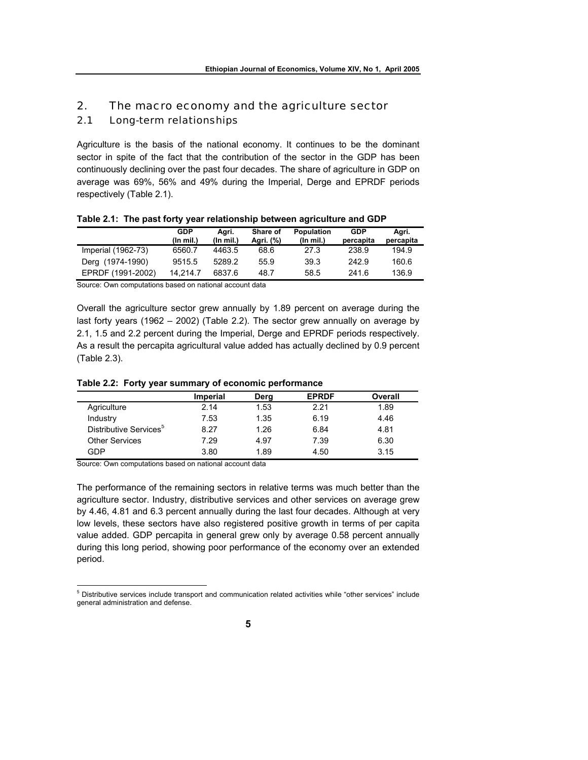## 2. The macro economy and the agriculture sector

### 2.1 Long-term relationships

Agriculture is the basis of the national economy. It continues to be the dominant sector in spite of the fact that the contribution of the sector in the GDP has been continuously declining over the past four decades. The share of agriculture in GDP on average was 69%, 56% and 49% during the Imperial, Derge and EPRDF periods respectively (Table 2.1).

**Table 2.1: The past forty year relationship between agriculture and GDP**

| | GDP (In mil.) | Agri. (In mil.) | Share of Agri. (%) | Population (In mil.) | GDP percapita | Agri. percapita |
|---|---|---|---|---|---|---|
| Imperial (1962-73) | 6560.7 | 4463.5 | 68.6 | 27.3 | 238.9 | 194.9 |
| Derg (1974-1990) | 9515.5 | 5289.2 | 55.9 | 39.3 | 242.9 | 160.6 |
| EPRDF (1991-2002) | 14,214.7 | 6837.6 | 48.7 | 58.5 | 241.6 | 136.9 |

Source: Own computations based on national account data

Overall the agriculture sector grew annually by 1.89 percent on average during the last forty years (1962 – 2002) (Table 2.2). The sector grew annually on average by 2.1, 1.5 and 2.2 percent during the Imperial, Derge and EPRDF periods respectively. As a result the percapita agricultural value added has actually declined by 0.9 percent (Table 2.3).

**Table 2.2: Forty year summary of economic performance**

| | Imperial | Derg | EPRDF | Overall |
|---|---|---|---|---|
| Agriculture | 2.14 | 1.53 | 2.21 | 1.89 |
| Industry | 7.53 | 1.35 | 6.19 | 4.46 |
| Distributive Services[5] | 8.27 | 1.26 | 6.84 | 4.81 |
| Other Services | 7.29 | 4.97 | 7.39 | 6.30 |
| GDP | 3.80 | 1.89 | 4.50 | 3.15 |

Source: Own computations based on national account data

The performance of the remaining sectors in relative terms was much better than the agriculture sector. Industry, distributive services and other services on average grew by 4.46, 4.81 and 6.3 percent annually during the last four decades. Although at very low levels, these sectors have also registered positive growth in terms of per capita value added. GDP percapita in general grew only by average 0.58 percent annually during this long period, showing poor performance of the economy over an extended period.

[5] Distributive services include transport and communication related activities while "other services" include general administration and defense.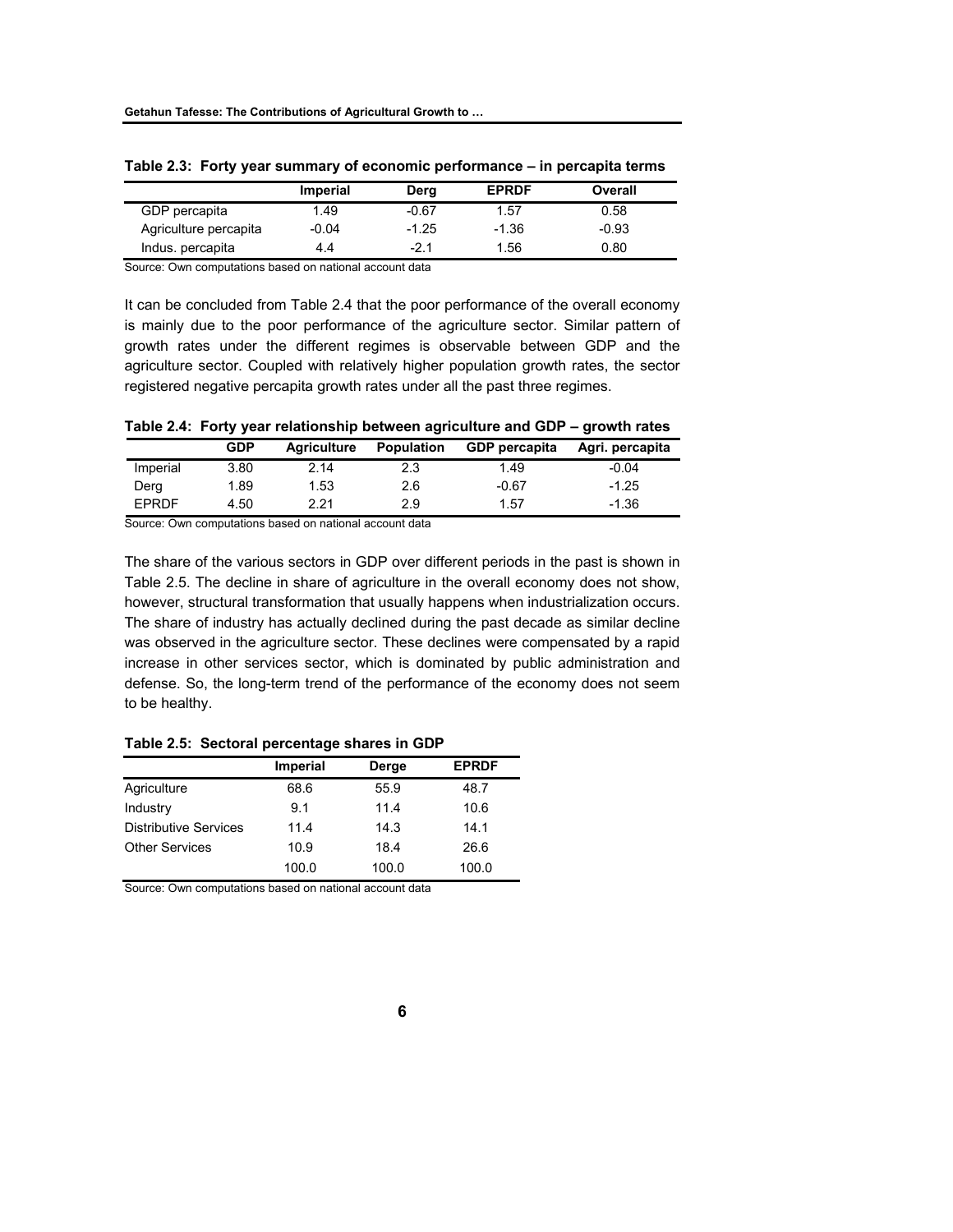**Table 2.3: Forty year summary of economic performance – in percapita terms**

| | Imperial | Derg | EPRDF | Overall |
|---|---|---|---|---|
| GDP percapita | 1.49 | -0.67 | 1.57 | 0.58 |
| Agriculture percapita | -0.04 | -1.25 | -1.36 | -0.93 |
| Indus. percapita | 4.4 | -2.1 | 1.56 | 0.80 |

Source: Own computations based on national account data

It can be concluded from Table 2.4 that the poor performance of the overall economy is mainly due to the poor performance of the agriculture sector. Similar pattern of growth rates under the different regimes is observable between GDP and the agriculture sector. Coupled with relatively higher population growth rates, the sector registered negative percapita growth rates under all the past three regimes.

**Table 2.4: Forty year relationship between agriculture and GDP – growth rates**

| | GDP | Agriculture | Population | GDP percapita | Agri. percapita |
|---|---|---|---|---|---|
| Imperial | 3.80 | 2.14 | 2.3 | 1.49 | -0.04 |
| Derg | 1.89 | 1.53 | 2.6 | -0.67 | -1.25 |
| EPRDF | 4.50 | 2.21 | 2.9 | 1.57 | -1.36 |

Source: Own computations based on national account data

The share of the various sectors in GDP over different periods in the past is shown in Table 2.5. The decline in share of agriculture in the overall economy does not show, however, structural transformation that usually happens when industrialization occurs. The share of industry has actually declined during the past decade as similar decline was observed in the agriculture sector. These declines were compensated by a rapid increase in other services sector, which is dominated by public administration and defense. So, the long-term trend of the performance of the economy does not seem to be healthy.

**Table 2.5: Sectoral percentage shares in GDP**

| | Imperial | Derge | EPRDF |
|---|---|---|---|
| Agriculture | 68.6 | 55.9 | 48.7 |
| Industry | 9.1 | 11.4 | 10.6 |
| Distributive Services | 11.4 | 14.3 | 14.1 |
| Other Services | 10.9 | 18.4 | 26.6 |
| | 100.0 | 100.0 | 100.0 |

Source: Own computations based on national account data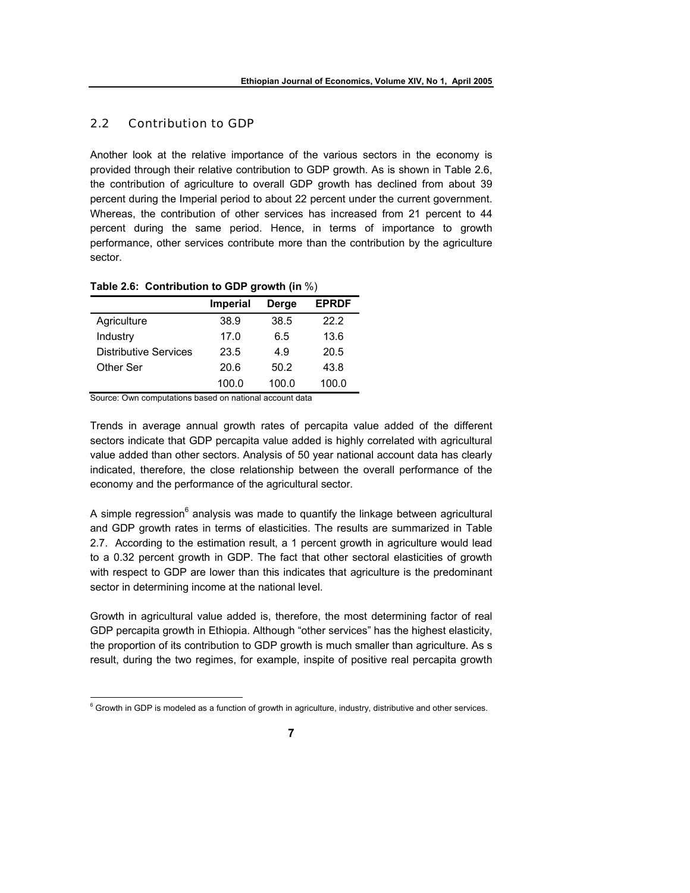## 2.2 Contribution to GDP

Another look at the relative importance of the various sectors in the economy is provided through their relative contribution to GDP growth. As is shown in Table 2.6, the contribution of agriculture to overall GDP growth has declined from about 39 percent during the Imperial period to about 22 percent under the current government. Whereas, the contribution of other services has increased from 21 percent to 44 percent during the same period. Hence, in terms of importance to growth performance, other services contribute more than the contribution by the agriculture sector.

**Table 2.6: Contribution to GDP growth (in %)**

| | Imperial | Derge | EPRDF |
|---|---|---|---|
| Agriculture | 38.9 | 38.5 | 22.2 |
| Industry | 17.0 | 6.5 | 13.6 |
| Distributive Services | 23.5 | 4.9 | 20.5 |
| Other Ser | 20.6 | 50.2 | 43.8 |
| | 100.0 | 100.0 | 100.0 |

Source: Own computations based on national account data

Trends in average annual growth rates of percapita value added of the different sectors indicate that GDP percapita value added is highly correlated with agricultural value added than other sectors. Analysis of 50 year national account data has clearly indicated, therefore, the close relationship between the overall performance of the economy and the performance of the agricultural sector.

A simple regression[6] analysis was made to quantify the linkage between agricultural and GDP growth rates in terms of elasticities. The results are summarized in Table 2.7. According to the estimation result, a 1 percent growth in agriculture would lead to a 0.32 percent growth in GDP. The fact that other sectoral elasticities of growth with respect to GDP are lower than this indicates that agriculture is the predominant sector in determining income at the national level.

Growth in agricultural value added is, therefore, the most determining factor of real GDP percapita growth in Ethiopia. Although "other services" has the highest elasticity, the proportion of its contribution to GDP growth is much smaller than agriculture. As s result, during the two regimes, for example, inspite of positive real percapita growth

[6] Growth in GDP is modeled as a function of growth in agriculture, industry, distributive and other services.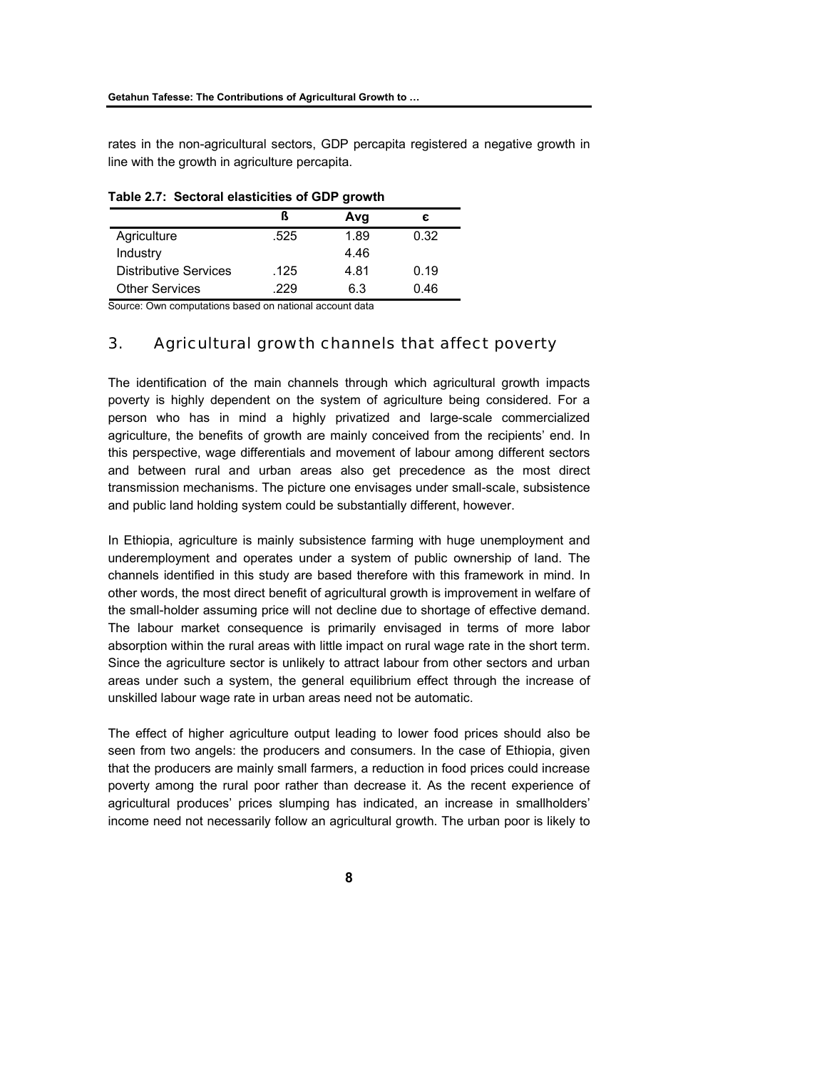rates in the non-agricultural sectors, GDP percapita registered a negative growth in line with the growth in agriculture percapita.

**Table 2.7: Sectoral elasticities of GDP growth**

| | ß | Avg | ε |
|---|---|---|---|
| Agriculture | .525 | 1.89 | 0.32 |
| Industry | | 4.46 | |
| Distributive Services | .125 | 4.81 | 0.19 |
| Other Services | .229 | 6.3 | 0.46 |

Source: Own computations based on national account data

## 3. Agricultural growth channels that affect poverty

The identification of the main channels through which agricultural growth impacts poverty is highly dependent on the system of agriculture being considered. For a person who has in mind a highly privatized and large-scale commercialized agriculture, the benefits of growth are mainly conceived from the recipients' end. In this perspective, wage differentials and movement of labour among different sectors and between rural and urban areas also get precedence as the most direct transmission mechanisms. The picture one envisages under small-scale, subsistence and public land holding system could be substantially different, however.

In Ethiopia, agriculture is mainly subsistence farming with huge unemployment and underemployment and operates under a system of public ownership of land. The channels identified in this study are based therefore with this framework in mind. In other words, the most direct benefit of agricultural growth is improvement in welfare of the small-holder assuming price will not decline due to shortage of effective demand. The labour market consequence is primarily envisaged in terms of more labor absorption within the rural areas with little impact on rural wage rate in the short term. Since the agriculture sector is unlikely to attract labour from other sectors and urban areas under such a system, the general equilibrium effect through the increase of unskilled labour wage rate in urban areas need not be automatic.

The effect of higher agriculture output leading to lower food prices should also be seen from two angels: the producers and consumers. In the case of Ethiopia, given that the producers are mainly small farmers, a reduction in food prices could increase poverty among the rural poor rather than decrease it. As the recent experience of agricultural produces' prices slumping has indicated, an increase in smallholders' income need not necessarily follow an agricultural growth. The urban poor is likely to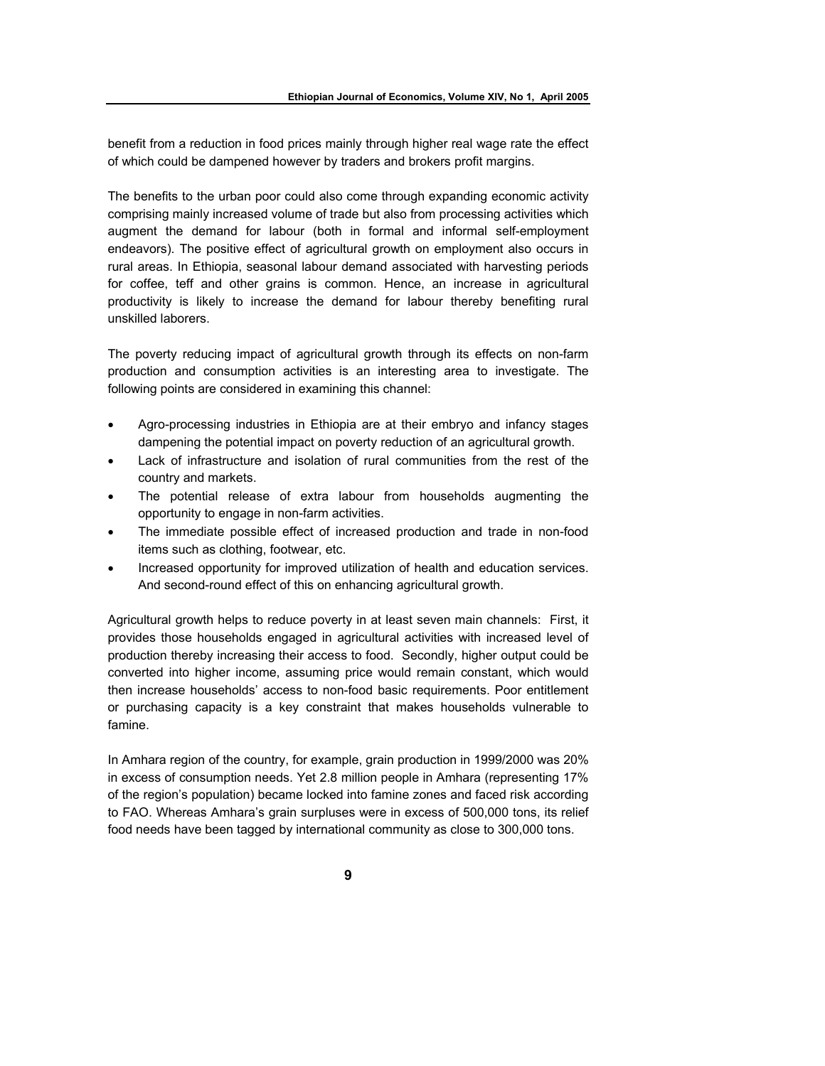benefit from a reduction in food prices mainly through higher real wage rate the effect of which could be dampened however by traders and brokers profit margins.

The benefits to the urban poor could also come through expanding economic activity comprising mainly increased volume of trade but also from processing activities which augment the demand for labour (both in formal and informal self-employment endeavors). The positive effect of agricultural growth on employment also occurs in rural areas. In Ethiopia, seasonal labour demand associated with harvesting periods for coffee, teff and other grains is common. Hence, an increase in agricultural productivity is likely to increase the demand for labour thereby benefiting rural unskilled laborers.

The poverty reducing impact of agricultural growth through its effects on non-farm production and consumption activities is an interesting area to investigate. The following points are considered in examining this channel:

- Agro-processing industries in Ethiopia are at their embryo and infancy stages dampening the potential impact on poverty reduction of an agricultural growth.
- Lack of infrastructure and isolation of rural communities from the rest of the country and markets.
- The potential release of extra labour from households augmenting the opportunity to engage in non-farm activities.
- The immediate possible effect of increased production and trade in non-food items such as clothing, footwear, etc.
- Increased opportunity for improved utilization of health and education services. And second-round effect of this on enhancing agricultural growth.

Agricultural growth helps to reduce poverty in at least seven main channels: First, it provides those households engaged in agricultural activities with increased level of production thereby increasing their access to food. Secondly, higher output could be converted into higher income, assuming price would remain constant, which would then increase households' access to non-food basic requirements. Poor entitlement or purchasing capacity is a key constraint that makes households vulnerable to famine.

In Amhara region of the country, for example, grain production in 1999/2000 was 20% in excess of consumption needs. Yet 2.8 million people in Amhara (representing 17% of the region's population) became locked into famine zones and faced risk according to FAO. Whereas Amhara's grain surpluses were in excess of 500,000 tons, its relief food needs have been tagged by international community as close to 300,000 tons.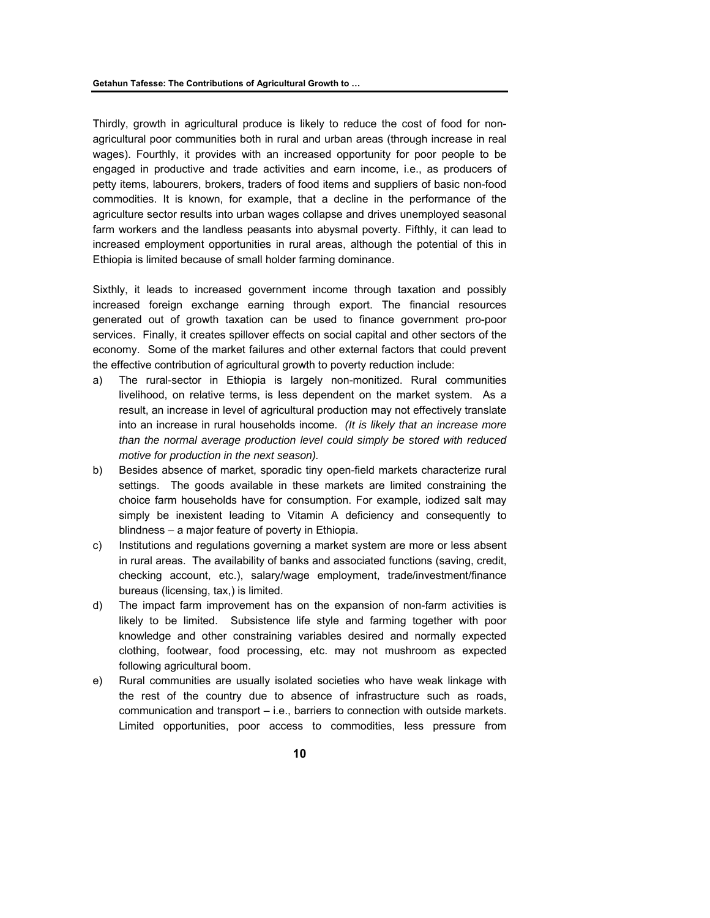Thirdly, growth in agricultural produce is likely to reduce the cost of food for non-agricultural poor communities both in rural and urban areas (through increase in real wages). Fourthly, it provides with an increased opportunity for poor people to be engaged in productive and trade activities and earn income, i.e., as producers of petty items, labourers, brokers, traders of food items and suppliers of basic non-food commodities. It is known, for example, that a decline in the performance of the agriculture sector results into urban wages collapse and drives unemployed seasonal farm workers and the landless peasants into abysmal poverty. Fifthly, it can lead to increased employment opportunities in rural areas, although the potential of this in Ethiopia is limited because of small holder farming dominance.

Sixthly, it leads to increased government income through taxation and possibly increased foreign exchange earning through export. The financial resources generated out of growth taxation can be used to finance government pro-poor services. Finally, it creates spillover effects on social capital and other sectors of the economy. Some of the market failures and other external factors that could prevent the effective contribution of agricultural growth to poverty reduction include:

a) The rural-sector in Ethiopia is largely non-monitized. Rural communities livelihood, on relative terms, is less dependent on the market system. As a result, an increase in level of agricultural production may not effectively translate into an increase in rural households income. *(It is likely that an increase more than the normal average production level could simply be stored with reduced motive for production in the next season).*
b) Besides absence of market, sporadic tiny open-field markets characterize rural settings. The goods available in these markets are limited constraining the choice farm households have for consumption. For example, iodized salt may simply be inexistent leading to Vitamin A deficiency and consequently to blindness – a major feature of poverty in Ethiopia.
c) Institutions and regulations governing a market system are more or less absent in rural areas. The availability of banks and associated functions (saving, credit, checking account, etc.), salary/wage employment, trade/investment/finance bureaus (licensing, tax,) is limited.
d) The impact farm improvement has on the expansion of non-farm activities is likely to be limited. Subsistence life style and farming together with poor knowledge and other constraining variables desired and normally expected clothing, footwear, food processing, etc. may not mushroom as expected following agricultural boom.
e) Rural communities are usually isolated societies who have weak linkage with the rest of the country due to absence of infrastructure such as roads, communication and transport – i.e., barriers to connection with outside markets. Limited opportunities, poor access to commodities, less pressure from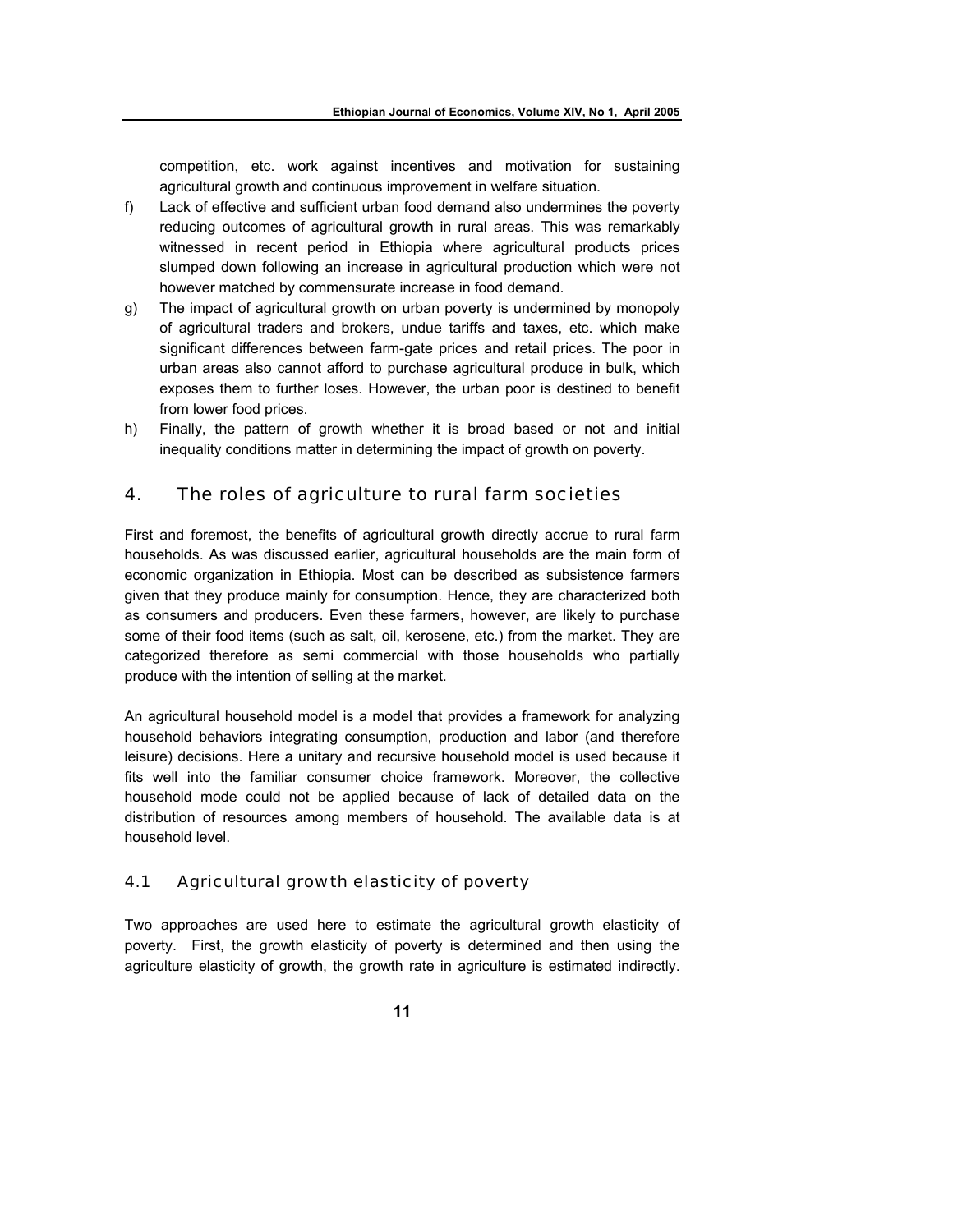competition, etc. work against incentives and motivation for sustaining agricultural growth and continuous improvement in welfare situation.

f) Lack of effective and sufficient urban food demand also undermines the poverty reducing outcomes of agricultural growth in rural areas. This was remarkably witnessed in recent period in Ethiopia where agricultural products prices slumped down following an increase in agricultural production which were not however matched by commensurate increase in food demand.

g) The impact of agricultural growth on urban poverty is undermined by monopoly of agricultural traders and brokers, undue tariffs and taxes, etc. which make significant differences between farm-gate prices and retail prices. The poor in urban areas also cannot afford to purchase agricultural produce in bulk, which exposes them to further loses. However, the urban poor is destined to benefit from lower food prices.

h) Finally, the pattern of growth whether it is broad based or not and initial inequality conditions matter in determining the impact of growth on poverty.

## 4. The roles of agriculture to rural farm societies

First and foremost, the benefits of agricultural growth directly accrue to rural farm households. As was discussed earlier, agricultural households are the main form of economic organization in Ethiopia. Most can be described as subsistence farmers given that they produce mainly for consumption. Hence, they are characterized both as consumers and producers. Even these farmers, however, are likely to purchase some of their food items (such as salt, oil, kerosene, etc.) from the market. They are categorized therefore as semi commercial with those households who partially produce with the intention of selling at the market.

An agricultural household model is a model that provides a framework for analyzing household behaviors integrating consumption, production and labor (and therefore leisure) decisions. Here a unitary and recursive household model is used because it fits well into the familiar consumer choice framework. Moreover, the collective household mode could not be applied because of lack of detailed data on the distribution of resources among members of household. The available data is at household level.

### 4.1 Agricultural growth elasticity of poverty

Two approaches are used here to estimate the agricultural growth elasticity of poverty. First, the growth elasticity of poverty is determined and then using the agriculture elasticity of growth, the growth rate in agriculture is estimated indirectly.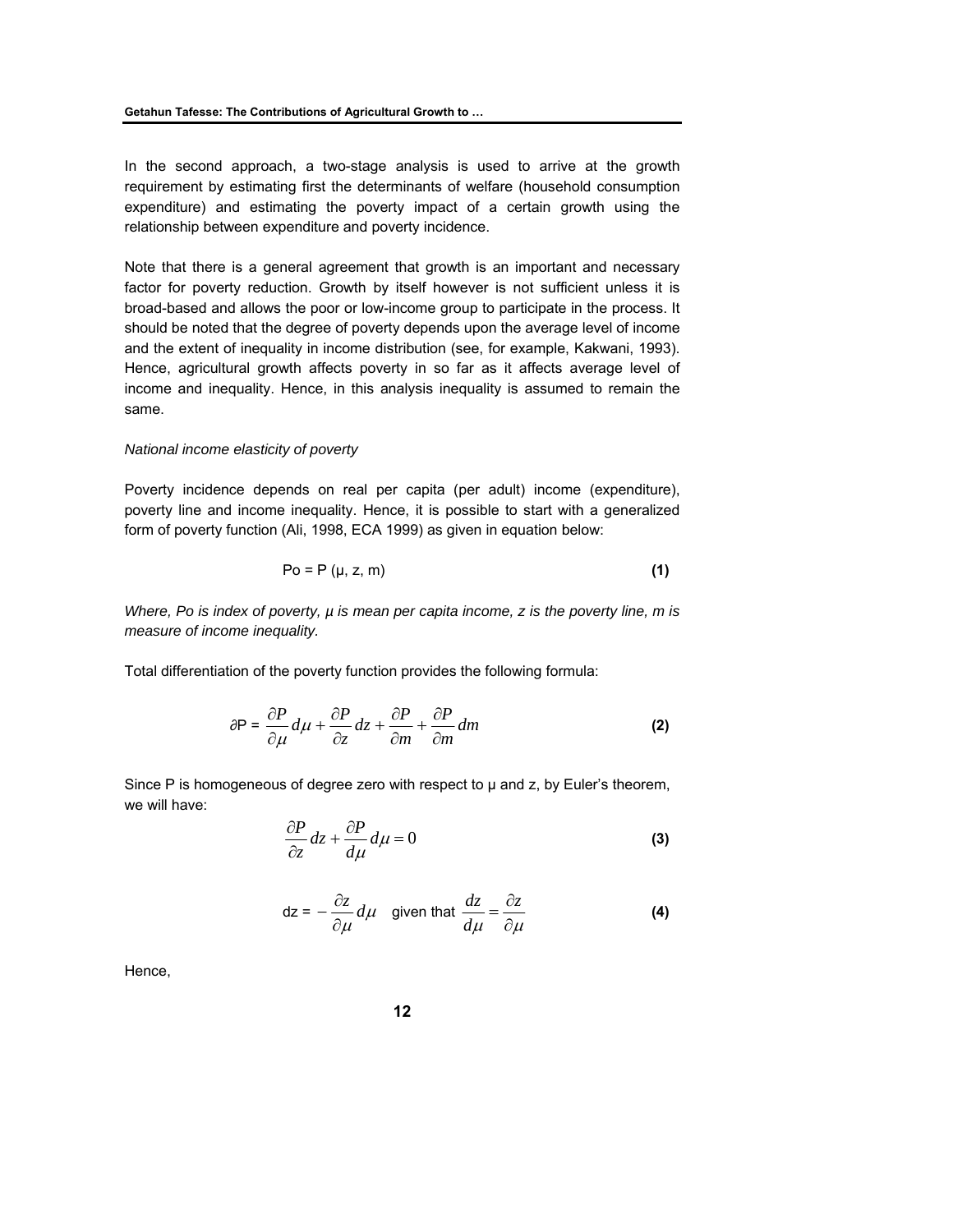In the second approach, a two-stage analysis is used to arrive at the growth requirement by estimating first the determinants of welfare (household consumption expenditure) and estimating the poverty impact of a certain growth using the relationship between expenditure and poverty incidence.

Note that there is a general agreement that growth is an important and necessary factor for poverty reduction. Growth by itself however is not sufficient unless it is broad-based and allows the poor or low-income group to participate in the process. It should be noted that the degree of poverty depends upon the average level of income and the extent of inequality in income distribution (see, for example, Kakwani, 1993). Hence, agricultural growth affects poverty in so far as it affects average level of income and inequality. Hence, in this analysis inequality is assumed to remain the same.

*National income elasticity of poverty*

Poverty incidence depends on real per capita (per adult) income (expenditure), poverty line and income inequality. Hence, it is possible to start with a generalized form of poverty function (Ali, 1998, ECA 1999) as given in equation below:

$$Po = P(\mu, z, m) \qquad \textbf{(1)}$$

*Where, Po is index of poverty, μ is mean per capita income, z is the poverty line, m is measure of income inequality.*

Total differentiation of the poverty function provides the following formula:

$$\partial P = \frac{\partial P}{\partial \mu} d\mu + \frac{\partial P}{\partial z} dz + \frac{\partial P}{\partial m} + \frac{\partial P}{\partial m} dm \qquad \textbf{(2)}$$

Since P is homogeneous of degree zero with respect to μ and z, by Euler's theorem, we will have:

$$\frac{\partial P}{\partial z} dz + \frac{\partial P}{d\mu} d\mu = 0 \qquad \textbf{(3)}$$

$$dz = -\frac{\partial z}{\partial \mu} d\mu \quad \text{given that } \frac{dz}{d\mu} = \frac{\partial z}{\partial \mu} \qquad \textbf{(4)}$$

Hence,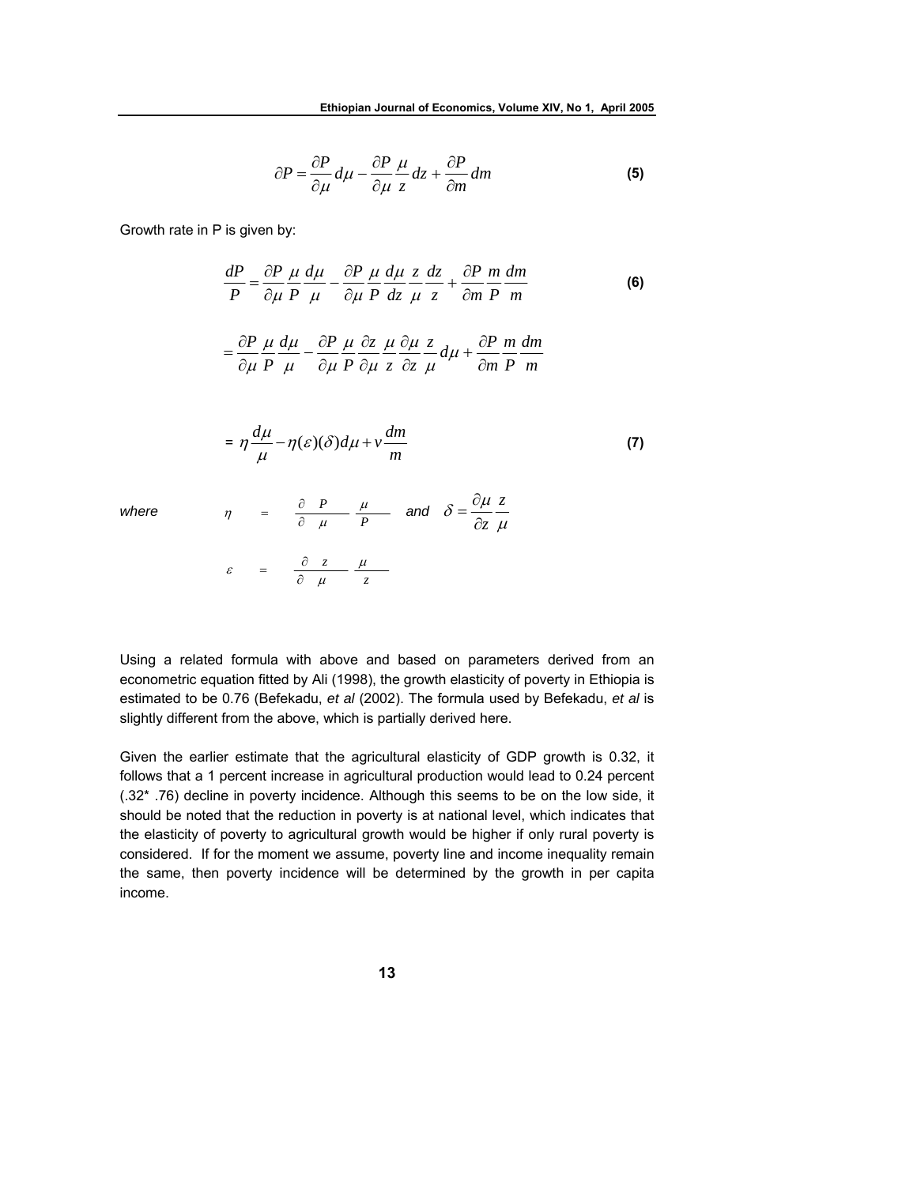$$\partial P = \frac{\partial P}{\partial \mu} d\mu - \frac{\partial P}{\partial \mu} \frac{\mu}{z} dz + \frac{\partial P}{\partial m} dm \qquad \textbf{(5)}$$

Growth rate in P is given by:

$$\frac{dP}{P} = \frac{\partial P}{\partial \mu} \frac{\mu}{P} \frac{d\mu}{\mu} - \frac{\partial P}{\partial \mu} \frac{\mu}{P} \frac{d\mu}{dz} \frac{z}{\mu} \frac{dz}{z} + \frac{\partial P}{\partial m} \frac{m}{P} \frac{dm}{m} \qquad \textbf{(6)}$$

$$= \frac{\partial P}{\partial \mu} \frac{\mu}{P} \frac{d\mu}{\mu} - \frac{\partial P}{\partial \mu} \frac{\mu}{P} \frac{\partial z}{\partial \mu} \frac{\mu}{z} \frac{\partial \mu}{\partial z} \frac{z}{\mu} d\mu + \frac{\partial P}{\partial m} \frac{m}{P} \frac{dm}{m}$$

$$= \eta \frac{d\mu}{\mu} - \eta(\varepsilon)(\delta) d\mu + v \frac{dm}{m} \qquad \textbf{(7)}$$

*where* $\eta = \frac{\partial P}{\partial \mu} \frac{\mu}{P}$ and $\delta = \frac{\partial \mu}{\partial z} \frac{z}{\mu}$

$\varepsilon = \frac{\partial z}{\partial \mu} \frac{\mu}{z}$

Using a related formula with above and based on parameters derived from an econometric equation fitted by Ali (1998), the growth elasticity of poverty in Ethiopia is estimated to be 0.76 (Befekadu, *et al* (2002). The formula used by Befekadu, *et al* is slightly different from the above, which is partially derived here.

Given the earlier estimate that the agricultural elasticity of GDP growth is 0.32, it follows that a 1 percent increase in agricultural production would lead to 0.24 percent (.32* .76) decline in poverty incidence. Although this seems to be on the low side, it should be noted that the reduction in poverty is at national level, which indicates that the elasticity of poverty to agricultural growth would be higher if only rural poverty is considered. If for the moment we assume, poverty line and income inequality remain the same, then poverty incidence will be determined by the growth in per capita income.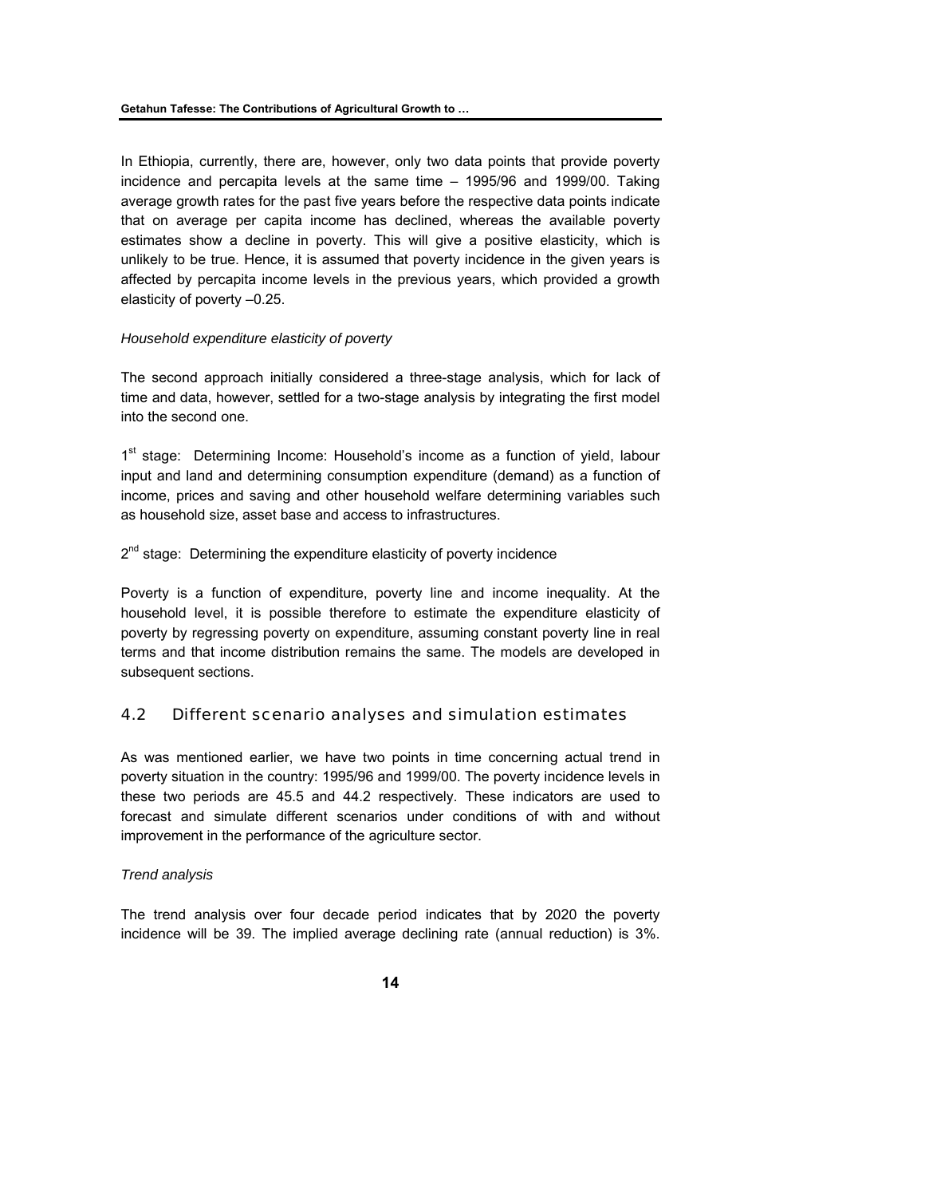In Ethiopia, currently, there are, however, only two data points that provide poverty incidence and percapita levels at the same time – 1995/96 and 1999/00. Taking average growth rates for the past five years before the respective data points indicate that on average per capita income has declined, whereas the available poverty estimates show a decline in poverty. This will give a positive elasticity, which is unlikely to be true. Hence, it is assumed that poverty incidence in the given years is affected by percapita income levels in the previous years, which provided a growth elasticity of poverty –0.25.

*Household expenditure elasticity of poverty*

The second approach initially considered a three-stage analysis, which for lack of time and data, however, settled for a two-stage analysis by integrating the first model into the second one.

1st stage: Determining Income: Household's income as a function of yield, labour input and land and determining consumption expenditure (demand) as a function of income, prices and saving and other household welfare determining variables such as household size, asset base and access to infrastructures.

2nd stage: Determining the expenditure elasticity of poverty incidence

Poverty is a function of expenditure, poverty line and income inequality. At the household level, it is possible therefore to estimate the expenditure elasticity of poverty by regressing poverty on expenditure, assuming constant poverty line in real terms and that income distribution remains the same. The models are developed in subsequent sections.

## 4.2 Different scenario analyses and simulation estimates

As was mentioned earlier, we have two points in time concerning actual trend in poverty situation in the country: 1995/96 and 1999/00. The poverty incidence levels in these two periods are 45.5 and 44.2 respectively. These indicators are used to forecast and simulate different scenarios under conditions of with and without improvement in the performance of the agriculture sector.

*Trend analysis*

The trend analysis over four decade period indicates that by 2020 the poverty incidence will be 39. The implied average declining rate (annual reduction) is 3%.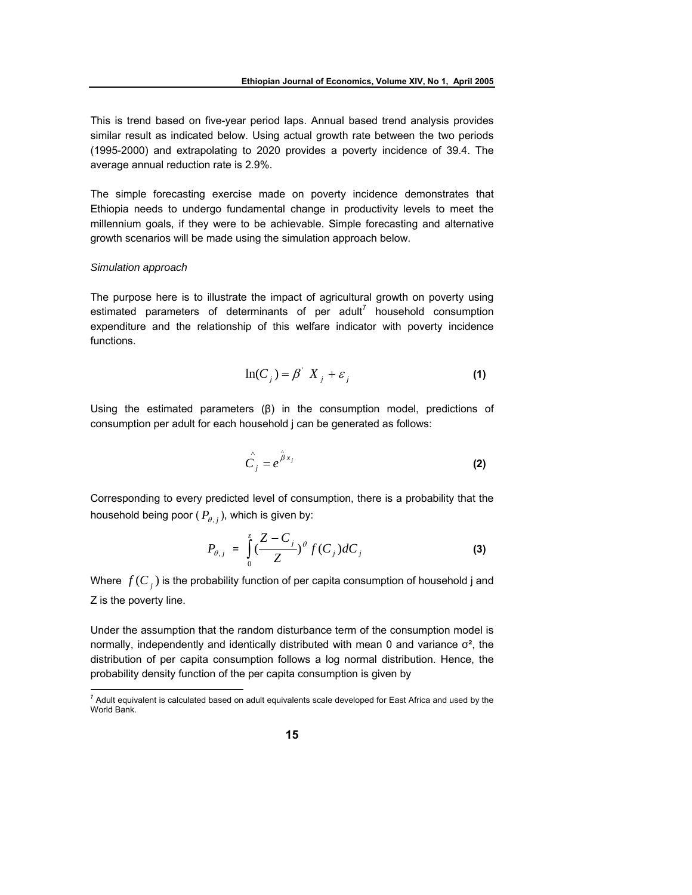This is trend based on five-year period laps. Annual based trend analysis provides similar result as indicated below. Using actual growth rate between the two periods (1995-2000) and extrapolating to 2020 provides a poverty incidence of 39.4. The average annual reduction rate is 2.9%.

The simple forecasting exercise made on poverty incidence demonstrates that Ethiopia needs to undergo fundamental change in productivity levels to meet the millennium goals, if they were to be achievable. Simple forecasting and alternative growth scenarios will be made using the simulation approach below.

*Simulation approach*

The purpose here is to illustrate the impact of agricultural growth on poverty using estimated parameters of determinants of per adult[7] household consumption expenditure and the relationship of this welfare indicator with poverty incidence functions.

$$\ln(C_j) = \beta' X_j + \varepsilon_j \tag{1}$$

Using the estimated parameters (β) in the consumption model, predictions of consumption per adult for each household j can be generated as follows:

$$\hat{C}_j = e^{\hat{\beta} x_j} \tag{2}$$

Corresponding to every predicted level of consumption, there is a probability that the household being poor ($P_{\theta,j}$), which is given by:

$$P_{\theta,j} = \int_0^z \left(\frac{Z - C_j}{Z}\right)^\theta f(C_j) dC_j \tag{3}$$

Where $f(C_j)$ is the probability function of per capita consumption of household j and Z is the poverty line.

Under the assumption that the random disturbance term of the consumption model is normally, independently and identically distributed with mean 0 and variance σ², the distribution of per capita consumption follows a log normal distribution. Hence, the probability density function of the per capita consumption is given by

[7] Adult equivalent is calculated based on adult equivalents scale developed for East Africa and used by the World Bank.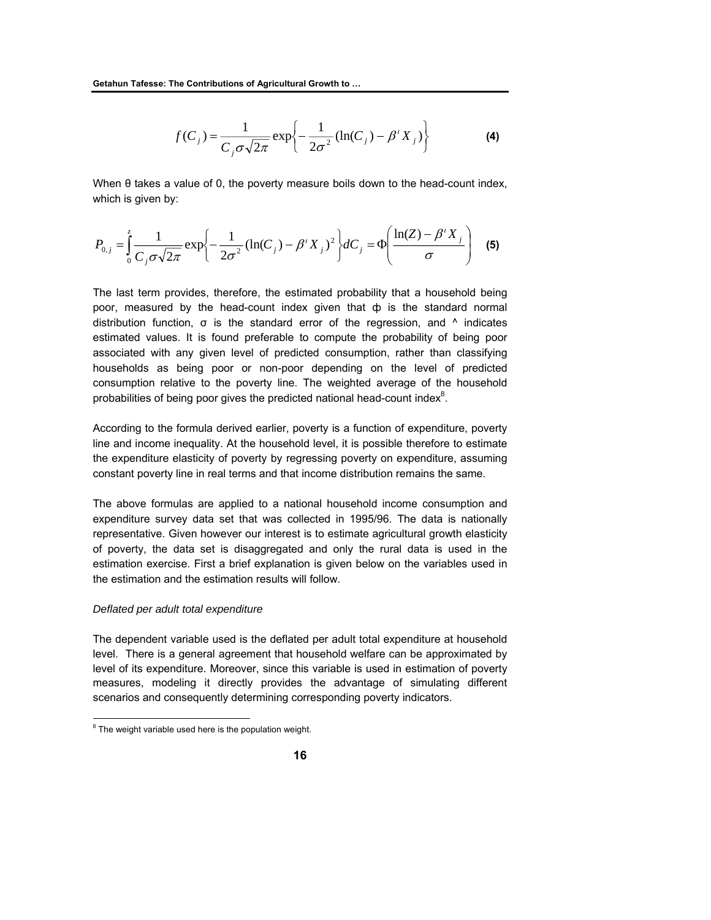$$f(C_j) = \frac{1}{C_j \sigma \sqrt{2\pi}} \exp\left\{-\frac{1}{2\sigma^2}(\ln(C_j) - \beta' X_j)\right\} \quad \textbf{(4)}$$

When θ takes a value of 0, the poverty measure boils down to the head-count index, which is given by:

$$P_{0,j} = \int_0^z \frac{1}{C_j \sigma \sqrt{2\pi}} \exp\left\{-\frac{1}{2\sigma^2}(\ln(C_j) - \beta' X_j)^2\right\} dC_j = \Phi\left(\frac{\ln(Z) - \beta' X_j}{\sigma}\right) \quad \textbf{(5)}$$

The last term provides, therefore, the estimated probability that a household being poor, measured by the head-count index given that ф is the standard normal distribution function, σ is the standard error of the regression, and ^ indicates estimated values. It is found preferable to compute the probability of being poor associated with any given level of predicted consumption, rather than classifying households as being poor or non-poor depending on the level of predicted consumption relative to the poverty line. The weighted average of the household probabilities of being poor gives the predicted national head-count index[8].

According to the formula derived earlier, poverty is a function of expenditure, poverty line and income inequality. At the household level, it is possible therefore to estimate the expenditure elasticity of poverty by regressing poverty on expenditure, assuming constant poverty line in real terms and that income distribution remains the same.

The above formulas are applied to a national household income consumption and expenditure survey data set that was collected in 1995/96. The data is nationally representative. Given however our interest is to estimate agricultural growth elasticity of poverty, the data set is disaggregated and only the rural data is used in the estimation exercise. First a brief explanation is given below on the variables used in the estimation and the estimation results will follow.

*Deflated per adult total expenditure*

The dependent variable used is the deflated per adult total expenditure at household level. There is a general agreement that household welfare can be approximated by level of its expenditure. Moreover, since this variable is used in estimation of poverty measures, modeling it directly provides the advantage of simulating different scenarios and consequently determining corresponding poverty indicators.

---

[8] The weight variable used here is the population weight.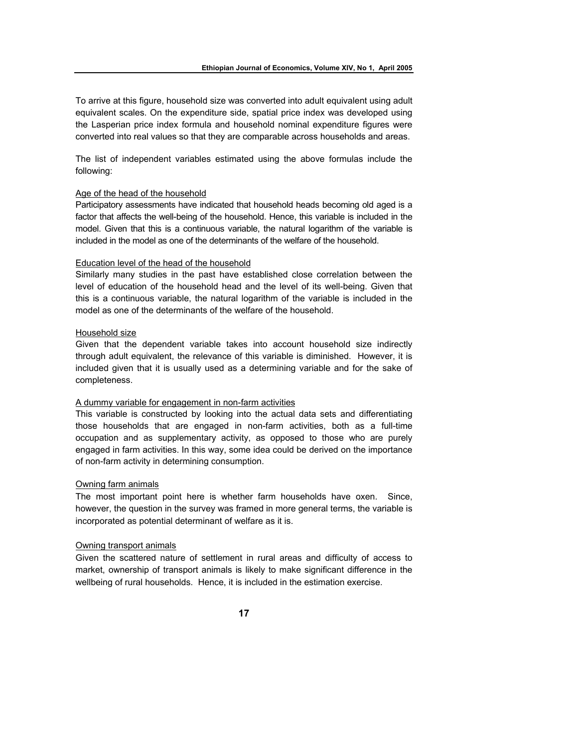To arrive at this figure, household size was converted into adult equivalent using adult equivalent scales. On the expenditure side, spatial price index was developed using the Lasperian price index formula and household nominal expenditure figures were converted into real values so that they are comparable across households and areas.

The list of independent variables estimated using the above formulas include the following:

<u>Age of the head of the household</u>

Participatory assessments have indicated that household heads becoming old aged is a factor that affects the well-being of the household. Hence, this variable is included in the model. Given that this is a continuous variable, the natural logarithm of the variable is included in the model as one of the determinants of the welfare of the household.

<u>Education level of the head of the household</u>

Similarly many studies in the past have established close correlation between the level of education of the household head and the level of its well-being. Given that this is a continuous variable, the natural logarithm of the variable is included in the model as one of the determinants of the welfare of the household.

<u>Household size</u>

Given that the dependent variable takes into account household size indirectly through adult equivalent, the relevance of this variable is diminished. However, it is included given that it is usually used as a determining variable and for the sake of completeness.

<u>A dummy variable for engagement in non-farm activities</u>

This variable is constructed by looking into the actual data sets and differentiating those households that are engaged in non-farm activities, both as a full-time occupation and as supplementary activity, as opposed to those who are purely engaged in farm activities. In this way, some idea could be derived on the importance of non-farm activity in determining consumption.

<u>Owning farm animals</u>

The most important point here is whether farm households have oxen. Since, however, the question in the survey was framed in more general terms, the variable is incorporated as potential determinant of welfare as it is.

<u>Owning transport animals</u>

Given the scattered nature of settlement in rural areas and difficulty of access to market, ownership of transport animals is likely to make significant difference in the wellbeing of rural households. Hence, it is included in the estimation exercise.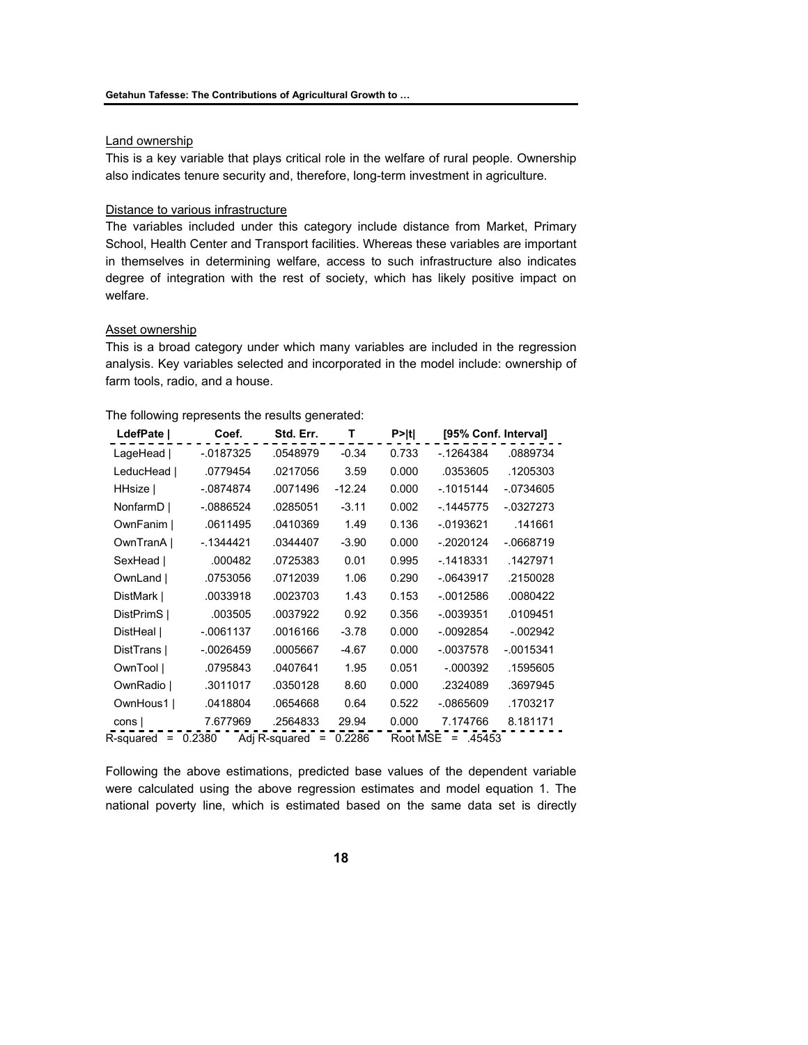Land ownership

This is a key variable that plays critical role in the welfare of rural people. Ownership also indicates tenure security and, therefore, long-term investment in agriculture.

Distance to various infrastructure

The variables included under this category include distance from Market, Primary School, Health Center and Transport facilities. Whereas these variables are important in themselves in determining welfare, access to such infrastructure also indicates degree of integration with the rest of society, which has likely positive impact on welfare.

Asset ownership

This is a broad category under which many variables are included in the regression analysis. Key variables selected and incorporated in the model include: ownership of farm tools, radio, and a house.

The following represents the results generated:

| LdefPate \| | Coef. | Std. Err. | T | P>\|t\| | [95% Conf. Interval] | |
|---|---|---|---|---|---|---|
| LageHead \| | -.0187325 | .0548979 | -0.34 | 0.733 | -.1264384 | .0889734 |
| LeducHead \| | .0779454 | .0217056 | 3.59 | 0.000 | .0353605 | .1205303 |
| HHsize \| | -.0874874 | .0071496 | -12.24 | 0.000 | -.1015144 | -.0734605 |
| NonfarmD \| | -.0886524 | .0285051 | -3.11 | 0.002 | -.1445775 | -.0327273 |
| OwnFanim \| | .0611495 | .0410369 | 1.49 | 0.136 | -.0193621 | .141661 |
| OwnTranA \| | -.1344421 | .0344407 | -3.90 | 0.000 | -.2020124 | -.0668719 |
| SexHead \| | .000482 | .0725383 | 0.01 | 0.995 | -.1418331 | .1427971 |
| OwnLand \| | .0753056 | .0712039 | 1.06 | 0.290 | -.0643917 | .2150028 |
| DistMark \| | .0033918 | .0023703 | 1.43 | 0.153 | -.0012586 | .0080422 |
| DistPrimS \| | .003505 | .0037922 | 0.92 | 0.356 | -.0039351 | .0109451 |
| DistHeal \| | -.0061137 | .0016166 | -3.78 | 0.000 | -.0092854 | -.002942 |
| DistTrans \| | -.0026459 | .0005667 | -4.67 | 0.000 | -.0037578 | -.0015341 |
| OwnTool \| | .0795843 | .0407641 | 1.95 | 0.051 | -.000392 | .1595605 |
| OwnRadio \| | .3011017 | .0350128 | 8.60 | 0.000 | .2324089 | .3697945 |
| OwnHous1 \| | .0418804 | .0654668 | 0.64 | 0.522 | -.0865609 | .1703217 |
| cons \| | 7.677969 | .2564833 | 29.94 | 0.000 | 7.174766 | 8.181171 |

R-squared = 0.2380   Adj R-squared = 0.2286   Root MSE = .45453

Following the above estimations, predicted base values of the dependent variable were calculated using the above regression estimates and model equation 1. The national poverty line, which is estimated based on the same data set is directly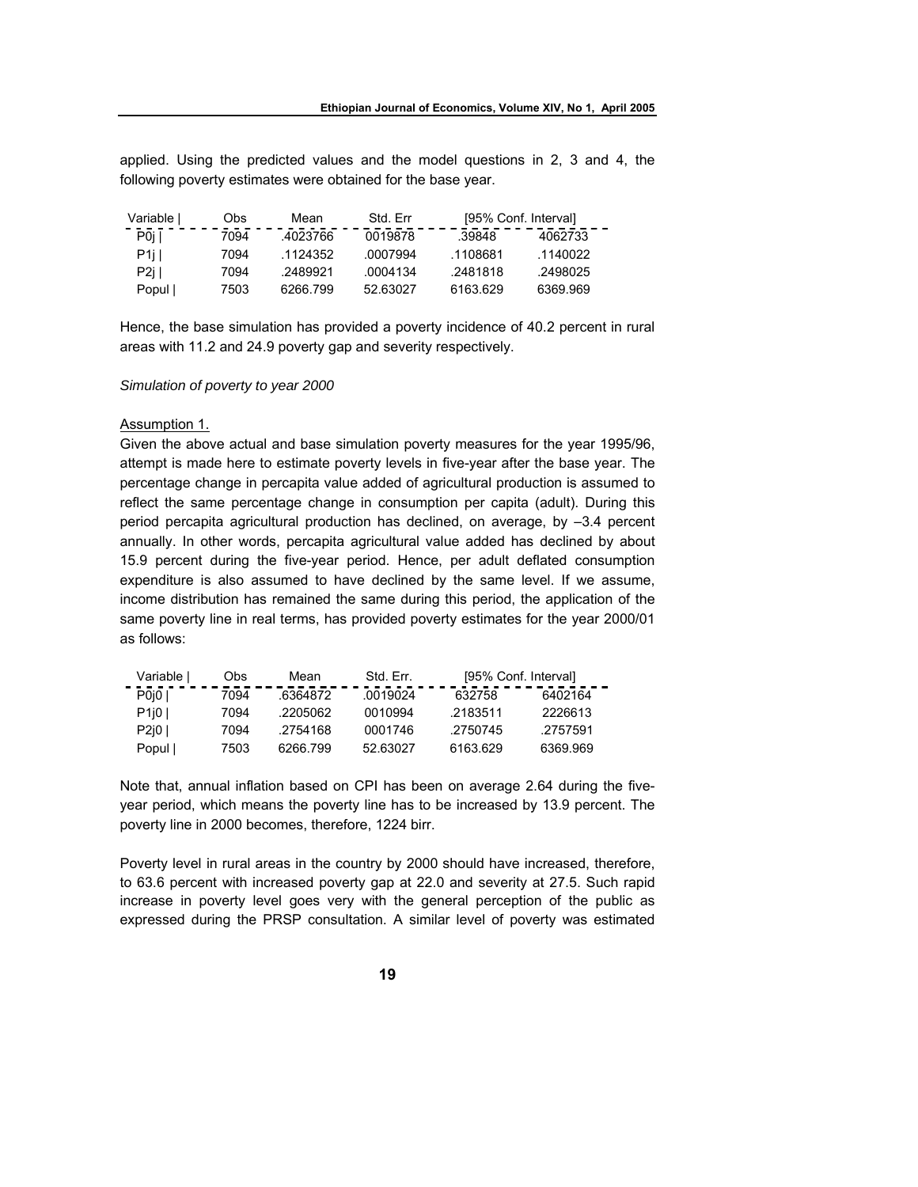applied. Using the predicted values and the model questions in 2, 3 and 4, the following poverty estimates were obtained for the base year.

| Variable \| | Obs | Mean | Std. Err | [95% Conf. Interval] | |
|---|---|---|---|---|---|
| P0j \| | 7094 | .4023766 | 0019878 | .39848 | 4062733 |
| P1j \| | 7094 | .1124352 | .0007994 | .1108681 | .1140022 |
| P2j \| | 7094 | .2489921 | .0004134 | .2481818 | .2498025 |
| Popul \| | 7503 | 6266.799 | 52.63027 | 6163.629 | 6369.969 |

Hence, the base simulation has provided a poverty incidence of 40.2 percent in rural areas with 11.2 and 24.9 poverty gap and severity respectively.

*Simulation of poverty to year 2000*

Assumption 1.

Given the above actual and base simulation poverty measures for the year 1995/96, attempt is made here to estimate poverty levels in five-year after the base year. The percentage change in percapita value added of agricultural production is assumed to reflect the same percentage change in consumption per capita (adult). During this period percapita agricultural production has declined, on average, by –3.4 percent annually. In other words, percapita agricultural value added has declined by about 15.9 percent during the five-year period. Hence, per adult deflated consumption expenditure is also assumed to have declined by the same level. If we assume, income distribution has remained the same during this period, the application of the same poverty line in real terms, has provided poverty estimates for the year 2000/01 as follows:

| Variable \| | Obs | Mean | Std. Err. | [95% Conf. Interval] | |
|---|---|---|---|---|---|
| P0j0 \| | 7094 | .6364872 | .0019024 | 632758 | 6402164 |
| P1j0 \| | 7094 | .2205062 | 0010994 | .2183511 | 2226613 |
| P2j0 \| | 7094 | .2754168 | 0001746 | .2750745 | .2757591 |
| Popul \| | 7503 | 6266.799 | 52.63027 | 6163.629 | 6369.969 |

Note that, annual inflation based on CPI has been on average 2.64 during the five-year period, which means the poverty line has to be increased by 13.9 percent. The poverty line in 2000 becomes, therefore, 1224 birr.

Poverty level in rural areas in the country by 2000 should have increased, therefore, to 63.6 percent with increased poverty gap at 22.0 and severity at 27.5. Such rapid increase in poverty level goes very with the general perception of the public as expressed during the PRSP consultation. A similar level of poverty was estimated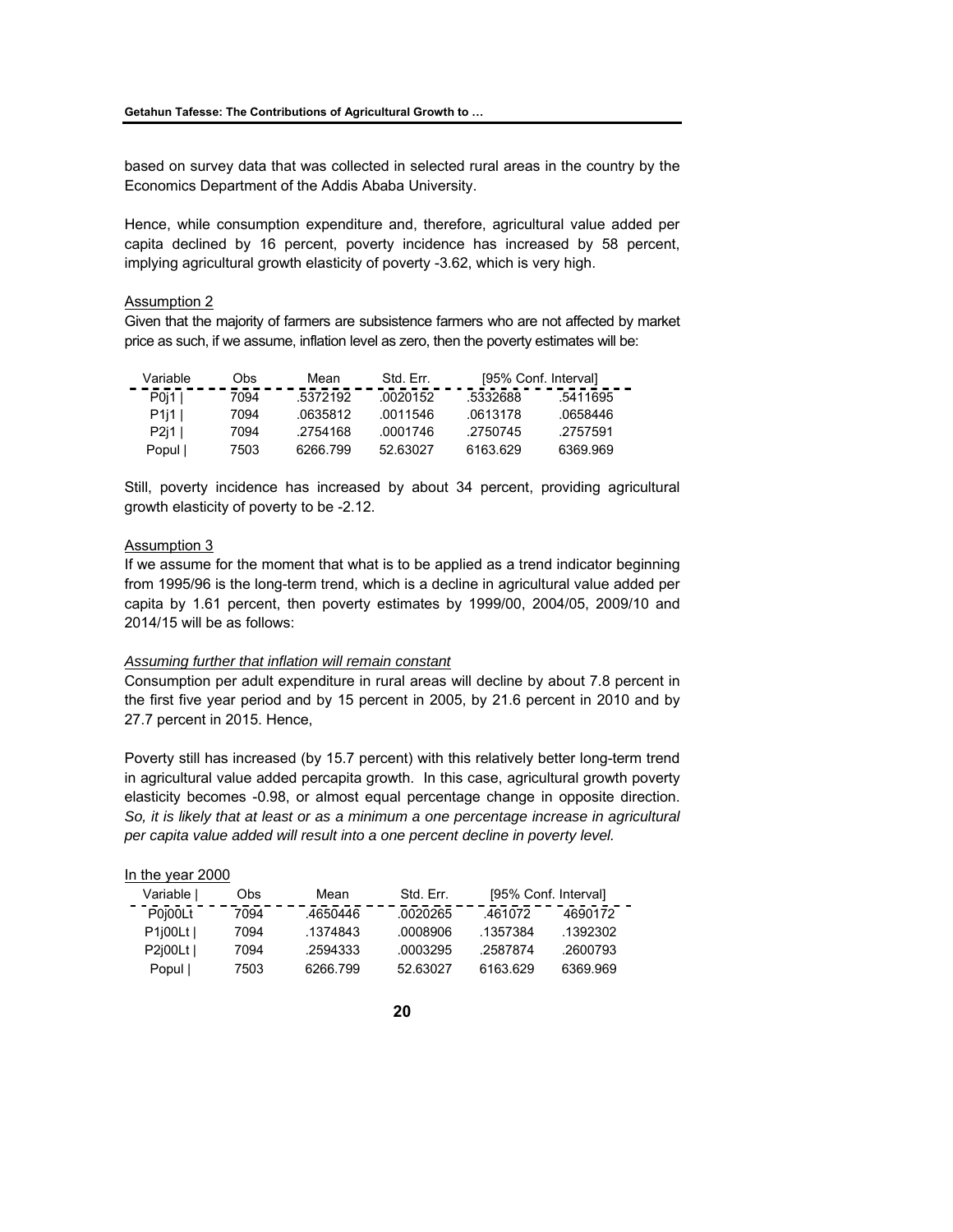based on survey data that was collected in selected rural areas in the country by the Economics Department of the Addis Ababa University.

Hence, while consumption expenditure and, therefore, agricultural value added per capita declined by 16 percent, poverty incidence has increased by 58 percent, implying agricultural growth elasticity of poverty -3.62, which is very high.

Assumption 2

Given that the majority of farmers are subsistence farmers who are not affected by market price as such, if we assume, inflation level as zero, then the poverty estimates will be:

| Variable | Obs | Mean | Std. Err. | [95% Conf. Interval] | |
|---|---|---|---|---|---|
| P0j1 \| | 7094 | .5372192 | .0020152 | .5332688 | .5411695 |
| P1j1 \| | 7094 | .0635812 | .0011546 | .0613178 | .0658446 |
| P2j1 \| | 7094 | .2754168 | .0001746 | .2750745 | .2757591 |
| Popul \| | 7503 | 6266.799 | 52.63027 | 6163.629 | 6369.969 |

Still, poverty incidence has increased by about 34 percent, providing agricultural growth elasticity of poverty to be -2.12.

Assumption 3

If we assume for the moment that what is to be applied as a trend indicator beginning from 1995/96 is the long-term trend, which is a decline in agricultural value added per capita by 1.61 percent, then poverty estimates by 1999/00, 2004/05, 2009/10 and 2014/15 will be as follows:

*Assuming further that inflation will remain constant*

Consumption per adult expenditure in rural areas will decline by about 7.8 percent in the first five year period and by 15 percent in 2005, by 21.6 percent in 2010 and by 27.7 percent in 2015. Hence,

Poverty still has increased (by 15.7 percent) with this relatively better long-term trend in agricultural value added percapita growth. In this case, agricultural growth poverty elasticity becomes -0.98, or almost equal percentage change in opposite direction. *So, it is likely that at least or as a minimum a one percentage increase in agricultural per capita value added will result into a one percent decline in poverty level.*

In the year 2000

| Variable \| | Obs | Mean | Std. Err. | [95% Conf. Interval] | |
|---|---|---|---|---|---|
| P0j00Lt | 7094 | .4650446 | .0020265 | .461072 | 4690172 |
| P1j00Lt \| | 7094 | .1374843 | .0008906 | .1357384 | .1392302 |
| P2j00Lt \| | 7094 | .2594333 | .0003295 | .2587874 | .2600793 |
| Popul \| | 7503 | 6266.799 | 52.63027 | 6163.629 | 6369.969 |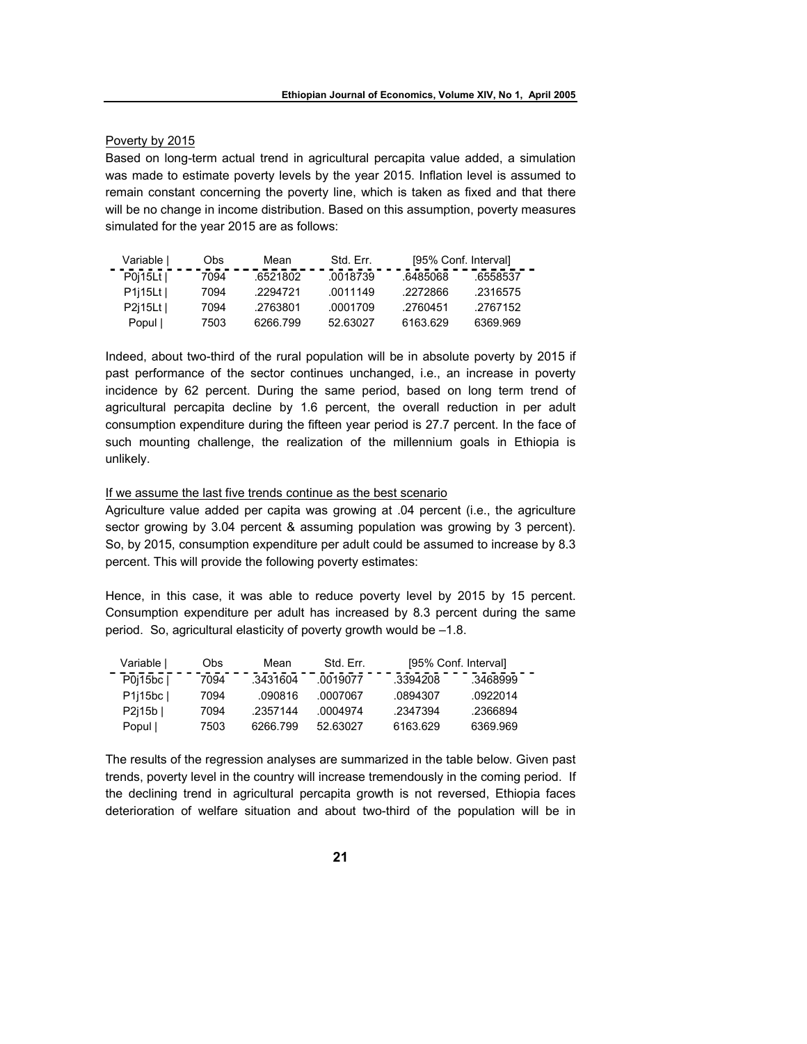Poverty by 2015

Based on long-term actual trend in agricultural percapita value added, a simulation was made to estimate poverty levels by the year 2015. Inflation level is assumed to remain constant concerning the poverty line, which is taken as fixed and that there will be no change in income distribution. Based on this assumption, poverty measures simulated for the year 2015 are as follows:

| Variable \| | Obs | Mean | Std. Err. | [95% Conf. Interval] | |
|---|---|---|---|---|---|
| P0j15Lt \| | 7094 | .6521802 | .0018739 | .6485068 | .6558537 |
| P1j15Lt \| | 7094 | .2294721 | .0011149 | .2272866 | .2316575 |
| P2j15Lt \| | 7094 | .2763801 | .0001709 | .2760451 | .2767152 |
| Popul \| | 7503 | 6266.799 | 52.63027 | 6163.629 | 6369.969 |

Indeed, about two-third of the rural population will be in absolute poverty by 2015 if past performance of the sector continues unchanged, i.e., an increase in poverty incidence by 62 percent. During the same period, based on long term trend of agricultural percapita decline by 1.6 percent, the overall reduction in per adult consumption expenditure during the fifteen year period is 27.7 percent. In the face of such mounting challenge, the realization of the millennium goals in Ethiopia is unlikely.

If we assume the last five trends continue as the best scenario

Agriculture value added per capita was growing at .04 percent (i.e., the agriculture sector growing by 3.04 percent & assuming population was growing by 3 percent). So, by 2015, consumption expenditure per adult could be assumed to increase by 8.3 percent. This will provide the following poverty estimates:

Hence, in this case, it was able to reduce poverty level by 2015 by 15 percent. Consumption expenditure per adult has increased by 8.3 percent during the same period. So, agricultural elasticity of poverty growth would be –1.8.

| Variable \| | Obs | Mean | Std. Err. | [95% Conf. Interval] | |
|---|---|---|---|---|---|
| P0j15bc \| | 7094 | .3431604 | .0019077 | .3394208 | .3468999 |
| P1j15bc \| | 7094 | .090816 | .0007067 | .0894307 | .0922014 |
| P2j15b \| | 7094 | .2357144 | .0004974 | .2347394 | .2366894 |
| Popul \| | 7503 | 6266.799 | 52.63027 | 6163.629 | 6369.969 |

The results of the regression analyses are summarized in the table below. Given past trends, poverty level in the country will increase tremendously in the coming period. If the declining trend in agricultural percapita growth is not reversed, Ethiopia faces deterioration of welfare situation and about two-third of the population will be in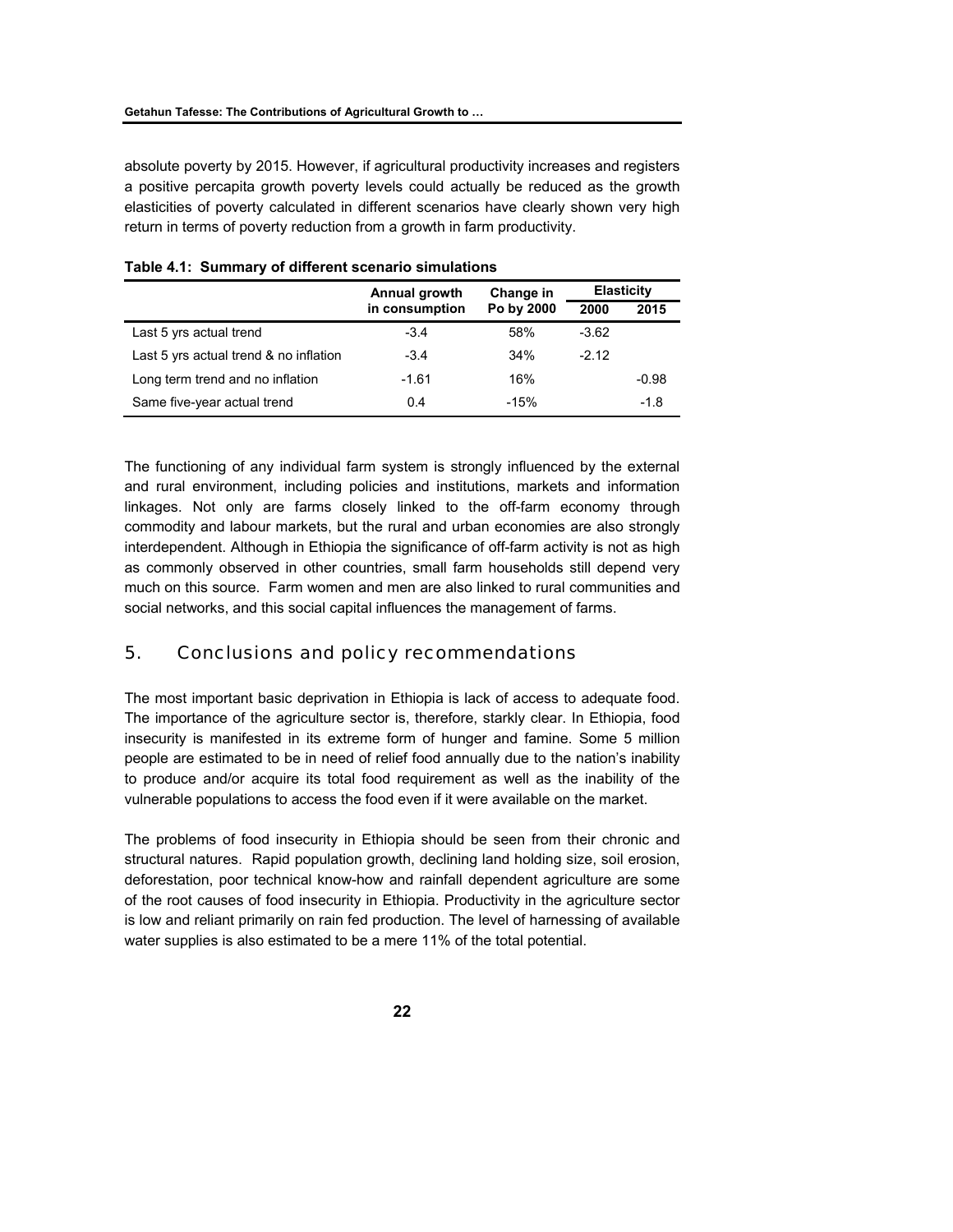absolute poverty by 2015. However, if agricultural productivity increases and registers a positive percapita growth poverty levels could actually be reduced as the growth elasticities of poverty calculated in different scenarios have clearly shown very high return in terms of poverty reduction from a growth in farm productivity.

**Table 4.1: Summary of different scenario simulations**

| | Annual growth in consumption | Change in Po by 2000 | Elasticity | |
|---|---|---|---|---|
| | | | 2000 | 2015 |
| Last 5 yrs actual trend | -3.4 | 58% | -3.62 | |
| Last 5 yrs actual trend & no inflation | -3.4 | 34% | -2.12 | |
| Long term trend and no inflation | -1.61 | 16% | | -0.98 |
| Same five-year actual trend | 0.4 | -15% | | -1.8 |

The functioning of any individual farm system is strongly influenced by the external and rural environment, including policies and institutions, markets and information linkages. Not only are farms closely linked to the off-farm economy through commodity and labour markets, but the rural and urban economies are also strongly interdependent. Although in Ethiopia the significance of off-farm activity is not as high as commonly observed in other countries, small farm households still depend very much on this source. Farm women and men are also linked to rural communities and social networks, and this social capital influences the management of farms.

## 5. Conclusions and policy recommendations

The most important basic deprivation in Ethiopia is lack of access to adequate food. The importance of the agriculture sector is, therefore, starkly clear. In Ethiopia, food insecurity is manifested in its extreme form of hunger and famine. Some 5 million people are estimated to be in need of relief food annually due to the nation's inability to produce and/or acquire its total food requirement as well as the inability of the vulnerable populations to access the food even if it were available on the market.

The problems of food insecurity in Ethiopia should be seen from their chronic and structural natures. Rapid population growth, declining land holding size, soil erosion, deforestation, poor technical know-how and rainfall dependent agriculture are some of the root causes of food insecurity in Ethiopia. Productivity in the agriculture sector is low and reliant primarily on rain fed production. The level of harnessing of available water supplies is also estimated to be a mere 11% of the total potential.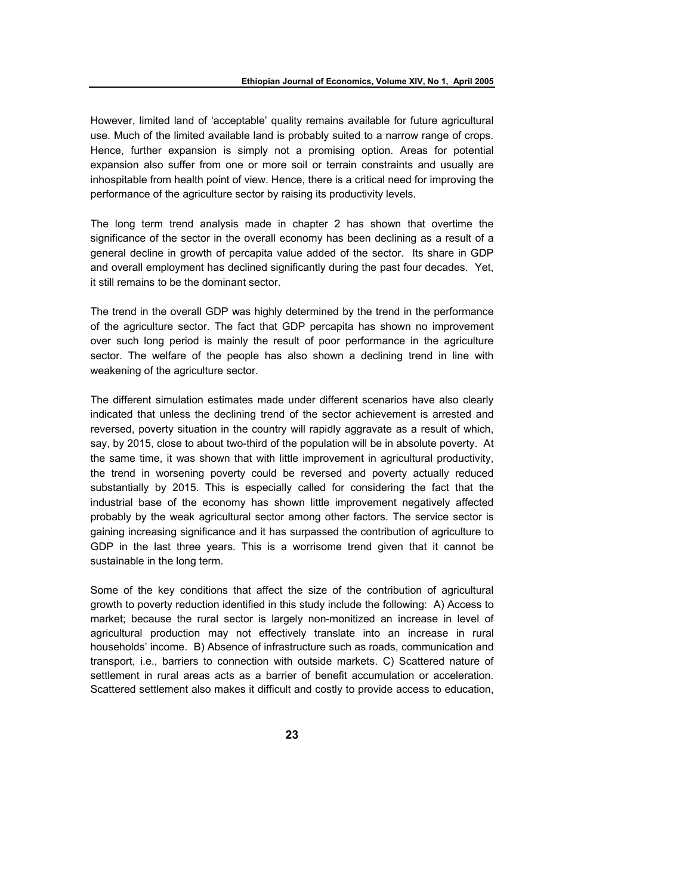However, limited land of 'acceptable' quality remains available for future agricultural use. Much of the limited available land is probably suited to a narrow range of crops. Hence, further expansion is simply not a promising option. Areas for potential expansion also suffer from one or more soil or terrain constraints and usually are inhospitable from health point of view. Hence, there is a critical need for improving the performance of the agriculture sector by raising its productivity levels.

The long term trend analysis made in chapter 2 has shown that overtime the significance of the sector in the overall economy has been declining as a result of a general decline in growth of percapita value added of the sector. Its share in GDP and overall employment has declined significantly during the past four decades. Yet, it still remains to be the dominant sector.

The trend in the overall GDP was highly determined by the trend in the performance of the agriculture sector. The fact that GDP percapita has shown no improvement over such long period is mainly the result of poor performance in the agriculture sector. The welfare of the people has also shown a declining trend in line with weakening of the agriculture sector.

The different simulation estimates made under different scenarios have also clearly indicated that unless the declining trend of the sector achievement is arrested and reversed, poverty situation in the country will rapidly aggravate as a result of which, say, by 2015, close to about two-third of the population will be in absolute poverty. At the same time, it was shown that with little improvement in agricultural productivity, the trend in worsening poverty could be reversed and poverty actually reduced substantially by 2015. This is especially called for considering the fact that the industrial base of the economy has shown little improvement negatively affected probably by the weak agricultural sector among other factors. The service sector is gaining increasing significance and it has surpassed the contribution of agriculture to GDP in the last three years. This is a worrisome trend given that it cannot be sustainable in the long term.

Some of the key conditions that affect the size of the contribution of agricultural growth to poverty reduction identified in this study include the following: A) Access to market; because the rural sector is largely non-monitized an increase in level of agricultural production may not effectively translate into an increase in rural households' income. B) Absence of infrastructure such as roads, communication and transport, i.e., barriers to connection with outside markets. C) Scattered nature of settlement in rural areas acts as a barrier of benefit accumulation or acceleration. Scattered settlement also makes it difficult and costly to provide access to education,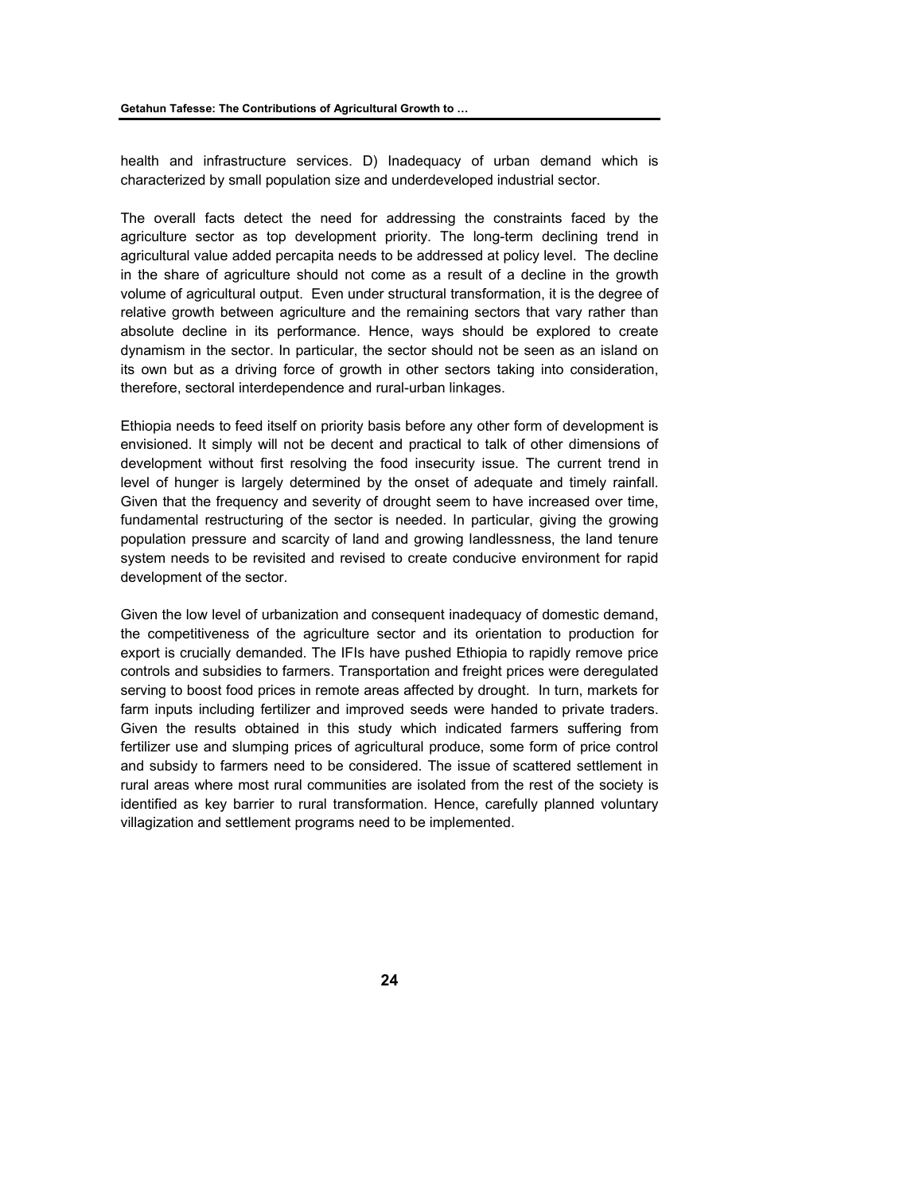health and infrastructure services. D) Inadequacy of urban demand which is characterized by small population size and underdeveloped industrial sector.

The overall facts detect the need for addressing the constraints faced by the agriculture sector as top development priority. The long-term declining trend in agricultural value added percapita needs to be addressed at policy level. The decline in the share of agriculture should not come as a result of a decline in the growth volume of agricultural output. Even under structural transformation, it is the degree of relative growth between agriculture and the remaining sectors that vary rather than absolute decline in its performance. Hence, ways should be explored to create dynamism in the sector. In particular, the sector should not be seen as an island on its own but as a driving force of growth in other sectors taking into consideration, therefore, sectoral interdependence and rural-urban linkages.

Ethiopia needs to feed itself on priority basis before any other form of development is envisioned. It simply will not be decent and practical to talk of other dimensions of development without first resolving the food insecurity issue. The current trend in level of hunger is largely determined by the onset of adequate and timely rainfall. Given that the frequency and severity of drought seem to have increased over time, fundamental restructuring of the sector is needed. In particular, giving the growing population pressure and scarcity of land and growing landlessness, the land tenure system needs to be revisited and revised to create conducive environment for rapid development of the sector.

Given the low level of urbanization and consequent inadequacy of domestic demand, the competitiveness of the agriculture sector and its orientation to production for export is crucially demanded. The IFIs have pushed Ethiopia to rapidly remove price controls and subsidies to farmers. Transportation and freight prices were deregulated serving to boost food prices in remote areas affected by drought. In turn, markets for farm inputs including fertilizer and improved seeds were handed to private traders. Given the results obtained in this study which indicated farmers suffering from fertilizer use and slumping prices of agricultural produce, some form of price control and subsidy to farmers need to be considered. The issue of scattered settlement in rural areas where most rural communities are isolated from the rest of the society is identified as key barrier to rural transformation. Hence, carefully planned voluntary villagization and settlement programs need to be implemented.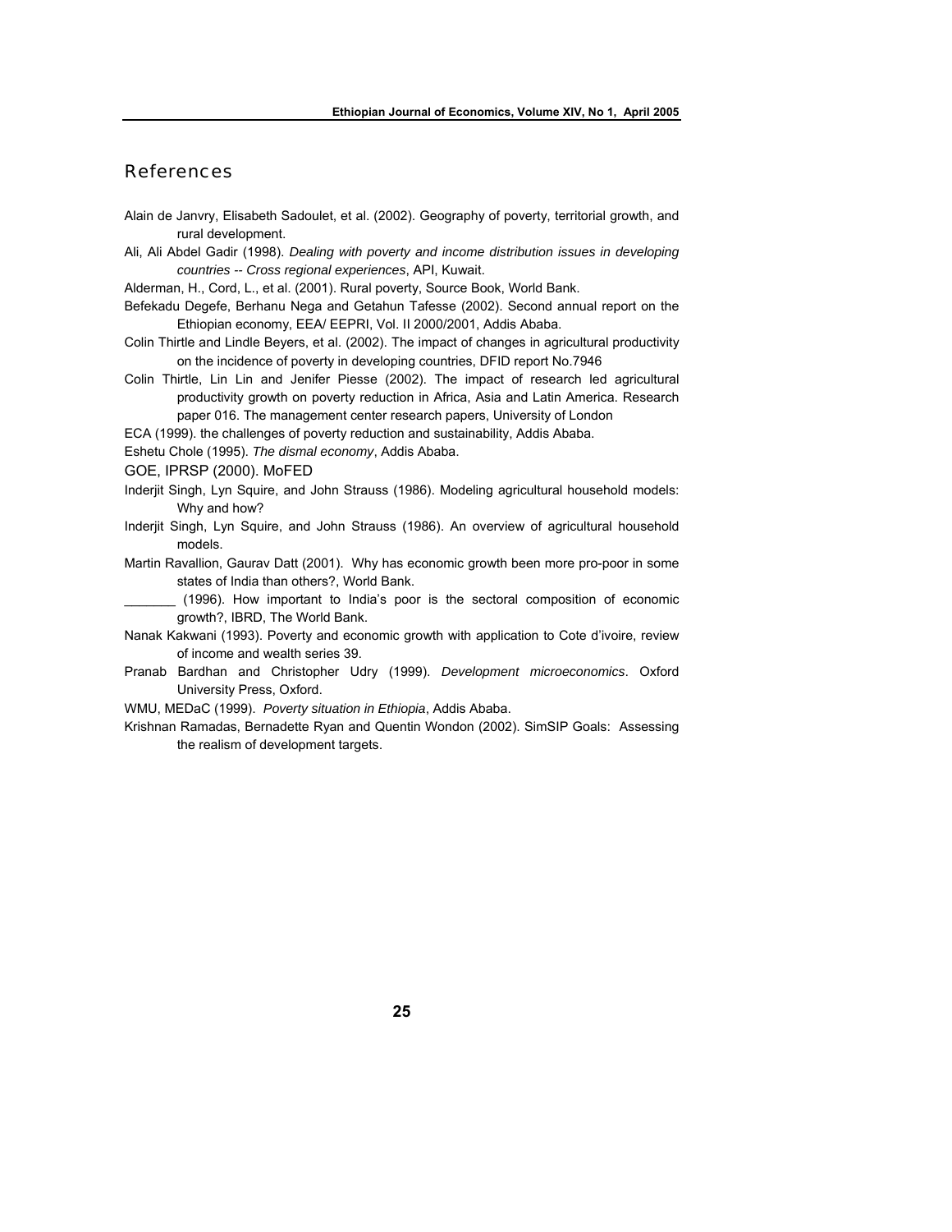## References

Alain de Janvry, Elisabeth Sadoulet, et al. (2002). Geography of poverty, territorial growth, and rural development.

Ali, Ali Abdel Gadir (1998). *Dealing with poverty and income distribution issues in developing countries -- Cross regional experiences*, API, Kuwait.

Alderman, H., Cord, L., et al. (2001). Rural poverty, Source Book, World Bank.

Befekadu Degefe, Berhanu Nega and Getahun Tafesse (2002). Second annual report on the Ethiopian economy, EEA/ EEPRI, Vol. II 2000/2001, Addis Ababa.

Colin Thirtle and Lindle Beyers, et al. (2002). The impact of changes in agricultural productivity on the incidence of poverty in developing countries, DFID report No.7946

Colin Thirtle, Lin Lin and Jenifer Piesse (2002). The impact of research led agricultural productivity growth on poverty reduction in Africa, Asia and Latin America. Research paper 016. The management center research papers, University of London

ECA (1999). the challenges of poverty reduction and sustainability, Addis Ababa.

Eshetu Chole (1995). *The dismal economy*, Addis Ababa.

GOE, IPRSP (2000). MoFED

Inderjit Singh, Lyn Squire, and John Strauss (1986). Modeling agricultural household models: Why and how?

Inderjit Singh, Lyn Squire, and John Strauss (1986). An overview of agricultural household models.

Martin Ravallion, Gaurav Datt (2001). Why has economic growth been more pro-poor in some states of India than others?, World Bank.

_______ (1996). How important to India's poor is the sectoral composition of economic growth?, IBRD, The World Bank.

Nanak Kakwani (1993). Poverty and economic growth with application to Cote d'ivoire, review of income and wealth series 39.

Pranab Bardhan and Christopher Udry (1999). *Development microeconomics*. Oxford University Press, Oxford.

WMU, MEDaC (1999). *Poverty situation in Ethiopia*, Addis Ababa.

Krishnan Ramadas, Bernadette Ryan and Quentin Wondon (2002). SimSIP Goals: Assessing the realism of development targets.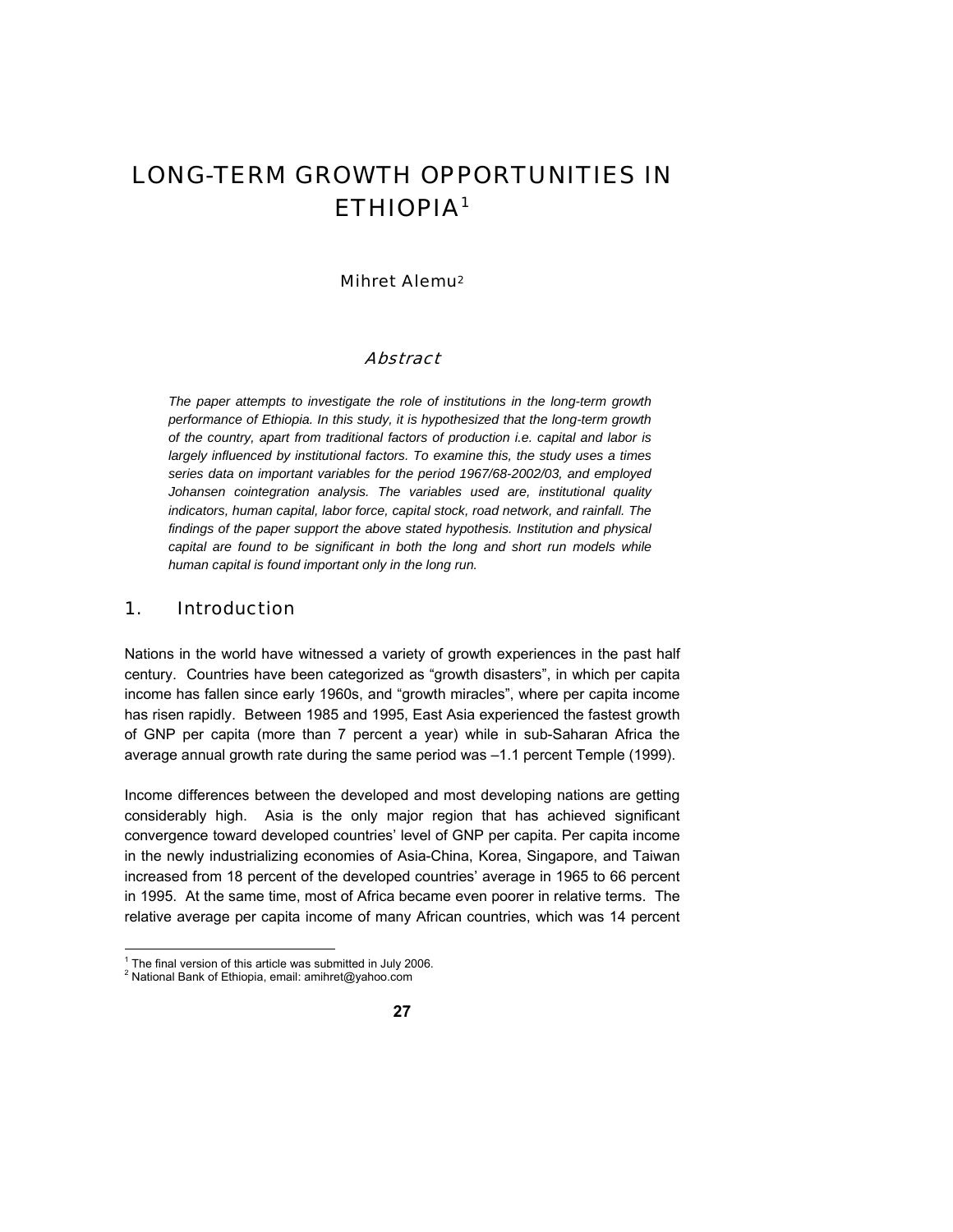# LONG-TERM GROWTH OPPORTUNITIES IN ETHIOPIA[1]

Mihret Alemu[2]

## Abstract

*The paper attempts to investigate the role of institutions in the long-term growth performance of Ethiopia. In this study, it is hypothesized that the long-term growth of the country, apart from traditional factors of production i.e. capital and labor is largely influenced by institutional factors. To examine this, the study uses a times series data on important variables for the period 1967/68-2002/03, and employed Johansen cointegration analysis. The variables used are, institutional quality indicators, human capital, labor force, capital stock, road network, and rainfall. The findings of the paper support the above stated hypothesis. Institution and physical capital are found to be significant in both the long and short run models while human capital is found important only in the long run.*

## 1. Introduction

Nations in the world have witnessed a variety of growth experiences in the past half century. Countries have been categorized as "growth disasters", in which per capita income has fallen since early 1960s, and "growth miracles", where per capita income has risen rapidly. Between 1985 and 1995, East Asia experienced the fastest growth of GNP per capita (more than 7 percent a year) while in sub-Saharan Africa the average annual growth rate during the same period was –1.1 percent Temple (1999).

Income differences between the developed and most developing nations are getting considerably high. Asia is the only major region that has achieved significant convergence toward developed countries' level of GNP per capita. Per capita income in the newly industrializing economies of Asia-China, Korea, Singapore, and Taiwan increased from 18 percent of the developed countries' average in 1965 to 66 percent in 1995. At the same time, most of Africa became even poorer in relative terms. The relative average per capita income of many African countries, which was 14 percent

---

[1] The final version of this article was submitted in July 2006.

[2] National Bank of Ethiopia, email: amihret@yahoo.com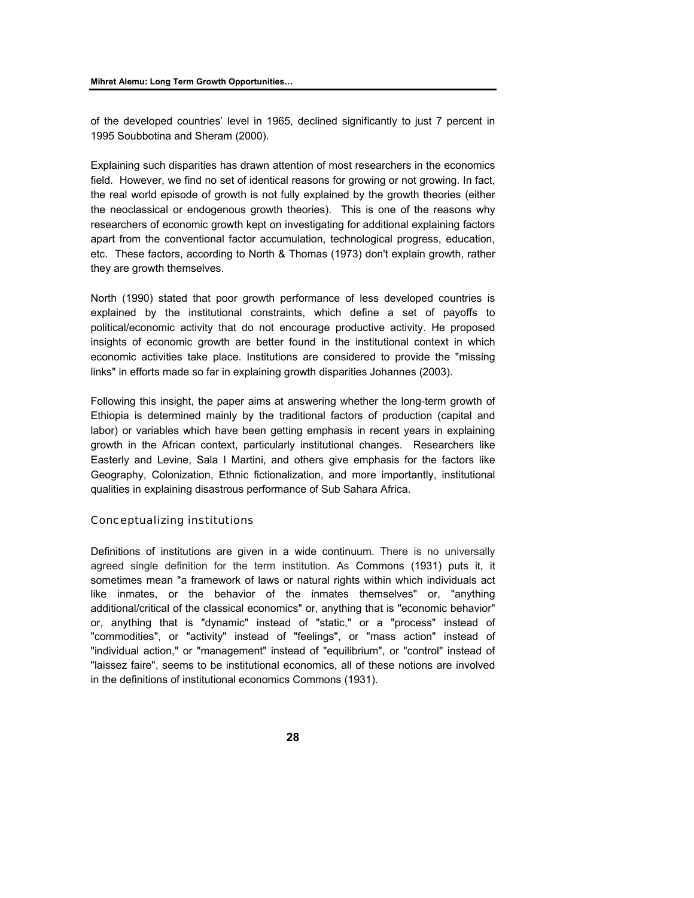of the developed countries' level in 1965, declined significantly to just 7 percent in 1995 Soubbotina and Sheram (2000).

Explaining such disparities has drawn attention of most researchers in the economics field. However, we find no set of identical reasons for growing or not growing. In fact, the real world episode of growth is not fully explained by the growth theories (either the neoclassical or endogenous growth theories). This is one of the reasons why researchers of economic growth kept on investigating for additional explaining factors apart from the conventional factor accumulation, technological progress, education, etc. These factors, according to North & Thomas (1973) don't explain growth, rather they are growth themselves.

North (1990) stated that poor growth performance of less developed countries is explained by the institutional constraints, which define a set of payoffs to political/economic activity that do not encourage productive activity. He proposed insights of economic growth are better found in the institutional context in which economic activities take place. Institutions are considered to provide the "missing links" in efforts made so far in explaining growth disparities Johannes (2003).

Following this insight, the paper aims at answering whether the long-term growth of Ethiopia is determined mainly by the traditional factors of production (capital and labor) or variables which have been getting emphasis in recent years in explaining growth in the African context, particularly institutional changes. Researchers like Easterly and Levine, Sala I Martini, and others give emphasis for the factors like Geography, Colonization, Ethnic fictionalization, and more importantly, institutional qualities in explaining disastrous performance of Sub Sahara Africa.

## Conceptualizing institutions

Definitions of institutions are given in a wide continuum. There is no universally agreed single definition for the term institution. As Commons (1931) puts it, it sometimes mean "a framework of laws or natural rights within which individuals act like inmates, or the behavior of the inmates themselves" or, "anything additional/critical of the classical economics" or, anything that is "economic behavior" or, anything that is "dynamic" instead of "static," or a "process" instead of "commodities", or "activity" instead of "feelings", or "mass action" instead of "individual action," or "management" instead of "equilibrium", or "control" instead of "laissez faire", seems to be institutional economics, all of these notions are involved in the definitions of institutional economics Commons (1931).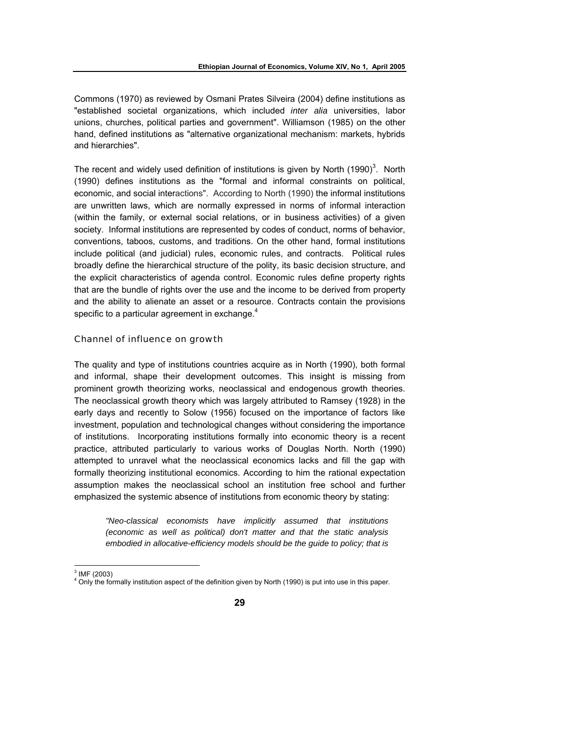Commons (1970) as reviewed by Osmani Prates Silveira (2004) define institutions as "established societal organizations, which included *inter alia* universities, labor unions, churches, political parties and government". Williamson (1985) on the other hand, defined institutions as "alternative organizational mechanism: markets, hybrids and hierarchies".

The recent and widely used definition of institutions is given by North (1990)[3]. North (1990) defines institutions as the "formal and informal constraints on political, economic, and social interactions". According to North (1990) the informal institutions are unwritten laws, which are normally expressed in norms of informal interaction (within the family, or external social relations, or in business activities) of a given society. Informal institutions are represented by codes of conduct, norms of behavior, conventions, taboos, customs, and traditions. On the other hand, formal institutions include political (and judicial) rules, economic rules, and contracts. Political rules broadly define the hierarchical structure of the polity, its basic decision structure, and the explicit characteristics of agenda control. Economic rules define property rights that are the bundle of rights over the use and the income to be derived from property and the ability to alienate an asset or a resource. Contracts contain the provisions specific to a particular agreement in exchange.[4]

### Channel of influence on growth

The quality and type of institutions countries acquire as in North (1990), both formal and informal, shape their development outcomes. This insight is missing from prominent growth theorizing works, neoclassical and endogenous growth theories. The neoclassical growth theory which was largely attributed to Ramsey (1928) in the early days and recently to Solow (1956) focused on the importance of factors like investment, population and technological changes without considering the importance of institutions. Incorporating institutions formally into economic theory is a recent practice, attributed particularly to various works of Douglas North. North (1990) attempted to unravel what the neoclassical economics lacks and fill the gap with formally theorizing institutional economics. According to him the rational expectation assumption makes the neoclassical school an institution free school and further emphasized the systemic absence of institutions from economic theory by stating:

> *"Neo-classical economists have implicitly assumed that institutions (economic as well as political) don't matter and that the static analysis embodied in allocative-efficiency models should be the guide to policy; that is*

[3] IMF (2003)

[4] Only the formally institution aspect of the definition given by North (1990) is put into use in this paper.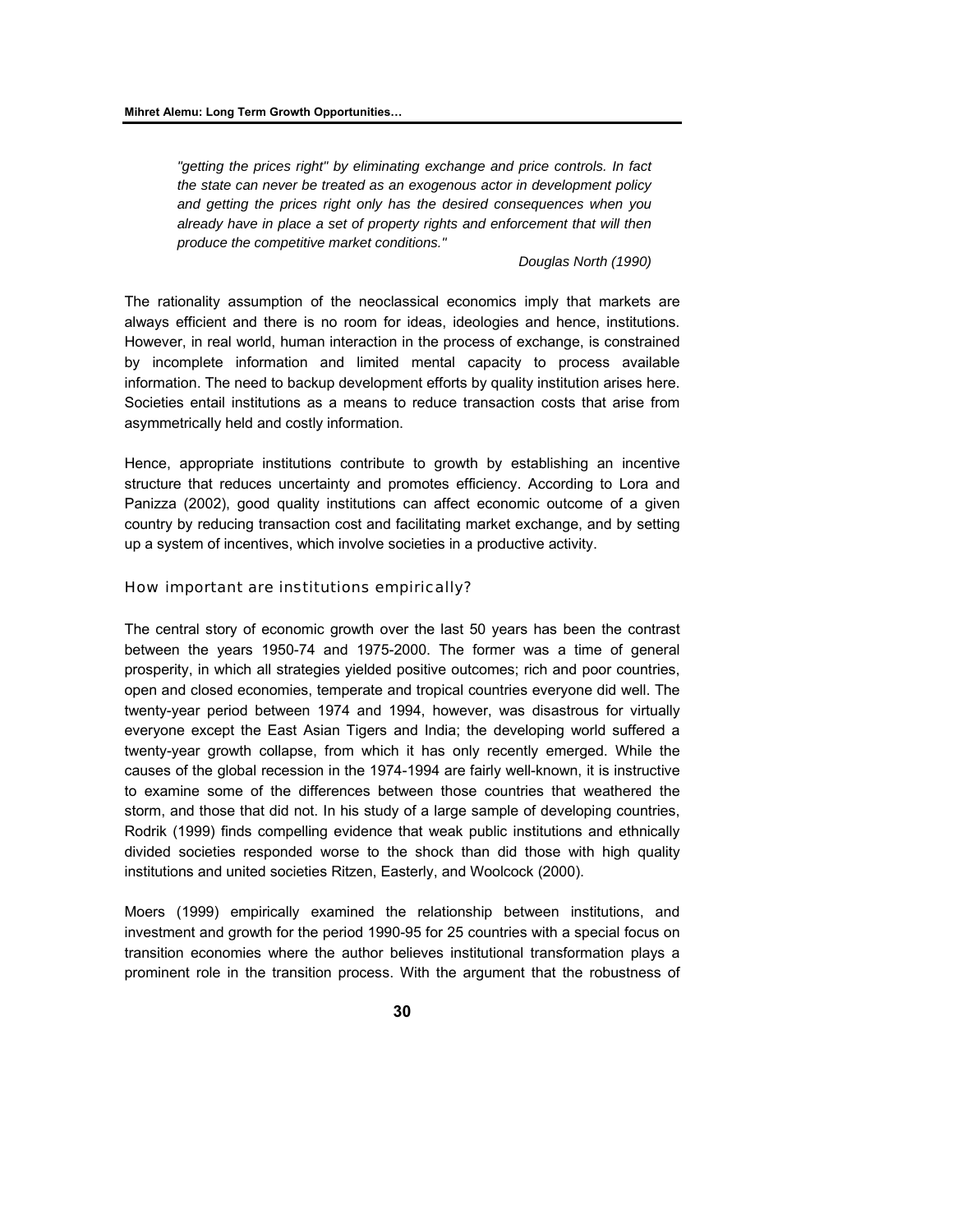*"getting the prices right" by eliminating exchange and price controls. In fact the state can never be treated as an exogenous actor in development policy and getting the prices right only has the desired consequences when you already have in place a set of property rights and enforcement that will then produce the competitive market conditions."*

*Douglas North (1990)*

The rationality assumption of the neoclassical economics imply that markets are always efficient and there is no room for ideas, ideologies and hence, institutions. However, in real world, human interaction in the process of exchange, is constrained by incomplete information and limited mental capacity to process available information. The need to backup development efforts by quality institution arises here. Societies entail institutions as a means to reduce transaction costs that arise from asymmetrically held and costly information.

Hence, appropriate institutions contribute to growth by establishing an incentive structure that reduces uncertainty and promotes efficiency. According to Lora and Panizza (2002), good quality institutions can affect economic outcome of a given country by reducing transaction cost and facilitating market exchange, and by setting up a system of incentives, which involve societies in a productive activity.

### How important are institutions empirically?

The central story of economic growth over the last 50 years has been the contrast between the years 1950-74 and 1975-2000. The former was a time of general prosperity, in which all strategies yielded positive outcomes; rich and poor countries, open and closed economies, temperate and tropical countries everyone did well. The twenty-year period between 1974 and 1994, however, was disastrous for virtually everyone except the East Asian Tigers and India; the developing world suffered a twenty-year growth collapse, from which it has only recently emerged. While the causes of the global recession in the 1974-1994 are fairly well-known, it is instructive to examine some of the differences between those countries that weathered the storm, and those that did not. In his study of a large sample of developing countries, Rodrik (1999) finds compelling evidence that weak public institutions and ethnically divided societies responded worse to the shock than did those with high quality institutions and united societies Ritzen, Easterly, and Woolcock (2000).

Moers (1999) empirically examined the relationship between institutions, and investment and growth for the period 1990-95 for 25 countries with a special focus on transition economies where the author believes institutional transformation plays a prominent role in the transition process. With the argument that the robustness of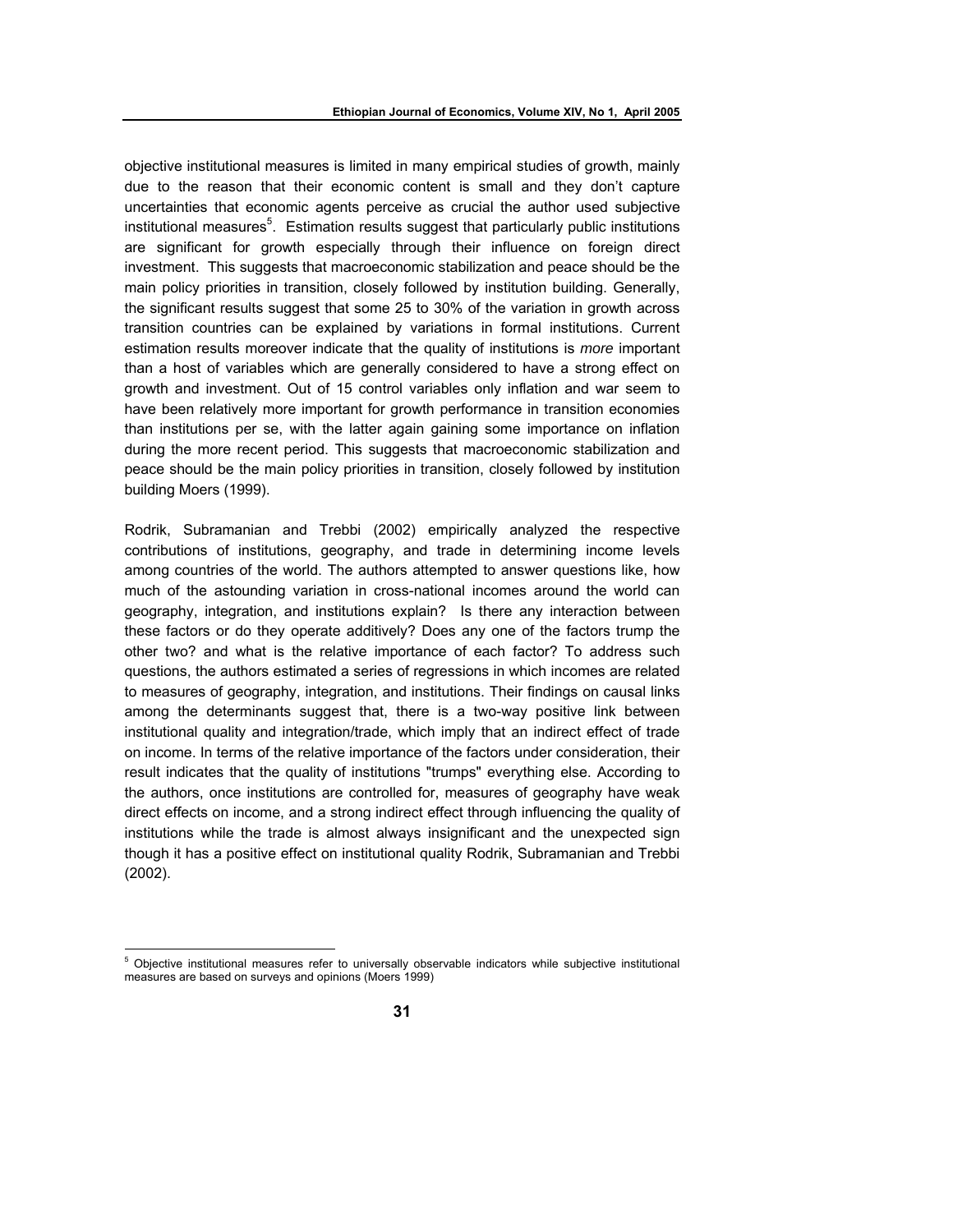objective institutional measures is limited in many empirical studies of growth, mainly due to the reason that their economic content is small and they don't capture uncertainties that economic agents perceive as crucial the author used subjective institutional measures[5]. Estimation results suggest that particularly public institutions are significant for growth especially through their influence on foreign direct investment. This suggests that macroeconomic stabilization and peace should be the main policy priorities in transition, closely followed by institution building. Generally, the significant results suggest that some 25 to 30% of the variation in growth across transition countries can be explained by variations in formal institutions. Current estimation results moreover indicate that the quality of institutions is *more* important than a host of variables which are generally considered to have a strong effect on growth and investment. Out of 15 control variables only inflation and war seem to have been relatively more important for growth performance in transition economies than institutions per se, with the latter again gaining some importance on inflation during the more recent period. This suggests that macroeconomic stabilization and peace should be the main policy priorities in transition, closely followed by institution building Moers (1999).

Rodrik, Subramanian and Trebbi (2002) empirically analyzed the respective contributions of institutions, geography, and trade in determining income levels among countries of the world. The authors attempted to answer questions like, how much of the astounding variation in cross-national incomes around the world can geography, integration, and institutions explain? Is there any interaction between these factors or do they operate additively? Does any one of the factors trump the other two? and what is the relative importance of each factor? To address such questions, the authors estimated a series of regressions in which incomes are related to measures of geography, integration, and institutions. Their findings on causal links among the determinants suggest that, there is a two-way positive link between institutional quality and integration/trade, which imply that an indirect effect of trade on income. In terms of the relative importance of the factors under consideration, their result indicates that the quality of institutions "trumps" everything else. According to the authors, once institutions are controlled for, measures of geography have weak direct effects on income, and a strong indirect effect through influencing the quality of institutions while the trade is almost always insignificant and the unexpected sign though it has a positive effect on institutional quality Rodrik, Subramanian and Trebbi (2002).

[5] Objective institutional measures refer to universally observable indicators while subjective institutional measures are based on surveys and opinions (Moers 1999)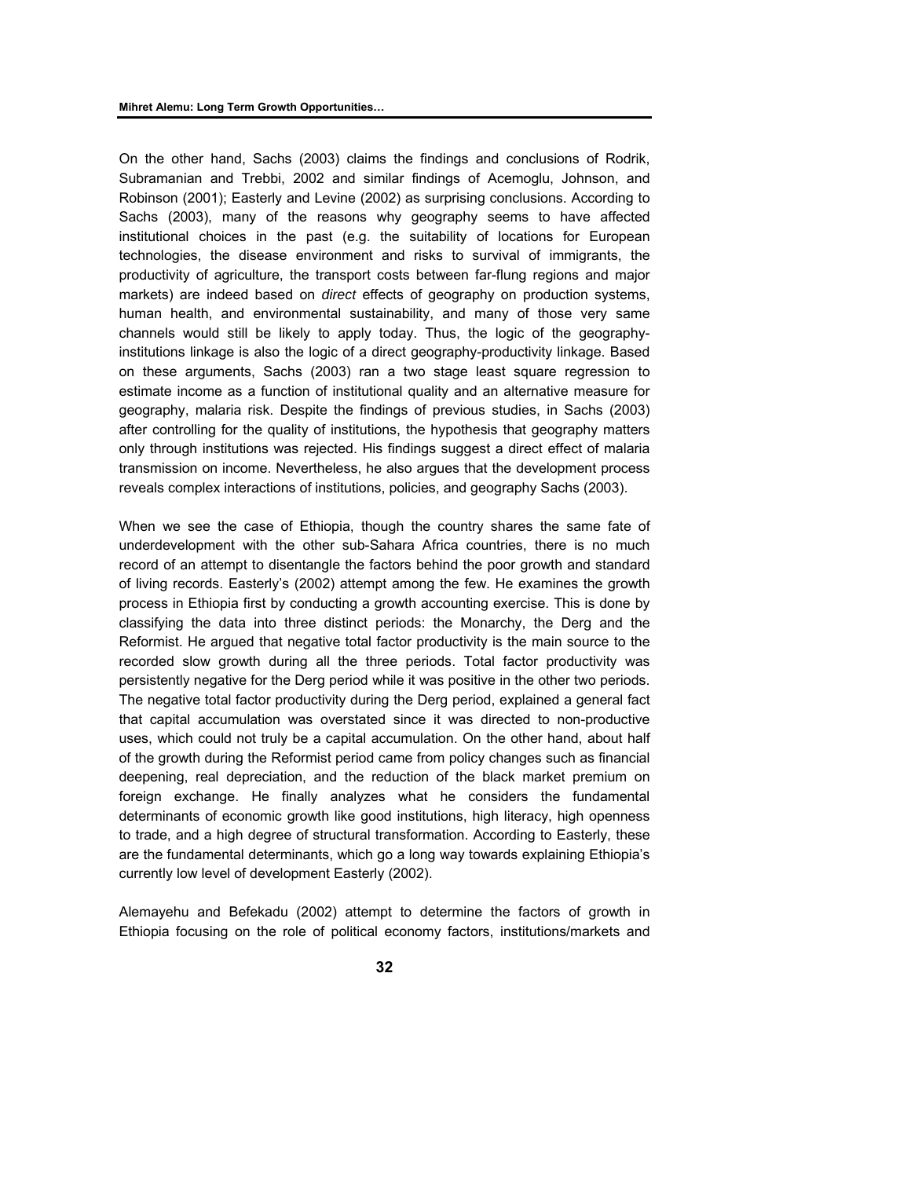On the other hand, Sachs (2003) claims the findings and conclusions of Rodrik, Subramanian and Trebbi, 2002 and similar findings of Acemoglu, Johnson, and Robinson (2001); Easterly and Levine (2002) as surprising conclusions. According to Sachs (2003), many of the reasons why geography seems to have affected institutional choices in the past (e.g. the suitability of locations for European technologies, the disease environment and risks to survival of immigrants, the productivity of agriculture, the transport costs between far-flung regions and major markets) are indeed based on *direct* effects of geography on production systems, human health, and environmental sustainability, and many of those very same channels would still be likely to apply today. Thus, the logic of the geography-institutions linkage is also the logic of a direct geography-productivity linkage. Based on these arguments, Sachs (2003) ran a two stage least square regression to estimate income as a function of institutional quality and an alternative measure for geography, malaria risk. Despite the findings of previous studies, in Sachs (2003) after controlling for the quality of institutions, the hypothesis that geography matters only through institutions was rejected. His findings suggest a direct effect of malaria transmission on income. Nevertheless, he also argues that the development process reveals complex interactions of institutions, policies, and geography Sachs (2003).

When we see the case of Ethiopia, though the country shares the same fate of underdevelopment with the other sub-Sahara Africa countries, there is no much record of an attempt to disentangle the factors behind the poor growth and standard of living records. Easterly's (2002) attempt among the few. He examines the growth process in Ethiopia first by conducting a growth accounting exercise. This is done by classifying the data into three distinct periods: the Monarchy, the Derg and the Reformist. He argued that negative total factor productivity is the main source to the recorded slow growth during all the three periods. Total factor productivity was persistently negative for the Derg period while it was positive in the other two periods. The negative total factor productivity during the Derg period, explained a general fact that capital accumulation was overstated since it was directed to non-productive uses, which could not truly be a capital accumulation. On the other hand, about half of the growth during the Reformist period came from policy changes such as financial deepening, real depreciation, and the reduction of the black market premium on foreign exchange. He finally analyzes what he considers the fundamental determinants of economic growth like good institutions, high literacy, high openness to trade, and a high degree of structural transformation. According to Easterly, these are the fundamental determinants, which go a long way towards explaining Ethiopia's currently low level of development Easterly (2002).

Alemayehu and Befekadu (2002) attempt to determine the factors of growth in Ethiopia focusing on the role of political economy factors, institutions/markets and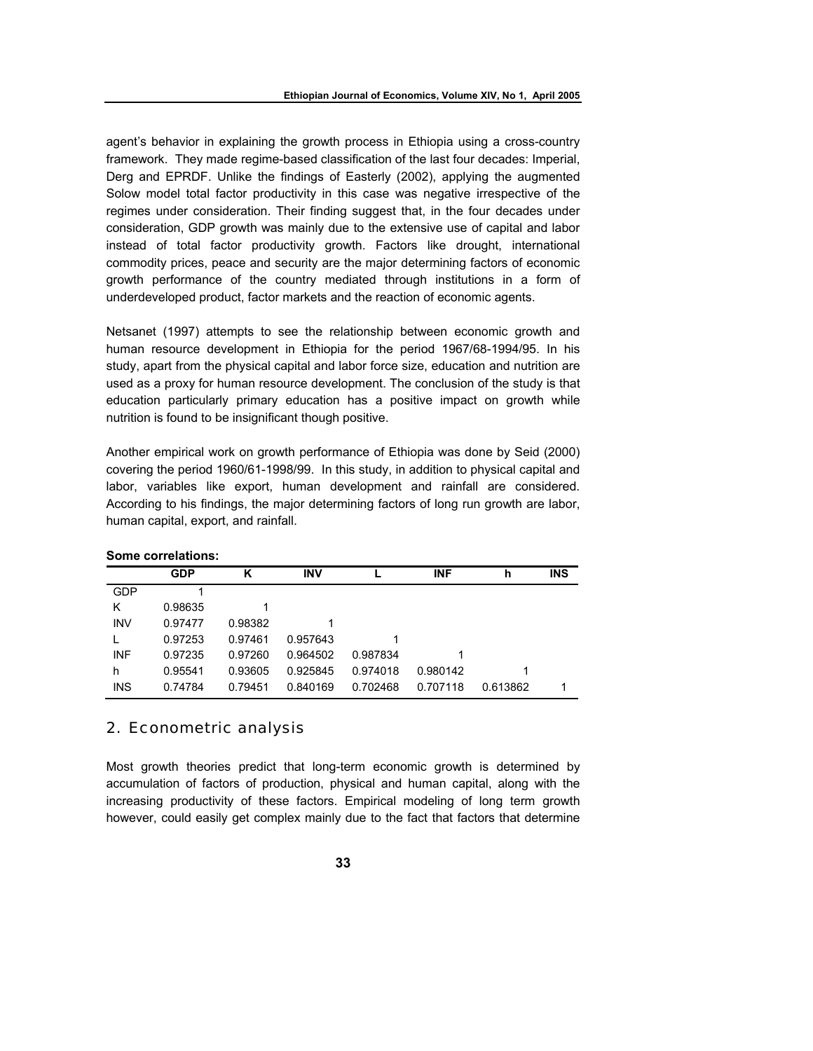agent's behavior in explaining the growth process in Ethiopia using a cross-country framework. They made regime-based classification of the last four decades: Imperial, Derg and EPRDF. Unlike the findings of Easterly (2002), applying the augmented Solow model total factor productivity in this case was negative irrespective of the regimes under consideration. Their finding suggest that, in the four decades under consideration, GDP growth was mainly due to the extensive use of capital and labor instead of total factor productivity growth. Factors like drought, international commodity prices, peace and security are the major determining factors of economic growth performance of the country mediated through institutions in a form of underdeveloped product, factor markets and the reaction of economic agents.

Netsanet (1997) attempts to see the relationship between economic growth and human resource development in Ethiopia for the period 1967/68-1994/95. In his study, apart from the physical capital and labor force size, education and nutrition are used as a proxy for human resource development. The conclusion of the study is that education particularly primary education has a positive impact on growth while nutrition is found to be insignificant though positive.

Another empirical work on growth performance of Ethiopia was done by Seid (2000) covering the period 1960/61-1998/99. In this study, in addition to physical capital and labor, variables like export, human development and rainfall are considered. According to his findings, the major determining factors of long run growth are labor, human capital, export, and rainfall.

**Some correlations:**

| | GDP | K | INV | L | INF | h | INS |
|---|---|---|---|---|---|---|---|
| GDP | 1 | | | | | | |
| K | 0.98635 | 1 | | | | | |
| INV | 0.97477 | 0.98382 | 1 | | | | |
| L | 0.97253 | 0.97461 | 0.957643 | 1 | | | |
| INF | 0.97235 | 0.97260 | 0.964502 | 0.987834 | 1 | | |
| h | 0.95541 | 0.93605 | 0.925845 | 0.974018 | 0.980142 | 1 | |
| INS | 0.74784 | 0.79451 | 0.840169 | 0.702468 | 0.707118 | 0.613862 | 1 |

## 2. Econometric analysis

Most growth theories predict that long-term economic growth is determined by accumulation of factors of production, physical and human capital, along with the increasing productivity of these factors. Empirical modeling of long term growth however, could easily get complex mainly due to the fact that factors that determine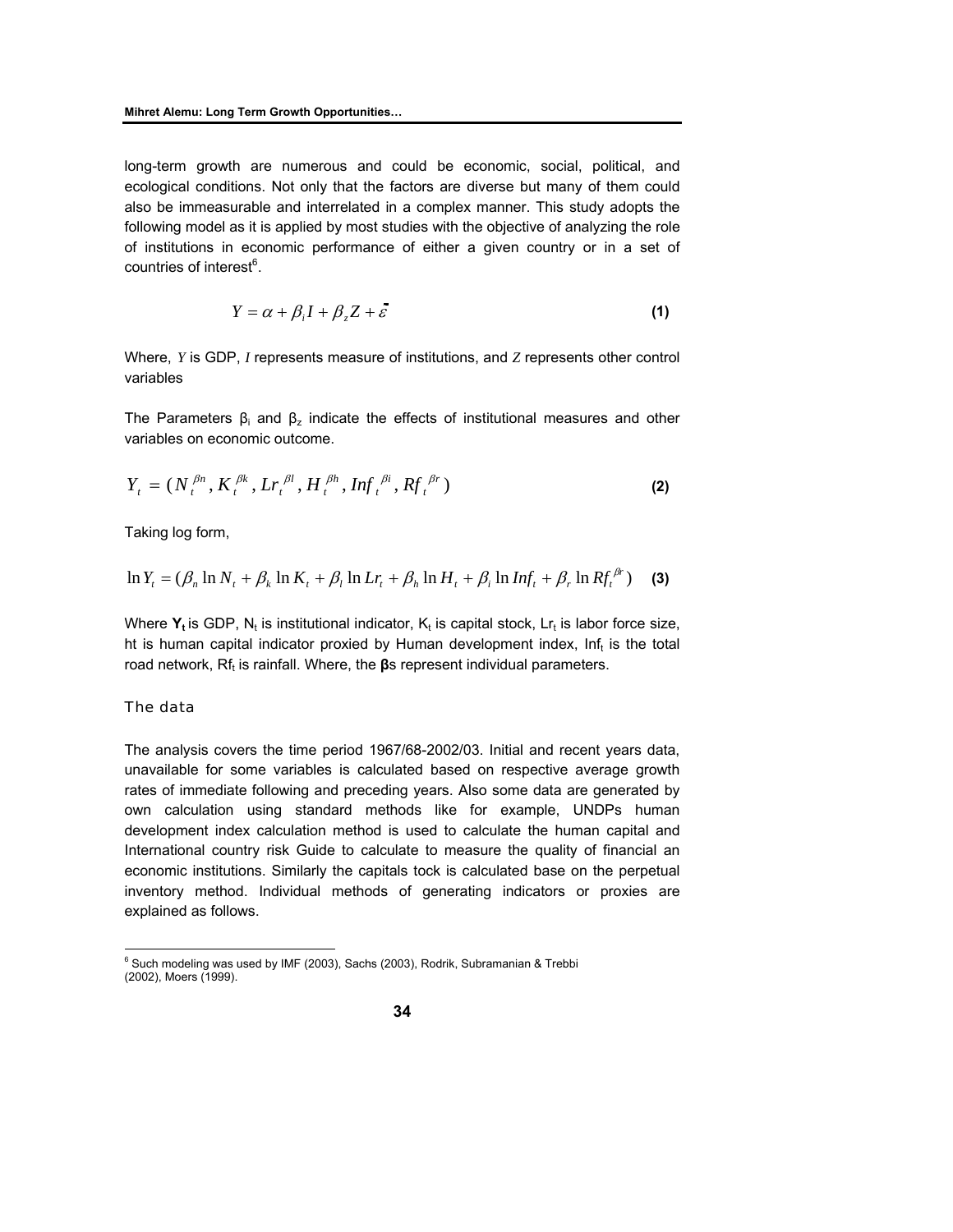long-term growth are numerous and could be economic, social, political, and ecological conditions. Not only that the factors are diverse but many of them could also be immeasurable and interrelated in a complex manner. This study adopts the following model as it is applied by most studies with the objective of analyzing the role of institutions in economic performance of either a given country or in a set of countries of interest[6].

$$Y = \alpha + \beta_i I + \beta_z Z + \bar{\bar{\varepsilon}} \tag{1}$$

Where, $Y$ is GDP, $I$ represents measure of institutions, and $Z$ represents other control variables

The Parameters $\beta_i$ and $\beta_z$ indicate the effects of institutional measures and other variables on economic outcome.

$$Y_t = (N_t^{\beta n}, K_t^{\beta k}, Lr_t^{\beta l}, H_t^{\beta h}, Inf_t^{\beta i}, Rf_t^{\beta r}) \tag{2}$$

Taking log form,

$$\ln Y_t = (\beta_n \ln N_t + \beta_k \ln K_t + \beta_l \ln Lr_t + \beta_h \ln H_t + \beta_i \ln Inf_t + \beta_r \ln Rf_t^{\beta r}) \tag{3}$$

Where $\mathbf{Y_t}$ is GDP, $N_t$ is institutional indicator, $K_t$ is capital stock, $Lr_t$ is labor force size, ht is human capital indicator proxied by Human development index, $Inf_t$ is the total road network, $Rf_t$ is rainfall. Where, the **β**s represent individual parameters.

### The data

The analysis covers the time period 1967/68-2002/03. Initial and recent years data, unavailable for some variables is calculated based on respective average growth rates of immediate following and preceding years. Also some data are generated by own calculation using standard methods like for example, UNDPs human development index calculation method is used to calculate the human capital and International country risk Guide to calculate to measure the quality of financial an economic institutions. Similarly the capitals tock is calculated base on the perpetual inventory method. Individual methods of generating indicators or proxies are explained as follows.

---

[6] Such modeling was used by IMF (2003), Sachs (2003), Rodrik, Subramanian & Trebbi (2002), Moers (1999).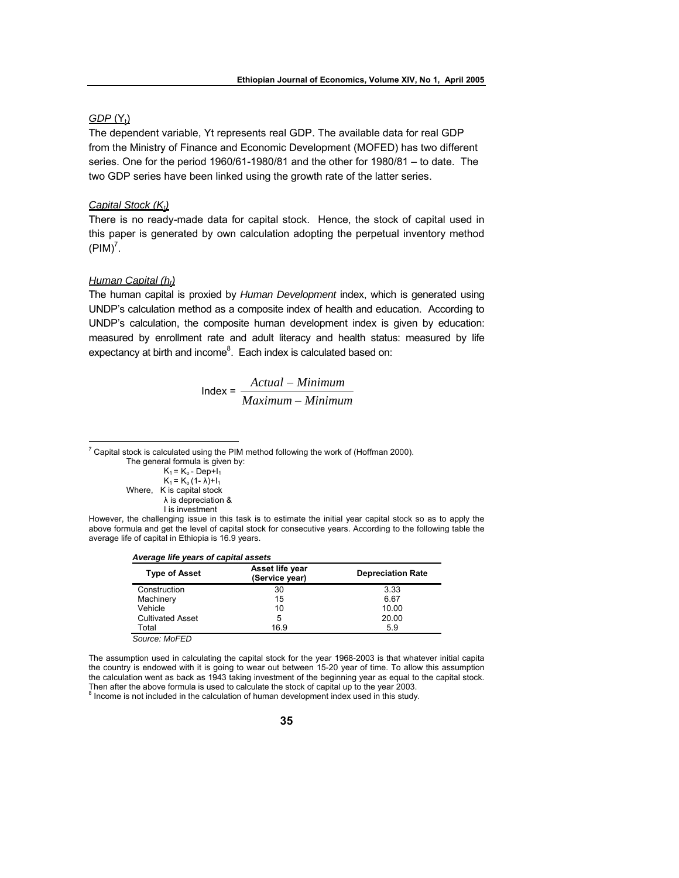*GDP* ($Y_t$)

The dependent variable, Yt represents real GDP. The available data for real GDP from the Ministry of Finance and Economic Development (MOFED) has two different series. One for the period 1960/61-1980/81 and the other for 1980/81 – to date. The two GDP series have been linked using the growth rate of the latter series.

*Capital Stock ($K_t$)*

There is no ready-made data for capital stock. Hence, the stock of capital used in this paper is generated by own calculation adopting the perpetual inventory method (PIM)[7].

*Human Capital ($h_t$)*

The human capital is proxied by *Human Development* index, which is generated using UNDP's calculation method as a composite index of health and education. According to UNDP's calculation, the composite human development index is given by education: measured by enrollment rate and adult literacy and health status: measured by life expectancy at birth and income[8]. Each index is calculated based on:

$$\text{Index} = \frac{Actual - Minimum}{Maximum - Minimum}$$

---

[7] Capital stock is calculated using the PIM method following the work of (Hoffman 2000).

The general formula is given by:

$$K_1 = K_o - Dep + I_1$$

$$K_1 = K_o(1-\lambda) + I_1$$

Where, K is capital stock
λ is depreciation &
I is investment

However, the challenging issue in this task is to estimate the initial year capital stock so as to apply the above formula and get the level of capital stock for consecutive years. According to the following table the average life of capital in Ethiopia is 16.9 years.

***Average life years of capital assets***

| Type of Asset | Asset life year (Service year) | Depreciation Rate |
|---|---|---|
| Construction | 30 | 3.33 |
| Machinery | 15 | 6.67 |
| Vehicle | 10 | 10.00 |
| Cultivated Asset | 5 | 20.00 |
| Total | 16.9 | 5.9 |

*Source: MoFED*

The assumption used in calculating the capital stock for the year 1968-2003 is that whatever initial capita the country is endowed with it is going to wear out between 15-20 year of time. To allow this assumption the calculation went as back as 1943 taking investment of the beginning year as equal to the capital stock. Then after the above formula is used to calculate the stock of capital up to the year 2003.

[8] Income is not included in the calculation of human development index used in this study.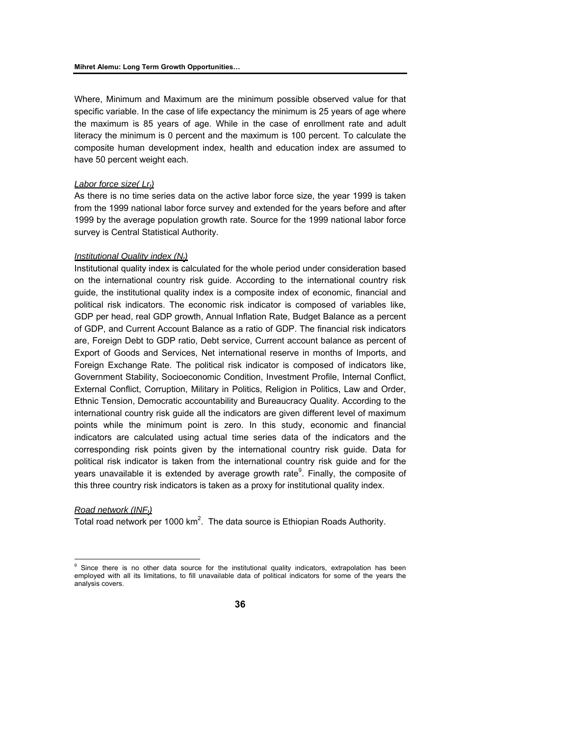Where, Minimum and Maximum are the minimum possible observed value for that specific variable. In the case of life expectancy the minimum is 25 years of age where the maximum is 85 years of age. While in the case of enrollment rate and adult literacy the minimum is 0 percent and the maximum is 100 percent. To calculate the composite human development index, health and education index are assumed to have 50 percent weight each.

*Labor force size( $Lr_t$)*

As there is no time series data on the active labor force size, the year 1999 is taken from the 1999 national labor force survey and extended for the years before and after 1999 by the average population growth rate. Source for the 1999 national labor force survey is Central Statistical Authority.

*Institutional Quality index ($N_t$)*

Institutional quality index is calculated for the whole period under consideration based on the international country risk guide. According to the international country risk guide, the institutional quality index is a composite index of economic, financial and political risk indicators. The economic risk indicator is composed of variables like, GDP per head, real GDP growth, Annual Inflation Rate, Budget Balance as a percent of GDP, and Current Account Balance as a ratio of GDP. The financial risk indicators are, Foreign Debt to GDP ratio, Debt service, Current account balance as percent of Export of Goods and Services, Net international reserve in months of Imports, and Foreign Exchange Rate. The political risk indicator is composed of indicators like, Government Stability, Socioeconomic Condition, Investment Profile, Internal Conflict, External Conflict, Corruption, Military in Politics, Religion in Politics, Law and Order, Ethnic Tension, Democratic accountability and Bureaucracy Quality. According to the international country risk guide all the indicators are given different level of maximum points while the minimum point is zero. In this study, economic and financial indicators are calculated using actual time series data of the indicators and the corresponding risk points given by the international country risk guide. Data for political risk indicator is taken from the international country risk guide and for the years unavailable it is extended by average growth rate[9]. Finally, the composite of this three country risk indicators is taken as a proxy for institutional quality index.

*Road network ($INF_t$)*

Total road network per 1000 $km^2$. The data source is Ethiopian Roads Authority.

---

[9] Since there is no other data source for the institutional quality indicators, extrapolation has been employed with all its limitations, to fill unavailable data of political indicators for some of the years the analysis covers.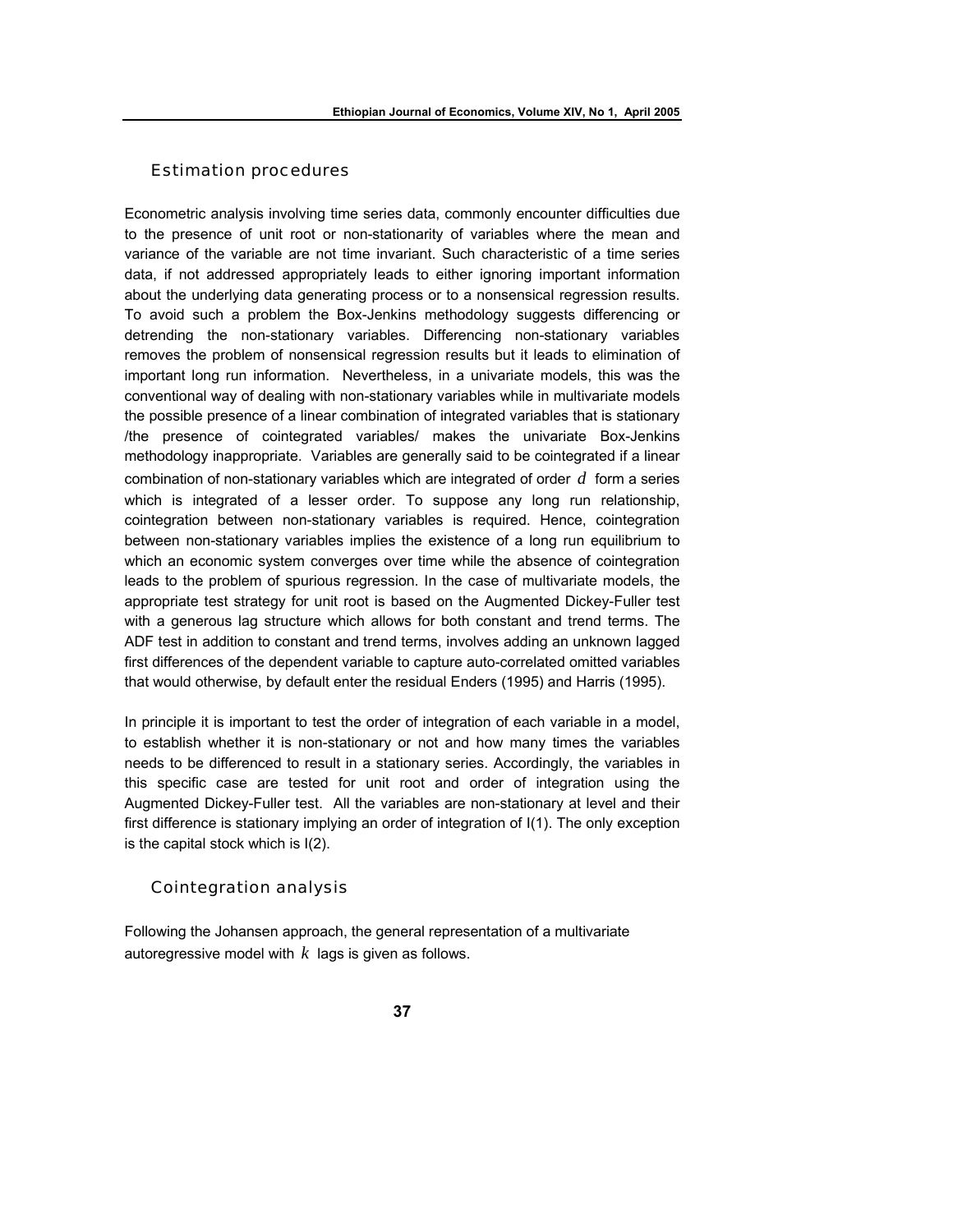## Estimation procedures

Econometric analysis involving time series data, commonly encounter difficulties due to the presence of unit root or non-stationarity of variables where the mean and variance of the variable are not time invariant. Such characteristic of a time series data, if not addressed appropriately leads to either ignoring important information about the underlying data generating process or to a nonsensical regression results. To avoid such a problem the Box-Jenkins methodology suggests differencing or detrending the non-stationary variables. Differencing non-stationary variables removes the problem of nonsensical regression results but it leads to elimination of important long run information. Nevertheless, in a univariate models, this was the conventional way of dealing with non-stationary variables while in multivariate models the possible presence of a linear combination of integrated variables that is stationary /the presence of cointegrated variables/ makes the univariate Box-Jenkins methodology inappropriate. Variables are generally said to be cointegrated if a linear combination of non-stationary variables which are integrated of order $d$ form a series which is integrated of a lesser order. To suppose any long run relationship, cointegration between non-stationary variables is required. Hence, cointegration between non-stationary variables implies the existence of a long run equilibrium to which an economic system converges over time while the absence of cointegration leads to the problem of spurious regression. In the case of multivariate models, the appropriate test strategy for unit root is based on the Augmented Dickey-Fuller test with a generous lag structure which allows for both constant and trend terms. The ADF test in addition to constant and trend terms, involves adding an unknown lagged first differences of the dependent variable to capture auto-correlated omitted variables that would otherwise, by default enter the residual Enders (1995) and Harris (1995).

In principle it is important to test the order of integration of each variable in a model, to establish whether it is non-stationary or not and how many times the variables needs to be differenced to result in a stationary series. Accordingly, the variables in this specific case are tested for unit root and order of integration using the Augmented Dickey-Fuller test. All the variables are non-stationary at level and their first difference is stationary implying an order of integration of I(1). The only exception is the capital stock which is I(2).

## Cointegration analysis

Following the Johansen approach, the general representation of a multivariate autoregressive model with $k$ lags is given as follows.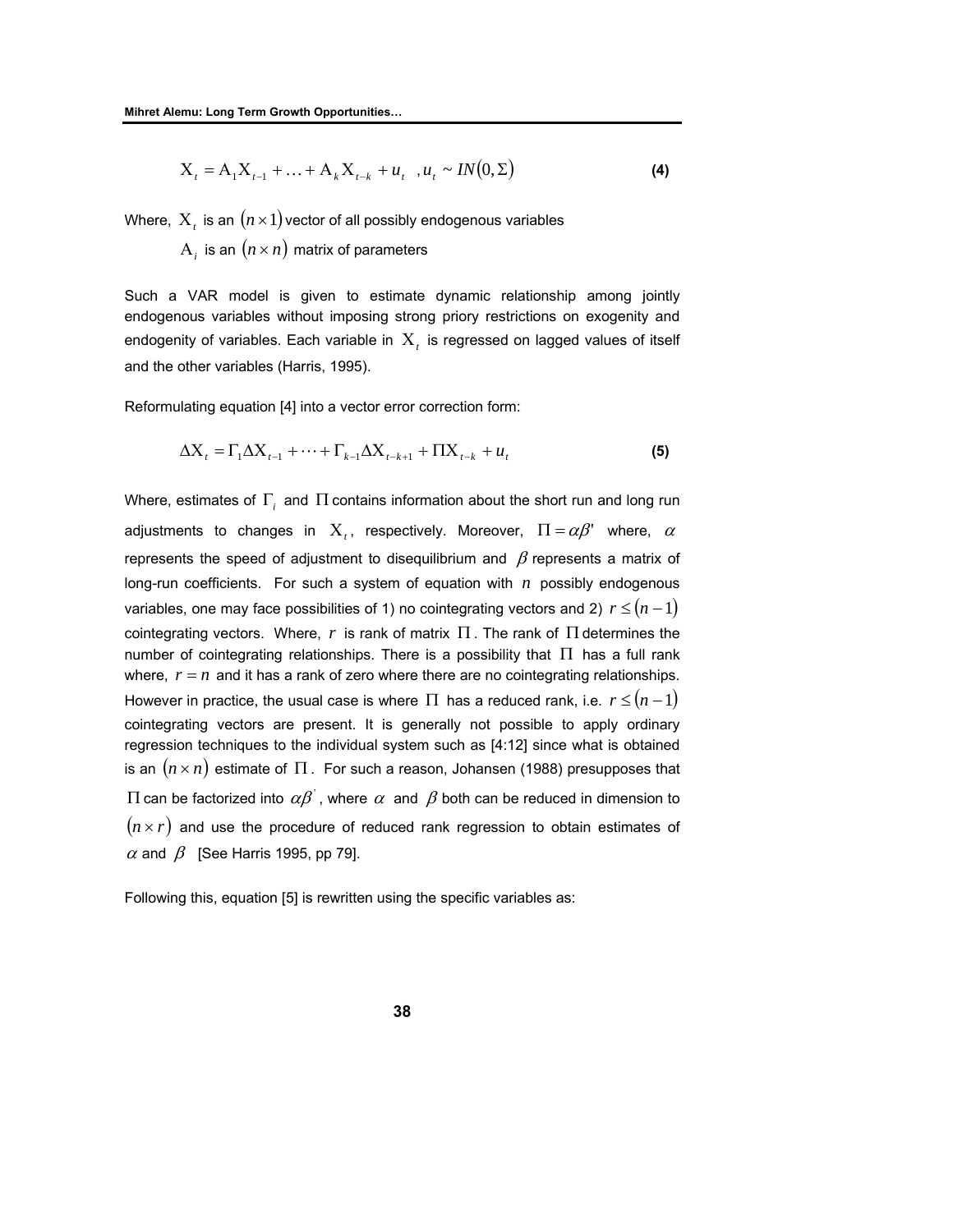$$\mathrm{X}_t = \mathrm{A}_1\mathrm{X}_{t-1} + \ldots + \mathrm{A}_k\mathrm{X}_{t-k} + u_t \quad , u_t \sim IN(0, \Sigma) \tag{4}$$

Where, $\mathrm{X}_t$ is an $(n \times 1)$ vector of all possibly endogenous variables

$\mathrm{A}_i$ is an $(n \times n)$ matrix of parameters

Such a VAR model is given to estimate dynamic relationship among jointly endogenous variables without imposing strong priory restrictions on exogenity and endogenity of variables. Each variable in $\mathrm{X}_t$ is regressed on lagged values of itself and the other variables (Harris, 1995).

Reformulating equation [4] into a vector error correction form:

$$\Delta\mathrm{X}_t = \Gamma_1\Delta\mathrm{X}_{t-1} + \cdots + \Gamma_{k-1}\Delta\mathrm{X}_{t-k+1} + \Pi\mathrm{X}_{t-k} + u_t \tag{5}$$

Where, estimates of $\Gamma_i$ and $\Pi$ contains information about the short run and long run adjustments to changes in $\mathrm{X}_t$, respectively. Moreover, $\Pi = \alpha\beta'$ where, $\alpha$ represents the speed of adjustment to disequilibrium and $\beta$ represents a matrix of long-run coefficients. For such a system of equation with $n$ possibly endogenous variables, one may face possibilities of 1) no cointegrating vectors and 2) $r \leq (n-1)$ cointegrating vectors. Where, $r$ is rank of matrix $\Pi$. The rank of $\Pi$ determines the number of cointegrating relationships. There is a possibility that $\Pi$ has a full rank where, $r = n$ and it has a rank of zero where there are no cointegrating relationships. However in practice, the usual case is where $\Pi$ has a reduced rank, i.e. $r \leq (n-1)$ cointegrating vectors are present. It is generally not possible to apply ordinary regression techniques to the individual system such as [4:12] since what is obtained is an $(n \times n)$ estimate of $\Pi$. For such a reason, Johansen (1988) presupposes that $\Pi$ can be factorized into $\alpha\beta'$, where $\alpha$ and $\beta$ both can be reduced in dimension to $(n \times r)$ and use the procedure of reduced rank regression to obtain estimates of $\alpha$ and $\beta$ [See Harris 1995, pp 79].

Following this, equation [5] is rewritten using the specific variables as: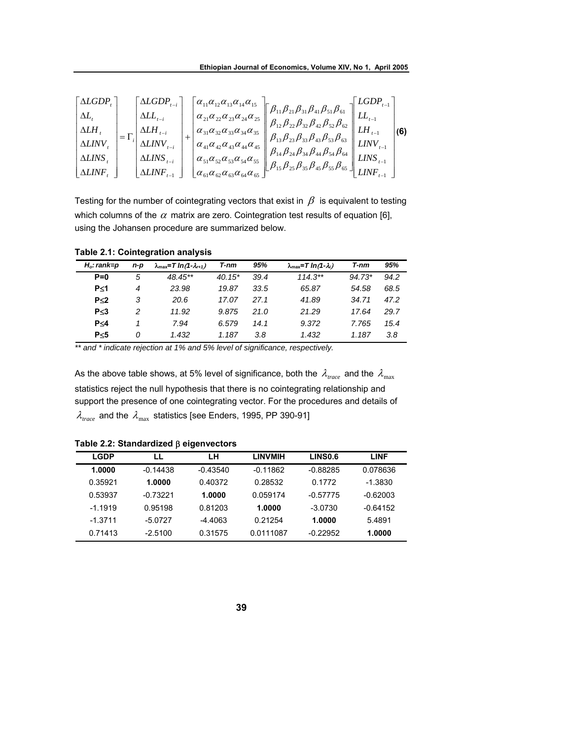$$
\begin{bmatrix} \Delta LGDP_t \\ \Delta L_t \\ \Delta LH_t \\ \Delta LINV_t \\ \Delta LINS_t \\ \Delta LINF_t \end{bmatrix} = \Gamma_i \begin{bmatrix} \Delta LGDP_{t-i} \\ \Delta LL_{t-i} \\ \Delta LH_{t-i} \\ \Delta LINV_{t-i} \\ \Delta LINS_{t-i} \\ \Delta LINF_{t-1} \end{bmatrix} + \begin{bmatrix} \alpha_{11}\alpha_{12}\alpha_{13}\alpha_{14}\alpha_{15} \\ \alpha_{21}\alpha_{22}\alpha_{23}\alpha_{24}\alpha_{25} \\ \alpha_{31}\alpha_{32}\alpha_{33}\alpha_{34}\alpha_{35} \\ \alpha_{41}\alpha_{42}\alpha_{43}\alpha_{44}\alpha_{45} \\ \alpha_{51}\alpha_{52}\alpha_{53}\alpha_{54}\alpha_{55} \\ \alpha_{61}\alpha_{62}\alpha_{63}\alpha_{64}\alpha_{65} \end{bmatrix} \begin{bmatrix} \beta_{11}\beta_{21}\beta_{31}\beta_{41}\beta_{51}\beta_{61} \\ \beta_{12}\beta_{22}\beta_{32}\beta_{42}\beta_{52}\beta_{62} \\ \beta_{13}\beta_{23}\beta_{33}\beta_{43}\beta_{53}\beta_{63} \\ \beta_{14}\beta_{24}\beta_{34}\beta_{44}\beta_{54}\beta_{64} \\ \beta_{15}\beta_{25}\beta_{35}\beta_{45}\beta_{55}\beta_{65} \end{bmatrix} \begin{bmatrix} LGDP_{t-1} \\ LL_{t-1} \\ LH_{t-1} \\ LINV_{t-1} \\ LINS_{t-1} \\ LINF_{t-1} \end{bmatrix} \quad \textbf{(6)}
$$

Testing for the number of cointegrating vectors that exist in $\beta$ is equivalent to testing which columns of the $\alpha$ matrix are zero. Cointegration test results of equation [6], using the Johansen procedure are summarized below.

**Table 2.1: Cointegration analysis**

| $H_o$: rank=p | n-p | $\lambda_{max}$=T ln(1-$\lambda_{r+1}$) | T-nm | 95% | $\lambda_{max}$=T ln(1-$\lambda_i$) | T-nm | 95% |
|---|---|---|---|---|---|---|---|
| **P=0** | 5 | 48.45** | 40.15* | 39.4 | 114.3** | 94.73* | 94.2 |
| **P≤1** | 4 | 23.98 | 19.87 | 33.5 | 65.87 | 54.58 | 68.5 |
| **P≤2** | 3 | 20.6 | 17.07 | 27.1 | 41.89 | 34.71 | 47.2 |
| **P≤3** | 2 | 11.92 | 9.875 | 21.0 | 21.29 | 17.64 | 29.7 |
| **P≤4** | 1 | 7.94 | 6.579 | 14.1 | 9.372 | 7.765 | 15.4 |
| **P≤5** | 0 | 1.432 | 1.187 | 3.8 | 1.432 | 1.187 | 3.8 |

*** and * indicate rejection at 1% and 5% level of significance, respectively.*

As the above table shows, at 5% level of significance, both the $\lambda_{trace}$ and the $\lambda_{\max}$ statistics reject the null hypothesis that there is no cointegrating relationship and support the presence of one cointegrating vector. For the procedures and details of $\lambda_{trace}$ and the $\lambda_{\max}$ statistics [see Enders, 1995, PP 390-91]

**Table 2.2: Standardized β eigenvectors**

| LGDP | LL | LH | LINVMIH | LINS0.6 | LINF |
|---|---|---|---|---|---|
| **1.0000** | -0.14438 | -0.43540 | -0.11862 | -0.88285 | 0.078636 |
| 0.35921 | **1.0000** | 0.40372 | 0.28532 | 0.1772 | -1.3830 |
| 0.53937 | -0.73221 | **1.0000** | 0.059174 | -0.57775 | -0.62003 |
| -1.1919 | 0.95198 | 0.81203 | **1.0000** | -3.0730 | -0.64152 |
| -1.3711 | -5.0727 | -4.4063 | 0.21254 | **1.0000** | 5.4891 |
| 0.71413 | -2.5100 | 0.31575 | 0.0111087 | -0.22952 | **1.0000** |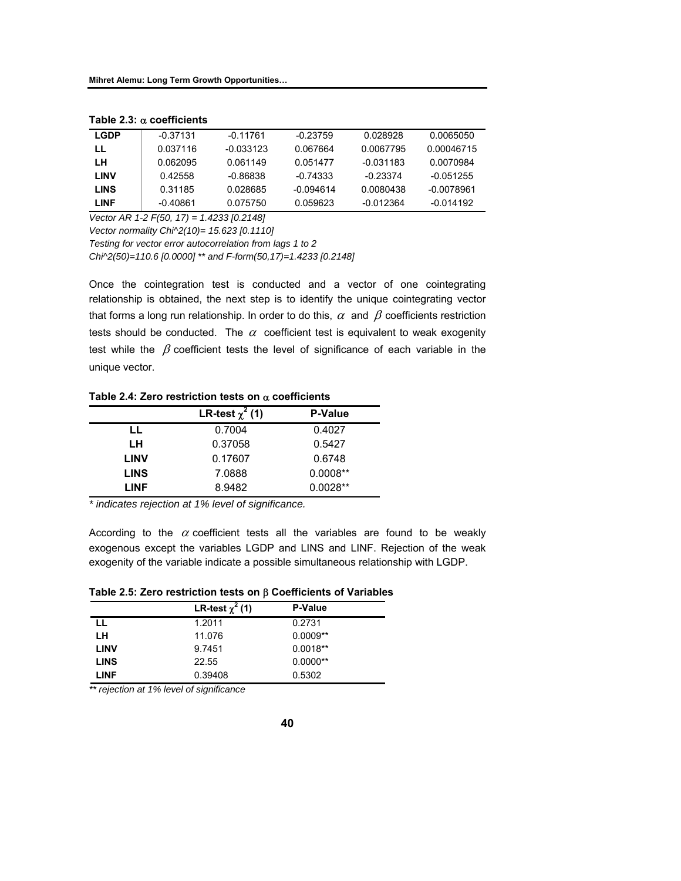**Table 2.3: $\alpha$ coefficients**

| | | | | | |
|---|---|---|---|---|---|
| **LGDP** | -0.37131 | -0.11761 | -0.23759 | 0.028928 | 0.0065050 |
| **LL** | 0.037116 | -0.033123 | 0.067664 | 0.0067795 | 0.00046715 |
| **LH** | 0.062095 | 0.061149 | 0.051477 | -0.031183 | 0.0070984 |
| **LINV** | 0.42558 | -0.86838 | -0.74333 | -0.23374 | -0.051255 |
| **LINS** | 0.31185 | 0.028685 | -0.094614 | 0.0080438 | -0.0078961 |
| **LINF** | -0.40861 | 0.075750 | 0.059623 | -0.012364 | -0.014192 |

*Vector AR 1-2 F(50, 17) = 1.4233 [0.2148]*
*Vector normality Chi^2(10)= 15.623 [0.1110]*
*Testing for vector error autocorrelation from lags 1 to 2*
*Chi^2(50)=110.6 [0.0000] ** and F-form(50,17)=1.4233 [0.2148]*

Once the cointegration test is conducted and a vector of one cointegrating relationship is obtained, the next step is to identify the unique cointegrating vector that forms a long run relationship. In order to do this, $\alpha$ and $\beta$ coefficients restriction tests should be conducted. The $\alpha$ coefficient test is equivalent to weak exogenity test while the $\beta$ coefficient tests the level of significance of each variable in the unique vector.

**Table 2.4: Zero restriction tests on $\alpha$ coefficients**

| | LR-test $\chi^2$ (1) | P-Value |
|---|---|---|
| **LL** | 0.7004 | 0.4027 |
| **LH** | 0.37058 | 0.5427 |
| **LINV** | 0.17607 | 0.6748 |
| **LINS** | 7.0888 | 0.0008** |
| **LINF** | 8.9482 | 0.0028** |

*\* indicates rejection at 1% level of significance.*

According to the $\alpha$ coefficient tests all the variables are found to be weakly exogenous except the variables LGDP and LINS and LINF. Rejection of the weak exogenity of the variable indicate a possible simultaneous relationship with LGDP.

**Table 2.5: Zero restriction tests on $\beta$ Coefficients of Variables**

| | LR-test $\chi^2$ (1) | P-Value |
|---|---|---|
| **LL** | 1.2011 | 0.2731 |
| **LH** | 11.076 | 0.0009** |
| **LINV** | 9.7451 | 0.0018** |
| **LINS** | 22.55 | 0.0000** |
| **LINF** | 0.39408 | 0.5302 |

*\*\* rejection at 1% level of significance*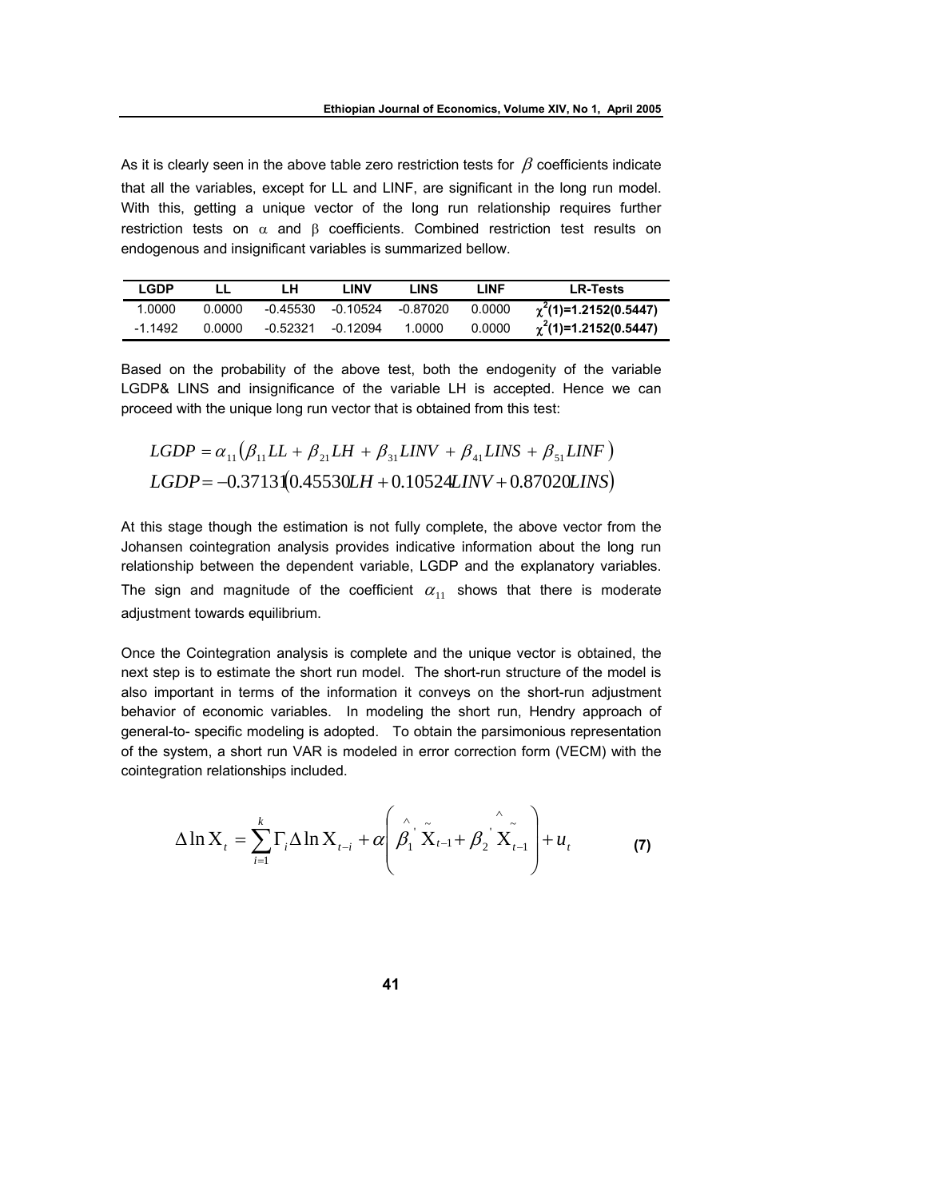As it is clearly seen in the above table zero restriction tests for $\beta$ coefficients indicate that all the variables, except for LL and LINF, are significant in the long run model. With this, getting a unique vector of the long run relationship requires further restriction tests on $\alpha$ and $\beta$ coefficients. Combined restriction test results on endogenous and insignificant variables is summarized bellow.

| LGDP | LL | LH | LINV | LINS | LINF | LR-Tests |
|---|---|---|---|---|---|---|
| 1.0000 | 0.0000 | -0.45530 | -0.10524 | -0.87020 | 0.0000 | **$\chi^2$(1)=1.2152(0.5447)** |
| -1.1492 | 0.0000 | -0.52321 | -0.12094 | 1.0000 | 0.0000 | **$\chi^2$(1)=1.2152(0.5447)** |

Based on the probability of the above test, both the endogenity of the variable LGDP& LINS and insignificance of the variable LH is accepted. Hence we can proceed with the unique long run vector that is obtained from this test:

$$LGDP = \alpha_{11}\left(\beta_{11}LL + \beta_{21}LH + \beta_{31}LINV + \beta_{41}LINS + \beta_{51}LINF\right)$$
$$LGDP = -0.37131\left(0.45530LH + 0.10524LINV + 0.87020LINS\right)$$

At this stage though the estimation is not fully complete, the above vector from the Johansen cointegration analysis provides indicative information about the long run relationship between the dependent variable, LGDP and the explanatory variables. The sign and magnitude of the coefficient $\alpha_{11}$ shows that there is moderate adjustment towards equilibrium.

Once the Cointegration analysis is complete and the unique vector is obtained, the next step is to estimate the short run model. The short-run structure of the model is also important in terms of the information it conveys on the short-run adjustment behavior of economic variables. In modeling the short run, Hendry approach of general-to- specific modeling is adopted. To obtain the parsimonious representation of the system, a short run VAR is modeled in error correction form (VECM) with the cointegration relationships included.

$$\Delta \ln \mathrm{X}_t = \sum_{i=1}^{k} \Gamma_i \Delta \ln \mathrm{X}_{t-i} + \alpha\left(\hat{\beta}_1^{'}\tilde{\mathrm{X}}_{t-1} + \hat{\beta}_2^{'}\tilde{\mathrm{X}}_{t-1}\right) + u_t \qquad \textbf{(7)}$$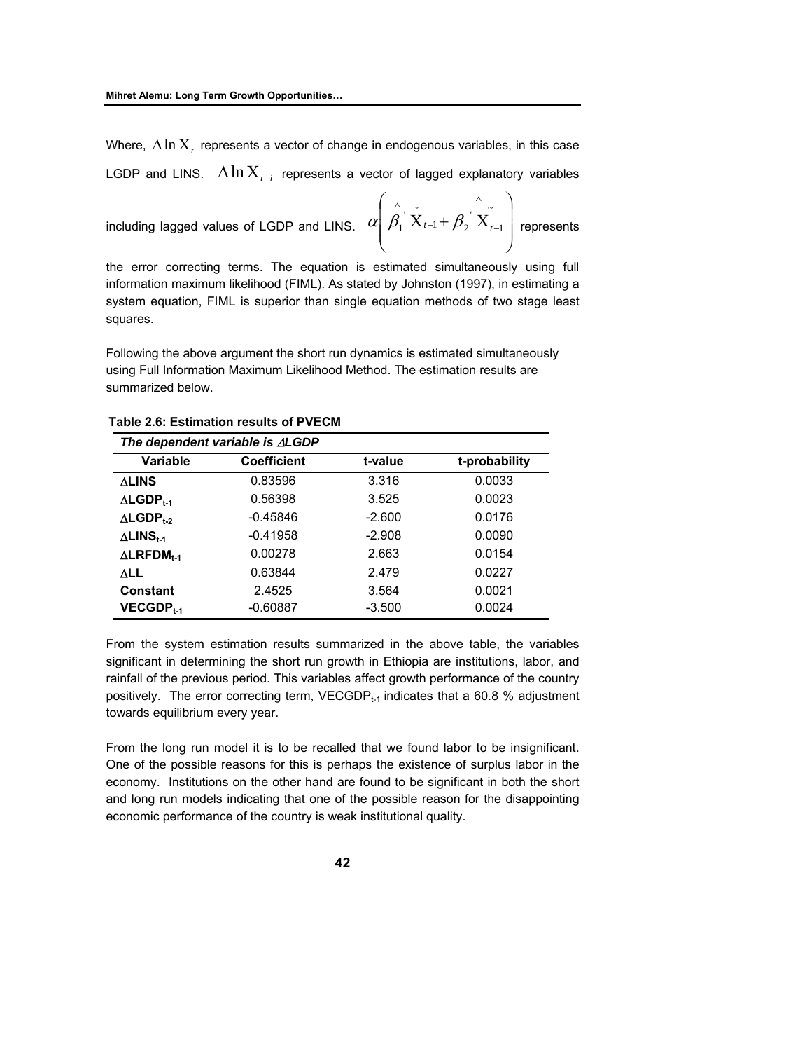Where, $\Delta \ln X_t$ represents a vector of change in endogenous variables, in this case LGDP and LINS. $\Delta \ln X_{t-i}$ represents a vector of lagged explanatory variables including lagged values of LGDP and LINS. $\alpha\left( \hat{\beta}_1^{'} \tilde{X}_{t-1} + \hat{\beta}_2^{'} \tilde{X}_{t-1} \right)$ represents the error correcting terms. The equation is estimated simultaneously using full information maximum likelihood (FIML). As stated by Johnston (1997), in estimating a system equation, FIML is superior than single equation methods of two stage least squares.

Following the above argument the short run dynamics is estimated simultaneously using Full Information Maximum Likelihood Method. The estimation results are summarized below.

**Table 2.6: Estimation results of PVECM**

| *The dependent variable is ΔLGDP* | | | |
|---|---|---|---|
| **Variable** | **Coefficient** | **t-value** | **t-probability** |
| **ΔLINS** | 0.83596 | 3.316 | 0.0033 |
| **$\Delta LGDP_{t-1}$** | 0.56398 | 3.525 | 0.0023 |
| **$\Delta LGDP_{t-2}$** | -0.45846 | -2.600 | 0.0176 |
| **$\Delta LINS_{t-1}$** | -0.41958 | -2.908 | 0.0090 |
| **$\Delta LRFDM_{t-1}$** | 0.00278 | 2.663 | 0.0154 |
| **ΔLL** | 0.63844 | 2.479 | 0.0227 |
| **Constant** | 2.4525 | 3.564 | 0.0021 |
| **$VECGDP_{t-1}$** | -0.60887 | -3.500 | 0.0024 |

From the system estimation results summarized in the above table, the variables significant in determining the short run growth in Ethiopia are institutions, labor, and rainfall of the previous period. This variables affect growth performance of the country positively. The error correcting term, $VECGDP_{t-1}$ indicates that a 60.8 % adjustment towards equilibrium every year.

From the long run model it is to be recalled that we found labor to be insignificant. One of the possible reasons for this is perhaps the existence of surplus labor in the economy. Institutions on the other hand are found to be significant in both the short and long run models indicating that one of the possible reason for the disappointing economic performance of the country is weak institutional quality.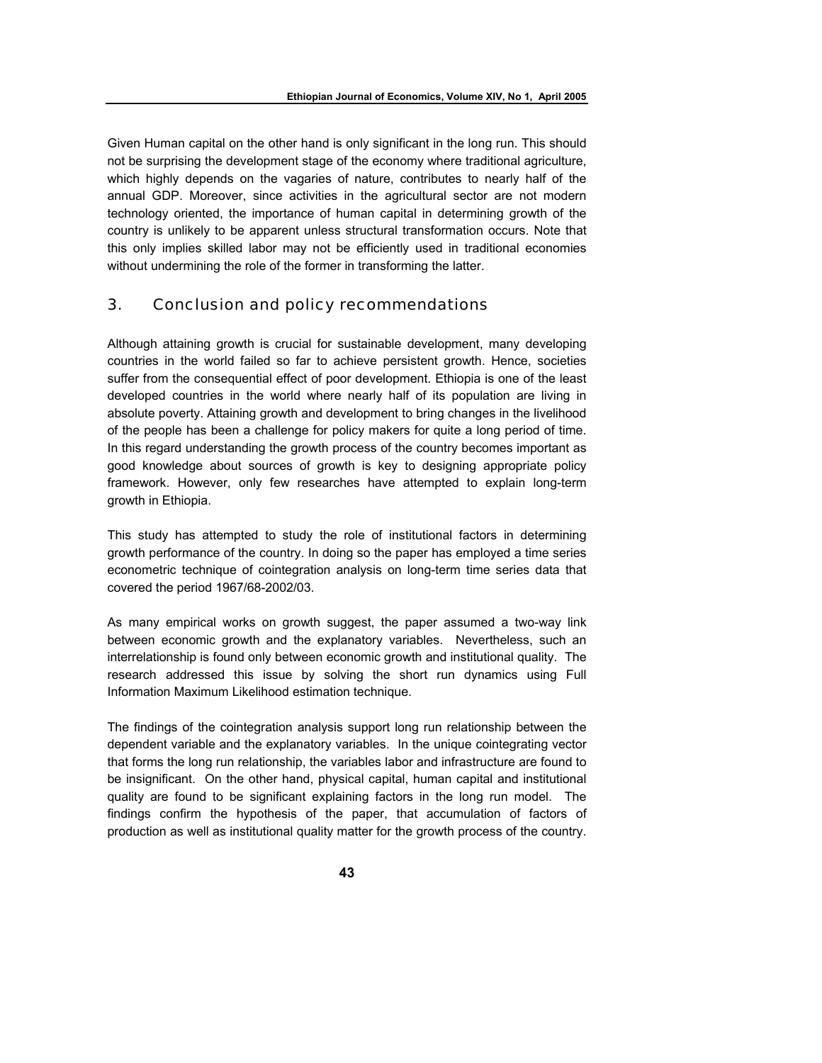Given Human capital on the other hand is only significant in the long run. This should not be surprising the development stage of the economy where traditional agriculture, which highly depends on the vagaries of nature, contributes to nearly half of the annual GDP. Moreover, since activities in the agricultural sector are not modern technology oriented, the importance of human capital in determining growth of the country is unlikely to be apparent unless structural transformation occurs. Note that this only implies skilled labor may not be efficiently used in traditional economies without undermining the role of the former in transforming the latter.

## 3. Conclusion and policy recommendations

Although attaining growth is crucial for sustainable development, many developing countries in the world failed so far to achieve persistent growth. Hence, societies suffer from the consequential effect of poor development. Ethiopia is one of the least developed countries in the world where nearly half of its population are living in absolute poverty. Attaining growth and development to bring changes in the livelihood of the people has been a challenge for policy makers for quite a long period of time. In this regard understanding the growth process of the country becomes important as good knowledge about sources of growth is key to designing appropriate policy framework. However, only few researches have attempted to explain long-term growth in Ethiopia.

This study has attempted to study the role of institutional factors in determining growth performance of the country. In doing so the paper has employed a time series econometric technique of cointegration analysis on long-term time series data that covered the period 1967/68-2002/03.

As many empirical works on growth suggest, the paper assumed a two-way link between economic growth and the explanatory variables. Nevertheless, such an interrelationship is found only between economic growth and institutional quality. The research addressed this issue by solving the short run dynamics using Full Information Maximum Likelihood estimation technique.

The findings of the cointegration analysis support long run relationship between the dependent variable and the explanatory variables. In the unique cointegrating vector that forms the long run relationship, the variables labor and infrastructure are found to be insignificant. On the other hand, physical capital, human capital and institutional quality are found to be significant explaining factors in the long run model. The findings confirm the hypothesis of the paper, that accumulation of factors of production as well as institutional quality matter for the growth process of the country.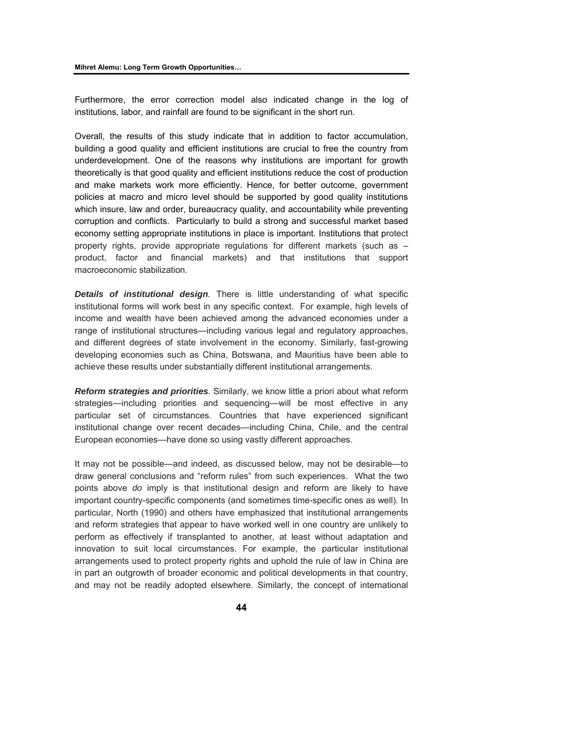Furthermore, the error correction model also indicated change in the log of institutions, labor, and rainfall are found to be significant in the short run.

Overall, the results of this study indicate that in addition to factor accumulation, building a good quality and efficient institutions are crucial to free the country from underdevelopment. One of the reasons why institutions are important for growth theoretically is that good quality and efficient institutions reduce the cost of production and make markets work more efficiently. Hence, for better outcome, government policies at macro and micro level should be supported by good quality institutions which insure, law and order, bureaucracy quality, and accountability while preventing corruption and conflicts. Particularly to build a strong and successful market based economy setting appropriate institutions in place is important. Institutions that protect property rights, provide appropriate regulations for different markets (such as – product, factor and financial markets) and that institutions that support macroeconomic stabilization.

***Details of institutional design***. There is little understanding of what specific institutional forms will work best in any specific context. For example, high levels of income and wealth have been achieved among the advanced economies under a range of institutional structures—including various legal and regulatory approaches, and different degrees of state involvement in the economy. Similarly, fast-growing developing economies such as China, Botswana, and Mauritius have been able to achieve these results under substantially different institutional arrangements.

***Reform strategies and priorities***. Similarly, we know little a priori about what reform strategies—including priorities and sequencing—will be most effective in any particular set of circumstances. Countries that have experienced significant institutional change over recent decades—including China, Chile, and the central European economies—have done so using vastly different approaches.

It may not be possible—and indeed, as discussed below, may not be desirable—to draw general conclusions and "reform rules" from such experiences. What the two points above *do* imply is that institutional design and reform are likely to have important country-specific components (and sometimes time-specific ones as well). In particular, North (1990) and others have emphasized that institutional arrangements and reform strategies that appear to have worked well in one country are unlikely to perform as effectively if transplanted to another, at least without adaptation and innovation to suit local circumstances. For example, the particular institutional arrangements used to protect property rights and uphold the rule of law in China are in part an outgrowth of broader economic and political developments in that country, and may not be readily adopted elsewhere. Similarly, the concept of international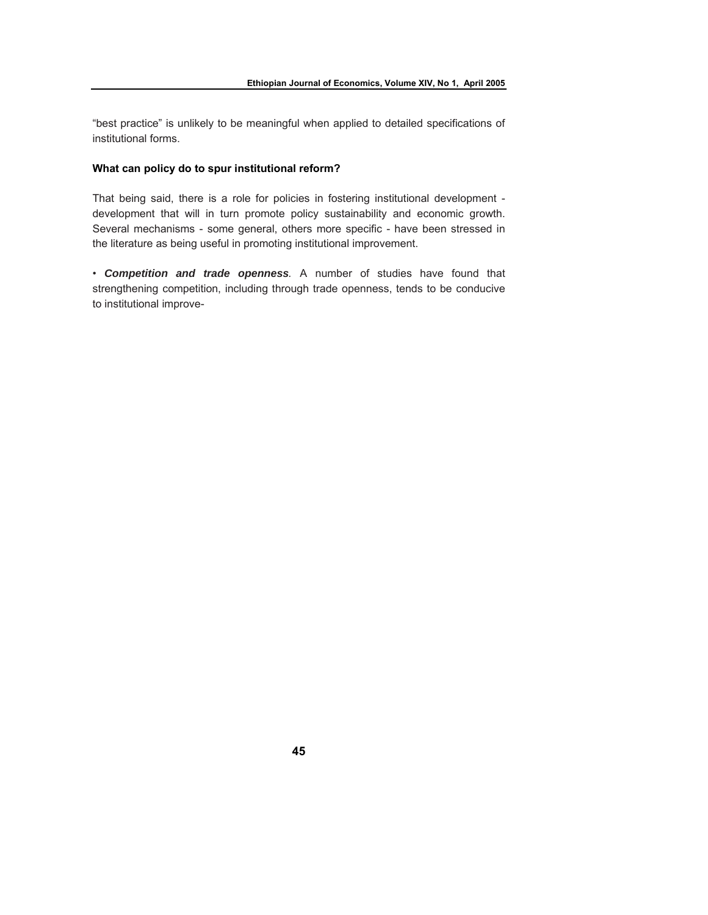"best practice" is unlikely to be meaningful when applied to detailed specifications of institutional forms.

**What can policy do to spur institutional reform?**

That being said, there is a role for policies in fostering institutional development - development that will in turn promote policy sustainability and economic growth. Several mechanisms - some general, others more specific - have been stressed in the literature as being useful in promoting institutional improvement.

• ***Competition and trade openness***. A number of studies have found that strengthening competition, including through trade openness, tends to be conducive to institutional improve-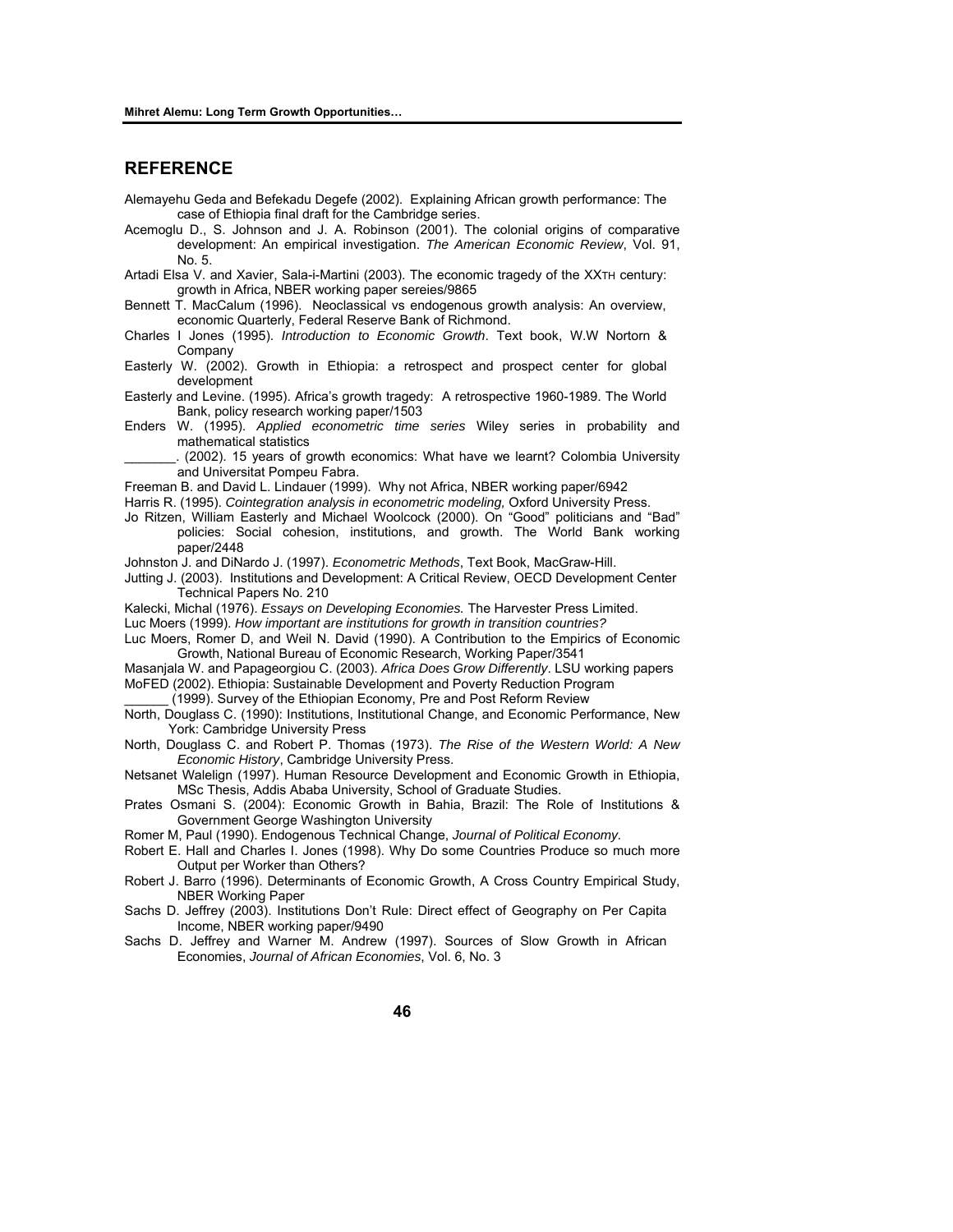## REFERENCE

Alemayehu Geda and Befekadu Degefe (2002). Explaining African growth performance: The case of Ethiopia final draft for the Cambridge series.

Acemoglu D., S. Johnson and J. A. Robinson (2001). The colonial origins of comparative development: An empirical investigation. *The American Economic Review*, Vol. 91, No. 5.

Artadi Elsa V. and Xavier, Sala-i-Martini (2003). The economic tragedy of the XXTH century: growth in Africa, NBER working paper sereies/9865

Bennett T. MacCalum (1996). Neoclassical vs endogenous growth analysis: An overview, economic Quarterly, Federal Reserve Bank of Richmond.

Charles I Jones (1995). *Introduction to Economic Growth*. Text book, W.W Nortorn & Company

Easterly W. (2002). Growth in Ethiopia: a retrospect and prospect center for global development

Easterly and Levine. (1995). Africa's growth tragedy: A retrospective 1960-1989. The World Bank, policy research working paper/1503

Enders W. (1995). *Applied econometric time series* Wiley series in probability and mathematical statistics

_______. (2002). 15 years of growth economics: What have we learnt? Colombia University and Universitat Pompeu Fabra.

Freeman B. and David L. Lindauer (1999). Why not Africa, NBER working paper/6942

Harris R. (1995). *Cointegration analysis in econometric modeling,* Oxford University Press.

Jo Ritzen, William Easterly and Michael Woolcock (2000). On "Good" politicians and "Bad" policies: Social cohesion, institutions, and growth. The World Bank working paper/2448

Johnston J. and DiNardo J. (1997). *Econometric Methods*, Text Book, MacGraw-Hill.

Jutting J. (2003). Institutions and Development: A Critical Review, OECD Development Center Technical Papers No. 210

Kalecki, Michal (1976). *Essays on Developing Economies.* The Harvester Press Limited.

Luc Moers (1999). *How important are institutions for growth in transition countries?*

Luc Moers, Romer D, and Weil N. David (1990). A Contribution to the Empirics of Economic Growth, National Bureau of Economic Research, Working Paper/3541

Masanjala W. and Papageorgiou C. (2003). *Africa Does Grow Differently*. LSU working papers

MoFED (2002). Ethiopia: Sustainable Development and Poverty Reduction Program

______ (1999). Survey of the Ethiopian Economy, Pre and Post Reform Review

North, Douglass C. (1990): Institutions, Institutional Change, and Economic Performance, New York: Cambridge University Press

North, Douglass C. and Robert P. Thomas (1973). *The Rise of the Western World: A New Economic History*, Cambridge University Press.

Netsanet Walelign (1997). Human Resource Development and Economic Growth in Ethiopia, MSc Thesis, Addis Ababa University, School of Graduate Studies.

Prates Osmani S. (2004): Economic Growth in Bahia, Brazil: The Role of Institutions & Government George Washington University

Romer M, Paul (1990). Endogenous Technical Change, *Journal of Political Economy.*

Robert E. Hall and Charles I. Jones (1998). Why Do some Countries Produce so much more Output per Worker than Others?

Robert J. Barro (1996). Determinants of Economic Growth, A Cross Country Empirical Study, NBER Working Paper

Sachs D. Jeffrey (2003). Institutions Don't Rule: Direct effect of Geography on Per Capita Income, NBER working paper/9490

Sachs D. Jeffrey and Warner M. Andrew (1997). Sources of Slow Growth in African Economies, *Journal of African Economies*, Vol. 6, No. 3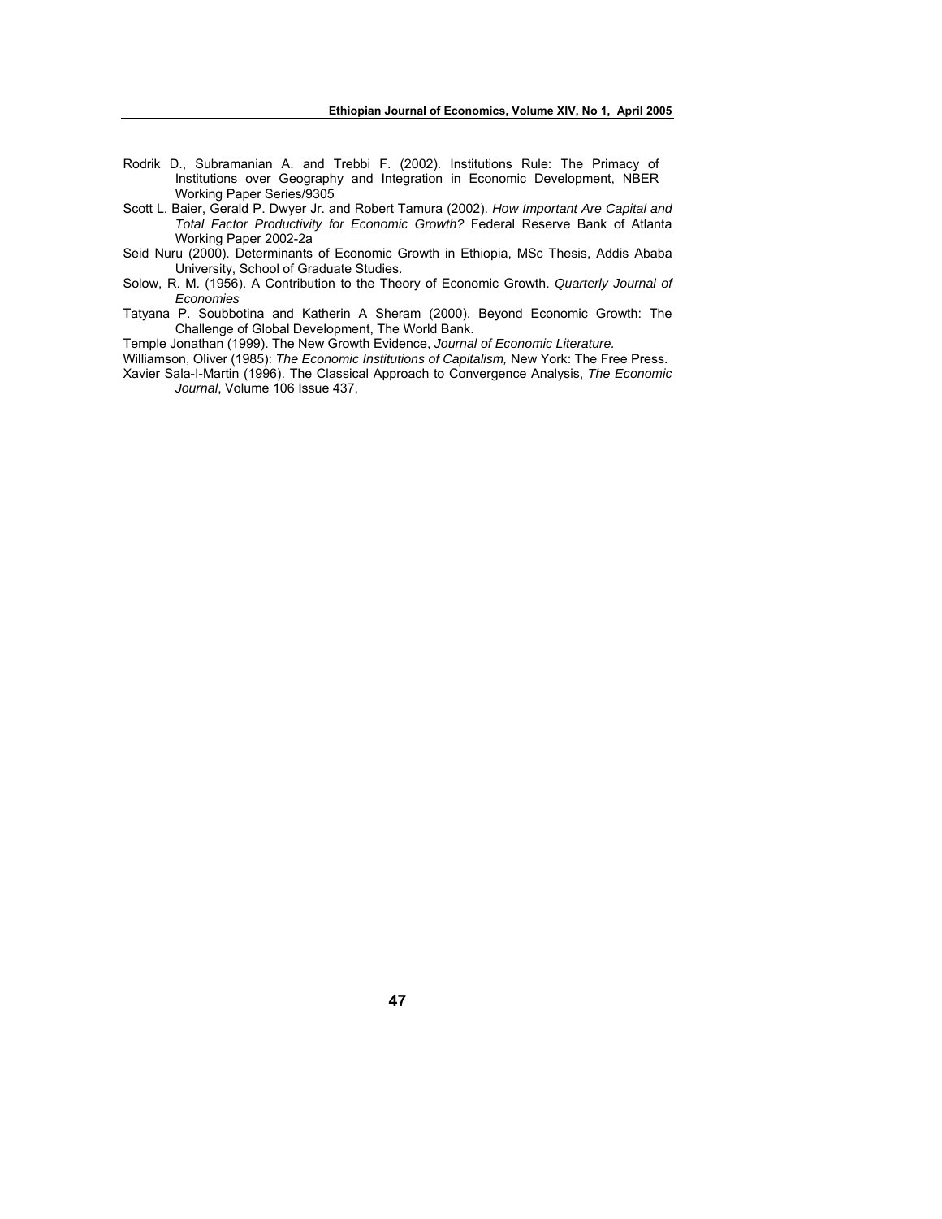Rodrik D., Subramanian A. and Trebbi F. (2002). Institutions Rule: The Primacy of Institutions over Geography and Integration in Economic Development, NBER Working Paper Series/9305

Scott L. Baier, Gerald P. Dwyer Jr. and Robert Tamura (2002). *How Important Are Capital and Total Factor Productivity for Economic Growth?* Federal Reserve Bank of Atlanta Working Paper 2002-2a

Seid Nuru (2000). Determinants of Economic Growth in Ethiopia, MSc Thesis, Addis Ababa University, School of Graduate Studies.

Solow, R. M. (1956). A Contribution to the Theory of Economic Growth. *Quarterly Journal of Economies*

Tatyana P. Soubbotina and Katherin A Sheram (2000). Beyond Economic Growth: The Challenge of Global Development, The World Bank.

Temple Jonathan (1999). The New Growth Evidence, *Journal of Economic Literature.*

Williamson, Oliver (1985): *The Economic Institutions of Capitalism,* New York: The Free Press.

Xavier Sala-I-Martin (1996). The Classical Approach to Convergence Analysis, *The Economic Journal*, Volume 106 Issue 437,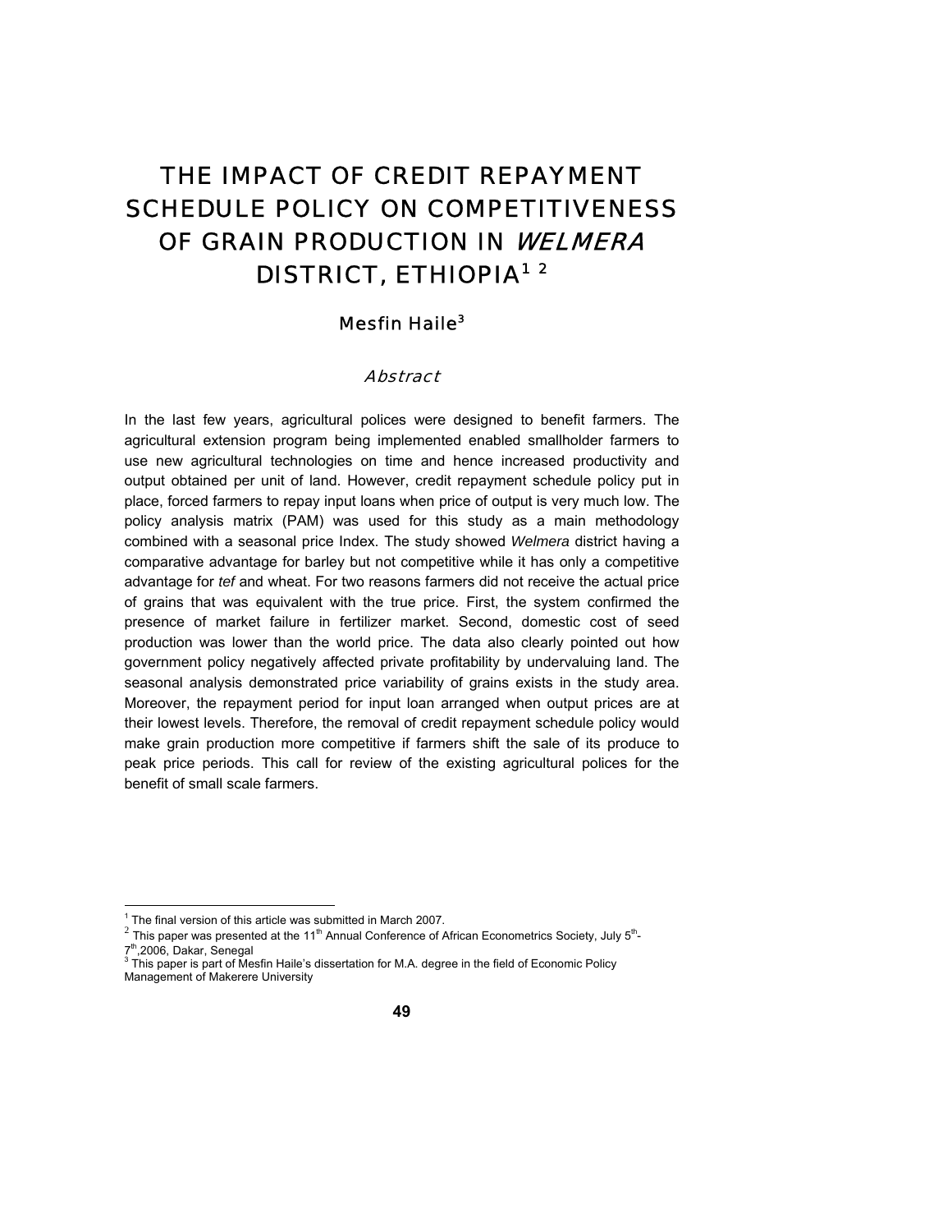# THE IMPACT OF CREDIT REPAYMENT SCHEDULE POLICY ON COMPETITIVENESS OF GRAIN PRODUCTION IN *WELMERA* DISTRICT, ETHIOPIA[1] [2]

## Mesfin Haile[3]

### *Abstract*

In the last few years, agricultural polices were designed to benefit farmers. The agricultural extension program being implemented enabled smallholder farmers to use new agricultural technologies on time and hence increased productivity and output obtained per unit of land. However, credit repayment schedule policy put in place, forced farmers to repay input loans when price of output is very much low. The policy analysis matrix (PAM) was used for this study as a main methodology combined with a seasonal price Index. The study showed *Welmera* district having a comparative advantage for barley but not competitive while it has only a competitive advantage for *tef* and wheat. For two reasons farmers did not receive the actual price of grains that was equivalent with the true price. First, the system confirmed the presence of market failure in fertilizer market. Second, domestic cost of seed production was lower than the world price. The data also clearly pointed out how government policy negatively affected private profitability by undervaluing land. The seasonal analysis demonstrated price variability of grains exists in the study area. Moreover, the repayment period for input loan arranged when output prices are at their lowest levels. Therefore, the removal of credit repayment schedule policy would make grain production more competitive if farmers shift the sale of its produce to peak price periods. This call for review of the existing agricultural polices for the benefit of small scale farmers.

---

[1] The final version of this article was submitted in March 2007.

[2] This paper was presented at the 11th Annual Conference of African Econometrics Society, July 5th-7th,2006, Dakar, Senegal

[3] This paper is part of Mesfin Haile's dissertation for M.A. degree in the field of Economic Policy Management of Makerere University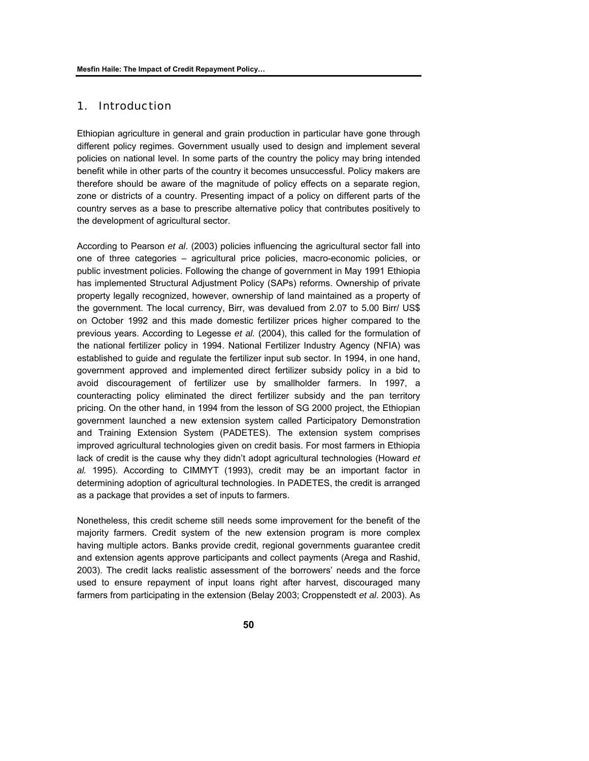## 1. Introduction

Ethiopian agriculture in general and grain production in particular have gone through different policy regimes. Government usually used to design and implement several policies on national level. In some parts of the country the policy may bring intended benefit while in other parts of the country it becomes unsuccessful. Policy makers are therefore should be aware of the magnitude of policy effects on a separate region, zone or districts of a country. Presenting impact of a policy on different parts of the country serves as a base to prescribe alternative policy that contributes positively to the development of agricultural sector.

According to Pearson *et al*. (2003) policies influencing the agricultural sector fall into one of three categories – agricultural price policies, macro-economic policies, or public investment policies. Following the change of government in May 1991 Ethiopia has implemented Structural Adjustment Policy (SAPs) reforms. Ownership of private property legally recognized, however, ownership of land maintained as a property of the government. The local currency, Birr, was devalued from 2.07 to 5.00 Birr/ US$ on October 1992 and this made domestic fertilizer prices higher compared to the previous years. According to Legesse *et al.* (2004), this called for the formulation of the national fertilizer policy in 1994. National Fertilizer Industry Agency (NFIA) was established to guide and regulate the fertilizer input sub sector. In 1994, in one hand, government approved and implemented direct fertilizer subsidy policy in a bid to avoid discouragement of fertilizer use by smallholder farmers. In 1997, a counteracting policy eliminated the direct fertilizer subsidy and the pan territory pricing. On the other hand, in 1994 from the lesson of SG 2000 project, the Ethiopian government launched a new extension system called Participatory Demonstration and Training Extension System (PADETES). The extension system comprises improved agricultural technologies given on credit basis. For most farmers in Ethiopia lack of credit is the cause why they didn't adopt agricultural technologies (Howard *et al.* 1995). According to CIMMYT (1993), credit may be an important factor in determining adoption of agricultural technologies. In PADETES, the credit is arranged as a package that provides a set of inputs to farmers.

Nonetheless, this credit scheme still needs some improvement for the benefit of the majority farmers. Credit system of the new extension program is more complex having multiple actors. Banks provide credit, regional governments guarantee credit and extension agents approve participants and collect payments (Arega and Rashid, 2003). The credit lacks realistic assessment of the borrowers' needs and the force used to ensure repayment of input loans right after harvest, discouraged many farmers from participating in the extension (Belay 2003; Croppenstedt *et al*. 2003). As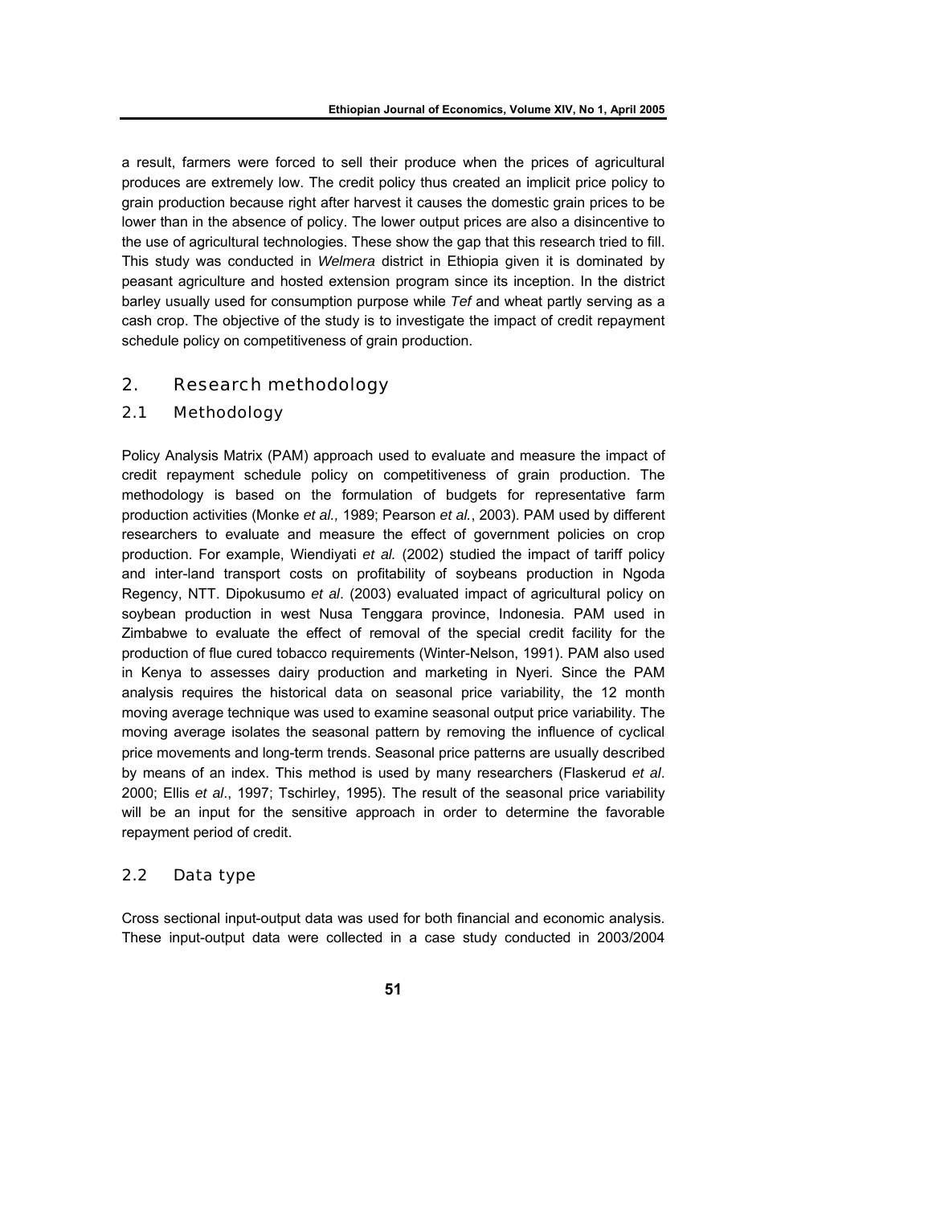a result, farmers were forced to sell their produce when the prices of agricultural produces are extremely low. The credit policy thus created an implicit price policy to grain production because right after harvest it causes the domestic grain prices to be lower than in the absence of policy. The lower output prices are also a disincentive to the use of agricultural technologies. These show the gap that this research tried to fill. This study was conducted in *Welmera* district in Ethiopia given it is dominated by peasant agriculture and hosted extension program since its inception. In the district barley usually used for consumption purpose while *Tef* and wheat partly serving as a cash crop. The objective of the study is to investigate the impact of credit repayment schedule policy on competitiveness of grain production.

## 2. Research methodology

### 2.1 Methodology

Policy Analysis Matrix (PAM) approach used to evaluate and measure the impact of credit repayment schedule policy on competitiveness of grain production. The methodology is based on the formulation of budgets for representative farm production activities (Monke *et al.,* 1989; Pearson *et al.*, 2003). PAM used by different researchers to evaluate and measure the effect of government policies on crop production. For example, Wiendiyati *et al.* (2002) studied the impact of tariff policy and inter-land transport costs on profitability of soybeans production in Ngoda Regency, NTT. Dipokusumo *et al*. (2003) evaluated impact of agricultural policy on soybean production in west Nusa Tenggara province, Indonesia. PAM used in Zimbabwe to evaluate the effect of removal of the special credit facility for the production of flue cured tobacco requirements (Winter-Nelson, 1991). PAM also used in Kenya to assesses dairy production and marketing in Nyeri. Since the PAM analysis requires the historical data on seasonal price variability, the 12 month moving average technique was used to examine seasonal output price variability. The moving average isolates the seasonal pattern by removing the influence of cyclical price movements and long-term trends. Seasonal price patterns are usually described by means of an index. This method is used by many researchers (Flaskerud *et al*. 2000; Ellis *et al*., 1997; Tschirley, 1995). The result of the seasonal price variability will be an input for the sensitive approach in order to determine the favorable repayment period of credit.

### 2.2 Data type

Cross sectional input-output data was used for both financial and economic analysis. These input-output data were collected in a case study conducted in 2003/2004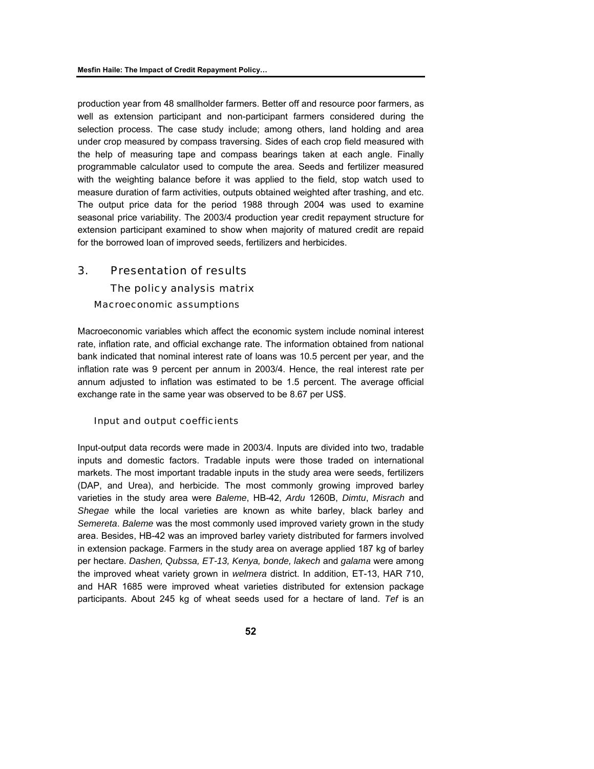production year from 48 smallholder farmers. Better off and resource poor farmers, as well as extension participant and non-participant farmers considered during the selection process. The case study include; among others, land holding and area under crop measured by compass traversing. Sides of each crop field measured with the help of measuring tape and compass bearings taken at each angle. Finally programmable calculator used to compute the area. Seeds and fertilizer measured with the weighting balance before it was applied to the field, stop watch used to measure duration of farm activities, outputs obtained weighted after trashing, and etc. The output price data for the period 1988 through 2004 was used to examine seasonal price variability. The 2003/4 production year credit repayment structure for extension participant examined to show when majority of matured credit are repaid for the borrowed loan of improved seeds, fertilizers and herbicides.

## 3. Presentation of results

### The policy analysis matrix

#### Macroeconomic assumptions

Macroeconomic variables which affect the economic system include nominal interest rate, inflation rate, and official exchange rate. The information obtained from national bank indicated that nominal interest rate of loans was 10.5 percent per year, and the inflation rate was 9 percent per annum in 2003/4. Hence, the real interest rate per annum adjusted to inflation was estimated to be 1.5 percent. The average official exchange rate in the same year was observed to be 8.67 per US$.

#### Input and output coefficients

Input-output data records were made in 2003/4. Inputs are divided into two, tradable inputs and domestic factors. Tradable inputs were those traded on international markets. The most important tradable inputs in the study area were seeds, fertilizers (DAP, and Urea), and herbicide. The most commonly growing improved barley varieties in the study area were *Baleme*, HB-42, *Ardu* 1260B, *Dimtu*, *Misrach* and *Shegae* while the local varieties are known as white barley, black barley and *Semereta*. *Baleme* was the most commonly used improved variety grown in the study area. Besides, HB-42 was an improved barley variety distributed for farmers involved in extension package. Farmers in the study area on average applied 187 kg of barley per hectare. *Dashen, Qubssa, ET-13, Kenya, bonde, lakech* and *galama* were among the improved wheat variety grown in *welmera* district. In addition, ET-13, HAR 710, and HAR 1685 were improved wheat varieties distributed for extension package participants. About 245 kg of wheat seeds used for a hectare of land. *Tef* is an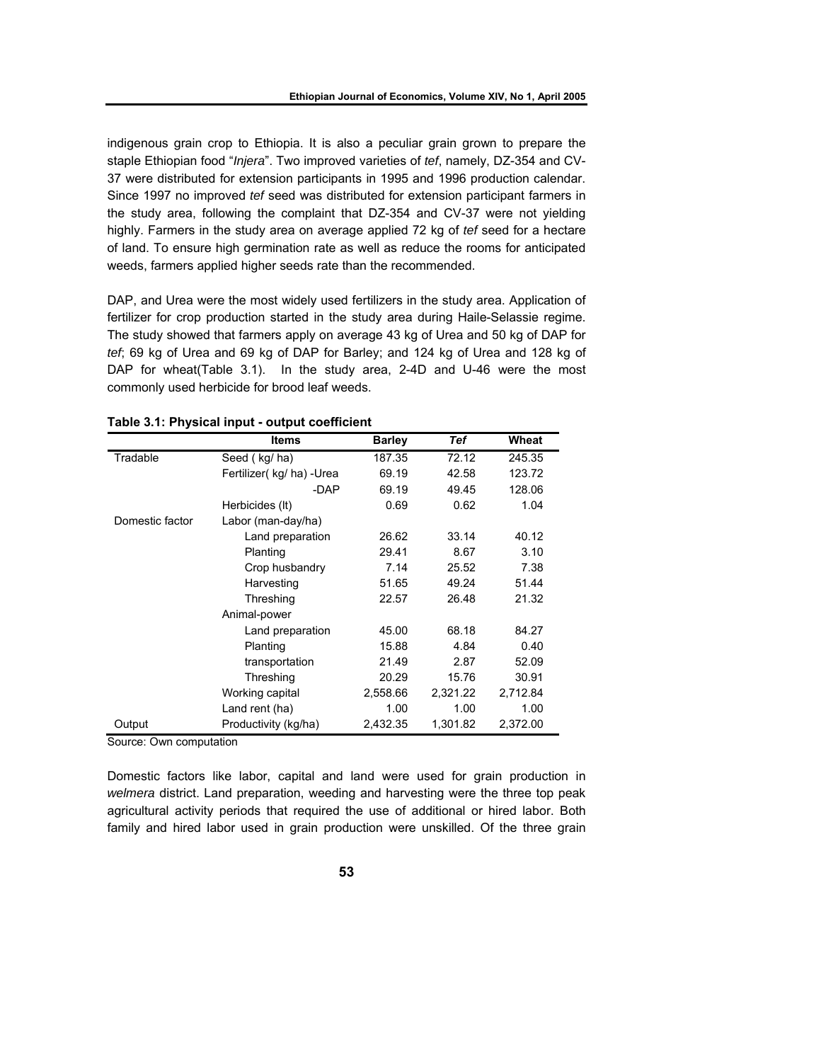indigenous grain crop to Ethiopia. It is also a peculiar grain grown to prepare the staple Ethiopian food "*Injera*". Two improved varieties of *tef*, namely, DZ-354 and CV-37 were distributed for extension participants in 1995 and 1996 production calendar. Since 1997 no improved *tef* seed was distributed for extension participant farmers in the study area, following the complaint that DZ-354 and CV-37 were not yielding highly. Farmers in the study area on average applied 72 kg of *tef* seed for a hectare of land. To ensure high germination rate as well as reduce the rooms for anticipated weeds, farmers applied higher seeds rate than the recommended.

DAP, and Urea were the most widely used fertilizers in the study area. Application of fertilizer for crop production started in the study area during Haile-Selassie regime. The study showed that farmers apply on average 43 kg of Urea and 50 kg of DAP for *tef*; 69 kg of Urea and 69 kg of DAP for Barley; and 124 kg of Urea and 128 kg of DAP for wheat(Table 3.1). In the study area, 2-4D and U-46 were the most commonly used herbicide for brood leaf weeds.

**Table 3.1: Physical input - output coefficient**

| | Items | Barley | *Tef* | Wheat |
|---|---|---|---|---|
| Tradable | Seed ( kg/ ha) | 187.35 | 72.12 | 245.35 |
| | Fertilizer( kg/ ha) -Urea | 69.19 | 42.58 | 123.72 |
| | -DAP | 69.19 | 49.45 | 128.06 |
| | Herbicides (lt) | 0.69 | 0.62 | 1.04 |
| Domestic factor | Labor (man-day/ha) | | | |
| | Land preparation | 26.62 | 33.14 | 40.12 |
| | Planting | 29.41 | 8.67 | 3.10 |
| | Crop husbandry | 7.14 | 25.52 | 7.38 |
| | Harvesting | 51.65 | 49.24 | 51.44 |
| | Threshing | 22.57 | 26.48 | 21.32 |
| | Animal-power | | | |
| | Land preparation | 45.00 | 68.18 | 84.27 |
| | Planting | 15.88 | 4.84 | 0.40 |
| | transportation | 21.49 | 2.87 | 52.09 |
| | Threshing | 20.29 | 15.76 | 30.91 |
| | Working capital | 2,558.66 | 2,321.22 | 2,712.84 |
| | Land rent (ha) | 1.00 | 1.00 | 1.00 |
| Output | Productivity (kg/ha) | 2,432.35 | 1,301.82 | 2,372.00 |

Source: Own computation

Domestic factors like labor, capital and land were used for grain production in *welmera* district. Land preparation, weeding and harvesting were the three top peak agricultural activity periods that required the use of additional or hired labor. Both family and hired labor used in grain production were unskilled. Of the three grain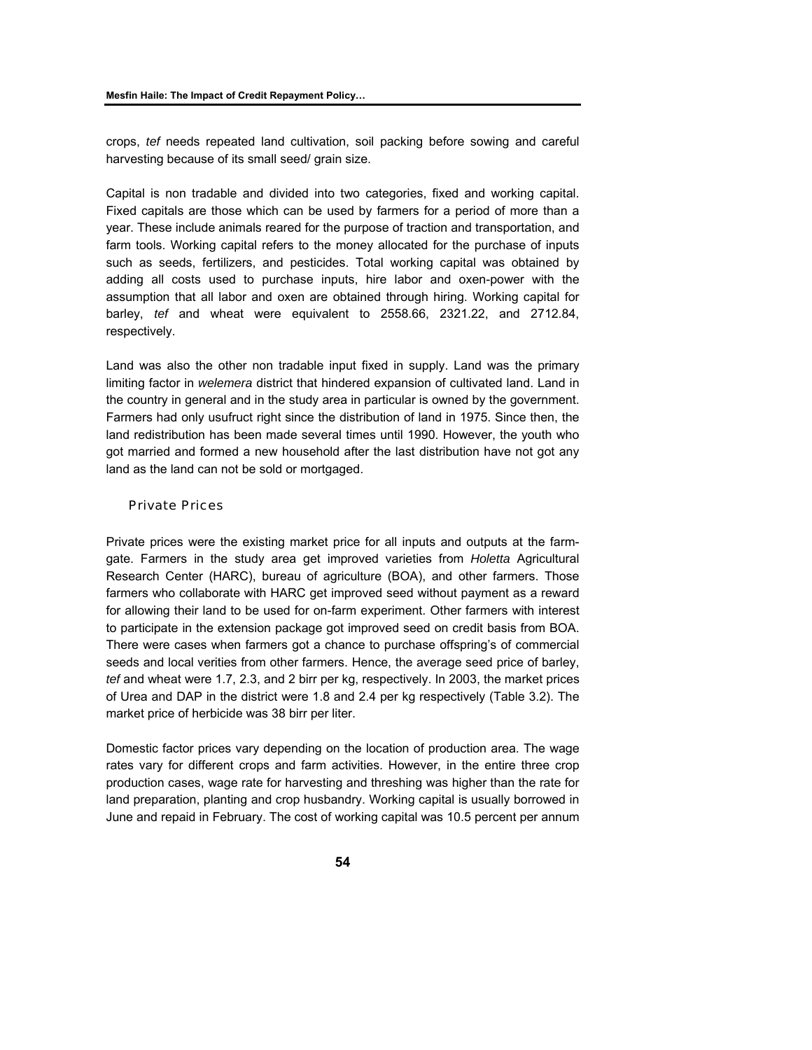crops, *tef* needs repeated land cultivation, soil packing before sowing and careful harvesting because of its small seed/ grain size.

Capital is non tradable and divided into two categories, fixed and working capital. Fixed capitals are those which can be used by farmers for a period of more than a year. These include animals reared for the purpose of traction and transportation, and farm tools. Working capital refers to the money allocated for the purchase of inputs such as seeds, fertilizers, and pesticides. Total working capital was obtained by adding all costs used to purchase inputs, hire labor and oxen-power with the assumption that all labor and oxen are obtained through hiring. Working capital for barley, *tef* and wheat were equivalent to 2558.66, 2321.22, and 2712.84, respectively.

Land was also the other non tradable input fixed in supply. Land was the primary limiting factor in *welemera* district that hindered expansion of cultivated land. Land in the country in general and in the study area in particular is owned by the government. Farmers had only usufruct right since the distribution of land in 1975. Since then, the land redistribution has been made several times until 1990. However, the youth who got married and formed a new household after the last distribution have not got any land as the land can not be sold or mortgaged.

### Private Prices

Private prices were the existing market price for all inputs and outputs at the farm-gate. Farmers in the study area get improved varieties from *Holetta* Agricultural Research Center (HARC), bureau of agriculture (BOA), and other farmers. Those farmers who collaborate with HARC get improved seed without payment as a reward for allowing their land to be used for on-farm experiment. Other farmers with interest to participate in the extension package got improved seed on credit basis from BOA. There were cases when farmers got a chance to purchase offspring's of commercial seeds and local verities from other farmers. Hence, the average seed price of barley, *tef* and wheat were 1.7, 2.3, and 2 birr per kg, respectively. In 2003, the market prices of Urea and DAP in the district were 1.8 and 2.4 per kg respectively (Table 3.2). The market price of herbicide was 38 birr per liter.

Domestic factor prices vary depending on the location of production area. The wage rates vary for different crops and farm activities. However, in the entire three crop production cases, wage rate for harvesting and threshing was higher than the rate for land preparation, planting and crop husbandry. Working capital is usually borrowed in June and repaid in February. The cost of working capital was 10.5 percent per annum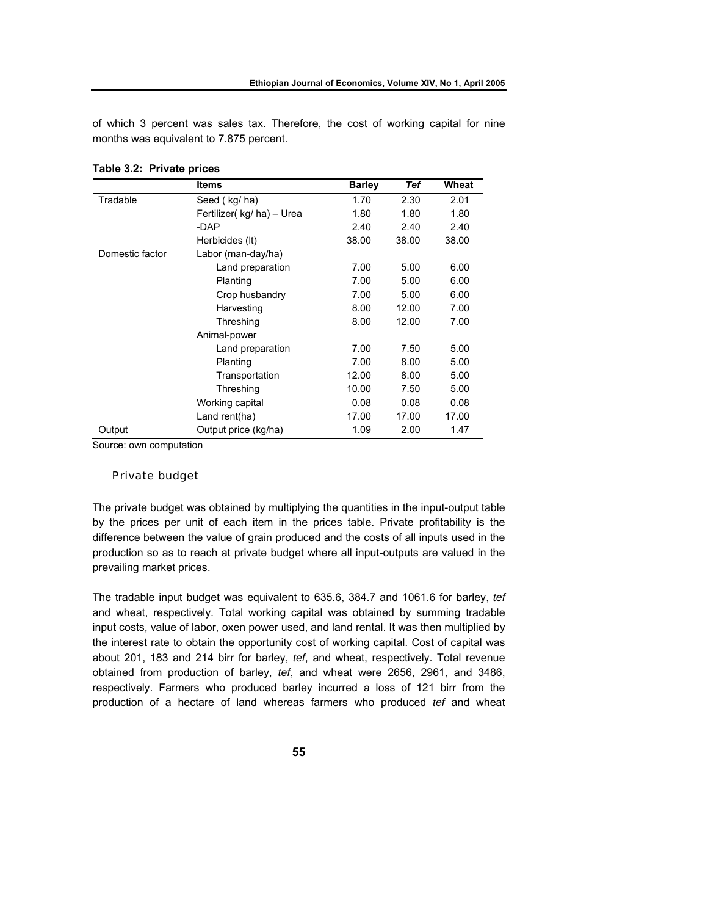of which 3 percent was sales tax. Therefore, the cost of working capital for nine months was equivalent to 7.875 percent.

**Table 3.2: Private prices**

| | Items | Barley | *Tef* | Wheat |
|---|---|---|---|---|
| Tradable | Seed ( kg/ ha) | 1.70 | 2.30 | 2.01 |
| | Fertilizer( kg/ ha) – Urea | 1.80 | 1.80 | 1.80 |
| | -DAP | 2.40 | 2.40 | 2.40 |
| | Herbicides (lt) | 38.00 | 38.00 | 38.00 |
| Domestic factor | Labor (man-day/ha) | | | |
| | Land preparation | 7.00 | 5.00 | 6.00 |
| | Planting | 7.00 | 5.00 | 6.00 |
| | Crop husbandry | 7.00 | 5.00 | 6.00 |
| | Harvesting | 8.00 | 12.00 | 7.00 |
| | Threshing | 8.00 | 12.00 | 7.00 |
| | Animal-power | | | |
| | Land preparation | 7.00 | 7.50 | 5.00 |
| | Planting | 7.00 | 8.00 | 5.00 |
| | Transportation | 12.00 | 8.00 | 5.00 |
| | Threshing | 10.00 | 7.50 | 5.00 |
| | Working capital | 0.08 | 0.08 | 0.08 |
| | Land rent(ha) | 17.00 | 17.00 | 17.00 |
| Output | Output price (kg/ha) | 1.09 | 2.00 | 1.47 |

Source: own computation

### Private budget

The private budget was obtained by multiplying the quantities in the input-output table by the prices per unit of each item in the prices table. Private profitability is the difference between the value of grain produced and the costs of all inputs used in the production so as to reach at private budget where all input-outputs are valued in the prevailing market prices.

The tradable input budget was equivalent to 635.6, 384.7 and 1061.6 for barley, *tef* and wheat, respectively. Total working capital was obtained by summing tradable input costs, value of labor, oxen power used, and land rental. It was then multiplied by the interest rate to obtain the opportunity cost of working capital. Cost of capital was about 201, 183 and 214 birr for barley, *tef*, and wheat, respectively. Total revenue obtained from production of barley, *tef*, and wheat were 2656, 2961, and 3486, respectively. Farmers who produced barley incurred a loss of 121 birr from the production of a hectare of land whereas farmers who produced *tef* and wheat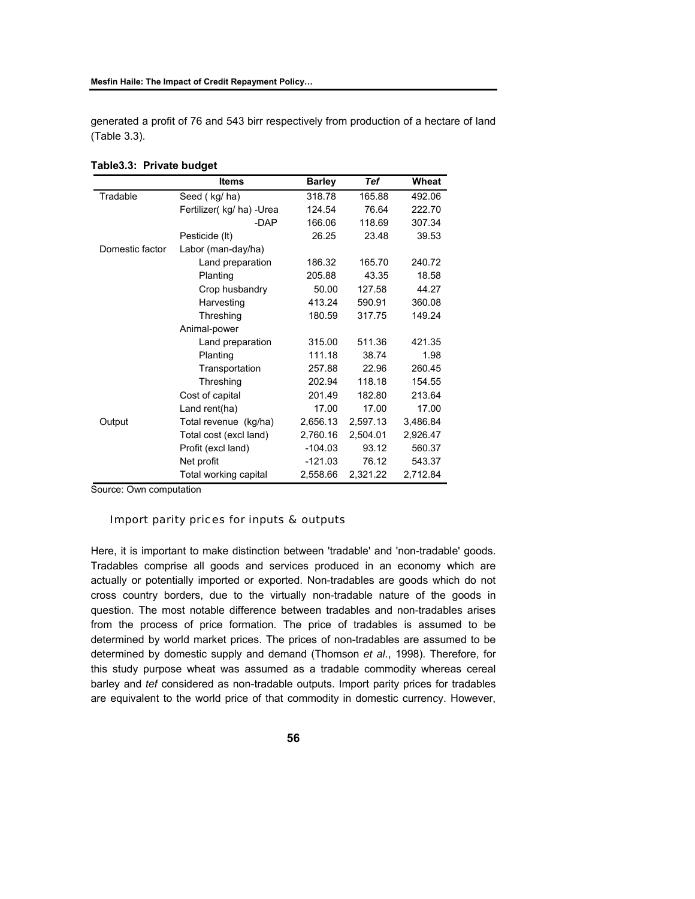generated a profit of 76 and 543 birr respectively from production of a hectare of land (Table 3.3).

**Table3.3: Private budget**

| | Items | Barley | *Tef* | Wheat |
|---|---|---|---|---|
| Tradable | Seed ( kg/ ha) | 318.78 | 165.88 | 492.06 |
| | Fertilizer( kg/ ha) -Urea | 124.54 | 76.64 | 222.70 |
| | -DAP | 166.06 | 118.69 | 307.34 |
| | Pesticide (lt) | 26.25 | 23.48 | 39.53 |
| Domestic factor | Labor (man-day/ha) | | | |
| | Land preparation | 186.32 | 165.70 | 240.72 |
| | Planting | 205.88 | 43.35 | 18.58 |
| | Crop husbandry | 50.00 | 127.58 | 44.27 |
| | Harvesting | 413.24 | 590.91 | 360.08 |
| | Threshing | 180.59 | 317.75 | 149.24 |
| | Animal-power | | | |
| | Land preparation | 315.00 | 511.36 | 421.35 |
| | Planting | 111.18 | 38.74 | 1.98 |
| | Transportation | 257.88 | 22.96 | 260.45 |
| | Threshing | 202.94 | 118.18 | 154.55 |
| | Cost of capital | 201.49 | 182.80 | 213.64 |
| | Land rent(ha) | 17.00 | 17.00 | 17.00 |
| Output | Total revenue (kg/ha) | 2,656.13 | 2,597.13 | 3,486.84 |
| | Total cost (excl land) | 2,760.16 | 2,504.01 | 2,926.47 |
| | Profit (excl land) | -104.03 | 93.12 | 560.37 |
| | Net profit | -121.03 | 76.12 | 543.37 |
| | Total working capital | 2,558.66 | 2,321.22 | 2,712.84 |

Source: Own computation

### Import parity prices for inputs & outputs

Here, it is important to make distinction between 'tradable' and 'non-tradable' goods. Tradables comprise all goods and services produced in an economy which are actually or potentially imported or exported. Non-tradables are goods which do not cross country borders, due to the virtually non-tradable nature of the goods in question. The most notable difference between tradables and non-tradables arises from the process of price formation. The price of tradables is assumed to be determined by world market prices. The prices of non-tradables are assumed to be determined by domestic supply and demand (Thomson *et al*., 1998). Therefore, for this study purpose wheat was assumed as a tradable commodity whereas cereal barley and *tef* considered as non-tradable outputs. Import parity prices for tradables are equivalent to the world price of that commodity in domestic currency. However,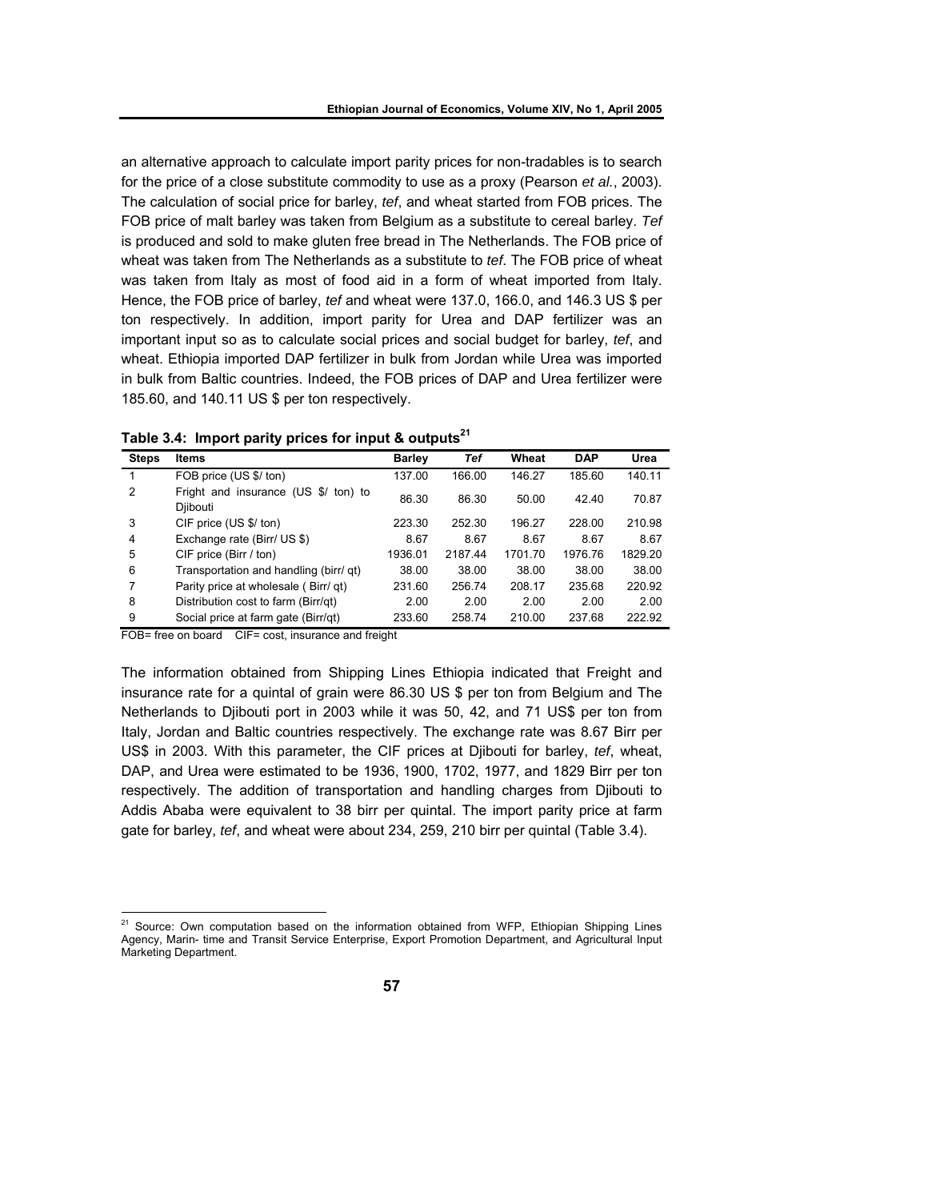an alternative approach to calculate import parity prices for non-tradables is to search for the price of a close substitute commodity to use as a proxy (Pearson *et al.*, 2003). The calculation of social price for barley, *tef*, and wheat started from FOB prices. The FOB price of malt barley was taken from Belgium as a substitute to cereal barley. *Tef* is produced and sold to make gluten free bread in The Netherlands. The FOB price of wheat was taken from The Netherlands as a substitute to *tef*. The FOB price of wheat was taken from Italy as most of food aid in a form of wheat imported from Italy. Hence, the FOB price of barley, *tef* and wheat were 137.0, 166.0, and 146.3 US $ per ton respectively. In addition, import parity for Urea and DAP fertilizer was an important input so as to calculate social prices and social budget for barley, *tef*, and wheat. Ethiopia imported DAP fertilizer in bulk from Jordan while Urea was imported in bulk from Baltic countries. Indeed, the FOB prices of DAP and Urea fertilizer were 185.60, and 140.11 US $ per ton respectively.

**Table 3.4: Import parity prices for input & outputs[21]**

| Steps | Items | Barley | *Tef* | Wheat | DAP | Urea |
|---|---|---|---|---|---|---|
| 1 | FOB price (US $/ ton) | 137.00 | 166.00 | 146.27 | 185.60 | 140.11 |
| 2 | Fright and insurance (US $/ ton) to Djibouti | 86.30 | 86.30 | 50.00 | 42.40 | 70.87 |
| 3 | CIF price (US $/ ton) | 223.30 | 252.30 | 196.27 | 228.00 | 210.98 |
| 4 | Exchange rate (Birr/ US $) | 8.67 | 8.67 | 8.67 | 8.67 | 8.67 |
| 5 | CIF price (Birr / ton) | 1936.01 | 2187.44 | 1701.70 | 1976.76 | 1829.20 |
| 6 | Transportation and handling (birr/ qt) | 38.00 | 38.00 | 38.00 | 38.00 | 38.00 |
| 7 | Parity price at wholesale ( Birr/ qt) | 231.60 | 256.74 | 208.17 | 235.68 | 220.92 |
| 8 | Distribution cost to farm (Birr/qt) | 2.00 | 2.00 | 2.00 | 2.00 | 2.00 |
| 9 | Social price at farm gate (Birr/qt) | 233.60 | 258.74 | 210.00 | 237.68 | 222.92 |

FOB= free on board CIF= cost, insurance and freight

The information obtained from Shipping Lines Ethiopia indicated that Freight and insurance rate for a quintal of grain were 86.30 US $ per ton from Belgium and The Netherlands to Djibouti port in 2003 while it was 50, 42, and 71 US$ per ton from Italy, Jordan and Baltic countries respectively. The exchange rate was 8.67 Birr per US$ in 2003. With this parameter, the CIF prices at Djibouti for barley, *tef*, wheat, DAP, and Urea were estimated to be 1936, 1900, 1702, 1977, and 1829 Birr per ton respectively. The addition of transportation and handling charges from Djibouti to Addis Ababa were equivalent to 38 birr per quintal. The import parity price at farm gate for barley, *tef*, and wheat were about 234, 259, 210 birr per quintal (Table 3.4).

[21] Source: Own computation based on the information obtained from WFP, Ethiopian Shipping Lines Agency, Marin- time and Transit Service Enterprise, Export Promotion Department, and Agricultural Input Marketing Department.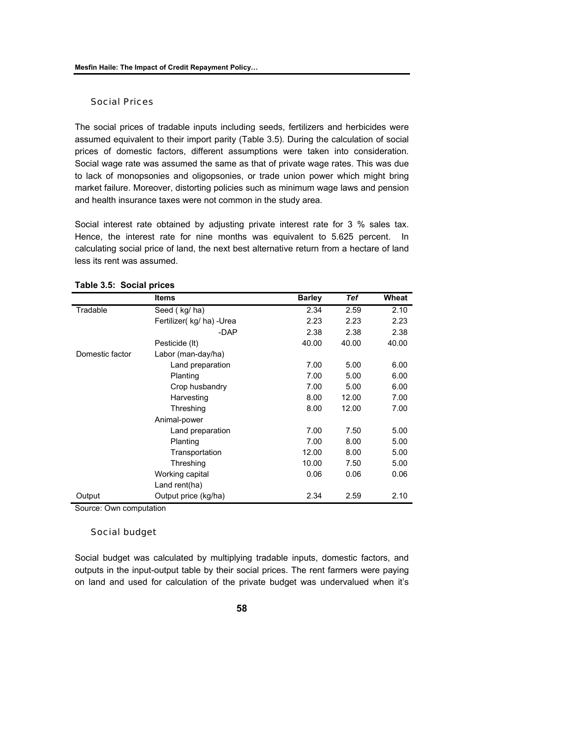### Social Prices

The social prices of tradable inputs including seeds, fertilizers and herbicides were assumed equivalent to their import parity (Table 3.5). During the calculation of social prices of domestic factors, different assumptions were taken into consideration. Social wage rate was assumed the same as that of private wage rates. This was due to lack of monopsonies and oligopsonies, or trade union power which might bring market failure. Moreover, distorting policies such as minimum wage laws and pension and health insurance taxes were not common in the study area.

Social interest rate obtained by adjusting private interest rate for 3 % sales tax. Hence, the interest rate for nine months was equivalent to 5.625 percent. In calculating social price of land, the next best alternative return from a hectare of land less its rent was assumed.

**Table 3.5: Social prices**

| | Items | Barley | *Tef* | Wheat |
|---|---|---|---|---|
| Tradable | Seed ( kg/ ha) | 2.34 | 2.59 | 2.10 |
| | Fertilizer( kg/ ha) -Urea | 2.23 | 2.23 | 2.23 |
| | -DAP | 2.38 | 2.38 | 2.38 |
| | Pesticide (lt) | 40.00 | 40.00 | 40.00 |
| Domestic factor | Labor (man-day/ha) | | | |
| | Land preparation | 7.00 | 5.00 | 6.00 |
| | Planting | 7.00 | 5.00 | 6.00 |
| | Crop husbandry | 7.00 | 5.00 | 6.00 |
| | Harvesting | 8.00 | 12.00 | 7.00 |
| | Threshing | 8.00 | 12.00 | 7.00 |
| | Animal-power | | | |
| | Land preparation | 7.00 | 7.50 | 5.00 |
| | Planting | 7.00 | 8.00 | 5.00 |
| | Transportation | 12.00 | 8.00 | 5.00 |
| | Threshing | 10.00 | 7.50 | 5.00 |
| | Working capital | 0.06 | 0.06 | 0.06 |
| | Land rent(ha) | | | |
| Output | Output price (kg/ha) | 2.34 | 2.59 | 2.10 |

Source: Own computation

### Social budget

Social budget was calculated by multiplying tradable inputs, domestic factors, and outputs in the input-output table by their social prices. The rent farmers were paying on land and used for calculation of the private budget was undervalued when it's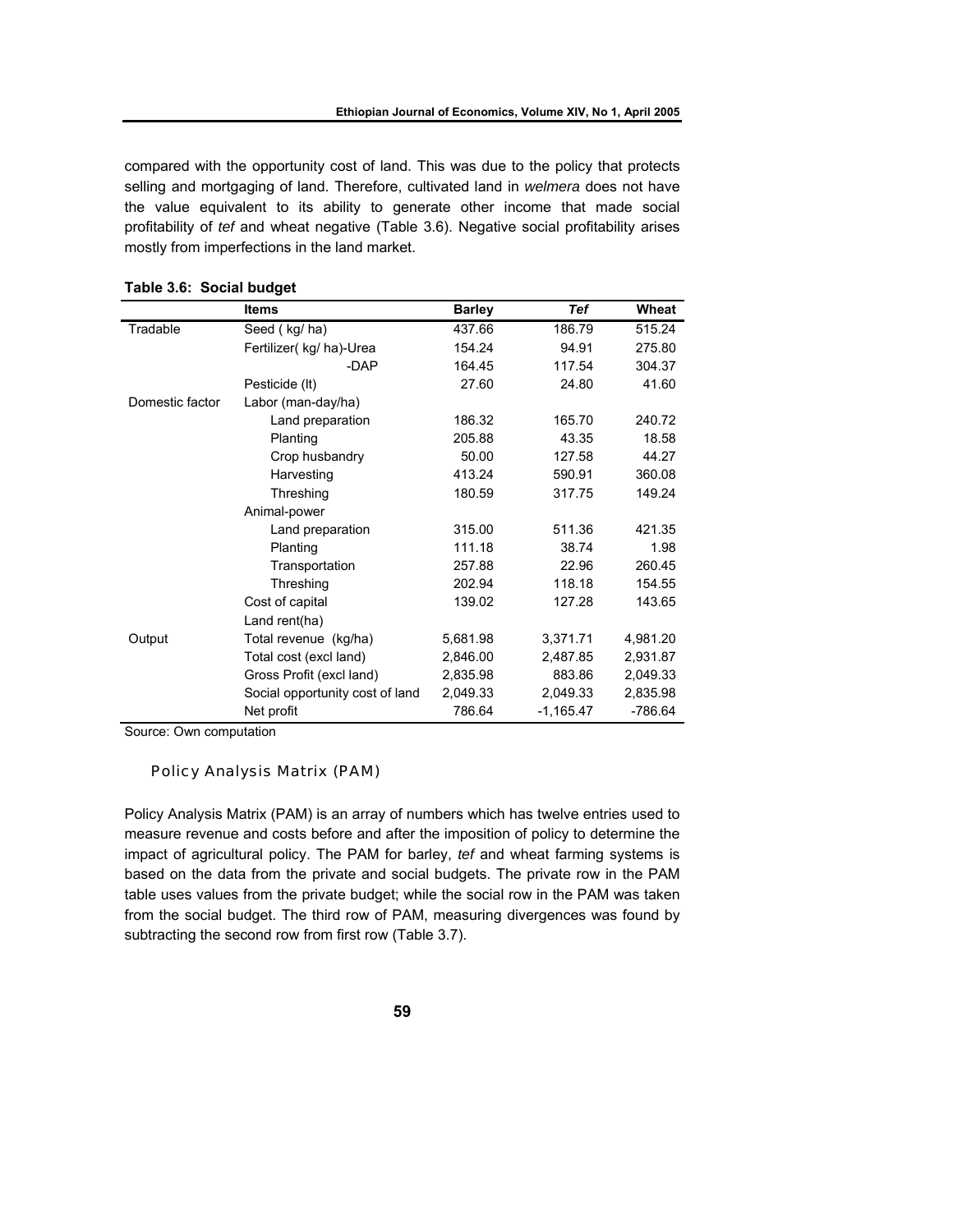compared with the opportunity cost of land. This was due to the policy that protects selling and mortgaging of land. Therefore, cultivated land in *welmera* does not have the value equivalent to its ability to generate other income that made social profitability of *tef* and wheat negative (Table 3.6). Negative social profitability arises mostly from imperfections in the land market.

**Table 3.6: Social budget**

| | Items | Barley | *Tef* | Wheat |
|---|---|---|---|---|
| Tradable | Seed ( kg/ ha) | 437.66 | 186.79 | 515.24 |
| | Fertilizer( kg/ ha)-Urea | 154.24 | 94.91 | 275.80 |
| | -DAP | 164.45 | 117.54 | 304.37 |
| | Pesticide (lt) | 27.60 | 24.80 | 41.60 |
| Domestic factor | Labor (man-day/ha) | | | |
| | Land preparation | 186.32 | 165.70 | 240.72 |
| | Planting | 205.88 | 43.35 | 18.58 |
| | Crop husbandry | 50.00 | 127.58 | 44.27 |
| | Harvesting | 413.24 | 590.91 | 360.08 |
| | Threshing | 180.59 | 317.75 | 149.24 |
| | Animal-power | | | |
| | Land preparation | 315.00 | 511.36 | 421.35 |
| | Planting | 111.18 | 38.74 | 1.98 |
| | Transportation | 257.88 | 22.96 | 260.45 |
| | Threshing | 202.94 | 118.18 | 154.55 |
| | Cost of capital | 139.02 | 127.28 | 143.65 |
| | Land rent(ha) | | | |
| Output | Total revenue (kg/ha) | 5,681.98 | 3,371.71 | 4,981.20 |
| | Total cost (excl land) | 2,846.00 | 2,487.85 | 2,931.87 |
| | Gross Profit (excl land) | 2,835.98 | 883.86 | 2,049.33 |
| | Social opportunity cost of land | 2,049.33 | 2,049.33 | 2,835.98 |
| | Net profit | 786.64 | -1,165.47 | -786.64 |

Source: Own computation

### Policy Analysis Matrix (PAM)

Policy Analysis Matrix (PAM) is an array of numbers which has twelve entries used to measure revenue and costs before and after the imposition of policy to determine the impact of agricultural policy. The PAM for barley, *tef* and wheat farming systems is based on the data from the private and social budgets. The private row in the PAM table uses values from the private budget; while the social row in the PAM was taken from the social budget. The third row of PAM, measuring divergences was found by subtracting the second row from first row (Table 3.7).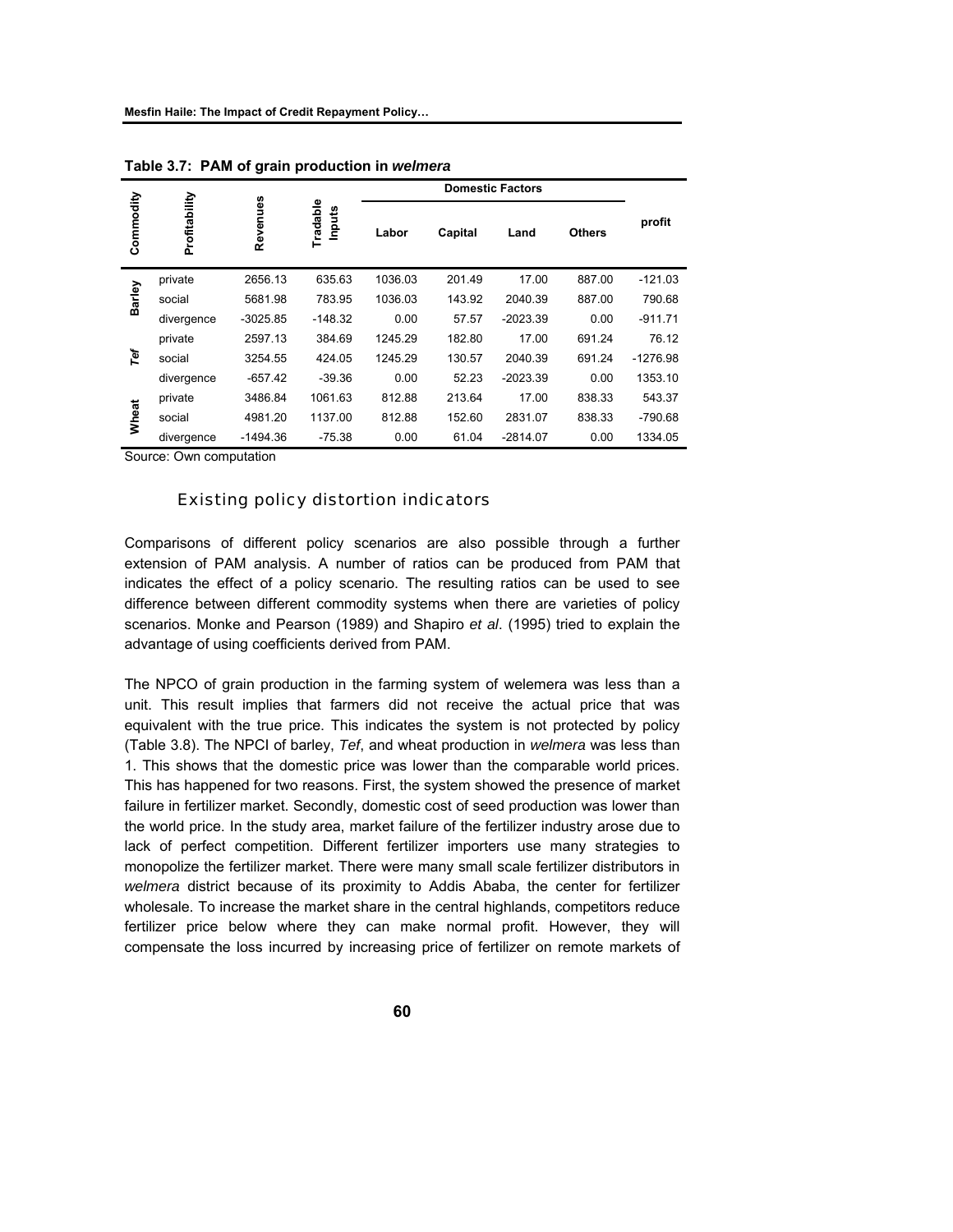**Table 3.7: PAM of grain production in *welmera***

| Commodity | Profitability | Revenues | Tradable Inputs | Domestic Factors | | | | profit |
|---|---|---|---|---|---|---|---|---|
| | | | | Labor | Capital | Land | Others | |
| Barley | private | 2656.13 | 635.63 | 1036.03 | 201.49 | 17.00 | 887.00 | -121.03 |
| | social | 5681.98 | 783.95 | 1036.03 | 143.92 | 2040.39 | 887.00 | 790.68 |
| | divergence | -3025.85 | -148.32 | 0.00 | 57.57 | -2023.39 | 0.00 | -911.71 |
| *Tef* | private | 2597.13 | 384.69 | 1245.29 | 182.80 | 17.00 | 691.24 | 76.12 |
| | social | 3254.55 | 424.05 | 1245.29 | 130.57 | 2040.39 | 691.24 | -1276.98 |
| | divergence | -657.42 | -39.36 | 0.00 | 52.23 | -2023.39 | 0.00 | 1353.10 |
| Wheat | private | 3486.84 | 1061.63 | 812.88 | 213.64 | 17.00 | 838.33 | 543.37 |
| | social | 4981.20 | 1137.00 | 812.88 | 152.60 | 2831.07 | 838.33 | -790.68 |
| | divergence | -1494.36 | -75.38 | 0.00 | 61.04 | -2814.07 | 0.00 | 1334.05 |

Source: Own computation

### Existing policy distortion indicators

Comparisons of different policy scenarios are also possible through a further extension of PAM analysis. A number of ratios can be produced from PAM that indicates the effect of a policy scenario. The resulting ratios can be used to see difference between different commodity systems when there are varieties of policy scenarios. Monke and Pearson (1989) and Shapiro *et al*. (1995) tried to explain the advantage of using coefficients derived from PAM.

The NPCO of grain production in the farming system of welemera was less than a unit. This result implies that farmers did not receive the actual price that was equivalent with the true price. This indicates the system is not protected by policy (Table 3.8). The NPCI of barley, *Tef*, and wheat production in *welmera* was less than 1. This shows that the domestic price was lower than the comparable world prices. This has happened for two reasons. First, the system showed the presence of market failure in fertilizer market. Secondly, domestic cost of seed production was lower than the world price. In the study area, market failure of the fertilizer industry arose due to lack of perfect competition. Different fertilizer importers use many strategies to monopolize the fertilizer market. There were many small scale fertilizer distributors in *welmera* district because of its proximity to Addis Ababa, the center for fertilizer wholesale. To increase the market share in the central highlands, competitors reduce fertilizer price below where they can make normal profit. However, they will compensate the loss incurred by increasing price of fertilizer on remote markets of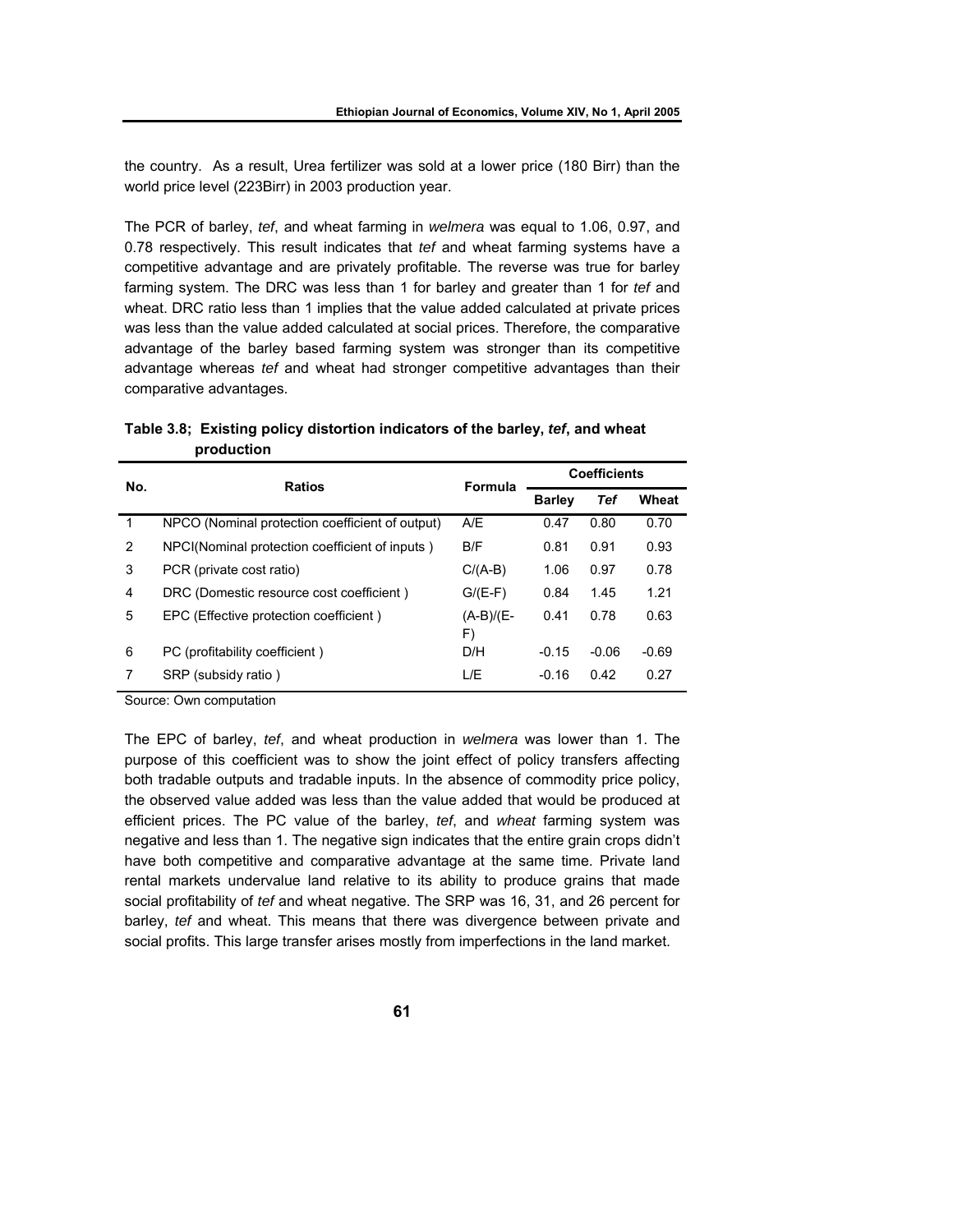the country. As a result, Urea fertilizer was sold at a lower price (180 Birr) than the world price level (223Birr) in 2003 production year.

The PCR of barley, *tef*, and wheat farming in *welmera* was equal to 1.06, 0.97, and 0.78 respectively. This result indicates that *tef* and wheat farming systems have a competitive advantage and are privately profitable. The reverse was true for barley farming system. The DRC was less than 1 for barley and greater than 1 for *tef* and wheat. DRC ratio less than 1 implies that the value added calculated at private prices was less than the value added calculated at social prices. Therefore, the comparative advantage of the barley based farming system was stronger than its competitive advantage whereas *tef* and wheat had stronger competitive advantages than their comparative advantages.

**Table 3.8; Existing policy distortion indicators of the barley, *tef*, and wheat production**

| No. | Ratios | Formula | Coefficients | | |
|---|---|---|---|---|---|
| | | | **Barley** | ***Tef*** | **Wheat** |
| 1 | NPCO (Nominal protection coefficient of output) | A/E | 0.47 | 0.80 | 0.70 |
| 2 | NPCI(Nominal protection coefficient of inputs ) | B/F | 0.81 | 0.91 | 0.93 |
| 3 | PCR (private cost ratio) | C/(A-B) | 1.06 | 0.97 | 0.78 |
| 4 | DRC (Domestic resource cost coefficient ) | G/(E-F) | 0.84 | 1.45 | 1.21 |
| 5 | EPC (Effective protection coefficient ) | (A-B)/(E-F) | 0.41 | 0.78 | 0.63 |
| 6 | PC (profitability coefficient ) | D/H | -0.15 | -0.06 | -0.69 |
| 7 | SRP (subsidy ratio ) | L/E | -0.16 | 0.42 | 0.27 |

Source: Own computation

The EPC of barley, *tef*, and wheat production in *welmera* was lower than 1. The purpose of this coefficient was to show the joint effect of policy transfers affecting both tradable outputs and tradable inputs. In the absence of commodity price policy, the observed value added was less than the value added that would be produced at efficient prices. The PC value of the barley, *tef*, and *wheat* farming system was negative and less than 1. The negative sign indicates that the entire grain crops didn't have both competitive and comparative advantage at the same time. Private land rental markets undervalue land relative to its ability to produce grains that made social profitability of *tef* and wheat negative. The SRP was 16, 31, and 26 percent for barley, *tef* and wheat. This means that there was divergence between private and social profits. This large transfer arises mostly from imperfections in the land market.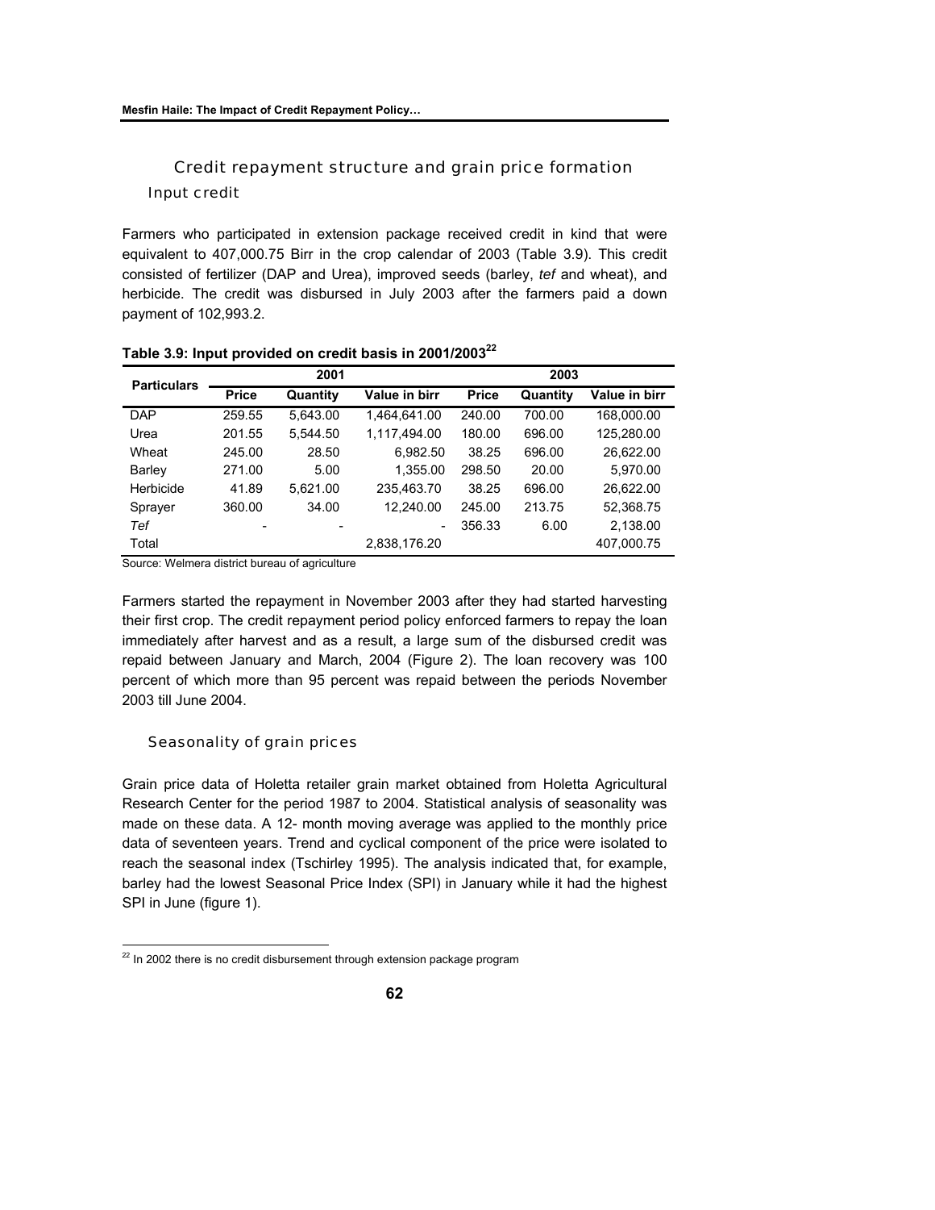## Credit repayment structure and grain price formation

### Input credit

Farmers who participated in extension package received credit in kind that were equivalent to 407,000.75 Birr in the crop calendar of 2003 (Table 3.9). This credit consisted of fertilizer (DAP and Urea), improved seeds (barley, *tef* and wheat), and herbicide. The credit was disbursed in July 2003 after the farmers paid a down payment of 102,993.2.

**Table 3.9: Input provided on credit basis in 2001/2003[22]**

| Particulars | 2001 | | | 2003 | | |
|---|---|---|---|---|---|---|
| | Price | Quantity | Value in birr | Price | Quantity | Value in birr |
| DAP | 259.55 | 5,643.00 | 1,464,641.00 | 240.00 | 700.00 | 168,000.00 |
| Urea | 201.55 | 5,544.50 | 1,117,494.00 | 180.00 | 696.00 | 125,280.00 |
| Wheat | 245.00 | 28.50 | 6,982.50 | 38.25 | 696.00 | 26,622.00 |
| Barley | 271.00 | 5.00 | 1,355.00 | 298.50 | 20.00 | 5,970.00 |
| Herbicide | 41.89 | 5,621.00 | 235,463.70 | 38.25 | 696.00 | 26,622.00 |
| Sprayer | 360.00 | 34.00 | 12,240.00 | 245.00 | 213.75 | 52,368.75 |
| *Tef* | - | - | - | 356.33 | 6.00 | 2,138.00 |
| Total | | | 2,838,176.20 | | | 407,000.75 |

Source: Welmera district bureau of agriculture

Farmers started the repayment in November 2003 after they had started harvesting their first crop. The credit repayment period policy enforced farmers to repay the loan immediately after harvest and as a result, a large sum of the disbursed credit was repaid between January and March, 2004 (Figure 2). The loan recovery was 100 percent of which more than 95 percent was repaid between the periods November 2003 till June 2004.

### Seasonality of grain prices

Grain price data of Holetta retailer grain market obtained from Holetta Agricultural Research Center for the period 1987 to 2004. Statistical analysis of seasonality was made on these data. A 12- month moving average was applied to the monthly price data of seventeen years. Trend and cyclical component of the price were isolated to reach the seasonal index (Tschirley 1995). The analysis indicated that, for example, barley had the lowest Seasonal Price Index (SPI) in January while it had the highest SPI in June (figure 1).

[22] In 2002 there is no credit disbursement through extension package program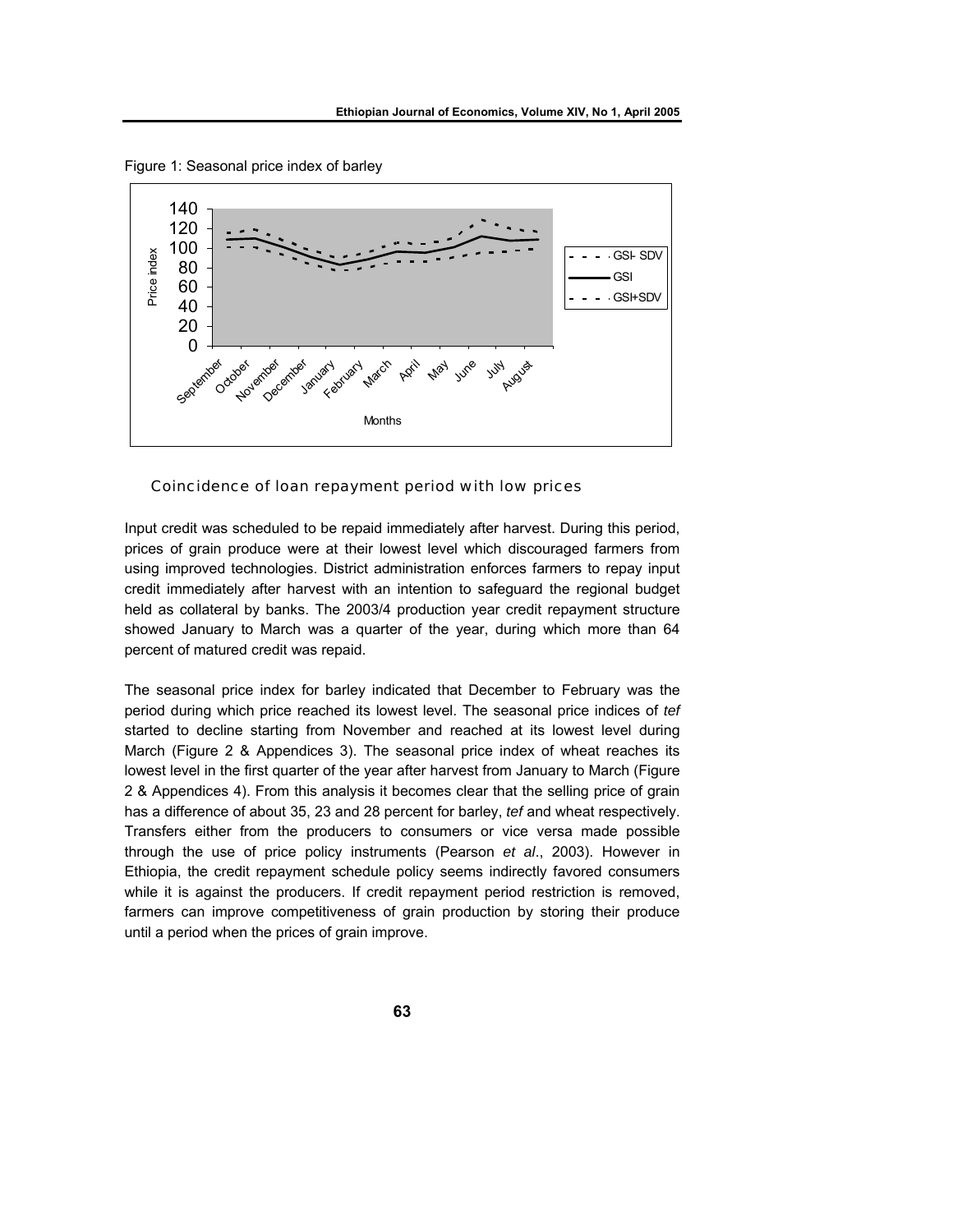Figure 1: Seasonal price index of barley

### Coincidence of loan repayment period with low prices

Input credit was scheduled to be repaid immediately after harvest. During this period, prices of grain produce were at their lowest level which discouraged farmers from using improved technologies. District administration enforces farmers to repay input credit immediately after harvest with an intention to safeguard the regional budget held as collateral by banks. The 2003/4 production year credit repayment structure showed January to March was a quarter of the year, during which more than 64 percent of matured credit was repaid.

The seasonal price index for barley indicated that December to February was the period during which price reached its lowest level. The seasonal price indices of *tef* started to decline starting from November and reached at its lowest level during March (Figure 2 & Appendices 3). The seasonal price index of wheat reaches its lowest level in the first quarter of the year after harvest from January to March (Figure 2 & Appendices 4). From this analysis it becomes clear that the selling price of grain has a difference of about 35, 23 and 28 percent for barley, *tef* and wheat respectively. Transfers either from the producers to consumers or vice versa made possible through the use of price policy instruments (Pearson *et al*., 2003). However in Ethiopia, the credit repayment schedule policy seems indirectly favored consumers while it is against the producers. If credit repayment period restriction is removed, farmers can improve competitiveness of grain production by storing their produce until a period when the prices of grain improve.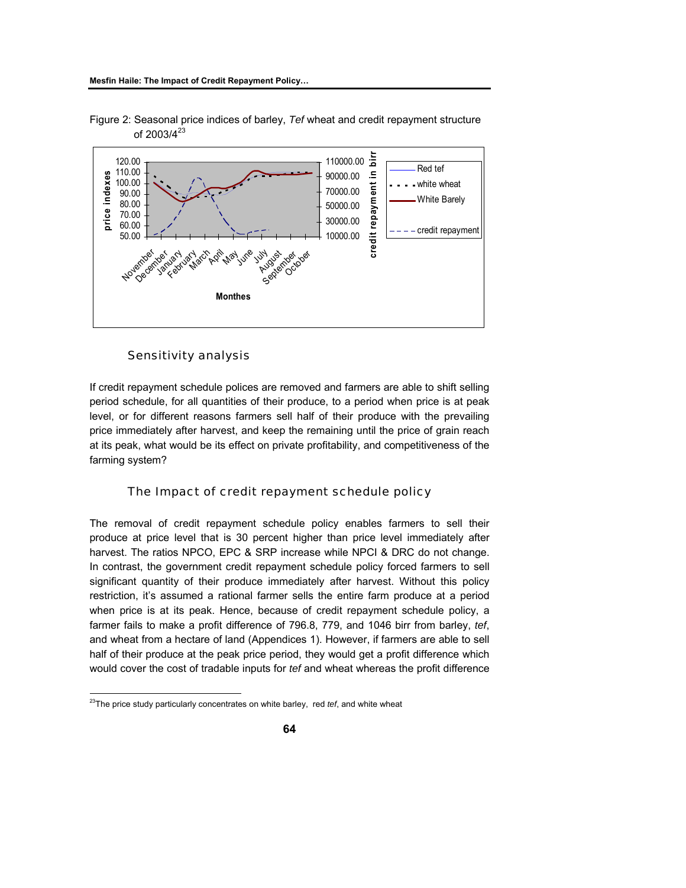Figure 2: Seasonal price indices of barley, *Tef* wheat and credit repayment structure of 2003/4[23]

Sensitivity analysis

If credit repayment schedule polices are removed and farmers are able to shift selling period schedule, for all quantities of their produce, to a period when price is at peak level, or for different reasons farmers sell half of their produce with the prevailing price immediately after harvest, and keep the remaining until the price of grain reach at its peak, what would be its effect on private profitability, and competitiveness of the farming system?

The Impact of credit repayment schedule policy

The removal of credit repayment schedule policy enables farmers to sell their produce at price level that is 30 percent higher than price level immediately after harvest. The ratios NPCO, EPC & SRP increase while NPCI & DRC do not change. In contrast, the government credit repayment schedule policy forced farmers to sell significant quantity of their produce immediately after harvest. Without this policy restriction, it's assumed a rational farmer sells the entire farm produce at a period when price is at its peak. Hence, because of credit repayment schedule policy, a farmer fails to make a profit difference of 796.8, 779, and 1046 birr from barley, *tef*, and wheat from a hectare of land (Appendices 1). However, if farmers are able to sell half of their produce at the peak price period, they would get a profit difference which would cover the cost of tradable inputs for *tef* and wheat whereas the profit difference

[23]The price study particularly concentrates on white barley, red *tef*, and white wheat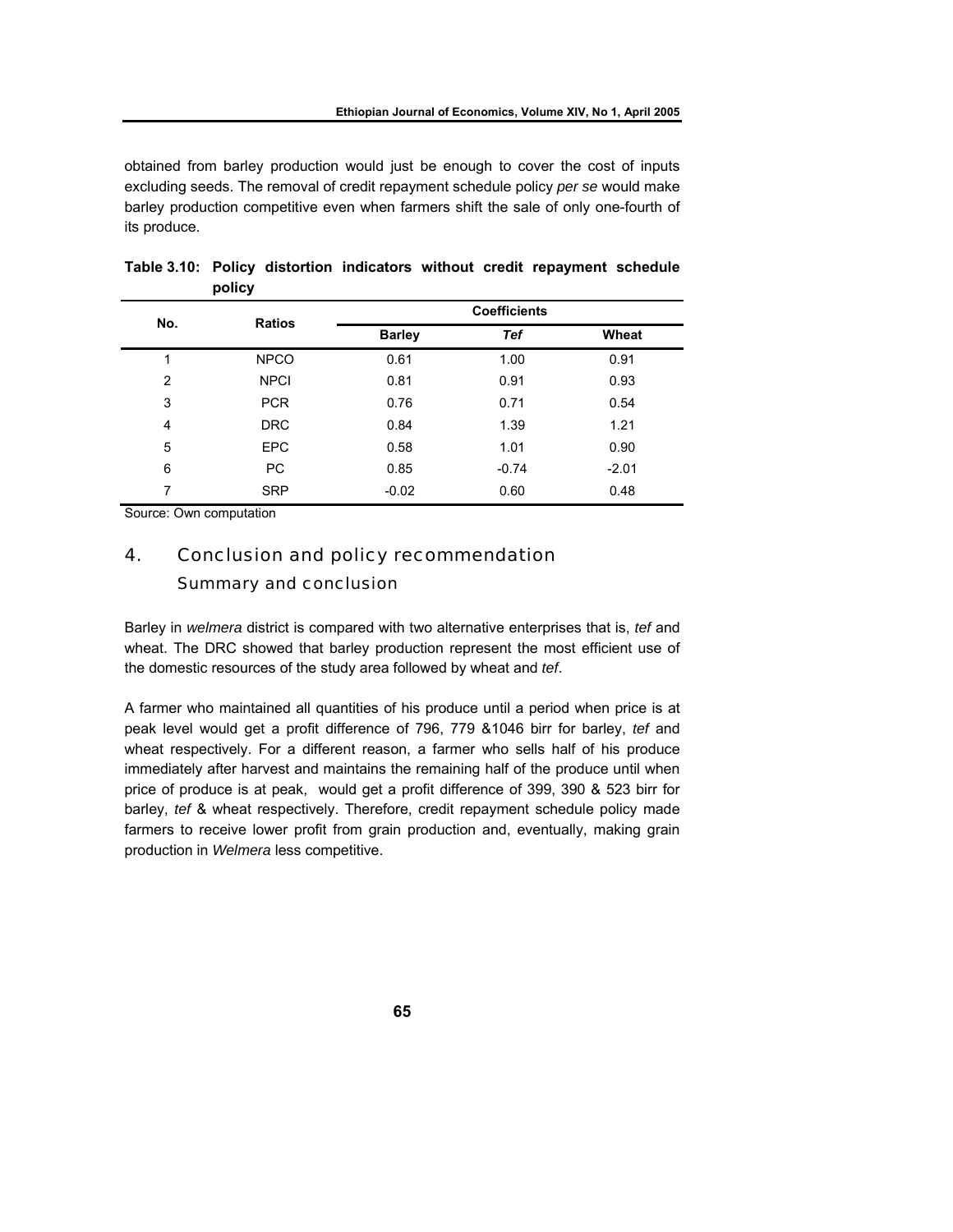obtained from barley production would just be enough to cover the cost of inputs excluding seeds. The removal of credit repayment schedule policy *per se* would make barley production competitive even when farmers shift the sale of only one-fourth of its produce.

**Table 3.10: Policy distortion indicators without credit repayment schedule policy**

| No. | Ratios | Coefficients | | |
|---|---|---|---|---|
| | | **Barley** | ***Tef*** | **Wheat** |
| 1 | NPCO | 0.61 | 1.00 | 0.91 |
| 2 | NPCI | 0.81 | 0.91 | 0.93 |
| 3 | PCR | 0.76 | 0.71 | 0.54 |
| 4 | DRC | 0.84 | 1.39 | 1.21 |
| 5 | EPC | 0.58 | 1.01 | 0.90 |
| 6 | PC | 0.85 | -0.74 | -2.01 |
| 7 | SRP | -0.02 | 0.60 | 0.48 |

Source: Own computation

## 4. Conclusion and policy recommendation

### Summary and conclusion

Barley in *welmera* district is compared with two alternative enterprises that is, *tef* and wheat. The DRC showed that barley production represent the most efficient use of the domestic resources of the study area followed by wheat and *tef*.

A farmer who maintained all quantities of his produce until a period when price is at peak level would get a profit difference of 796, 779 &1046 birr for barley, *tef* and wheat respectively. For a different reason, a farmer who sells half of his produce immediately after harvest and maintains the remaining half of the produce until when price of produce is at peak, would get a profit difference of 399, 390 & 523 birr for barley, *tef* & wheat respectively. Therefore, credit repayment schedule policy made farmers to receive lower profit from grain production and, eventually, making grain production in *Welmera* less competitive.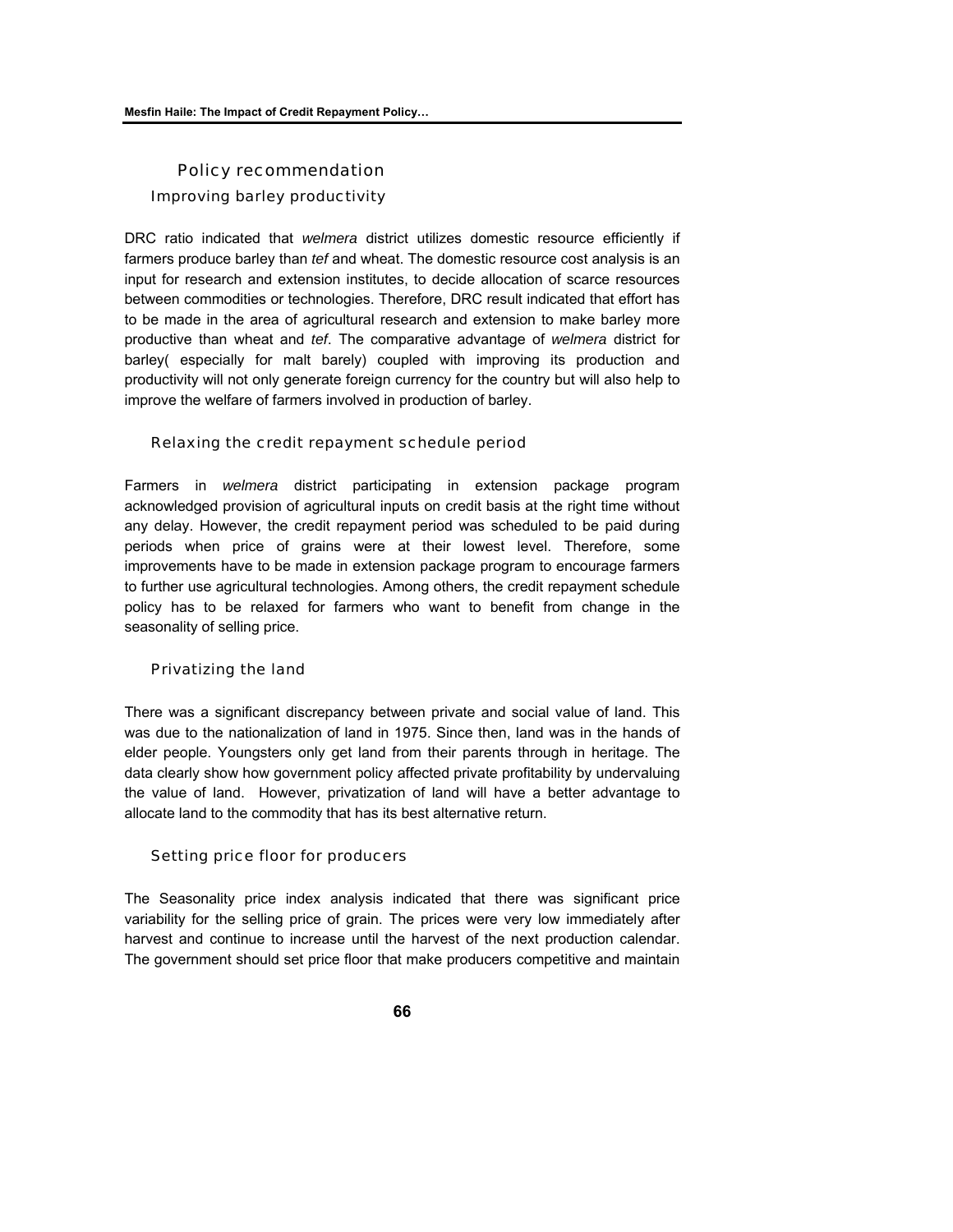## Policy recommendation

### Improving barley productivity

DRC ratio indicated that *welmera* district utilizes domestic resource efficiently if farmers produce barley than *tef* and wheat. The domestic resource cost analysis is an input for research and extension institutes, to decide allocation of scarce resources between commodities or technologies. Therefore, DRC result indicated that effort has to be made in the area of agricultural research and extension to make barley more productive than wheat and *tef*. The comparative advantage of *welmera* district for barley( especially for malt barely) coupled with improving its production and productivity will not only generate foreign currency for the country but will also help to improve the welfare of farmers involved in production of barley.

### Relaxing the credit repayment schedule period

Farmers in *welmera* district participating in extension package program acknowledged provision of agricultural inputs on credit basis at the right time without any delay. However, the credit repayment period was scheduled to be paid during periods when price of grains were at their lowest level. Therefore, some improvements have to be made in extension package program to encourage farmers to further use agricultural technologies. Among others, the credit repayment schedule policy has to be relaxed for farmers who want to benefit from change in the seasonality of selling price.

### Privatizing the land

There was a significant discrepancy between private and social value of land. This was due to the nationalization of land in 1975. Since then, land was in the hands of elder people. Youngsters only get land from their parents through in heritage. The data clearly show how government policy affected private profitability by undervaluing the value of land. However, privatization of land will have a better advantage to allocate land to the commodity that has its best alternative return.

### Setting price floor for producers

The Seasonality price index analysis indicated that there was significant price variability for the selling price of grain. The prices were very low immediately after harvest and continue to increase until the harvest of the next production calendar. The government should set price floor that make producers competitive and maintain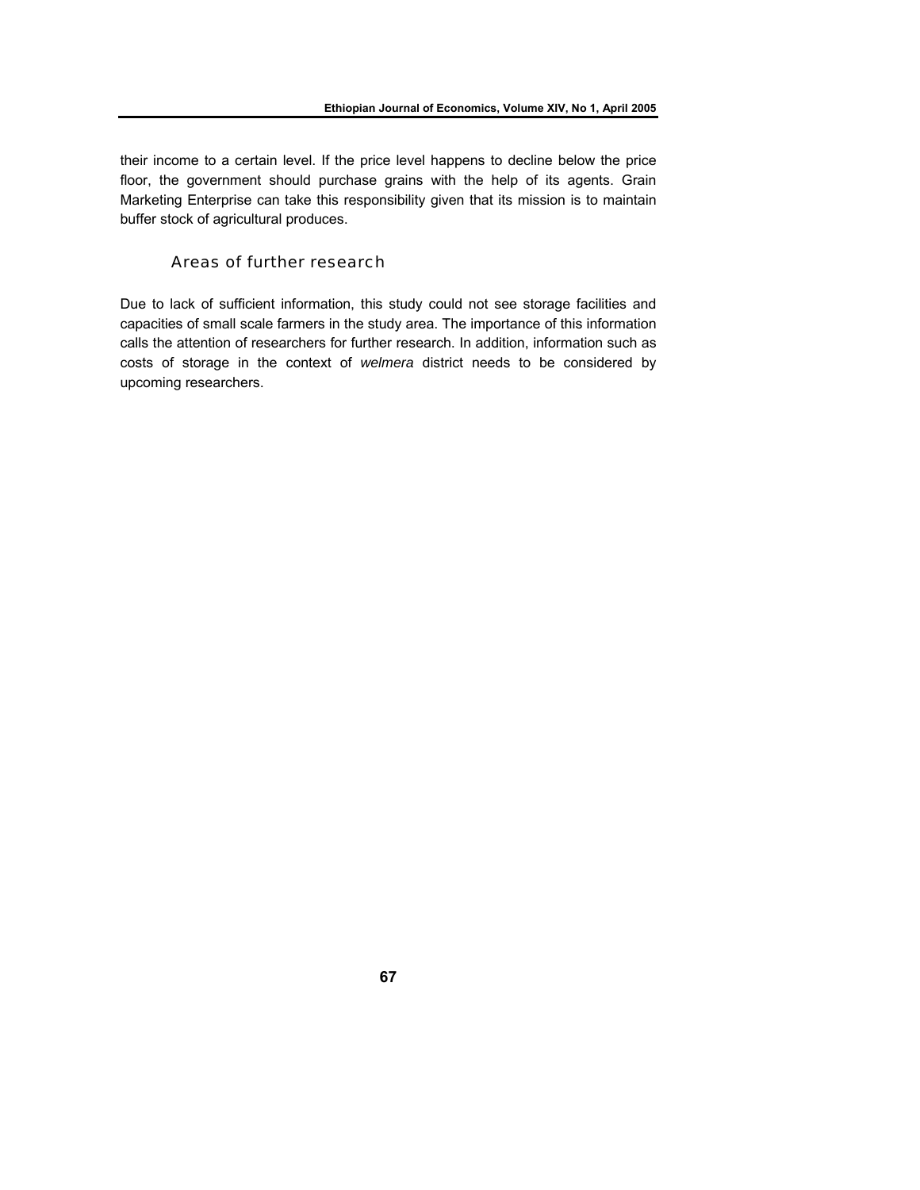their income to a certain level. If the price level happens to decline below the price floor, the government should purchase grains with the help of its agents. Grain Marketing Enterprise can take this responsibility given that its mission is to maintain buffer stock of agricultural produces.

### Areas of further research

Due to lack of sufficient information, this study could not see storage facilities and capacities of small scale farmers in the study area. The importance of this information calls the attention of researchers for further research. In addition, information such as costs of storage in the context of *welmera* district needs to be considered by upcoming researchers.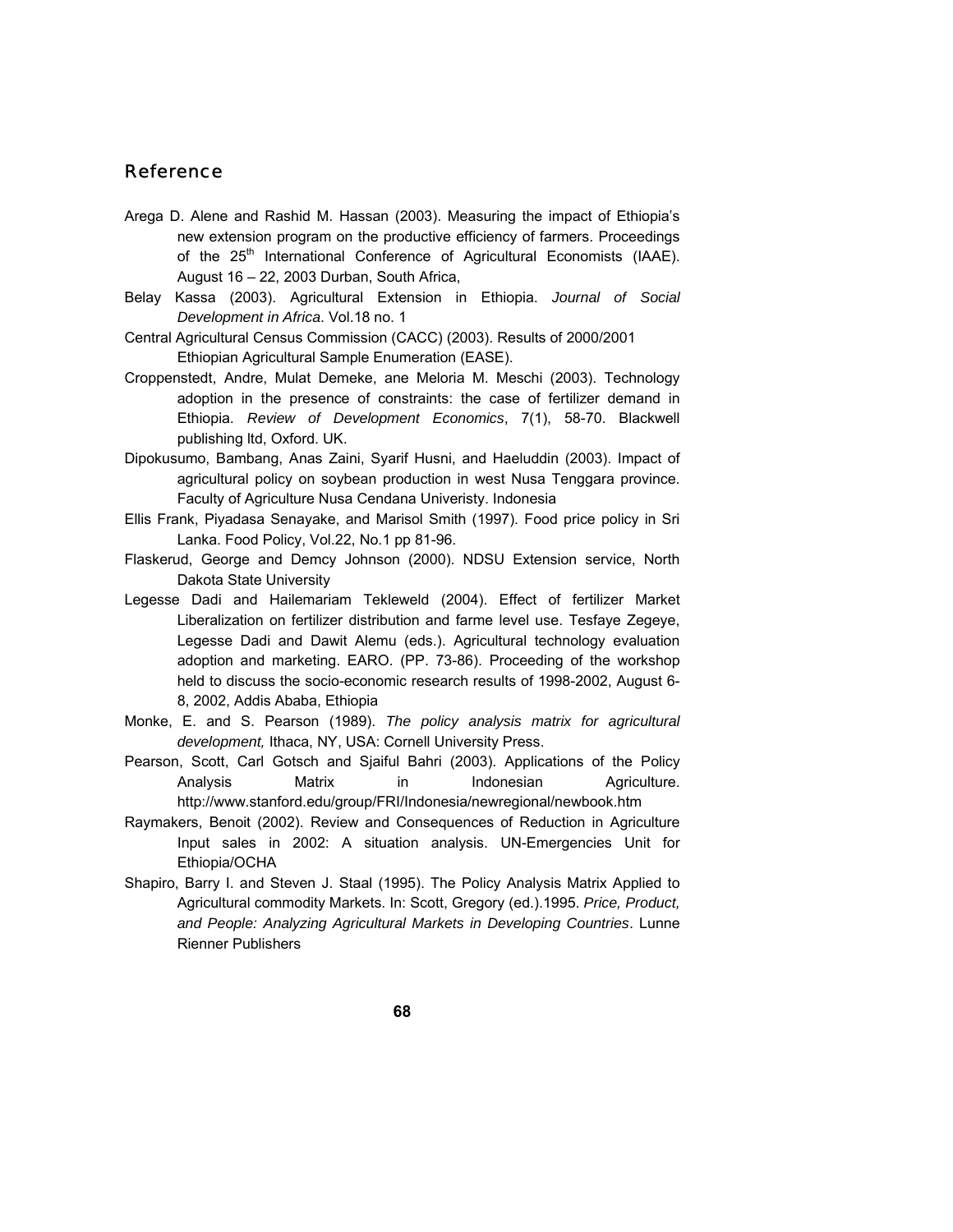# Reference

Arega D. Alene and Rashid M. Hassan (2003). Measuring the impact of Ethiopia's new extension program on the productive efficiency of farmers. Proceedings of the 25th International Conference of Agricultural Economists (IAAE). August 16 – 22, 2003 Durban, South Africa,

Belay Kassa (2003). Agricultural Extension in Ethiopia. *Journal of Social Development in Africa*. Vol.18 no. 1

Central Agricultural Census Commission (CACC) (2003). Results of 2000/2001 Ethiopian Agricultural Sample Enumeration (EASE).

Croppenstedt, Andre, Mulat Demeke, ane Meloria M. Meschi (2003). Technology adoption in the presence of constraints: the case of fertilizer demand in Ethiopia. *Review of Development Economics*, 7(1), 58-70. Blackwell publishing ltd, Oxford. UK.

Dipokusumo, Bambang, Anas Zaini, Syarif Husni, and Haeluddin (2003). Impact of agricultural policy on soybean production in west Nusa Tenggara province. Faculty of Agriculture Nusa Cendana Univeristy. Indonesia

Ellis Frank, Piyadasa Senayake, and Marisol Smith (1997). Food price policy in Sri Lanka. Food Policy, Vol.22, No.1 pp 81-96.

Flaskerud, George and Demcy Johnson (2000). NDSU Extension service, North Dakota State University

Legesse Dadi and Hailemariam Tekleweld (2004). Effect of fertilizer Market Liberalization on fertilizer distribution and farme level use. Tesfaye Zegeye, Legesse Dadi and Dawit Alemu (eds.). Agricultural technology evaluation adoption and marketing. EARO. (PP. 73-86). Proceeding of the workshop held to discuss the socio-economic research results of 1998-2002, August 6-8, 2002, Addis Ababa, Ethiopia

Monke, E. and S. Pearson (1989). *The policy analysis matrix for agricultural development,* Ithaca, NY, USA: Cornell University Press.

Pearson, Scott, Carl Gotsch and Sjaiful Bahri (2003). Applications of the Policy Analysis Matrix in Indonesian Agriculture. http://www.stanford.edu/group/FRI/Indonesia/newregional/newbook.htm

Raymakers, Benoit (2002). Review and Consequences of Reduction in Agriculture Input sales in 2002: A situation analysis. UN-Emergencies Unit for Ethiopia/OCHA

Shapiro, Barry I. and Steven J. Staal (1995). The Policy Analysis Matrix Applied to Agricultural commodity Markets. In: Scott, Gregory (ed.).1995. *Price, Product, and People: Analyzing Agricultural Markets in Developing Countries*. Lunne Rienner Publishers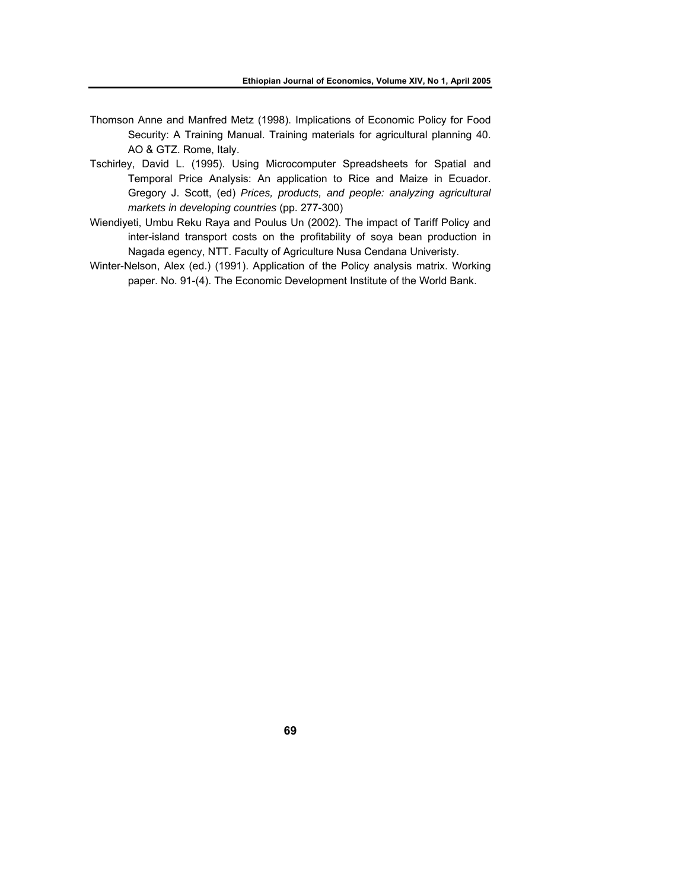Thomson Anne and Manfred Metz (1998). Implications of Economic Policy for Food Security: A Training Manual. Training materials for agricultural planning 40. AO & GTZ. Rome, Italy.

Tschirley, David L. (1995). Using Microcomputer Spreadsheets for Spatial and Temporal Price Analysis: An application to Rice and Maize in Ecuador. Gregory J. Scott, (ed) *Prices, products, and people: analyzing agricultural markets in developing countries* (pp. 277-300)

Wiendiyeti, Umbu Reku Raya and Poulus Un (2002). The impact of Tariff Policy and inter-island transport costs on the profitability of soya bean production in Nagada egency, NTT. Faculty of Agriculture Nusa Cendana Univeristy.

Winter-Nelson, Alex (ed.) (1991). Application of the Policy analysis matrix. Working paper. No. 91-(4). The Economic Development Institute of the World Bank.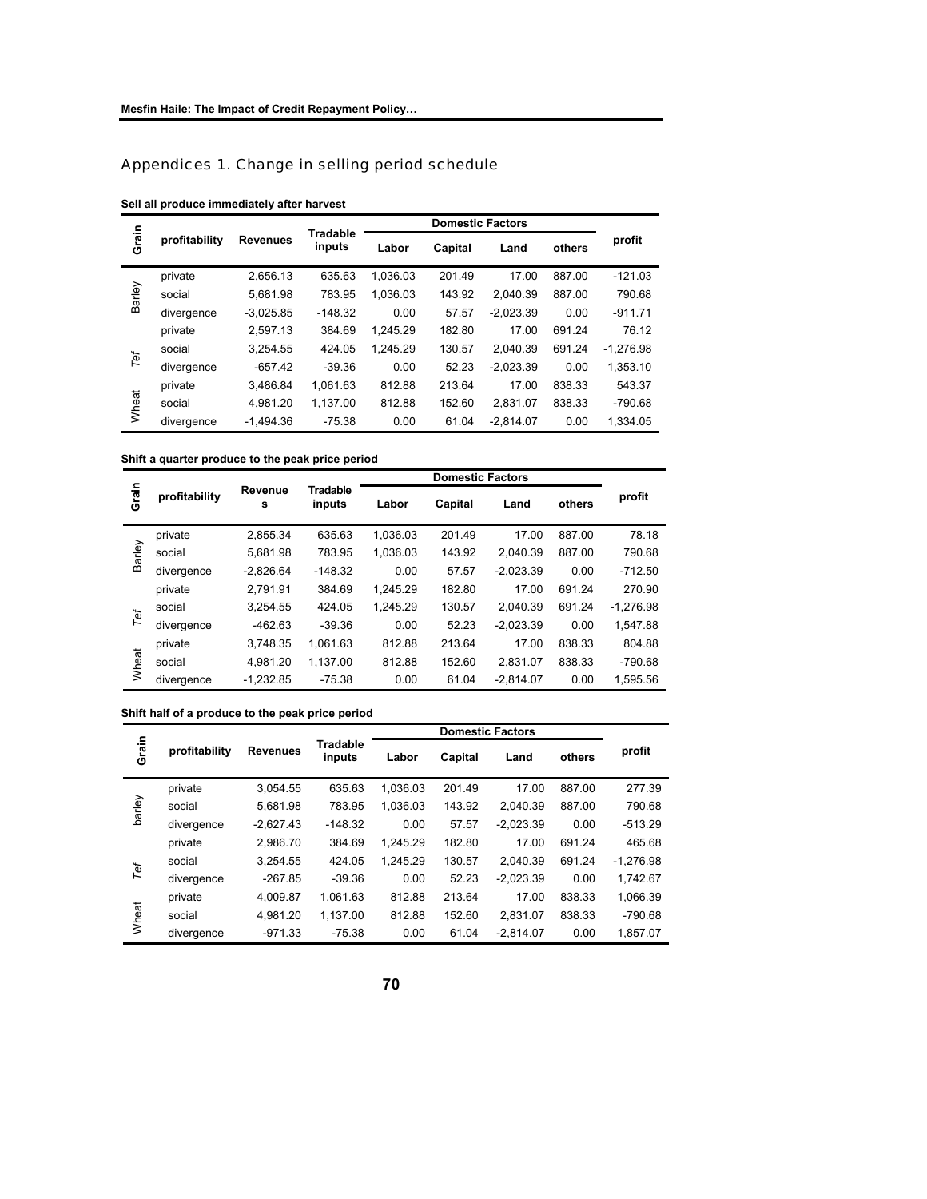## Appendices 1. Change in selling period schedule

**Sell all produce immediately after harvest**

| Grain | profitability | Revenues | Tradable inputs | Domestic Factors | | | | profit |
|---|---|---|---|---|---|---|---|---|
| | | | | Labor | Capital | Land | others | |
| Barley | private | 2,656.13 | 635.63 | 1,036.03 | 201.49 | 17.00 | 887.00 | -121.03 |
| | social | 5,681.98 | 783.95 | 1,036.03 | 143.92 | 2,040.39 | 887.00 | 790.68 |
| | divergence | -3,025.85 | -148.32 | 0.00 | 57.57 | -2,023.39 | 0.00 | -911.71 |
| *Tef* | private | 2,597.13 | 384.69 | 1,245.29 | 182.80 | 17.00 | 691.24 | 76.12 |
| | social | 3,254.55 | 424.05 | 1,245.29 | 130.57 | 2,040.39 | 691.24 | -1,276.98 |
| | divergence | -657.42 | -39.36 | 0.00 | 52.23 | -2,023.39 | 0.00 | 1,353.10 |
| Wheat | private | 3,486.84 | 1,061.63 | 812.88 | 213.64 | 17.00 | 838.33 | 543.37 |
| | social | 4,981.20 | 1,137.00 | 812.88 | 152.60 | 2,831.07 | 838.33 | -790.68 |
| | divergence | -1,494.36 | -75.38 | 0.00 | 61.04 | -2,814.07 | 0.00 | 1,334.05 |

**Shift a quarter produce to the peak price period**

| Grain | profitability | Revenues | Tradable inputs | Domestic Factors | | | | profit |
|---|---|---|---|---|---|---|---|---|
| | | | | Labor | Capital | Land | others | |
| Barley | private | 2,855.34 | 635.63 | 1,036.03 | 201.49 | 17.00 | 887.00 | 78.18 |
| | social | 5,681.98 | 783.95 | 1,036.03 | 143.92 | 2,040.39 | 887.00 | 790.68 |
| | divergence | -2,826.64 | -148.32 | 0.00 | 57.57 | -2,023.39 | 0.00 | -712.50 |
| *Tef* | private | 2,791.91 | 384.69 | 1,245.29 | 182.80 | 17.00 | 691.24 | 270.90 |
| | social | 3,254.55 | 424.05 | 1,245.29 | 130.57 | 2,040.39 | 691.24 | -1,276.98 |
| | divergence | -462.63 | -39.36 | 0.00 | 52.23 | -2,023.39 | 0.00 | 1,547.88 |
| Wheat | private | 3,748.35 | 1,061.63 | 812.88 | 213.64 | 17.00 | 838.33 | 804.88 |
| | social | 4,981.20 | 1,137.00 | 812.88 | 152.60 | 2,831.07 | 838.33 | -790.68 |
| | divergence | -1,232.85 | -75.38 | 0.00 | 61.04 | -2,814.07 | 0.00 | 1,595.56 |

**Shift half of a produce to the peak price period**

| Grain | profitability | Revenues | Tradable inputs | Domestic Factors | | | | profit |
|---|---|---|---|---|---|---|---|---|
| | | | | Labor | Capital | Land | others | |
| barley | private | 3,054.55 | 635.63 | 1,036.03 | 201.49 | 17.00 | 887.00 | 277.39 |
| | social | 5,681.98 | 783.95 | 1,036.03 | 143.92 | 2,040.39 | 887.00 | 790.68 |
| | divergence | -2,627.43 | -148.32 | 0.00 | 57.57 | -2,023.39 | 0.00 | -513.29 |
| *Tef* | private | 2,986.70 | 384.69 | 1,245.29 | 182.80 | 17.00 | 691.24 | 465.68 |
| | social | 3,254.55 | 424.05 | 1,245.29 | 130.57 | 2,040.39 | 691.24 | -1,276.98 |
| | divergence | -267.85 | -39.36 | 0.00 | 52.23 | -2,023.39 | 0.00 | 1,742.67 |
| Wheat | private | 4,009.87 | 1,061.63 | 812.88 | 213.64 | 17.00 | 838.33 | 1,066.39 |
| | social | 4,981.20 | 1,137.00 | 812.88 | 152.60 | 2,831.07 | 838.33 | -790.68 |
| | divergence | -971.33 | -75.38 | 0.00 | 61.04 | -2,814.07 | 0.00 | 1,857.07 |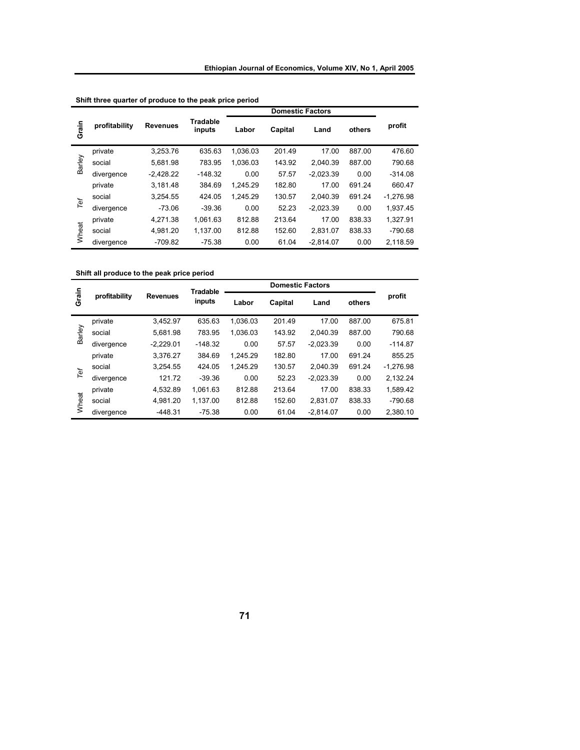**Shift three quarter of produce to the peak price period**

| Grain | profitability | Revenues | Tradable inputs | Domestic Factors | | | | profit |
|---|---|---|---|---|---|---|---|---|
| | | | | Labor | Capital | Land | others | |
| Barley | private | 3,253.76 | 635.63 | 1,036.03 | 201.49 | 17.00 | 887.00 | 476.60 |
| | social | 5,681.98 | 783.95 | 1,036.03 | 143.92 | 2,040.39 | 887.00 | 790.68 |
| | divergence | -2,428.22 | -148.32 | 0.00 | 57.57 | -2,023.39 | 0.00 | -314.08 |
| *Tef* | private | 3,181.48 | 384.69 | 1,245.29 | 182.80 | 17.00 | 691.24 | 660.47 |
| | social | 3,254.55 | 424.05 | 1,245.29 | 130.57 | 2,040.39 | 691.24 | -1,276.98 |
| | divergence | -73.06 | -39.36 | 0.00 | 52.23 | -2,023.39 | 0.00 | 1,937.45 |
| Wheat | private | 4,271.38 | 1,061.63 | 812.88 | 213.64 | 17.00 | 838.33 | 1,327.91 |
| | social | 4,981.20 | 1,137.00 | 812.88 | 152.60 | 2,831.07 | 838.33 | -790.68 |
| | divergence | -709.82 | -75.38 | 0.00 | 61.04 | -2,814.07 | 0.00 | 2,118.59 |

**Shift all produce to the peak price period**

| Grain | profitability | Revenues | Tradable inputs | Domestic Factors | | | | profit |
|---|---|---|---|---|---|---|---|---|
| | | | | Labor | Capital | Land | others | |
| Barley | private | 3,452.97 | 635.63 | 1,036.03 | 201.49 | 17.00 | 887.00 | 675.81 |
| | social | 5,681.98 | 783.95 | 1,036.03 | 143.92 | 2,040.39 | 887.00 | 790.68 |
| | divergence | -2,229.01 | -148.32 | 0.00 | 57.57 | -2,023.39 | 0.00 | -114.87 |
| *Tef* | private | 3,376.27 | 384.69 | 1,245.29 | 182.80 | 17.00 | 691.24 | 855.25 |
| | social | 3,254.55 | 424.05 | 1,245.29 | 130.57 | 2,040.39 | 691.24 | -1,276.98 |
| | divergence | 121.72 | -39.36 | 0.00 | 52.23 | -2,023.39 | 0.00 | 2,132.24 |
| Wheat | private | 4,532.89 | 1,061.63 | 812.88 | 213.64 | 17.00 | 838.33 | 1,589.42 |
| | social | 4,981.20 | 1,137.00 | 812.88 | 152.60 | 2,831.07 | 838.33 | -790.68 |
| | divergence | -448.31 | -75.38 | 0.00 | 61.04 | -2,814.07 | 0.00 | 2,380.10 |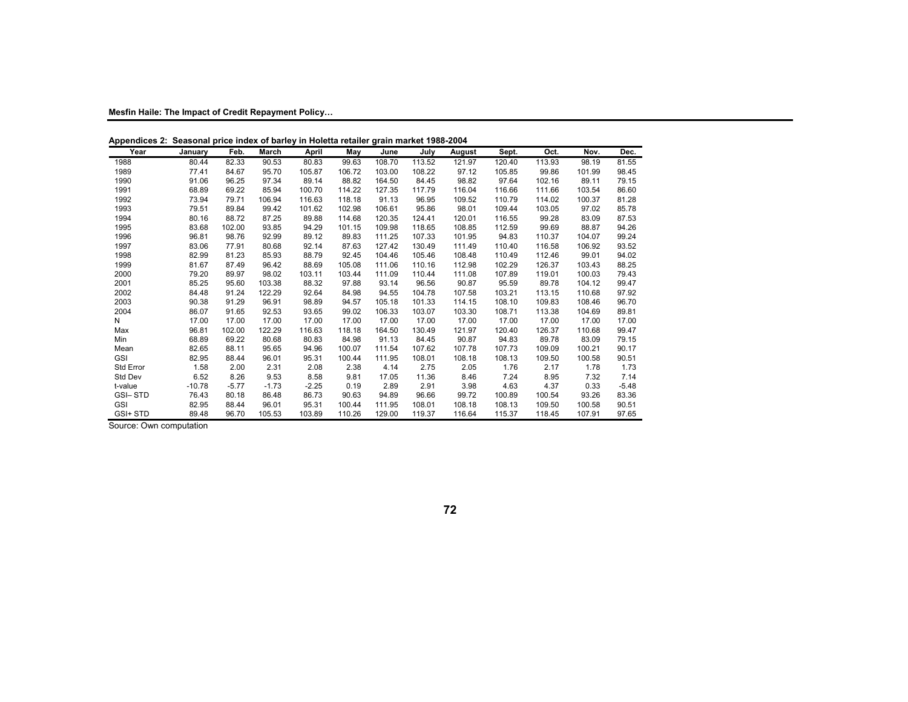**Appendices 2: Seasonal price index of barley in Holetta retailer grain market 1988-2004**

| Year | January | Feb. | March | April | May | June | July | August | Sept. | Oct. | Nov. | Dec. |
|---|---|---|---|---|---|---|---|---|---|---|---|---|
| 1988 | 80.44 | 82.33 | 90.53 | 80.83 | 99.63 | 108.70 | 113.52 | 121.97 | 120.40 | 113.93 | 98.19 | 81.55 |
| 1989 | 77.41 | 84.67 | 95.70 | 105.87 | 106.72 | 103.00 | 108.22 | 97.12 | 105.85 | 99.86 | 101.99 | 98.45 |
| 1990 | 91.06 | 96.25 | 97.34 | 89.14 | 88.82 | 164.50 | 84.45 | 98.82 | 97.64 | 102.16 | 89.11 | 79.15 |
| 1991 | 68.89 | 69.22 | 85.94 | 100.70 | 114.22 | 127.35 | 117.79 | 116.04 | 116.66 | 111.66 | 103.54 | 86.60 |
| 1992 | 73.94 | 79.71 | 106.94 | 116.63 | 118.18 | 91.13 | 96.95 | 109.52 | 110.79 | 114.02 | 100.37 | 81.28 |
| 1993 | 79.51 | 89.84 | 99.42 | 101.62 | 102.98 | 106.61 | 95.86 | 98.01 | 109.44 | 103.05 | 97.02 | 85.78 |
| 1994 | 80.16 | 88.72 | 87.25 | 89.88 | 114.68 | 120.35 | 124.41 | 120.01 | 116.55 | 99.28 | 83.09 | 87.53 |
| 1995 | 83.68 | 102.00 | 93.85 | 94.29 | 101.15 | 109.98 | 118.65 | 108.85 | 112.59 | 99.69 | 88.87 | 94.26 |
| 1996 | 96.81 | 98.76 | 92.99 | 89.12 | 89.83 | 111.25 | 107.33 | 101.95 | 94.83 | 110.37 | 104.07 | 99.24 |
| 1997 | 83.06 | 77.91 | 80.68 | 92.14 | 87.63 | 127.42 | 130.49 | 111.49 | 110.40 | 116.58 | 106.92 | 93.52 |
| 1998 | 82.99 | 81.23 | 85.93 | 88.79 | 92.45 | 104.46 | 105.46 | 108.48 | 110.49 | 112.46 | 99.01 | 94.02 |
| 1999 | 81.67 | 87.49 | 96.42 | 88.69 | 105.08 | 111.06 | 110.16 | 112.98 | 102.29 | 126.37 | 103.43 | 88.25 |
| 2000 | 79.20 | 89.97 | 98.02 | 103.11 | 103.44 | 111.09 | 110.44 | 111.08 | 107.89 | 119.01 | 100.03 | 79.43 |
| 2001 | 85.25 | 95.60 | 103.38 | 88.32 | 97.88 | 93.14 | 96.56 | 90.87 | 95.59 | 89.78 | 104.12 | 99.47 |
| 2002 | 84.48 | 91.24 | 122.29 | 92.64 | 84.98 | 94.55 | 104.78 | 107.58 | 103.21 | 113.15 | 110.68 | 97.92 |
| 2003 | 90.38 | 91.29 | 96.91 | 98.89 | 94.57 | 105.18 | 101.33 | 114.15 | 108.10 | 109.83 | 108.46 | 96.70 |
| 2004 | 86.07 | 91.65 | 92.53 | 93.65 | 99.02 | 106.33 | 103.07 | 103.30 | 108.71 | 113.38 | 104.69 | 89.81 |
| N | 17.00 | 17.00 | 17.00 | 17.00 | 17.00 | 17.00 | 17.00 | 17.00 | 17.00 | 17.00 | 17.00 | 17.00 |
| Max | 96.81 | 102.00 | 122.29 | 116.63 | 118.18 | 164.50 | 130.49 | 121.97 | 120.40 | 126.37 | 110.68 | 99.47 |
| Min | 68.89 | 69.22 | 80.68 | 80.83 | 84.98 | 91.13 | 84.45 | 90.87 | 94.83 | 89.78 | 83.09 | 79.15 |
| Mean | 82.65 | 88.11 | 95.65 | 94.96 | 100.07 | 111.54 | 107.62 | 107.78 | 107.73 | 109.09 | 100.21 | 90.17 |
| GSI | 82.95 | 88.44 | 96.01 | 95.31 | 100.44 | 111.95 | 108.01 | 108.18 | 108.13 | 109.50 | 100.58 | 90.51 |
| Std Error | 1.58 | 2.00 | 2.31 | 2.08 | 2.38 | 4.14 | 2.75 | 2.05 | 1.76 | 2.17 | 1.78 | 1.73 |
| Std Dev | 6.52 | 8.26 | 9.53 | 8.58 | 9.81 | 17.05 | 11.36 | 8.46 | 7.24 | 8.95 | 7.32 | 7.14 |
| t-value | -10.78 | -5.77 | -1.73 | -2.25 | 0.19 | 2.89 | 2.91 | 3.98 | 4.63 | 4.37 | 0.33 | -5.48 |
| GSI– STD | 76.43 | 80.18 | 86.48 | 86.73 | 90.63 | 94.89 | 96.66 | 99.72 | 100.89 | 100.54 | 93.26 | 83.36 |
| GSI | 82.95 | 88.44 | 96.01 | 95.31 | 100.44 | 111.95 | 108.01 | 108.18 | 108.13 | 109.50 | 100.58 | 90.51 |
| GSI+ STD | 89.48 | 96.70 | 105.53 | 103.89 | 110.26 | 129.00 | 119.37 | 116.64 | 115.37 | 118.45 | 107.91 | 97.65 |

Source: Own computation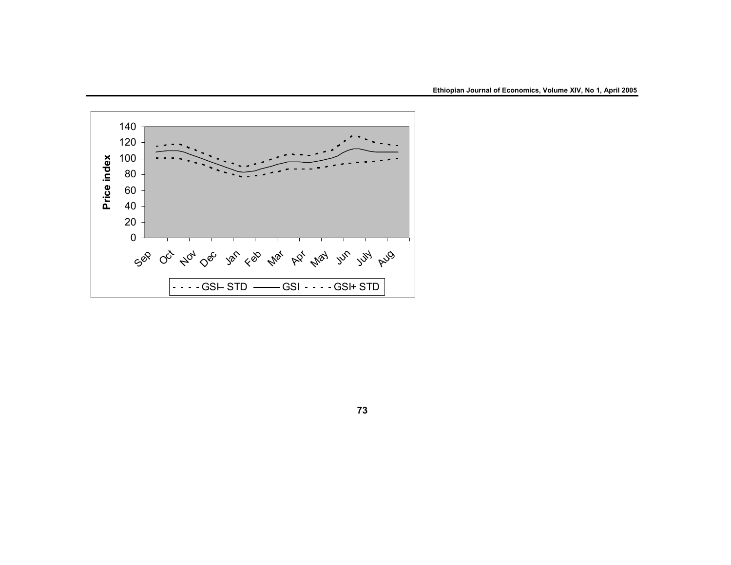Price index

140
120
100
80
60
40
20
0

Sep Oct Nov Dec Jan Feb Mar Apr May Jun July Aug

- - - - GSI– STD ——— GSI - - - - GSI+ STD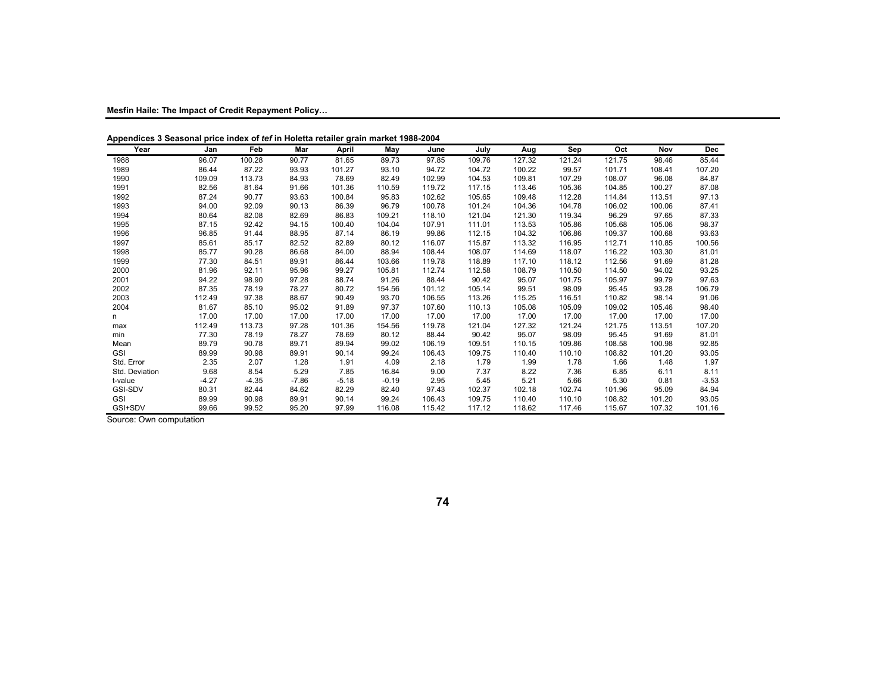**Appendices 3 Seasonal price index of *tef* in Holetta retailer grain market 1988-2004**

| Year | Jan | Feb | Mar | April | May | June | July | Aug | Sep | Oct | Nov | Dec |
|---|---|---|---|---|---|---|---|---|---|---|---|---|
| 1988 | 96.07 | 100.28 | 90.77 | 81.65 | 89.73 | 97.85 | 109.76 | 127.32 | 121.24 | 121.75 | 98.46 | 85.44 |
| 1989 | 86.44 | 87.22 | 93.93 | 101.27 | 93.10 | 94.72 | 104.72 | 100.22 | 99.57 | 101.71 | 108.41 | 107.20 |
| 1990 | 109.09 | 113.73 | 84.93 | 78.69 | 82.49 | 102.99 | 104.53 | 109.81 | 107.29 | 108.07 | 96.08 | 84.87 |
| 1991 | 82.56 | 81.64 | 91.66 | 101.36 | 110.59 | 119.72 | 117.15 | 113.46 | 105.36 | 104.85 | 100.27 | 87.08 |
| 1992 | 87.24 | 90.77 | 93.63 | 100.84 | 95.83 | 102.62 | 105.65 | 109.48 | 112.28 | 114.84 | 113.51 | 97.13 |
| 1993 | 94.00 | 92.09 | 90.13 | 86.39 | 96.79 | 100.78 | 101.24 | 104.36 | 104.78 | 106.02 | 100.06 | 87.41 |
| 1994 | 80.64 | 82.08 | 82.69 | 86.83 | 109.21 | 118.10 | 121.04 | 121.30 | 119.34 | 96.29 | 97.65 | 87.33 |
| 1995 | 87.15 | 92.42 | 94.15 | 100.40 | 104.04 | 107.91 | 111.01 | 113.53 | 105.86 | 105.68 | 105.06 | 98.37 |
| 1996 | 96.85 | 91.44 | 88.95 | 87.14 | 86.19 | 99.86 | 112.15 | 104.32 | 106.86 | 109.37 | 100.68 | 93.63 |
| 1997 | 85.61 | 85.17 | 82.52 | 82.89 | 80.12 | 116.07 | 115.87 | 113.32 | 116.95 | 112.71 | 110.85 | 100.56 |
| 1998 | 85.77 | 90.28 | 86.68 | 84.00 | 88.94 | 108.44 | 108.07 | 114.69 | 118.07 | 116.22 | 103.30 | 81.01 |
| 1999 | 77.30 | 84.51 | 89.91 | 86.44 | 103.66 | 119.78 | 118.89 | 117.10 | 118.12 | 112.56 | 91.69 | 81.28 |
| 2000 | 81.96 | 92.11 | 95.96 | 99.27 | 105.81 | 112.74 | 112.58 | 108.79 | 110.50 | 114.50 | 94.02 | 93.25 |
| 2001 | 94.22 | 98.90 | 97.28 | 88.74 | 91.26 | 88.44 | 90.42 | 95.07 | 101.75 | 105.97 | 99.79 | 97.63 |
| 2002 | 87.35 | 78.19 | 78.27 | 80.72 | 154.56 | 101.12 | 105.14 | 99.51 | 98.09 | 95.45 | 93.28 | 106.79 |
| 2003 | 112.49 | 97.38 | 88.67 | 90.49 | 93.70 | 106.55 | 113.26 | 115.25 | 116.51 | 110.82 | 98.14 | 91.06 |
| 2004 | 81.67 | 85.10 | 95.02 | 91.89 | 97.37 | 107.60 | 110.13 | 105.08 | 105.09 | 109.02 | 105.46 | 98.40 |
| n | 17.00 | 17.00 | 17.00 | 17.00 | 17.00 | 17.00 | 17.00 | 17.00 | 17.00 | 17.00 | 17.00 | 17.00 |
| max | 112.49 | 113.73 | 97.28 | 101.36 | 154.56 | 119.78 | 121.04 | 127.32 | 121.24 | 121.75 | 113.51 | 107.20 |
| min | 77.30 | 78.19 | 78.27 | 78.69 | 80.12 | 88.44 | 90.42 | 95.07 | 98.09 | 95.45 | 91.69 | 81.01 |
| Mean | 89.79 | 90.78 | 89.71 | 89.94 | 99.02 | 106.19 | 109.51 | 110.15 | 109.86 | 108.58 | 100.98 | 92.85 |
| GSI | 89.99 | 90.98 | 89.91 | 90.14 | 99.24 | 106.43 | 109.75 | 110.40 | 110.10 | 108.82 | 101.20 | 93.05 |
| Std. Error | 2.35 | 2.07 | 1.28 | 1.91 | 4.09 | 2.18 | 1.79 | 1.99 | 1.78 | 1.66 | 1.48 | 1.97 |
| Std. Deviation | 9.68 | 8.54 | 5.29 | 7.85 | 16.84 | 9.00 | 7.37 | 8.22 | 7.36 | 6.85 | 6.11 | 8.11 |
| t-value | -4.27 | -4.35 | -7.86 | -5.18 | -0.19 | 2.95 | 5.45 | 5.21 | 5.66 | 5.30 | 0.81 | -3.53 |
| GSI-SDV | 80.31 | 82.44 | 84.62 | 82.29 | 82.40 | 97.43 | 102.37 | 102.18 | 102.74 | 101.96 | 95.09 | 84.94 |
| GSI | 89.99 | 90.98 | 89.91 | 90.14 | 99.24 | 106.43 | 109.75 | 110.40 | 110.10 | 108.82 | 101.20 | 93.05 |
| GSI+SDV | 99.66 | 99.52 | 95.20 | 97.99 | 116.08 | 115.42 | 117.12 | 118.62 | 117.46 | 115.67 | 107.32 | 101.16 |

Source: Own computation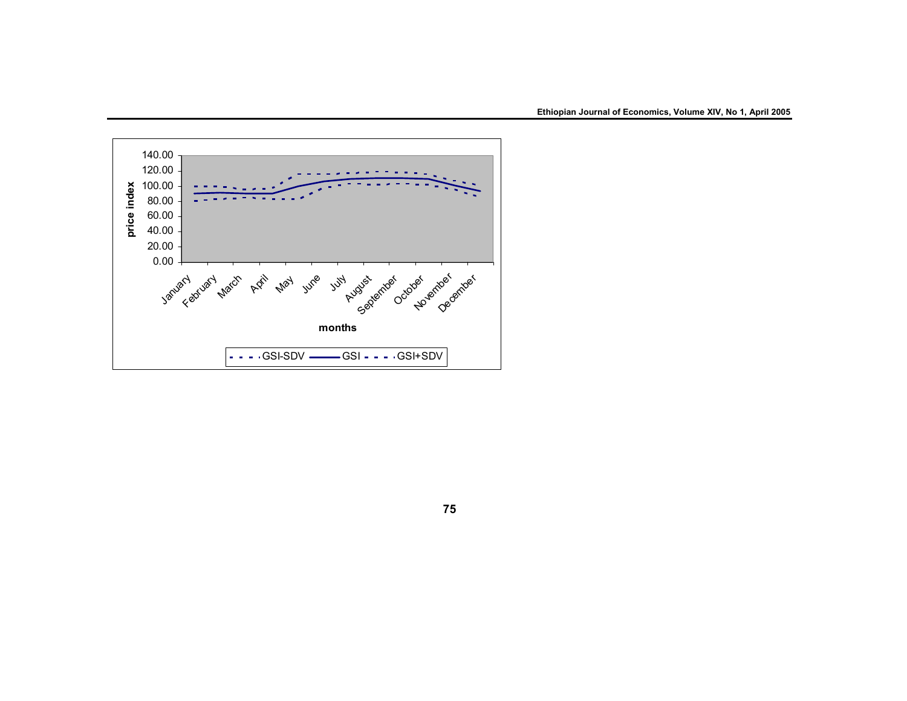price index

140.00
120.00
100.00
80.00
60.00
40.00
20.00
0.00

January February March April May June July August September October November December

months

GSI-SDV GSI GSI+SDV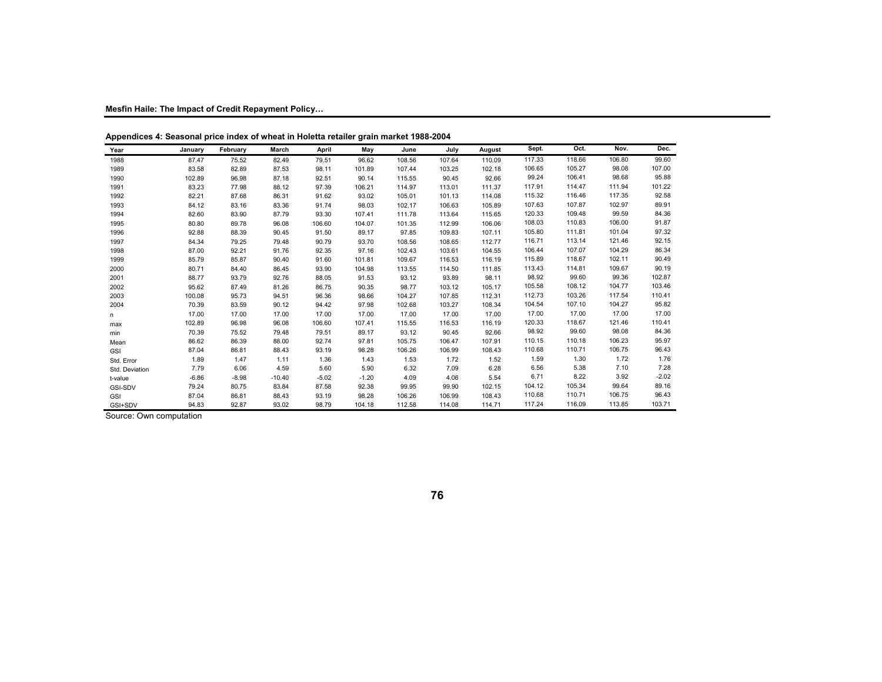**Appendices 4: Seasonal price index of wheat in Holetta retailer grain market 1988-2004**

| Year | January | February | March | April | May | June | July | August | Sept. | Oct. | Nov. | Dec. |
|---|---|---|---|---|---|---|---|---|---|---|---|---|
| 1988 | 87.47 | 75.52 | 82.49 | 79.51 | 96.62 | 108.56 | 107.64 | 110.09 | 117.33 | 118.66 | 106.80 | 99.60 |
| 1989 | 83.58 | 82.89 | 87.53 | 98.11 | 101.89 | 107.44 | 103.25 | 102.18 | 106.65 | 105.27 | 98.08 | 107.00 |
| 1990 | 102.89 | 96.98 | 87.18 | 92.51 | 90.14 | 115.55 | 90.45 | 92.66 | 99.24 | 106.41 | 98.68 | 95.88 |
| 1991 | 83.23 | 77.98 | 88.12 | 97.39 | 106.21 | 114.97 | 113.01 | 111.37 | 117.91 | 114.47 | 111.94 | 101.22 |
| 1992 | 82.21 | 87.68 | 86.31 | 91.62 | 93.02 | 105.01 | 101.13 | 114.08 | 115.32 | 116.46 | 117.35 | 92.58 |
| 1993 | 84.12 | 83.16 | 83.36 | 91.74 | 98.03 | 102.17 | 106.63 | 105.89 | 107.63 | 107.87 | 102.97 | 89.91 |
| 1994 | 82.60 | 83.90 | 87.79 | 93.30 | 107.41 | 111.78 | 113.64 | 115.65 | 120.33 | 109.48 | 99.59 | 84.36 |
| 1995 | 80.80 | 89.78 | 96.08 | 106.60 | 104.07 | 101.35 | 112.99 | 106.06 | 108.03 | 110.83 | 106.00 | 91.87 |
| 1996 | 92.88 | 88.39 | 90.45 | 91.50 | 89.17 | 97.85 | 109.83 | 107.11 | 105.80 | 111.81 | 101.04 | 97.32 |
| 1997 | 84.34 | 79.25 | 79.48 | 90.79 | 93.70 | 108.56 | 108.65 | 112.77 | 116.71 | 113.14 | 121.46 | 92.15 |
| 1998 | 87.00 | 92.21 | 91.76 | 92.35 | 97.16 | 102.43 | 103.61 | 104.55 | 106.44 | 107.07 | 104.29 | 86.34 |
| 1999 | 85.79 | 85.87 | 90.40 | 91.60 | 101.81 | 109.67 | 116.53 | 116.19 | 115.89 | 118.67 | 102.11 | 90.49 |
| 2000 | 80.71 | 84.40 | 86.45 | 93.90 | 104.98 | 113.55 | 114.50 | 111.85 | 113.43 | 114.81 | 109.67 | 90.19 |
| 2001 | 88.77 | 93.79 | 92.76 | 88.05 | 91.53 | 93.12 | 93.89 | 98.11 | 98.92 | 99.60 | 99.36 | 102.87 |
| 2002 | 95.62 | 87.49 | 81.26 | 86.75 | 90.35 | 98.77 | 103.12 | 105.17 | 105.58 | 108.12 | 104.77 | 103.46 |
| 2003 | 100.08 | 95.73 | 94.51 | 96.36 | 98.66 | 104.27 | 107.85 | 112.31 | 112.73 | 103.26 | 117.54 | 110.41 |
| 2004 | 70.39 | 83.59 | 90.12 | 94.42 | 97.98 | 102.68 | 103.27 | 108.34 | 104.54 | 107.10 | 104.27 | 95.82 |
| n | 17.00 | 17.00 | 17.00 | 17.00 | 17.00 | 17.00 | 17.00 | 17.00 | 17.00 | 17.00 | 17.00 | 17.00 |
| max | 102.89 | 96.98 | 96.08 | 106.60 | 107.41 | 115.55 | 116.53 | 116.19 | 120.33 | 118.67 | 121.46 | 110.41 |
| min | 70.39 | 75.52 | 79.48 | 79.51 | 89.17 | 93.12 | 90.45 | 92.66 | 98.92 | 99.60 | 98.08 | 84.36 |
| Mean | 86.62 | 86.39 | 88.00 | 92.74 | 97.81 | 105.75 | 106.47 | 107.91 | 110.15 | 110.18 | 106.23 | 95.97 |
| GSI | 87.04 | 86.81 | 88.43 | 93.19 | 98.28 | 106.26 | 106.99 | 108.43 | 110.68 | 110.71 | 106.75 | 96.43 |
| Std. Error | 1.89 | 1.47 | 1.11 | 1.36 | 1.43 | 1.53 | 1.72 | 1.52 | 1.59 | 1.30 | 1.72 | 1.76 |
| Std. Deviation | 7.79 | 6.06 | 4.59 | 5.60 | 5.90 | 6.32 | 7.09 | 6.28 | 6.56 | 5.38 | 7.10 | 7.28 |
| t-value | -6.86 | -8.98 | -10.40 | -5.02 | -1.20 | 4.09 | 4.06 | 5.54 | 6.71 | 8.22 | 3.92 | -2.02 |
| GSI-SDV | 79.24 | 80.75 | 83.84 | 87.58 | 92.38 | 99.95 | 99.90 | 102.15 | 104.12 | 105.34 | 99.64 | 89.16 |
| GSI | 87.04 | 86.81 | 88.43 | 93.19 | 98.28 | 106.26 | 106.99 | 108.43 | 110.68 | 110.71 | 106.75 | 96.43 |
| GSI+SDV | 94.83 | 92.87 | 93.02 | 98.79 | 104.18 | 112.58 | 114.08 | 114.71 | 117.24 | 116.09 | 113.85 | 103.71 |

Source: Own computation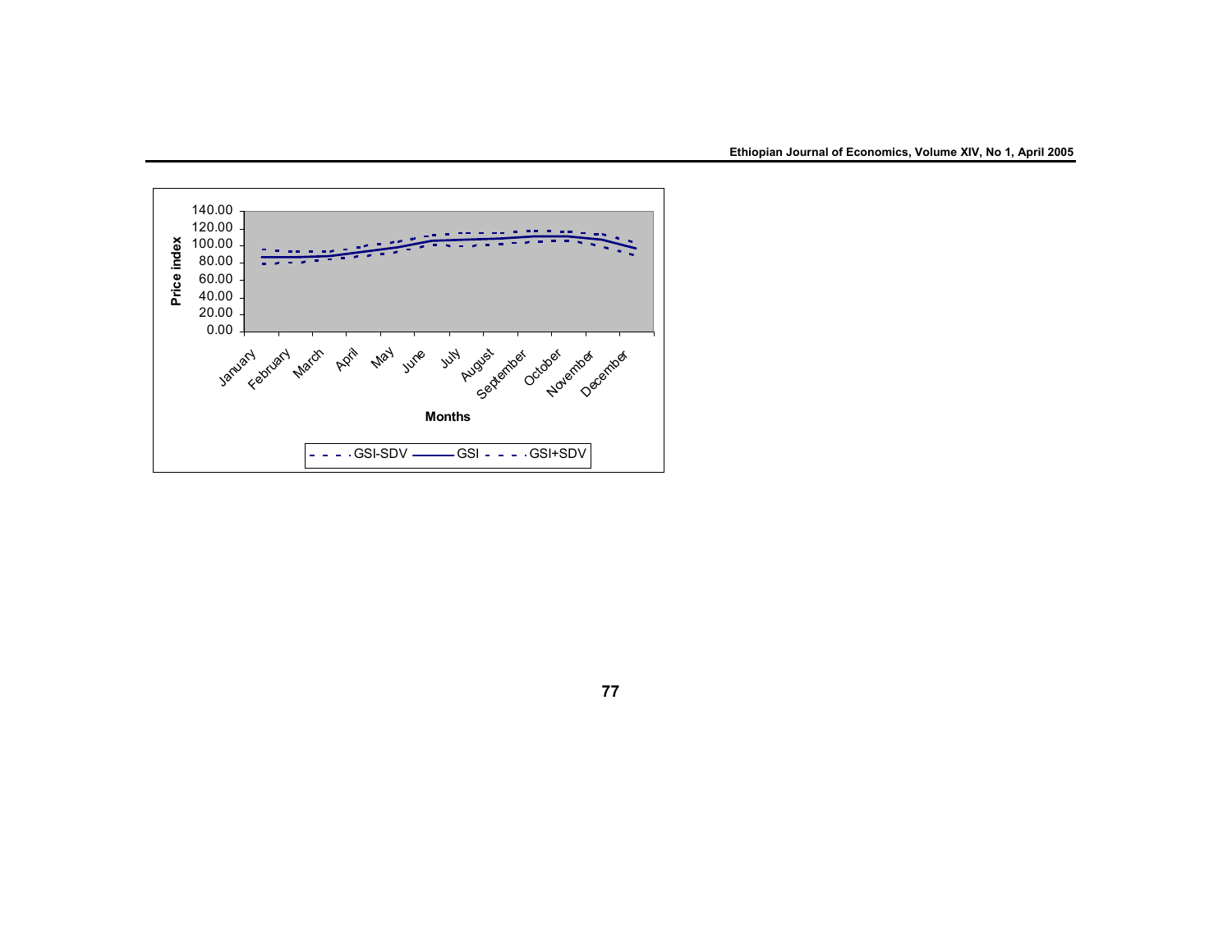Price index

140.00
120.00
100.00
80.00
60.00
40.00
20.00
0.00

January February March April May June July August September October November December

Months

GSI-SDV GSI GSI+SDV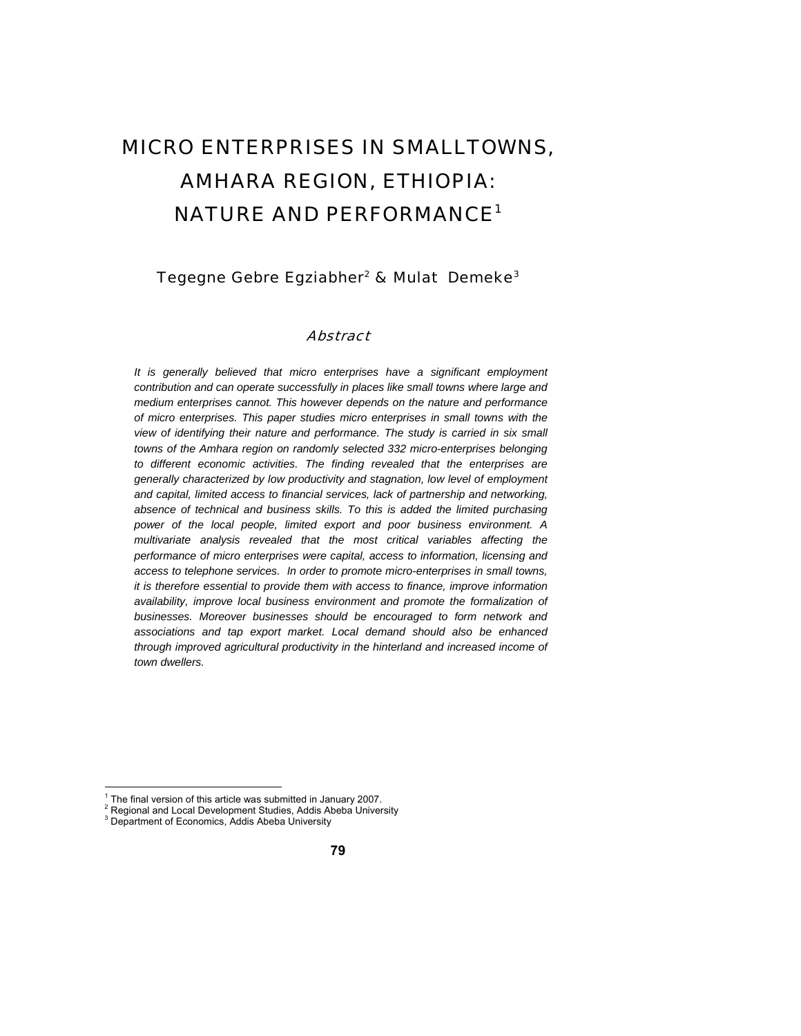# MICRO ENTERPRISES IN SMALLTOWNS, AMHARA REGION, ETHIOPIA: NATURE AND PERFORMANCE[1]

Tegegne Gebre Egziabher[2] & Mulat Demeke[3]

## Abstract

*It is generally believed that micro enterprises have a significant employment contribution and can operate successfully in places like small towns where large and medium enterprises cannot. This however depends on the nature and performance of micro enterprises. This paper studies micro enterprises in small towns with the view of identifying their nature and performance. The study is carried in six small towns of the Amhara region on randomly selected 332 micro-enterprises belonging to different economic activities. The finding revealed that the enterprises are generally characterized by low productivity and stagnation, low level of employment and capital, limited access to financial services, lack of partnership and networking, absence of technical and business skills. To this is added the limited purchasing power of the local people, limited export and poor business environment. A multivariate analysis revealed that the most critical variables affecting the performance of micro enterprises were capital, access to information, licensing and access to telephone services. In order to promote micro-enterprises in small towns, it is therefore essential to provide them with access to finance, improve information availability, improve local business environment and promote the formalization of businesses. Moreover businesses should be encouraged to form network and associations and tap export market. Local demand should also be enhanced through improved agricultural productivity in the hinterland and increased income of town dwellers.*

---

[1] The final version of this article was submitted in January 2007.

[2] Regional and Local Development Studies, Addis Abeba University

[3] Department of Economics, Addis Abeba University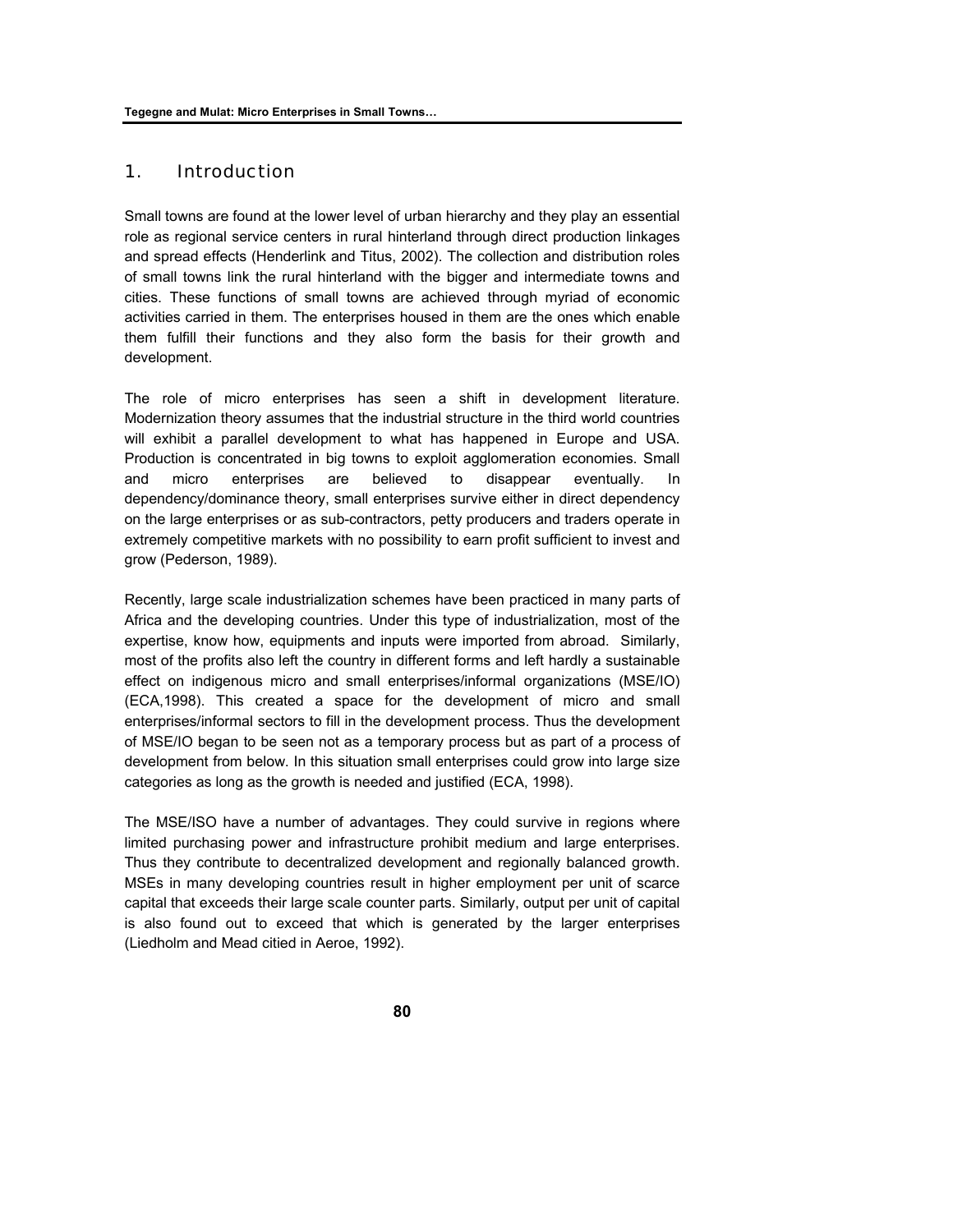## 1. Introduction

Small towns are found at the lower level of urban hierarchy and they play an essential role as regional service centers in rural hinterland through direct production linkages and spread effects (Henderlink and Titus, 2002). The collection and distribution roles of small towns link the rural hinterland with the bigger and intermediate towns and cities. These functions of small towns are achieved through myriad of economic activities carried in them. The enterprises housed in them are the ones which enable them fulfill their functions and they also form the basis for their growth and development.

The role of micro enterprises has seen a shift in development literature. Modernization theory assumes that the industrial structure in the third world countries will exhibit a parallel development to what has happened in Europe and USA. Production is concentrated in big towns to exploit agglomeration economies. Small and micro enterprises are believed to disappear eventually. In dependency/dominance theory, small enterprises survive either in direct dependency on the large enterprises or as sub-contractors, petty producers and traders operate in extremely competitive markets with no possibility to earn profit sufficient to invest and grow (Pederson, 1989).

Recently, large scale industrialization schemes have been practiced in many parts of Africa and the developing countries. Under this type of industrialization, most of the expertise, know how, equipments and inputs were imported from abroad. Similarly, most of the profits also left the country in different forms and left hardly a sustainable effect on indigenous micro and small enterprises/informal organizations (MSE/IO) (ECA,1998). This created a space for the development of micro and small enterprises/informal sectors to fill in the development process. Thus the development of MSE/IO began to be seen not as a temporary process but as part of a process of development from below. In this situation small enterprises could grow into large size categories as long as the growth is needed and justified (ECA, 1998).

The MSE/ISO have a number of advantages. They could survive in regions where limited purchasing power and infrastructure prohibit medium and large enterprises. Thus they contribute to decentralized development and regionally balanced growth. MSEs in many developing countries result in higher employment per unit of scarce capital that exceeds their large scale counter parts. Similarly, output per unit of capital is also found out to exceed that which is generated by the larger enterprises (Liedholm and Mead citied in Aeroe, 1992).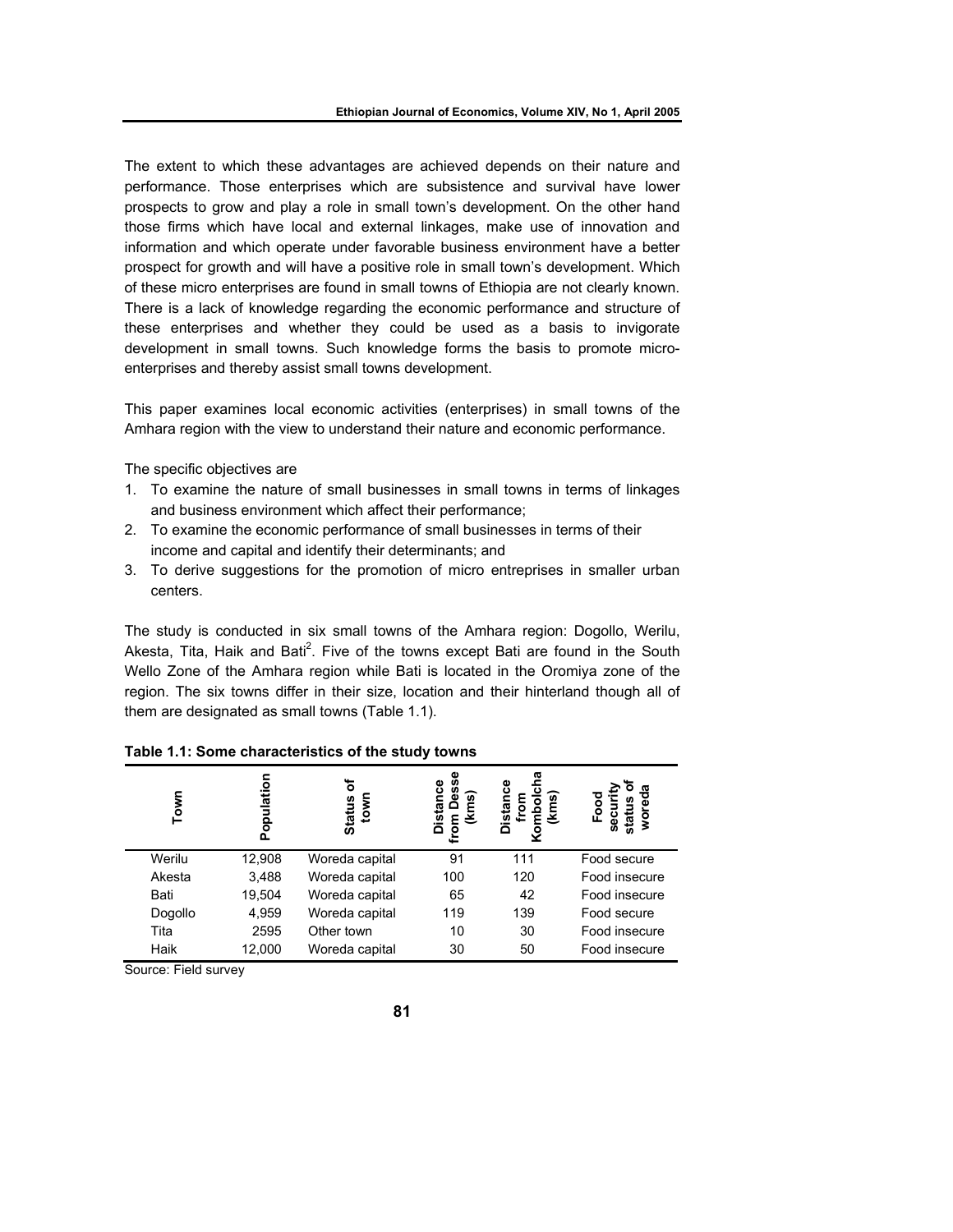The extent to which these advantages are achieved depends on their nature and performance. Those enterprises which are subsistence and survival have lower prospects to grow and play a role in small town's development. On the other hand those firms which have local and external linkages, make use of innovation and information and which operate under favorable business environment have a better prospect for growth and will have a positive role in small town's development. Which of these micro enterprises are found in small towns of Ethiopia are not clearly known. There is a lack of knowledge regarding the economic performance and structure of these enterprises and whether they could be used as a basis to invigorate development in small towns. Such knowledge forms the basis to promote micro-enterprises and thereby assist small towns development.

This paper examines local economic activities (enterprises) in small towns of the Amhara region with the view to understand their nature and economic performance.

The specific objectives are

1. To examine the nature of small businesses in small towns in terms of linkages and business environment which affect their performance;
2. To examine the economic performance of small businesses in terms of their income and capital and identify their determinants; and
3. To derive suggestions for the promotion of micro entreprises in smaller urban centers.

The study is conducted in six small towns of the Amhara region: Dogollo, Werilu, Akesta, Tita, Haik and Bati[2]. Five of the towns except Bati are found in the South Wello Zone of the Amhara region while Bati is located in the Oromiya zone of the region. The six towns differ in their size, location and their hinterland though all of them are designated as small towns (Table 1.1).

**Table 1.1: Some characteristics of the study towns**

| Town | Population | Status of town | Distance from Desse (kms) | Distance from Kombolcha (kms) | Food security status of woreda |
|---|---|---|---|---|---|
| Werilu | 12,908 | Woreda capital | 91 | 111 | Food secure |
| Akesta | 3,488 | Woreda capital | 100 | 120 | Food insecure |
| Bati | 19,504 | Woreda capital | 65 | 42 | Food insecure |
| Dogollo | 4,959 | Woreda capital | 119 | 139 | Food secure |
| Tita | 2595 | Other town | 10 | 30 | Food insecure |
| Haik | 12,000 | Woreda capital | 30 | 50 | Food insecure |

Source: Field survey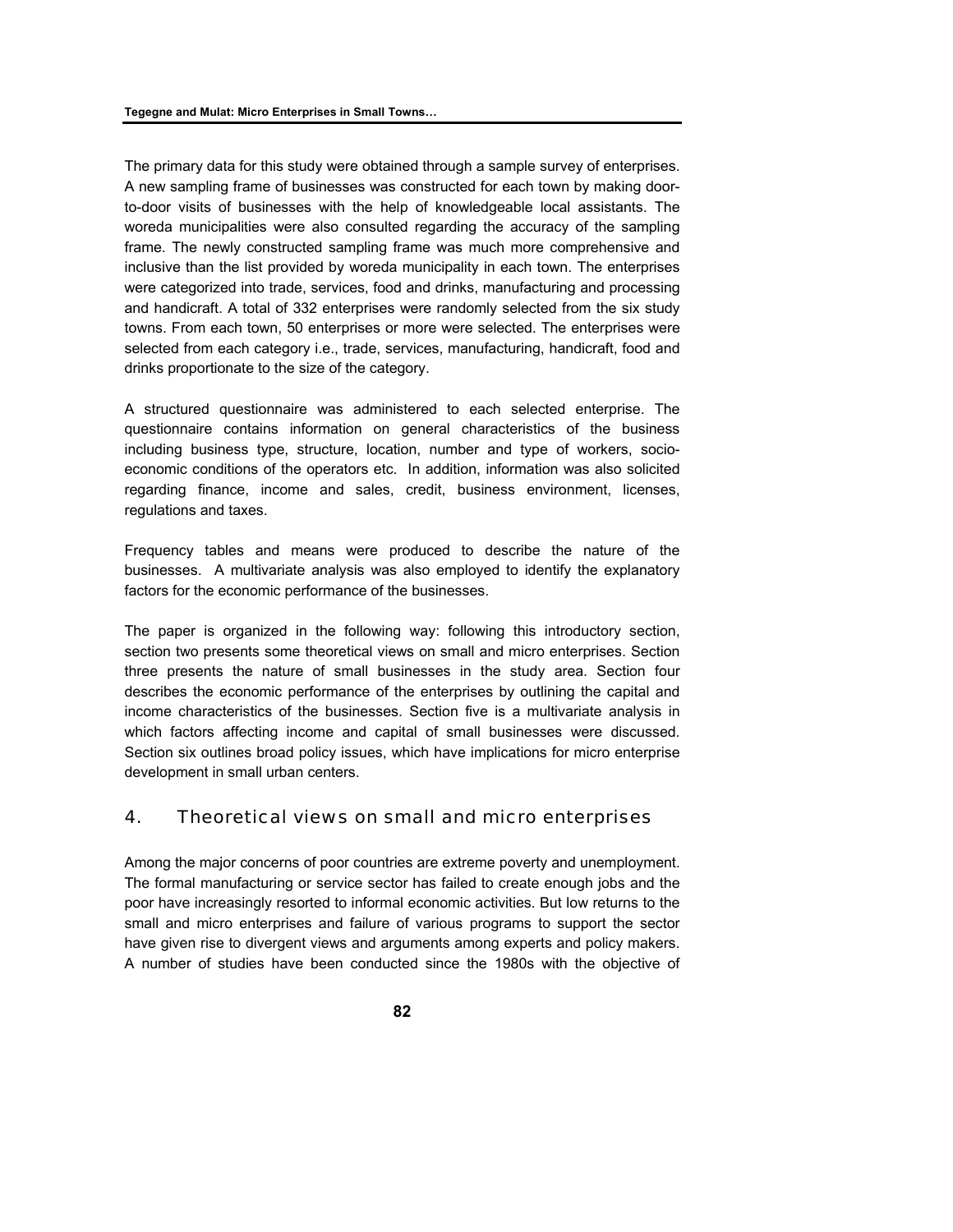The primary data for this study were obtained through a sample survey of enterprises. A new sampling frame of businesses was constructed for each town by making door-to-door visits of businesses with the help of knowledgeable local assistants. The woreda municipalities were also consulted regarding the accuracy of the sampling frame. The newly constructed sampling frame was much more comprehensive and inclusive than the list provided by woreda municipality in each town. The enterprises were categorized into trade, services, food and drinks, manufacturing and processing and handicraft. A total of 332 enterprises were randomly selected from the six study towns. From each town, 50 enterprises or more were selected. The enterprises were selected from each category i.e., trade, services, manufacturing, handicraft, food and drinks proportionate to the size of the category.

A structured questionnaire was administered to each selected enterprise. The questionnaire contains information on general characteristics of the business including business type, structure, location, number and type of workers, socio-economic conditions of the operators etc. In addition, information was also solicited regarding finance, income and sales, credit, business environment, licenses, regulations and taxes.

Frequency tables and means were produced to describe the nature of the businesses. A multivariate analysis was also employed to identify the explanatory factors for the economic performance of the businesses.

The paper is organized in the following way: following this introductory section, section two presents some theoretical views on small and micro enterprises. Section three presents the nature of small businesses in the study area. Section four describes the economic performance of the enterprises by outlining the capital and income characteristics of the businesses. Section five is a multivariate analysis in which factors affecting income and capital of small businesses were discussed. Section six outlines broad policy issues, which have implications for micro enterprise development in small urban centers.

## 4. Theoretical views on small and micro enterprises

Among the major concerns of poor countries are extreme poverty and unemployment. The formal manufacturing or service sector has failed to create enough jobs and the poor have increasingly resorted to informal economic activities. But low returns to the small and micro enterprises and failure of various programs to support the sector have given rise to divergent views and arguments among experts and policy makers. A number of studies have been conducted since the 1980s with the objective of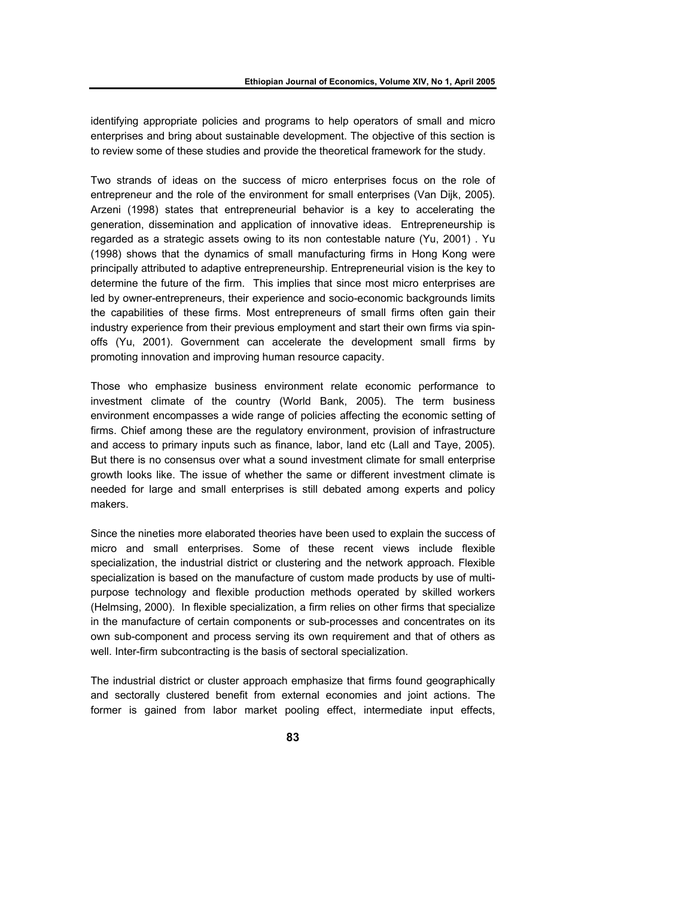identifying appropriate policies and programs to help operators of small and micro enterprises and bring about sustainable development. The objective of this section is to review some of these studies and provide the theoretical framework for the study.

Two strands of ideas on the success of micro enterprises focus on the role of entrepreneur and the role of the environment for small enterprises (Van Dijk, 2005). Arzeni (1998) states that entrepreneurial behavior is a key to accelerating the generation, dissemination and application of innovative ideas. Entrepreneurship is regarded as a strategic assets owing to its non contestable nature (Yu, 2001) . Yu (1998) shows that the dynamics of small manufacturing firms in Hong Kong were principally attributed to adaptive entrepreneurship. Entrepreneurial vision is the key to determine the future of the firm. This implies that since most micro enterprises are led by owner-entrepreneurs, their experience and socio-economic backgrounds limits the capabilities of these firms. Most entrepreneurs of small firms often gain their industry experience from their previous employment and start their own firms via spin-offs (Yu, 2001). Government can accelerate the development small firms by promoting innovation and improving human resource capacity.

Those who emphasize business environment relate economic performance to investment climate of the country (World Bank, 2005). The term business environment encompasses a wide range of policies affecting the economic setting of firms. Chief among these are the regulatory environment, provision of infrastructure and access to primary inputs such as finance, labor, land etc (Lall and Taye, 2005). But there is no consensus over what a sound investment climate for small enterprise growth looks like. The issue of whether the same or different investment climate is needed for large and small enterprises is still debated among experts and policy makers.

Since the nineties more elaborated theories have been used to explain the success of micro and small enterprises. Some of these recent views include flexible specialization, the industrial district or clustering and the network approach. Flexible specialization is based on the manufacture of custom made products by use of multi-purpose technology and flexible production methods operated by skilled workers (Helmsing, 2000). In flexible specialization, a firm relies on other firms that specialize in the manufacture of certain components or sub-processes and concentrates on its own sub-component and process serving its own requirement and that of others as well. Inter-firm subcontracting is the basis of sectoral specialization.

The industrial district or cluster approach emphasize that firms found geographically and sectorally clustered benefit from external economies and joint actions. The former is gained from labor market pooling effect, intermediate input effects,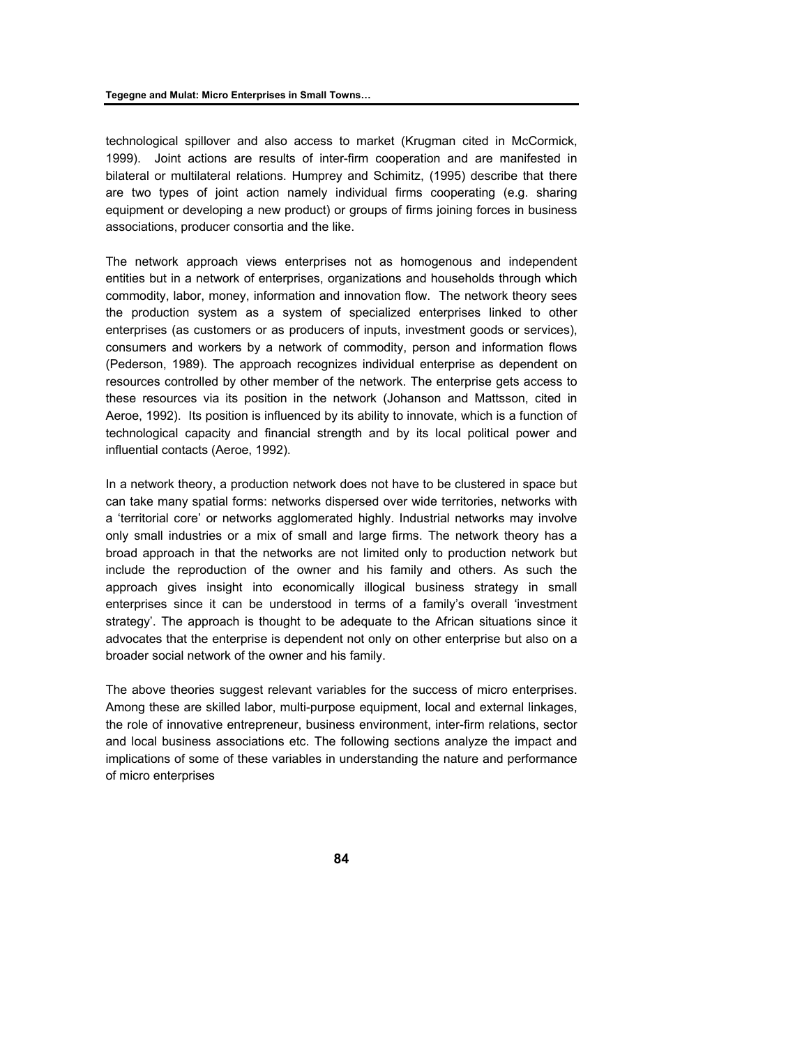technological spillover and also access to market (Krugman cited in McCormick, 1999). Joint actions are results of inter-firm cooperation and are manifested in bilateral or multilateral relations. Humprey and Schimitz, (1995) describe that there are two types of joint action namely individual firms cooperating (e.g. sharing equipment or developing a new product) or groups of firms joining forces in business associations, producer consortia and the like.

The network approach views enterprises not as homogenous and independent entities but in a network of enterprises, organizations and households through which commodity, labor, money, information and innovation flow. The network theory sees the production system as a system of specialized enterprises linked to other enterprises (as customers or as producers of inputs, investment goods or services), consumers and workers by a network of commodity, person and information flows (Pederson, 1989). The approach recognizes individual enterprise as dependent on resources controlled by other member of the network. The enterprise gets access to these resources via its position in the network (Johanson and Mattsson, cited in Aeroe, 1992). Its position is influenced by its ability to innovate, which is a function of technological capacity and financial strength and by its local political power and influential contacts (Aeroe, 1992).

In a network theory, a production network does not have to be clustered in space but can take many spatial forms: networks dispersed over wide territories, networks with a 'territorial core' or networks agglomerated highly. Industrial networks may involve only small industries or a mix of small and large firms. The network theory has a broad approach in that the networks are not limited only to production network but include the reproduction of the owner and his family and others. As such the approach gives insight into economically illogical business strategy in small enterprises since it can be understood in terms of a family's overall 'investment strategy'. The approach is thought to be adequate to the African situations since it advocates that the enterprise is dependent not only on other enterprise but also on a broader social network of the owner and his family.

The above theories suggest relevant variables for the success of micro enterprises. Among these are skilled labor, multi-purpose equipment, local and external linkages, the role of innovative entrepreneur, business environment, inter-firm relations, sector and local business associations etc. The following sections analyze the impact and implications of some of these variables in understanding the nature and performance of micro enterprises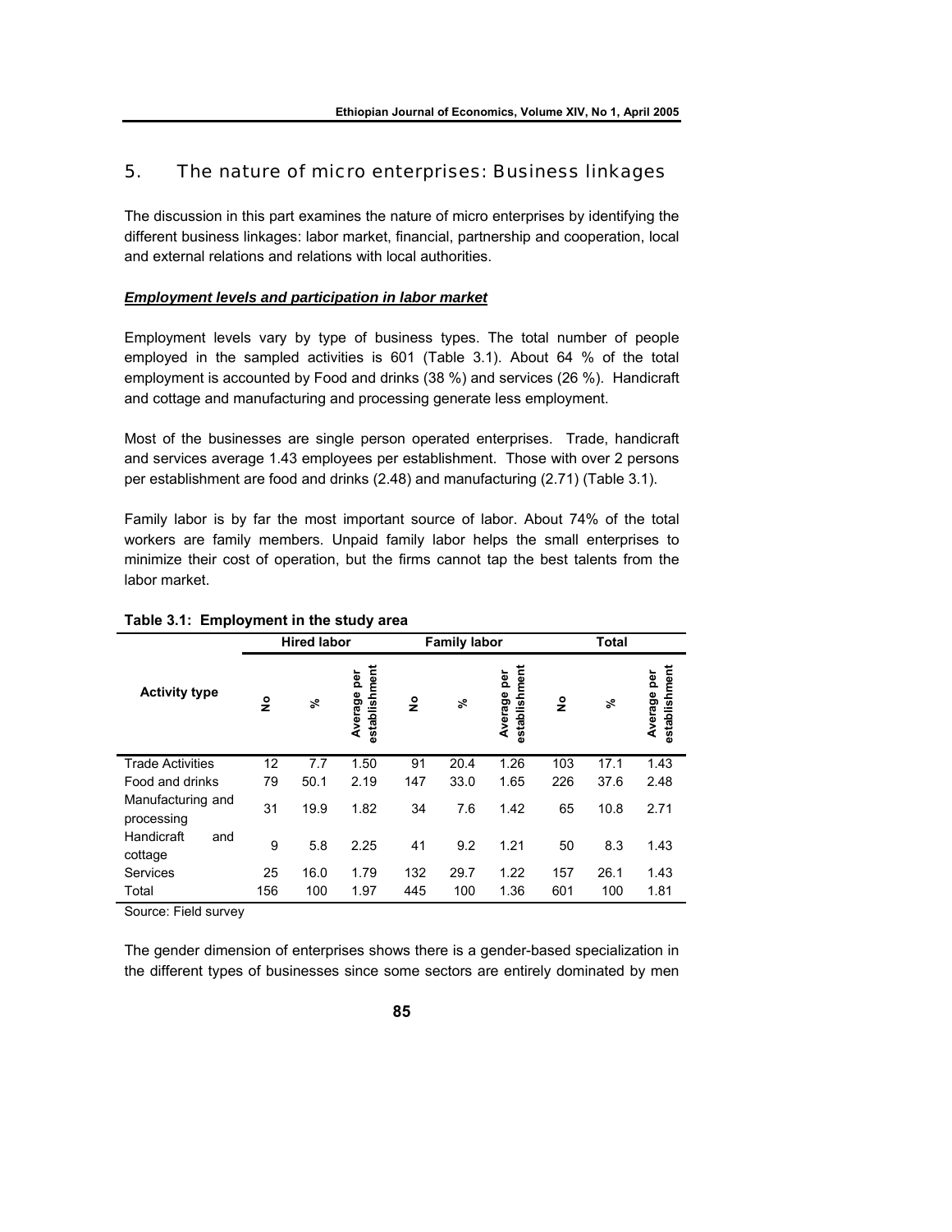## 5. The nature of micro enterprises: Business linkages

The discussion in this part examines the nature of micro enterprises by identifying the different business linkages: labor market, financial, partnership and cooperation, local and external relations and relations with local authorities.

***Employment levels and participation in labor market***

Employment levels vary by type of business types. The total number of people employed in the sampled activities is 601 (Table 3.1). About 64 % of the total employment is accounted by Food and drinks (38 %) and services (26 %). Handicraft and cottage and manufacturing and processing generate less employment.

Most of the businesses are single person operated enterprises. Trade, handicraft and services average 1.43 employees per establishment. Those with over 2 persons per establishment are food and drinks (2.48) and manufacturing (2.71) (Table 3.1).

Family labor is by far the most important source of labor. About 74% of the total workers are family members. Unpaid family labor helps the small enterprises to minimize their cost of operation, but the firms cannot tap the best talents from the labor market.

**Table 3.1: Employment in the study area**

| Activity type | Hired labor | | | Family labor | | | Total | | |
|---|---|---|---|---|---|---|---|---|---|
| | No | % | Average per establishment | No | % | Average per establishment | No | % | Average per establishment |
| Trade Activities | 12 | 7.7 | 1.50 | 91 | 20.4 | 1.26 | 103 | 17.1 | 1.43 |
| Food and drinks | 79 | 50.1 | 2.19 | 147 | 33.0 | 1.65 | 226 | 37.6 | 2.48 |
| Manufacturing and processing | 31 | 19.9 | 1.82 | 34 | 7.6 | 1.42 | 65 | 10.8 | 2.71 |
| Handicraft and cottage | 9 | 5.8 | 2.25 | 41 | 9.2 | 1.21 | 50 | 8.3 | 1.43 |
| Services | 25 | 16.0 | 1.79 | 132 | 29.7 | 1.22 | 157 | 26.1 | 1.43 |
| Total | 156 | 100 | 1.97 | 445 | 100 | 1.36 | 601 | 100 | 1.81 |

Source: Field survey

The gender dimension of enterprises shows there is a gender-based specialization in the different types of businesses since some sectors are entirely dominated by men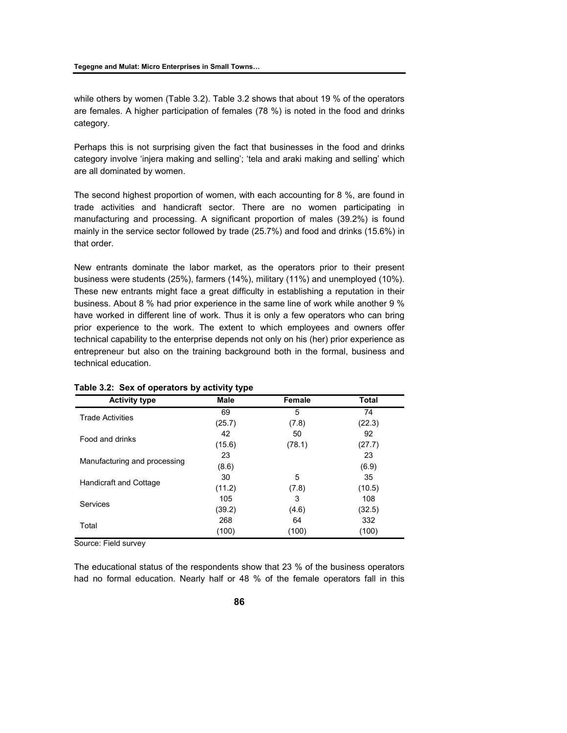while others by women (Table 3.2). Table 3.2 shows that about 19 % of the operators are females. A higher participation of females (78 %) is noted in the food and drinks category.

Perhaps this is not surprising given the fact that businesses in the food and drinks category involve 'injera making and selling'; 'tela and araki making and selling' which are all dominated by women.

The second highest proportion of women, with each accounting for 8 %, are found in trade activities and handicraft sector. There are no women participating in manufacturing and processing. A significant proportion of males (39.2%) is found mainly in the service sector followed by trade (25.7%) and food and drinks (15.6%) in that order.

New entrants dominate the labor market, as the operators prior to their present business were students (25%), farmers (14%), military (11%) and unemployed (10%). These new entrants might face a great difficulty in establishing a reputation in their business. About 8 % had prior experience in the same line of work while another 9 % have worked in different line of work. Thus it is only a few operators who can bring prior experience to the work. The extent to which employees and owners offer technical capability to the enterprise depends not only on his (her) prior experience as entrepreneur but also on the training background both in the formal, business and technical education.

**Table 3.2: Sex of operators by activity type**

| Activity type | Male | Female | Total |
|---|---|---|---|
| Trade Activities | 69 (25.7) | 5 (7.8) | 74 (22.3) |
| Food and drinks | 42 (15.6) | 50 (78.1) | 92 (27.7) |
| Manufacturing and processing | 23 (8.6) | | 23 (6.9) |
| Handicraft and Cottage | 30 (11.2) | 5 (7.8) | 35 (10.5) |
| Services | 105 (39.2) | 3 (4.6) | 108 (32.5) |
| Total | 268 (100) | 64 (100) | 332 (100) |

Source: Field survey

The educational status of the respondents show that 23 % of the business operators had no formal education. Nearly half or 48 % of the female operators fall in this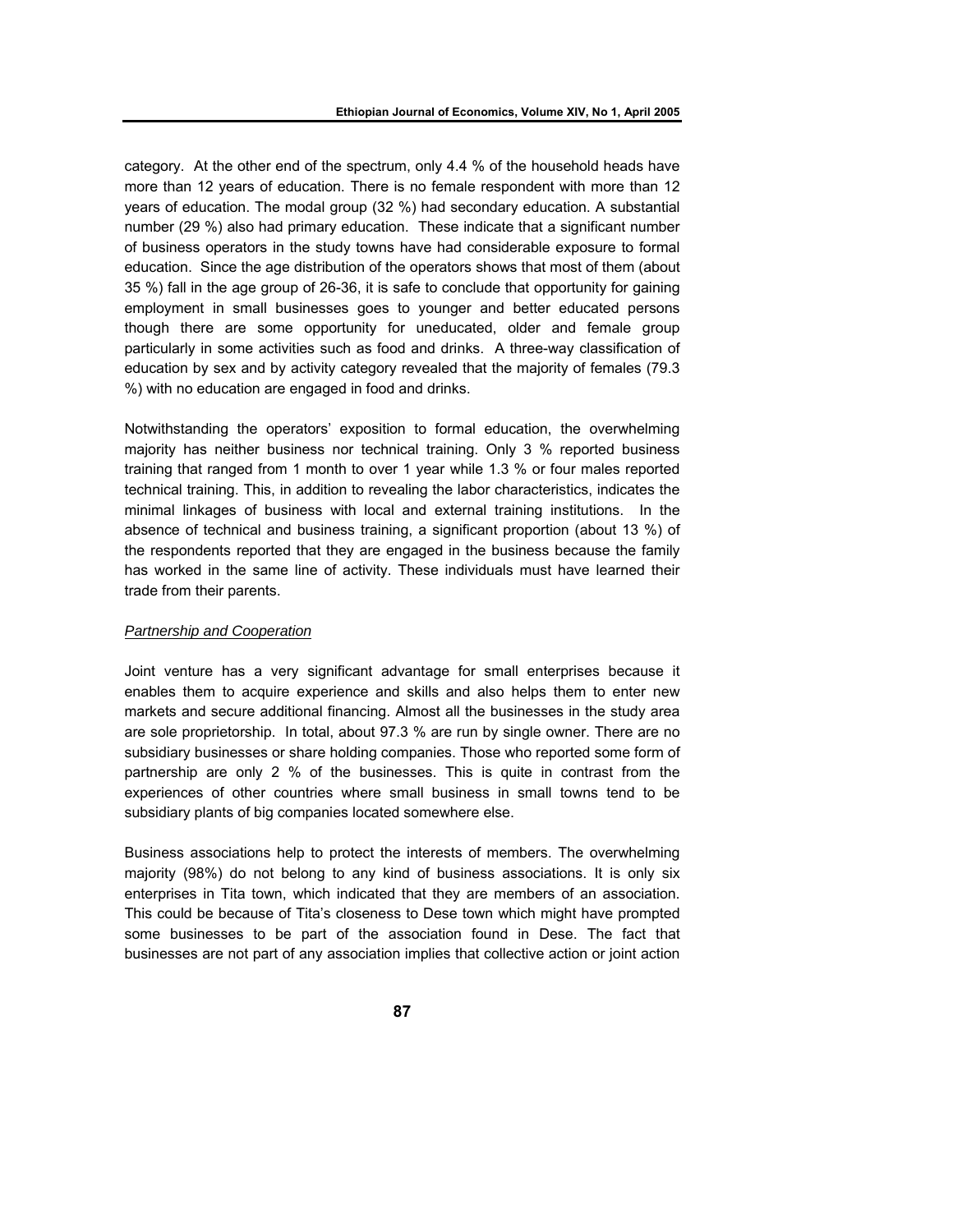category. At the other end of the spectrum, only 4.4 % of the household heads have more than 12 years of education. There is no female respondent with more than 12 years of education. The modal group (32 %) had secondary education. A substantial number (29 %) also had primary education. These indicate that a significant number of business operators in the study towns have had considerable exposure to formal education. Since the age distribution of the operators shows that most of them (about 35 %) fall in the age group of 26-36, it is safe to conclude that opportunity for gaining employment in small businesses goes to younger and better educated persons though there are some opportunity for uneducated, older and female group particularly in some activities such as food and drinks. A three-way classification of education by sex and by activity category revealed that the majority of females (79.3 %) with no education are engaged in food and drinks.

Notwithstanding the operators' exposition to formal education, the overwhelming majority has neither business nor technical training. Only 3 % reported business training that ranged from 1 month to over 1 year while 1.3 % or four males reported technical training. This, in addition to revealing the labor characteristics, indicates the minimal linkages of business with local and external training institutions. In the absence of technical and business training, a significant proportion (about 13 %) of the respondents reported that they are engaged in the business because the family has worked in the same line of activity. These individuals must have learned their trade from their parents.

*Partnership and Cooperation*

Joint venture has a very significant advantage for small enterprises because it enables them to acquire experience and skills and also helps them to enter new markets and secure additional financing. Almost all the businesses in the study area are sole proprietorship. In total, about 97.3 % are run by single owner. There are no subsidiary businesses or share holding companies. Those who reported some form of partnership are only 2 % of the businesses. This is quite in contrast from the experiences of other countries where small business in small towns tend to be subsidiary plants of big companies located somewhere else.

Business associations help to protect the interests of members. The overwhelming majority (98%) do not belong to any kind of business associations. It is only six enterprises in Tita town, which indicated that they are members of an association. This could be because of Tita's closeness to Dese town which might have prompted some businesses to be part of the association found in Dese. The fact that businesses are not part of any association implies that collective action or joint action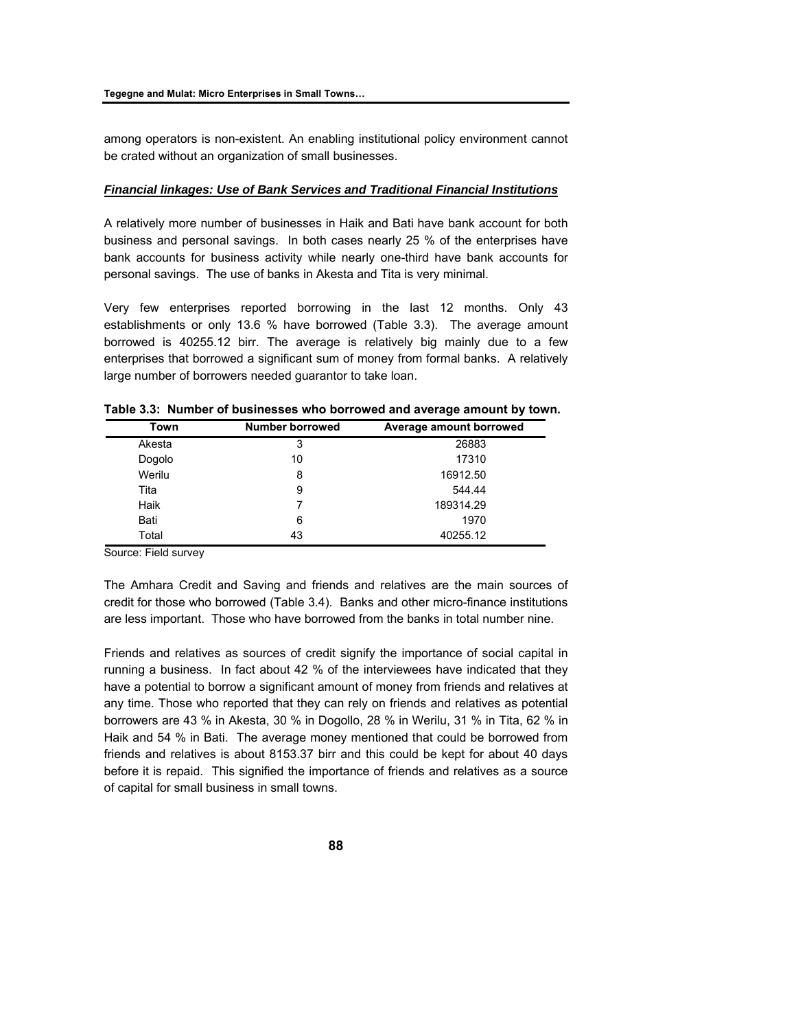among operators is non-existent. An enabling institutional policy environment cannot be crated without an organization of small businesses.

***Financial linkages: Use of Bank Services and Traditional Financial Institutions***

A relatively more number of businesses in Haik and Bati have bank account for both business and personal savings. In both cases nearly 25 % of the enterprises have bank accounts for business activity while nearly one-third have bank accounts for personal savings. The use of banks in Akesta and Tita is very minimal.

Very few enterprises reported borrowing in the last 12 months. Only 43 establishments or only 13.6 % have borrowed (Table 3.3). The average amount borrowed is 40255.12 birr. The average is relatively big mainly due to a few enterprises that borrowed a significant sum of money from formal banks. A relatively large number of borrowers needed guarantor to take loan.

**Table 3.3: Number of businesses who borrowed and average amount by town.**

| Town | Number borrowed | Average amount borrowed |
|---|---|---|
| Akesta | 3 | 26883 |
| Dogolo | 10 | 17310 |
| Werilu | 8 | 16912.50 |
| Tita | 9 | 544.44 |
| Haik | 7 | 189314.29 |
| Bati | 6 | 1970 |
| Total | 43 | 40255.12 |

Source: Field survey

The Amhara Credit and Saving and friends and relatives are the main sources of credit for those who borrowed (Table 3.4). Banks and other micro-finance institutions are less important. Those who have borrowed from the banks in total number nine.

Friends and relatives as sources of credit signify the importance of social capital in running a business. In fact about 42 % of the interviewees have indicated that they have a potential to borrow a significant amount of money from friends and relatives at any time. Those who reported that they can rely on friends and relatives as potential borrowers are 43 % in Akesta, 30 % in Dogollo, 28 % in Werilu, 31 % in Tita, 62 % in Haik and 54 % in Bati. The average money mentioned that could be borrowed from friends and relatives is about 8153.37 birr and this could be kept for about 40 days before it is repaid. This signified the importance of friends and relatives as a source of capital for small business in small towns.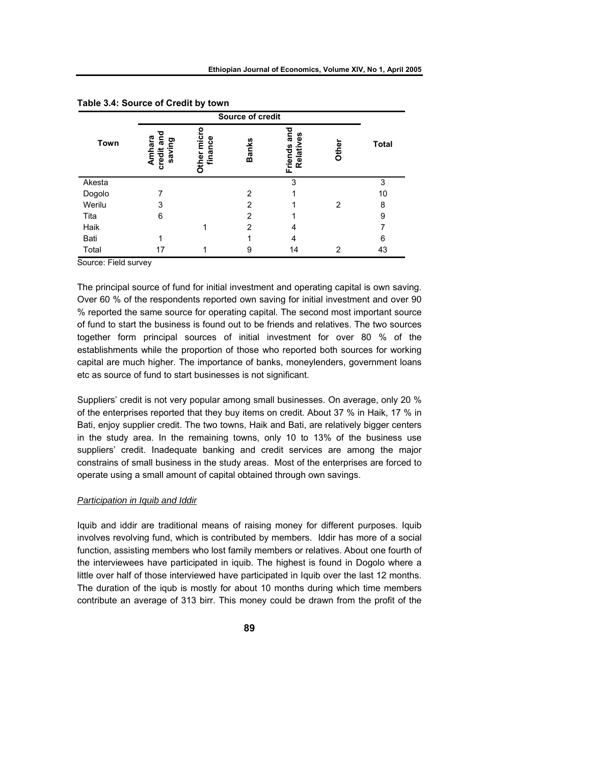**Table 3.4: Source of Credit by town**

| Town | Source of credit | | | | | Total |
|---|---|---|---|---|---|---|
| | Amhara credit and saving | Other micro finance | Banks | Friends and Relatives | Other | |
| Akesta | | | | 3 | | 3 |
| Dogolo | 7 | | 2 | 1 | | 10 |
| Werilu | 3 | | 2 | 1 | 2 | 8 |
| Tita | 6 | | 2 | 1 | | 9 |
| Haik | | 1 | 2 | 4 | | 7 |
| Bati | 1 | | 1 | 4 | | 6 |
| Total | 17 | 1 | 9 | 14 | 2 | 43 |

Source: Field survey

The principal source of fund for initial investment and operating capital is own saving. Over 60 % of the respondents reported own saving for initial investment and over 90 % reported the same source for operating capital. The second most important source of fund to start the business is found out to be friends and relatives. The two sources together form principal sources of initial investment for over 80 % of the establishments while the proportion of those who reported both sources for working capital are much higher. The importance of banks, moneylenders, government loans etc as source of fund to start businesses is not significant.

Suppliers' credit is not very popular among small businesses. On average, only 20 % of the enterprises reported that they buy items on credit. About 37 % in Haik, 17 % in Bati, enjoy supplier credit. The two towns, Haik and Bati, are relatively bigger centers in the study area. In the remaining towns, only 10 to 13% of the business use suppliers' credit. Inadequate banking and credit services are among the major constrains of small business in the study areas. Most of the enterprises are forced to operate using a small amount of capital obtained through own savings.

*Participation in Iquib and Iddir*

Iquib and iddir are traditional means of raising money for different purposes. Iquib involves revolving fund, which is contributed by members. Iddir has more of a social function, assisting members who lost family members or relatives. About one fourth of the interviewees have participated in iquib. The highest is found in Dogolo where a little over half of those interviewed have participated in Iquib over the last 12 months. The duration of the iqub is mostly for about 10 months during which time members contribute an average of 313 birr. This money could be drawn from the profit of the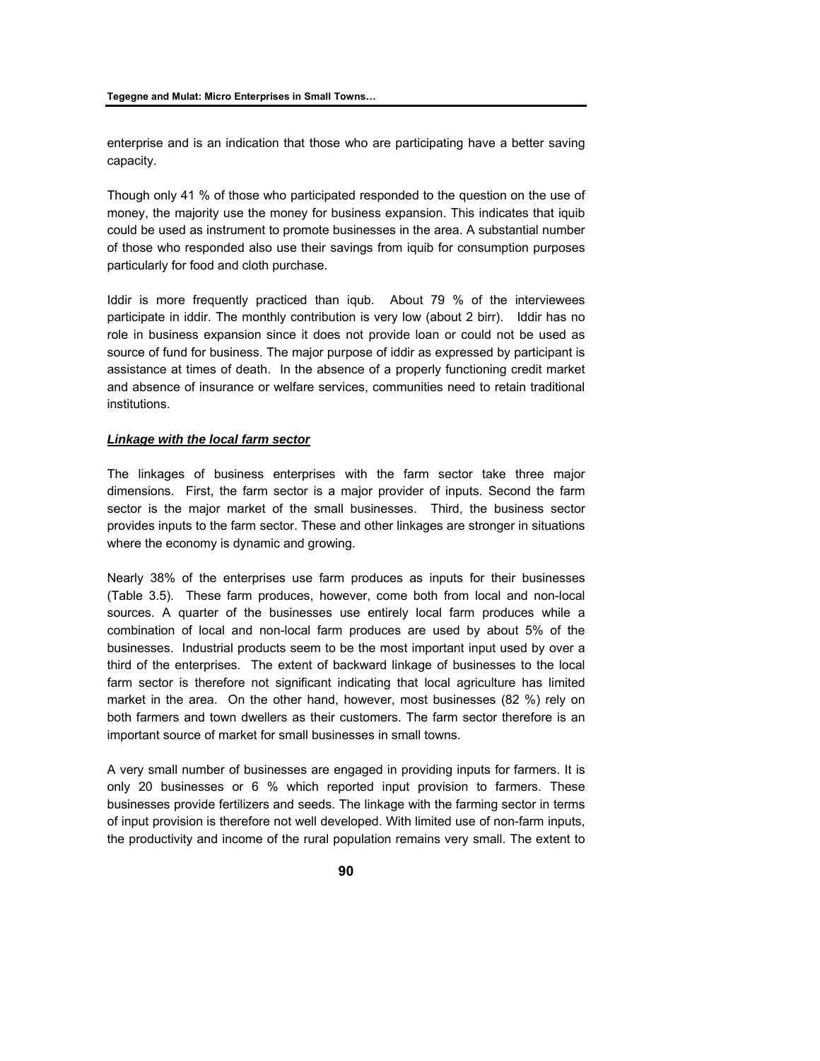enterprise and is an indication that those who are participating have a better saving capacity.

Though only 41 % of those who participated responded to the question on the use of money, the majority use the money for business expansion. This indicates that iquib could be used as instrument to promote businesses in the area. A substantial number of those who responded also use their savings from iquib for consumption purposes particularly for food and cloth purchase.

Iddir is more frequently practiced than iqub. About 79 % of the interviewees participate in iddir. The monthly contribution is very low (about 2 birr). Iddir has no role in business expansion since it does not provide loan or could not be used as source of fund for business. The major purpose of iddir as expressed by participant is assistance at times of death. In the absence of a properly functioning credit market and absence of insurance or welfare services, communities need to retain traditional institutions.

***Linkage with the local farm sector***

The linkages of business enterprises with the farm sector take three major dimensions. First, the farm sector is a major provider of inputs. Second the farm sector is the major market of the small businesses. Third, the business sector provides inputs to the farm sector. These and other linkages are stronger in situations where the economy is dynamic and growing.

Nearly 38% of the enterprises use farm produces as inputs for their businesses (Table 3.5). These farm produces, however, come both from local and non-local sources. A quarter of the businesses use entirely local farm produces while a combination of local and non-local farm produces are used by about 5% of the businesses. Industrial products seem to be the most important input used by over a third of the enterprises. The extent of backward linkage of businesses to the local farm sector is therefore not significant indicating that local agriculture has limited market in the area. On the other hand, however, most businesses (82 %) rely on both farmers and town dwellers as their customers. The farm sector therefore is an important source of market for small businesses in small towns.

A very small number of businesses are engaged in providing inputs for farmers. It is only 20 businesses or 6 % which reported input provision to farmers. These businesses provide fertilizers and seeds. The linkage with the farming sector in terms of input provision is therefore not well developed. With limited use of non-farm inputs, the productivity and income of the rural population remains very small. The extent to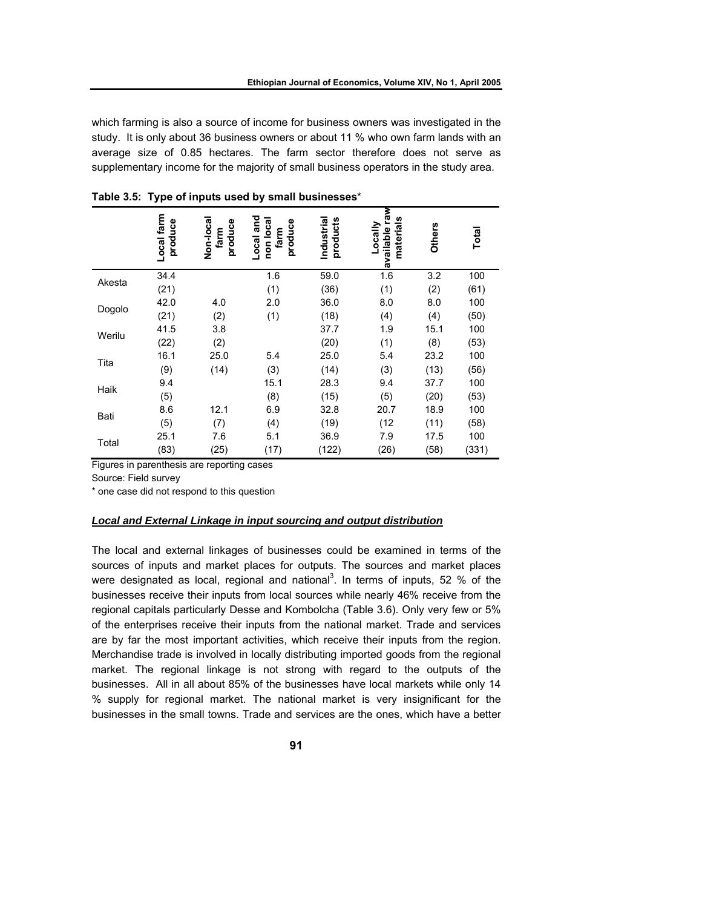which farming is also a source of income for business owners was investigated in the study. It is only about 36 business owners or about 11 % who own farm lands with an average size of 0.85 hectares. The farm sector therefore does not serve as supplementary income for the majority of small business operators in the study area.

**Table 3.5: Type of inputs used by small businesses***

| | Local farm produce | Non-local farm produce | Local and non local farm produce | Industrial products | Locally available raw materials | Others | Total |
|---|---|---|---|---|---|---|---|
| Akesta | 34.4 | | 1.6 | 59.0 | 1.6 | 3.2 | 100 |
| | (21) | | (1) | (36) | (1) | (2) | (61) |
| Dogolo | 42.0 | 4.0 | 2.0 | 36.0 | 8.0 | 8.0 | 100 |
| | (21) | (2) | (1) | (18) | (4) | (4) | (50) |
| Werilu | 41.5 | 3.8 | | 37.7 | 1.9 | 15.1 | 100 |
| | (22) | (2) | | (20) | (1) | (8) | (53) |
| Tita | 16.1 | 25.0 | 5.4 | 25.0 | 5.4 | 23.2 | 100 |
| | (9) | (14) | (3) | (14) | (3) | (13) | (56) |
| Haik | 9.4 | | 15.1 | 28.3 | 9.4 | 37.7 | 100 |
| | (5) | | (8) | (15) | (5) | (20) | (53) |
| Bati | 8.6 | 12.1 | 6.9 | 32.8 | 20.7 | 18.9 | 100 |
| | (5) | (7) | (4) | (19) | (12 | (11) | (58) |
| Total | 25.1 | 7.6 | 5.1 | 36.9 | 7.9 | 17.5 | 100 |
| | (83) | (25) | (17) | (122) | (26) | (58) | (331) |

Figures in parenthesis are reporting cases

Source: Field survey

\* one case did not respond to this question

***Local and External Linkage in input sourcing and output distribution***

The local and external linkages of businesses could be examined in terms of the sources of inputs and market places for outputs. The sources and market places were designated as local, regional and national[3]. In terms of inputs, 52 % of the businesses receive their inputs from local sources while nearly 46% receive from the regional capitals particularly Desse and Kombolcha (Table 3.6). Only very few or 5% of the enterprises receive their inputs from the national market. Trade and services are by far the most important activities, which receive their inputs from the region. Merchandise trade is involved in locally distributing imported goods from the regional market. The regional linkage is not strong with regard to the outputs of the businesses. All in all about 85% of the businesses have local markets while only 14 % supply for regional market. The national market is very insignificant for the businesses in the small towns. Trade and services are the ones, which have a better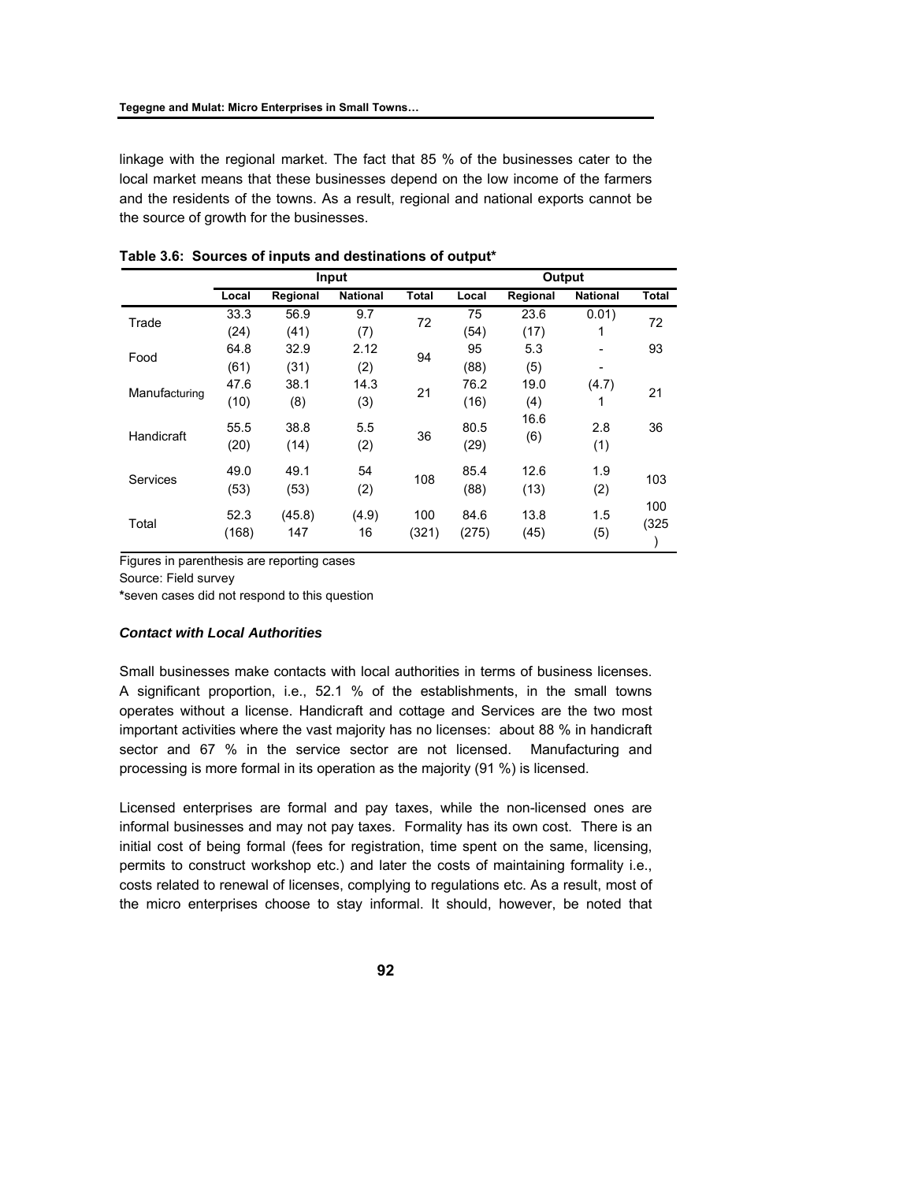linkage with the regional market. The fact that 85 % of the businesses cater to the local market means that these businesses depend on the low income of the farmers and the residents of the towns. As a result, regional and national exports cannot be the source of growth for the businesses.

**Table 3.6: Sources of inputs and destinations of output***

| | Input | | | | Output | | | |
|---|---|---|---|---|---|---|---|---|
| | Local | Regional | National | Total | Local | Regional | National | Total |
| Trade | 33.3 (24) | 56.9 (41) | 9.7 (7) | 72 | 75 (54) | 23.6 (17) | 0.01) 1 | 72 |
| Food | 64.8 (61) | 32.9 (31) | 2.12 (2) | 94 | 95 (88) | 5.3 (5) | - - | 93 |
| Manufacturing | 47.6 (10) | 38.1 (8) | 14.3 (3) | 21 | 76.2 (16) | 19.0 (4) | (4.7) 1 | 21 |
| Handicraft | 55.5 (20) | 38.8 (14) | 5.5 (2) | 36 | 80.5 (29) | 16.6 (6) | 2.8 (1) | 36 |
| Services | 49.0 (53) | 49.1 (53) | 54 (2) | 108 | 85.4 (88) | 12.6 (13) | 1.9 (2) | 103 |
| Total | 52.3 (168) | (45.8) 147 | (4.9) 16 | 100 (321) | 84.6 (275) | 13.8 (45) | 1.5 (5) | 100 (325) |

Figures in parenthesis are reporting cases

Source: Field survey

*seven cases did not respond to this question

***Contact with Local Authorities***

Small businesses make contacts with local authorities in terms of business licenses. A significant proportion, i.e., 52.1 % of the establishments, in the small towns operates without a license. Handicraft and cottage and Services are the two most important activities where the vast majority has no licenses: about 88 % in handicraft sector and 67 % in the service sector are not licensed. Manufacturing and processing is more formal in its operation as the majority (91 %) is licensed.

Licensed enterprises are formal and pay taxes, while the non-licensed ones are informal businesses and may not pay taxes. Formality has its own cost. There is an initial cost of being formal (fees for registration, time spent on the same, licensing, permits to construct workshop etc.) and later the costs of maintaining formality i.e., costs related to renewal of licenses, complying to regulations etc. As a result, most of the micro enterprises choose to stay informal. It should, however, be noted that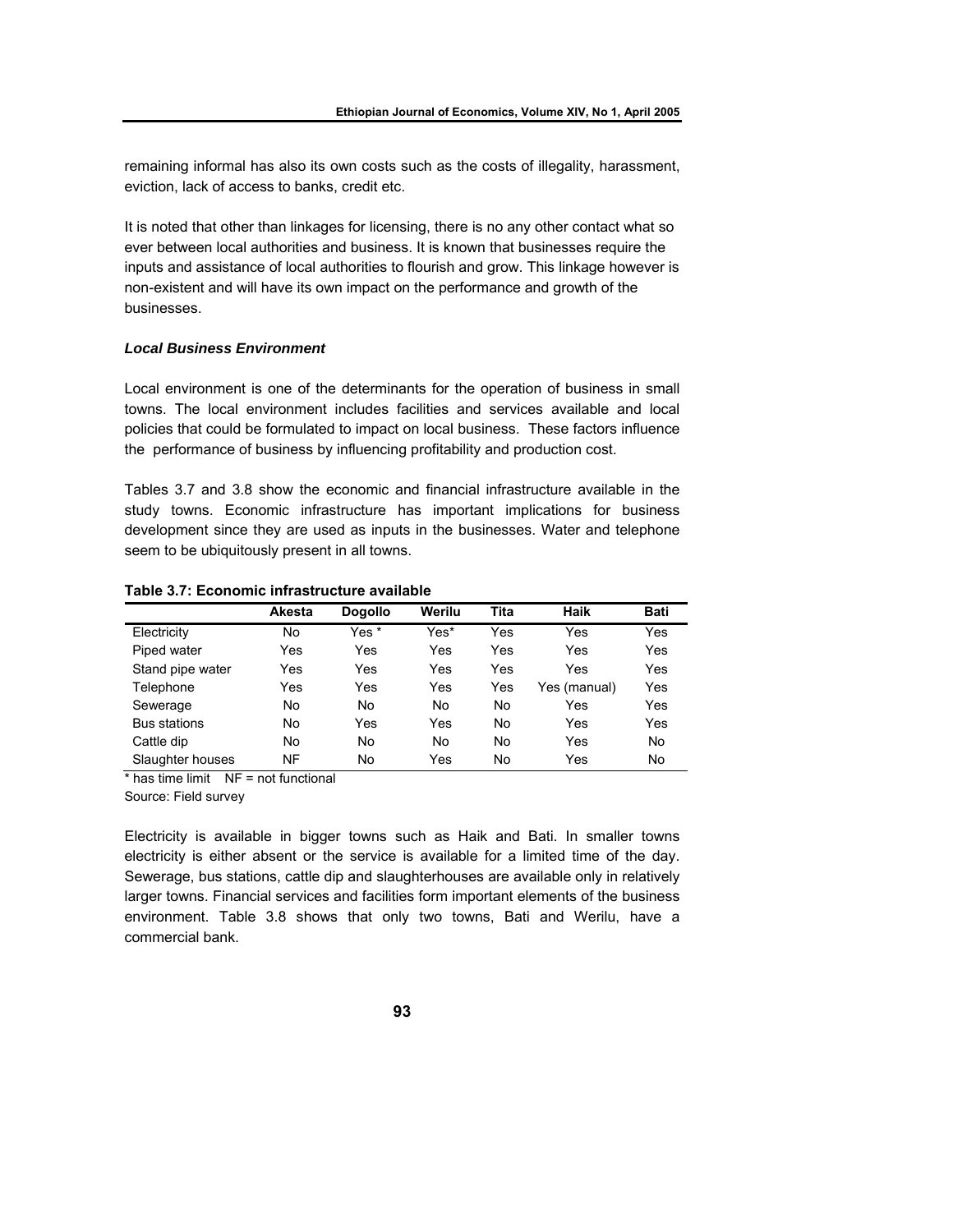remaining informal has also its own costs such as the costs of illegality, harassment, eviction, lack of access to banks, credit etc.

It is noted that other than linkages for licensing, there is no any other contact what so ever between local authorities and business. It is known that businesses require the inputs and assistance of local authorities to flourish and grow. This linkage however is non-existent and will have its own impact on the performance and growth of the businesses.

***Local Business Environment***

Local environment is one of the determinants for the operation of business in small towns. The local environment includes facilities and services available and local policies that could be formulated to impact on local business. These factors influence the performance of business by influencing profitability and production cost.

Tables 3.7 and 3.8 show the economic and financial infrastructure available in the study towns. Economic infrastructure has important implications for business development since they are used as inputs in the businesses. Water and telephone seem to be ubiquitously present in all towns.

**Table 3.7: Economic infrastructure available**

| | Akesta | Dogollo | Werilu | Tita | Haik | Bati |
|---|---|---|---|---|---|---|
| Electricity | No | Yes * | Yes* | Yes | Yes | Yes |
| Piped water | Yes | Yes | Yes | Yes | Yes | Yes |
| Stand pipe water | Yes | Yes | Yes | Yes | Yes | Yes |
| Telephone | Yes | Yes | Yes | Yes | Yes (manual) | Yes |
| Sewerage | No | No | No | No | Yes | Yes |
| Bus stations | No | Yes | Yes | No | Yes | Yes |
| Cattle dip | No | No | No | No | Yes | No |
| Slaughter houses | NF | No | Yes | No | Yes | No |

\* has time limit    NF = not functional

Source: Field survey

Electricity is available in bigger towns such as Haik and Bati. In smaller towns electricity is either absent or the service is available for a limited time of the day. Sewerage, bus stations, cattle dip and slaughterhouses are available only in relatively larger towns. Financial services and facilities form important elements of the business environment. Table 3.8 shows that only two towns, Bati and Werilu, have a commercial bank.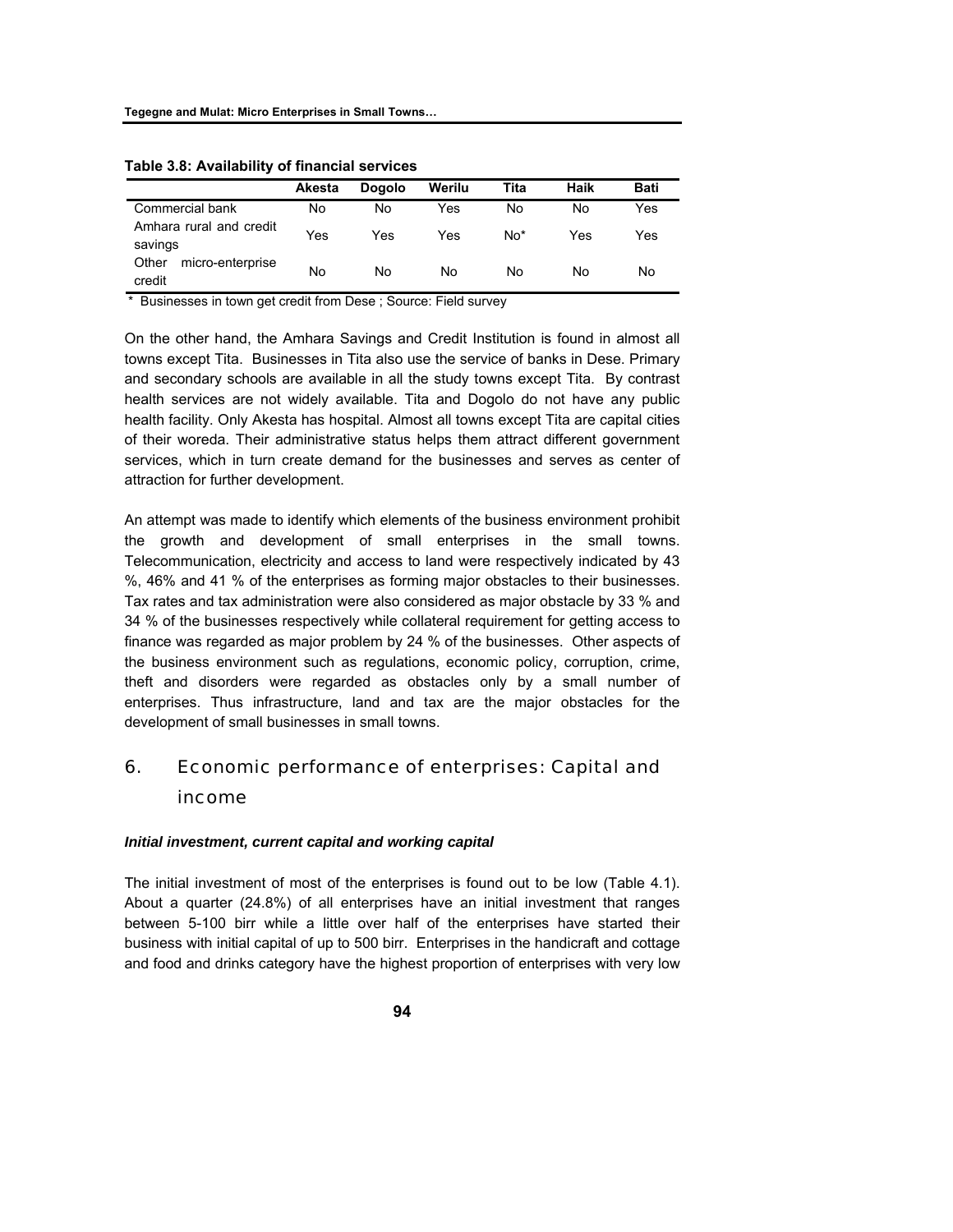**Table 3.8: Availability of financial services**

| | Akesta | Dogolo | Werilu | Tita | Haik | Bati |
|---|---|---|---|---|---|---|
| Commercial bank | No | No | Yes | No | No | Yes |
| Amhara rural and credit savings | Yes | Yes | Yes | No* | Yes | Yes |
| Other micro-enterprise credit | No | No | No | No | No | No |

\* Businesses in town get credit from Dese ; Source: Field survey

On the other hand, the Amhara Savings and Credit Institution is found in almost all towns except Tita. Businesses in Tita also use the service of banks in Dese. Primary and secondary schools are available in all the study towns except Tita. By contrast health services are not widely available. Tita and Dogolo do not have any public health facility. Only Akesta has hospital. Almost all towns except Tita are capital cities of their woreda. Their administrative status helps them attract different government services, which in turn create demand for the businesses and serves as center of attraction for further development.

An attempt was made to identify which elements of the business environment prohibit the growth and development of small enterprises in the small towns. Telecommunication, electricity and access to land were respectively indicated by 43 %, 46% and 41 % of the enterprises as forming major obstacles to their businesses. Tax rates and tax administration were also considered as major obstacle by 33 % and 34 % of the businesses respectively while collateral requirement for getting access to finance was regarded as major problem by 24 % of the businesses. Other aspects of the business environment such as regulations, economic policy, corruption, crime, theft and disorders were regarded as obstacles only by a small number of enterprises. Thus infrastructure, land and tax are the major obstacles for the development of small businesses in small towns.

## 6. Economic performance of enterprises: Capital and income

***Initial investment, current capital and working capital***

The initial investment of most of the enterprises is found out to be low (Table 4.1). About a quarter (24.8%) of all enterprises have an initial investment that ranges between 5-100 birr while a little over half of the enterprises have started their business with initial capital of up to 500 birr. Enterprises in the handicraft and cottage and food and drinks category have the highest proportion of enterprises with very low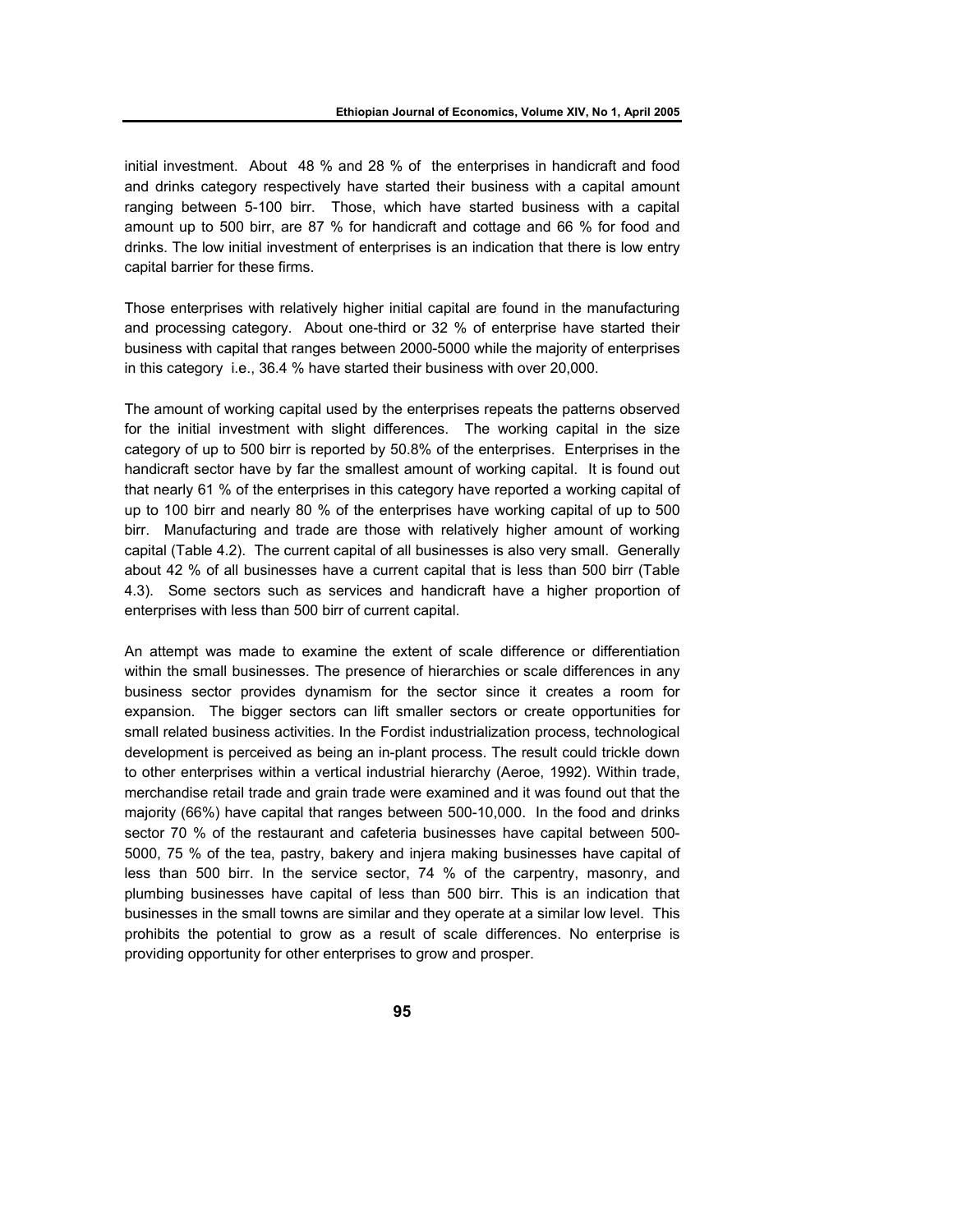initial investment. About 48 % and 28 % of the enterprises in handicraft and food and drinks category respectively have started their business with a capital amount ranging between 5-100 birr. Those, which have started business with a capital amount up to 500 birr, are 87 % for handicraft and cottage and 66 % for food and drinks. The low initial investment of enterprises is an indication that there is low entry capital barrier for these firms.

Those enterprises with relatively higher initial capital are found in the manufacturing and processing category. About one-third or 32 % of enterprise have started their business with capital that ranges between 2000-5000 while the majority of enterprises in this category i.e., 36.4 % have started their business with over 20,000.

The amount of working capital used by the enterprises repeats the patterns observed for the initial investment with slight differences. The working capital in the size category of up to 500 birr is reported by 50.8% of the enterprises. Enterprises in the handicraft sector have by far the smallest amount of working capital. It is found out that nearly 61 % of the enterprises in this category have reported a working capital of up to 100 birr and nearly 80 % of the enterprises have working capital of up to 500 birr. Manufacturing and trade are those with relatively higher amount of working capital (Table 4.2). The current capital of all businesses is also very small. Generally about 42 % of all businesses have a current capital that is less than 500 birr (Table 4.3). Some sectors such as services and handicraft have a higher proportion of enterprises with less than 500 birr of current capital.

An attempt was made to examine the extent of scale difference or differentiation within the small businesses. The presence of hierarchies or scale differences in any business sector provides dynamism for the sector since it creates a room for expansion. The bigger sectors can lift smaller sectors or create opportunities for small related business activities. In the Fordist industrialization process, technological development is perceived as being an in-plant process. The result could trickle down to other enterprises within a vertical industrial hierarchy (Aeroe, 1992). Within trade, merchandise retail trade and grain trade were examined and it was found out that the majority (66%) have capital that ranges between 500-10,000. In the food and drinks sector 70 % of the restaurant and cafeteria businesses have capital between 500-5000, 75 % of the tea, pastry, bakery and injera making businesses have capital of less than 500 birr. In the service sector, 74 % of the carpentry, masonry, and plumbing businesses have capital of less than 500 birr. This is an indication that businesses in the small towns are similar and they operate at a similar low level. This prohibits the potential to grow as a result of scale differences. No enterprise is providing opportunity for other enterprises to grow and prosper.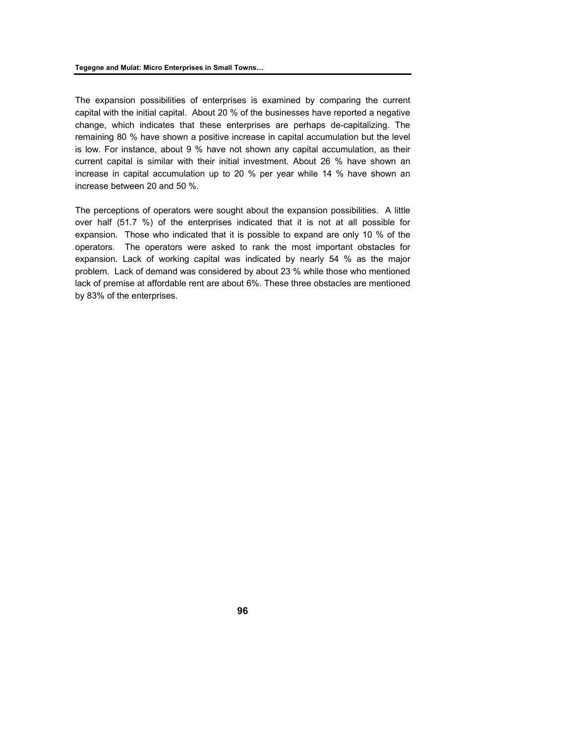The expansion possibilities of enterprises is examined by comparing the current capital with the initial capital. About 20 % of the businesses have reported a negative change, which indicates that these enterprises are perhaps de-capitalizing. The remaining 80 % have shown a positive increase in capital accumulation but the level is low. For instance, about 9 % have not shown any capital accumulation, as their current capital is similar with their initial investment. About 26 % have shown an increase in capital accumulation up to 20 % per year while 14 % have shown an increase between 20 and 50 %.

The perceptions of operators were sought about the expansion possibilities. A little over half (51.7 %) of the enterprises indicated that it is not at all possible for expansion. Those who indicated that it is possible to expand are only 10 % of the operators. The operators were asked to rank the most important obstacles for expansion. Lack of working capital was indicated by nearly 54 % as the major problem. Lack of demand was considered by about 23 % while those who mentioned lack of premise at affordable rent are about 6%. These three obstacles are mentioned by 83% of the enterprises.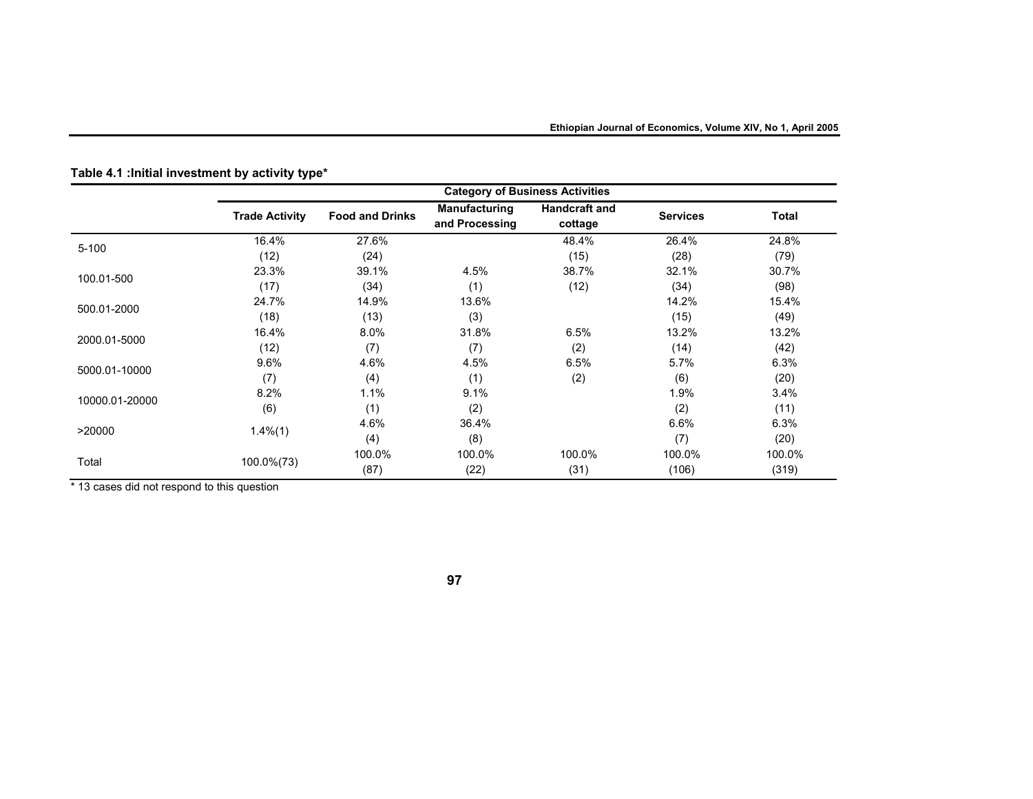**Table 4.1 :Initial investment by activity type***

| | Category of Business Activities | | | | | |
|---|---|---|---|---|---|---|
| | Trade Activity | Food and Drinks | Manufacturing and Processing | Handcraft and cottage | Services | Total |
| 5-100 | 16.4% (12) | 27.6% (24) | | 48.4% (15) | 26.4% (28) | 24.8% (79) |
| 100.01-500 | 23.3% (17) | 39.1% (34) | 4.5% (1) | 38.7% (12) | 32.1% (34) | 30.7% (98) |
| 500.01-2000 | 24.7% (18) | 14.9% (13) | 13.6% (3) | | 14.2% (15) | 15.4% (49) |
| 2000.01-5000 | 16.4% (12) | 8.0% (7) | 31.8% (7) | 6.5% (2) | 13.2% (14) | 13.2% (42) |
| 5000.01-10000 | 9.6% (7) | 4.6% (4) | 4.5% (1) | 6.5% (2) | 5.7% (6) | 6.3% (20) |
| 10000.01-20000 | 8.2% (6) | 1.1% (1) | 9.1% (2) | | 1.9% (2) | 3.4% (11) |
| >20000 | 1.4%(1) | 4.6% (4) | 36.4% (8) | | 6.6% (7) | 6.3% (20) |
| Total | 100.0%(73) | 100.0% (87) | 100.0% (22) | 100.0% (31) | 100.0% (106) | 100.0% (319) |

* 13 cases did not respond to this question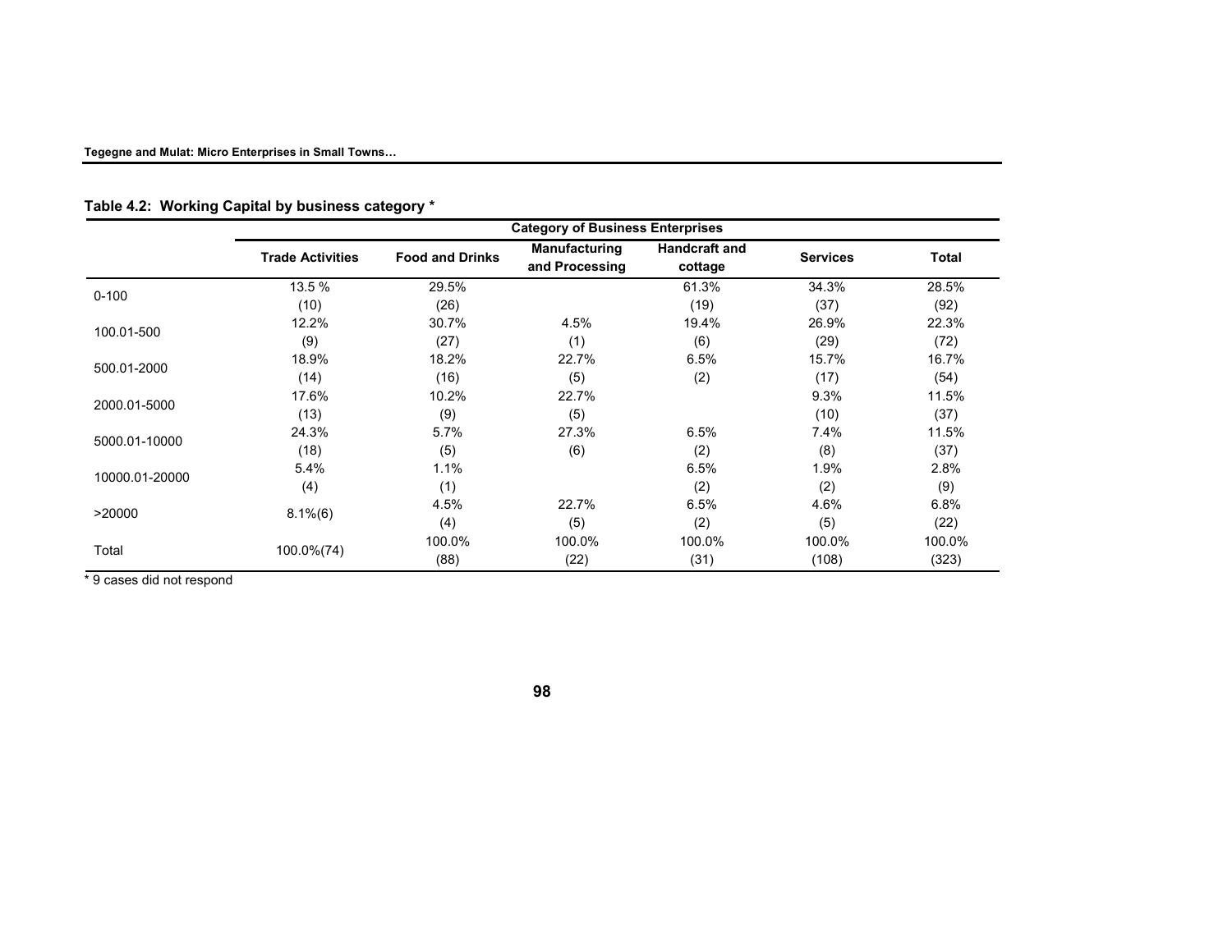**Table 4.2: Working Capital by business category \***

| | Category of Business Enterprises | | | | | |
|---|---|---|---|---|---|---|
| | Trade Activities | Food and Drinks | Manufacturing and Processing | Handcraft and cottage | Services | Total |
| 0-100 | 13.5 % (10) | 29.5% (26) | | 61.3% (19) | 34.3% (37) | 28.5% (92) |
| 100.01-500 | 12.2% (9) | 30.7% (27) | 4.5% (1) | 19.4% (6) | 26.9% (29) | 22.3% (72) |
| 500.01-2000 | 18.9% (14) | 18.2% (16) | 22.7% (5) | 6.5% (2) | 15.7% (17) | 16.7% (54) |
| 2000.01-5000 | 17.6% (13) | 10.2% (9) | 22.7% (5) | | 9.3% (10) | 11.5% (37) |
| 5000.01-10000 | 24.3% (18) | 5.7% (5) | 27.3% (6) | 6.5% (2) | 7.4% (8) | 11.5% (37) |
| 10000.01-20000 | 5.4% (4) | 1.1% (1) | | 6.5% (2) | 1.9% (2) | 2.8% (9) |
| >20000 | 8.1%(6) | 4.5% (4) | 22.7% (5) | 6.5% (2) | 4.6% (5) | 6.8% (22) |
| Total | 100.0%(74) | 100.0% (88) | 100.0% (22) | 100.0% (31) | 100.0% (108) | 100.0% (323) |

\* 9 cases did not respond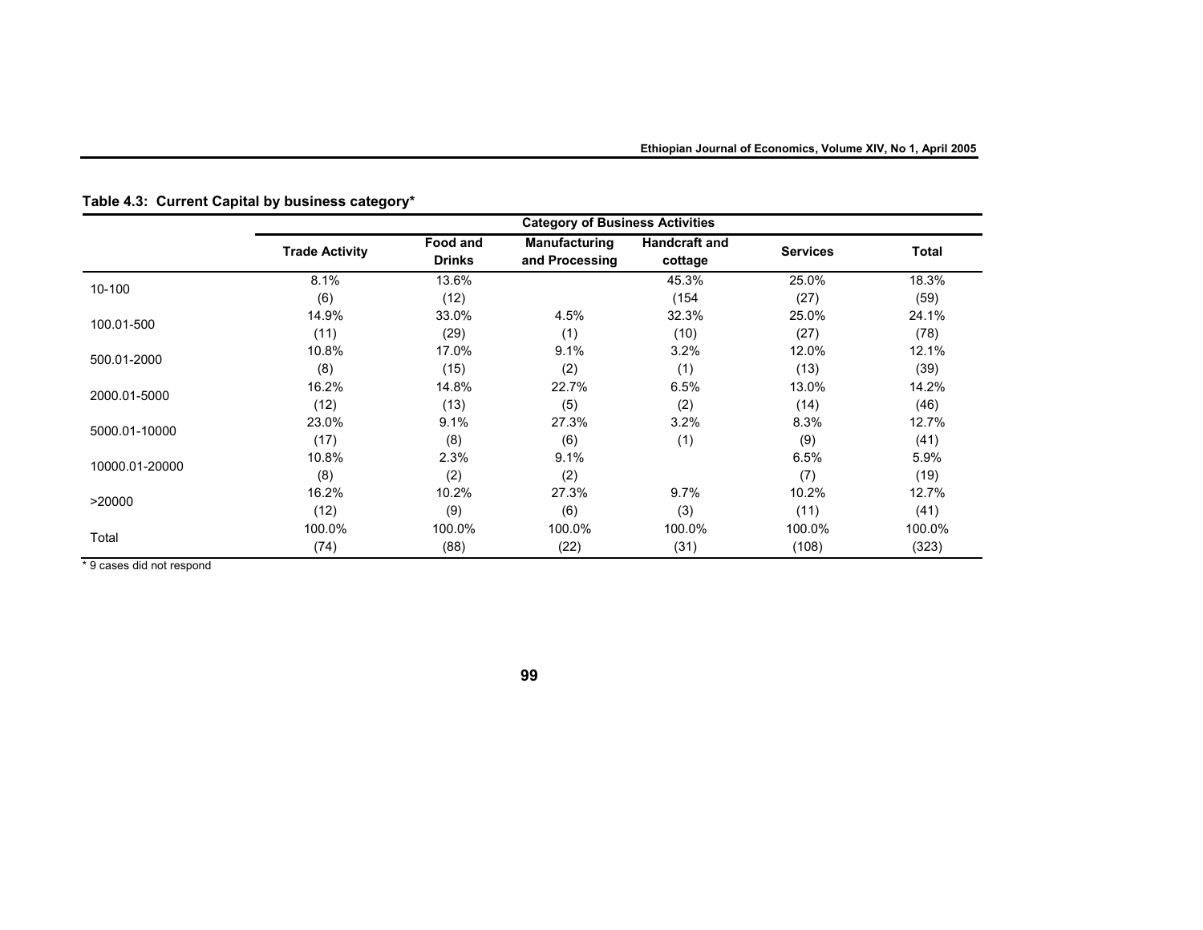**Table 4.3: Current Capital by business category***

| | Category of Business Activities | | | | | |
|---|---|---|---|---|---|---|
| | Trade Activity | Food and Drinks | Manufacturing and Processing | Handcraft and cottage | Services | Total |
| 10-100 | 8.1% (6) | 13.6% (12) | | 45.3% (154 | 25.0% (27) | 18.3% (59) |
| 100.01-500 | 14.9% (11) | 33.0% (29) | 4.5% (1) | 32.3% (10) | 25.0% (27) | 24.1% (78) |
| 500.01-2000 | 10.8% (8) | 17.0% (15) | 9.1% (2) | 3.2% (1) | 12.0% (13) | 12.1% (39) |
| 2000.01-5000 | 16.2% (12) | 14.8% (13) | 22.7% (5) | 6.5% (2) | 13.0% (14) | 14.2% (46) |
| 5000.01-10000 | 23.0% (17) | 9.1% (8) | 27.3% (6) | 3.2% (1) | 8.3% (9) | 12.7% (41) |
| 10000.01-20000 | 10.8% (8) | 2.3% (2) | 9.1% (2) | | 6.5% (7) | 5.9% (19) |
| >20000 | 16.2% (12) | 10.2% (9) | 27.3% (6) | 9.7% (3) | 10.2% (11) | 12.7% (41) |
| Total | 100.0% (74) | 100.0% (88) | 100.0% (22) | 100.0% (31) | 100.0% (108) | 100.0% (323) |

* 9 cases did not respond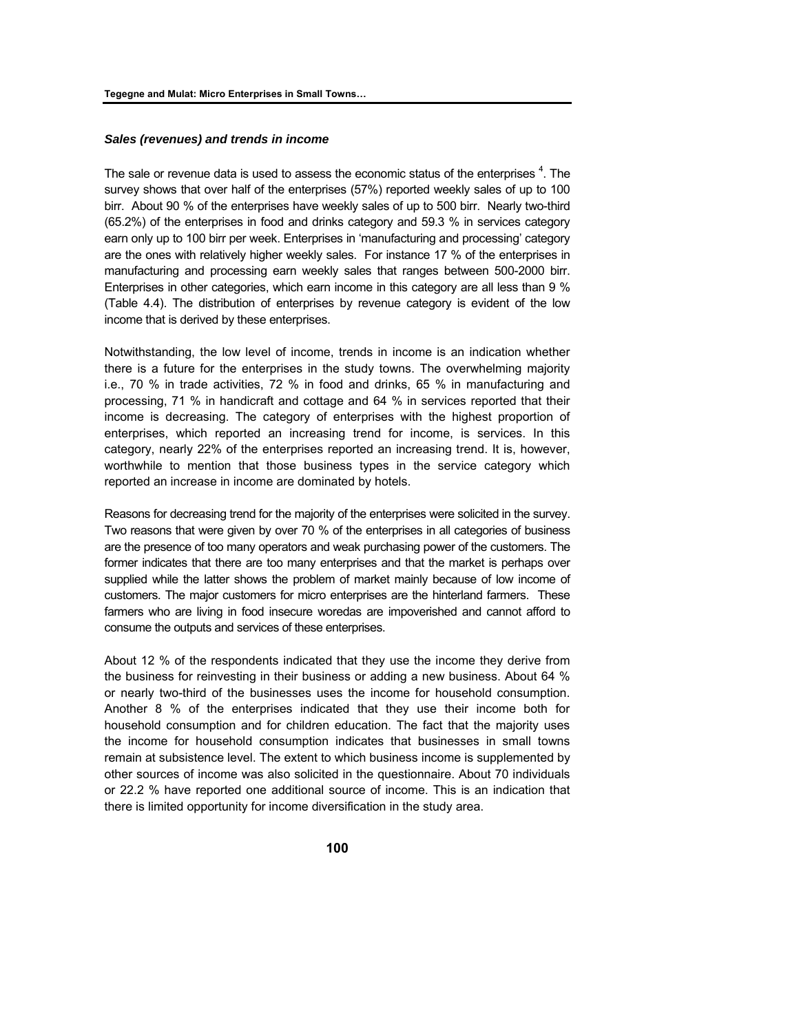### *Sales (revenues) and trends in income*

The sale or revenue data is used to assess the economic status of the enterprises [4]. The survey shows that over half of the enterprises (57%) reported weekly sales of up to 100 birr. About 90 % of the enterprises have weekly sales of up to 500 birr. Nearly two-third (65.2%) of the enterprises in food and drinks category and 59.3 % in services category earn only up to 100 birr per week. Enterprises in 'manufacturing and processing' category are the ones with relatively higher weekly sales. For instance 17 % of the enterprises in manufacturing and processing earn weekly sales that ranges between 500-2000 birr. Enterprises in other categories, which earn income in this category are all less than 9 % (Table 4.4). The distribution of enterprises by revenue category is evident of the low income that is derived by these enterprises.

Notwithstanding, the low level of income, trends in income is an indication whether there is a future for the enterprises in the study towns. The overwhelming majority i.e., 70 % in trade activities, 72 % in food and drinks, 65 % in manufacturing and processing, 71 % in handicraft and cottage and 64 % in services reported that their income is decreasing. The category of enterprises with the highest proportion of enterprises, which reported an increasing trend for income, is services. In this category, nearly 22% of the enterprises reported an increasing trend. It is, however, worthwhile to mention that those business types in the service category which reported an increase in income are dominated by hotels.

Reasons for decreasing trend for the majority of the enterprises were solicited in the survey. Two reasons that were given by over 70 % of the enterprises in all categories of business are the presence of too many operators and weak purchasing power of the customers. The former indicates that there are too many enterprises and that the market is perhaps over supplied while the latter shows the problem of market mainly because of low income of customers. The major customers for micro enterprises are the hinterland farmers. These farmers who are living in food insecure woredas are impoverished and cannot afford to consume the outputs and services of these enterprises.

About 12 % of the respondents indicated that they use the income they derive from the business for reinvesting in their business or adding a new business. About 64 % or nearly two-third of the businesses uses the income for household consumption. Another 8 % of the enterprises indicated that they use their income both for household consumption and for children education. The fact that the majority uses the income for household consumption indicates that businesses in small towns remain at subsistence level. The extent to which business income is supplemented by other sources of income was also solicited in the questionnaire. About 70 individuals or 22.2 % have reported one additional source of income. This is an indication that there is limited opportunity for income diversification in the study area.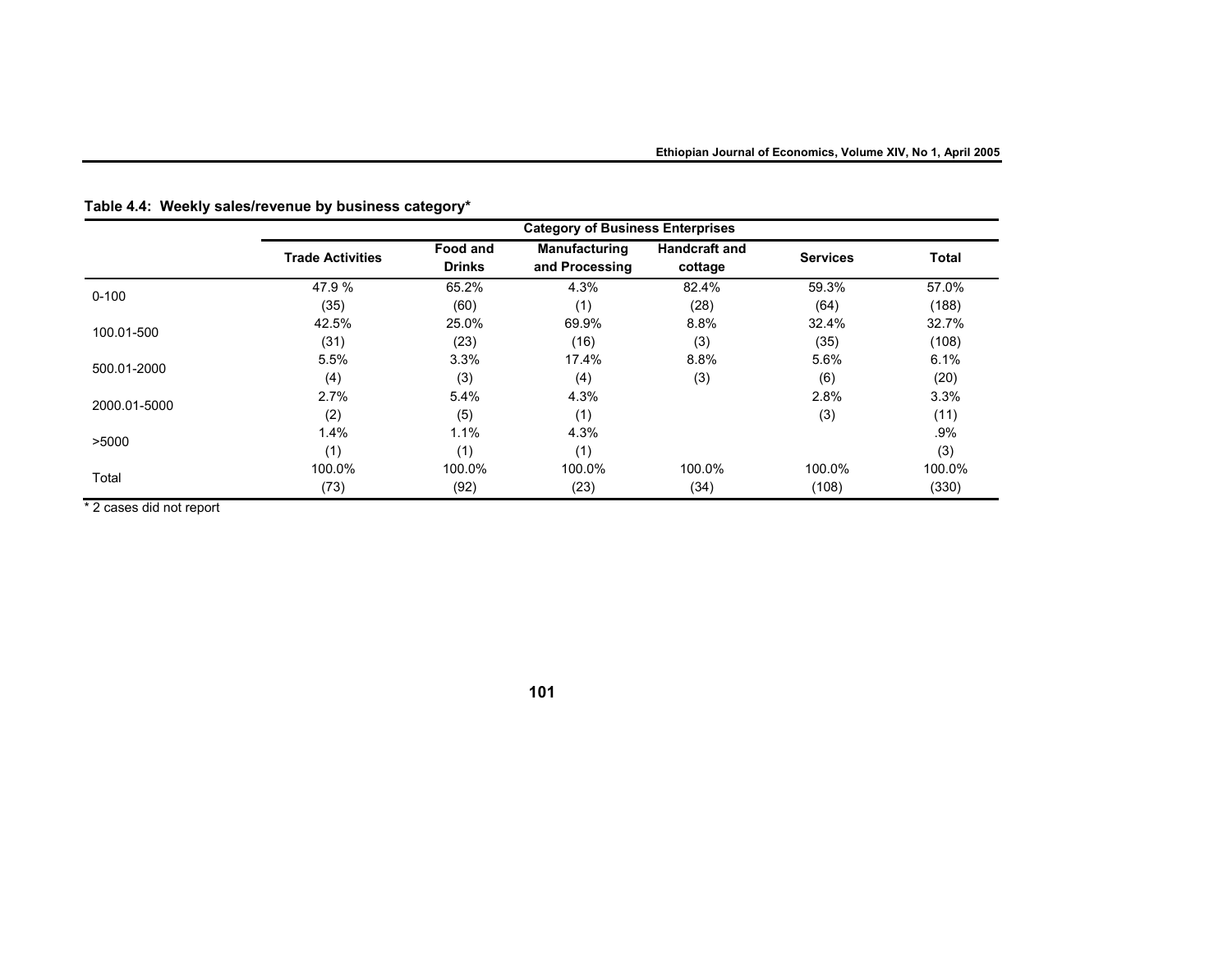**Table 4.4: Weekly sales/revenue by business category***

| | Category of Business Enterprises | | | | | |
|---|---|---|---|---|---|---|
| | Trade Activities | Food and Drinks | Manufacturing and Processing | Handcraft and cottage | Services | Total |
| 0-100 | 47.9 % (35) | 65.2% (60) | 4.3% (1) | 82.4% (28) | 59.3% (64) | 57.0% (188) |
| 100.01-500 | 42.5% (31) | 25.0% (23) | 69.9% (16) | 8.8% (3) | 32.4% (35) | 32.7% (108) |
| 500.01-2000 | 5.5% (4) | 3.3% (3) | 17.4% (4) | 8.8% (3) | 5.6% (6) | 6.1% (20) |
| 2000.01-5000 | 2.7% (2) | 5.4% (5) | 4.3% (1) | | 2.8% (3) | 3.3% (11) |
| >5000 | 1.4% (1) | 1.1% (1) | 4.3% (1) | | | .9% (3) |
| Total | 100.0% (73) | 100.0% (92) | 100.0% (23) | 100.0% (34) | 100.0% (108) | 100.0% (330) |

* 2 cases did not report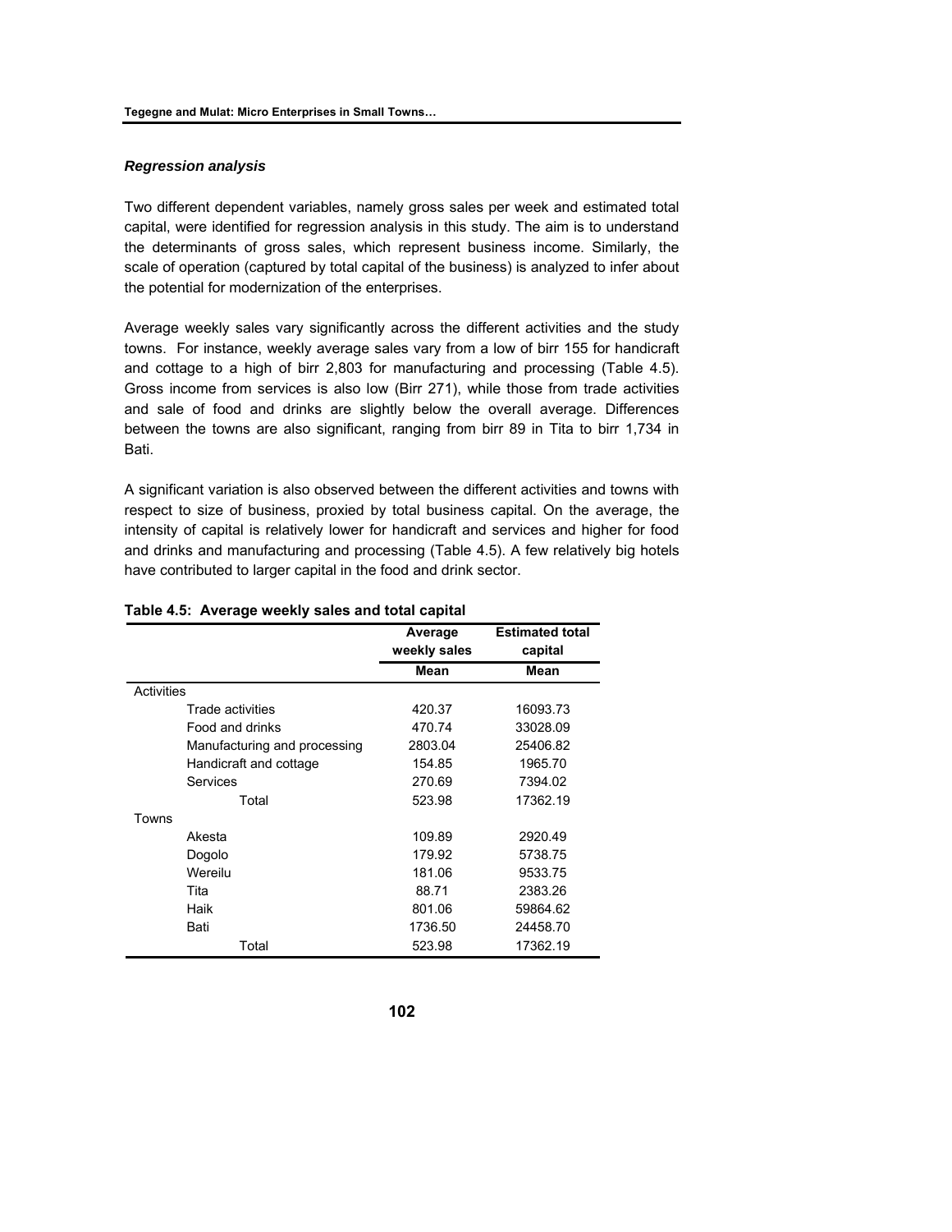### *Regression analysis*

Two different dependent variables, namely gross sales per week and estimated total capital, were identified for regression analysis in this study. The aim is to understand the determinants of gross sales, which represent business income. Similarly, the scale of operation (captured by total capital of the business) is analyzed to infer about the potential for modernization of the enterprises.

Average weekly sales vary significantly across the different activities and the study towns. For instance, weekly average sales vary from a low of birr 155 for handicraft and cottage to a high of birr 2,803 for manufacturing and processing (Table 4.5). Gross income from services is also low (Birr 271), while those from trade activities and sale of food and drinks are slightly below the overall average. Differences between the towns are also significant, ranging from birr 89 in Tita to birr 1,734 in Bati.

A significant variation is also observed between the different activities and towns with respect to size of business, proxied by total business capital. On the average, the intensity of capital is relatively lower for handicraft and services and higher for food and drinks and manufacturing and processing (Table 4.5). A few relatively big hotels have contributed to larger capital in the food and drink sector.

**Table 4.5: Average weekly sales and total capital**

| | Average weekly sales | Estimated total capital |
|---|---|---|
| | **Mean** | **Mean** |
| Activities | | |
| Trade activities | 420.37 | 16093.73 |
| Food and drinks | 470.74 | 33028.09 |
| Manufacturing and processing | 2803.04 | 25406.82 |
| Handicraft and cottage | 154.85 | 1965.70 |
| Services | 270.69 | 7394.02 |
| Total | 523.98 | 17362.19 |
| Towns | | |
| Akesta | 109.89 | 2920.49 |
| Dogolo | 179.92 | 5738.75 |
| Wereilu | 181.06 | 9533.75 |
| Tita | 88.71 | 2383.26 |
| Haik | 801.06 | 59864.62 |
| Bati | 1736.50 | 24458.70 |
| Total | 523.98 | 17362.19 |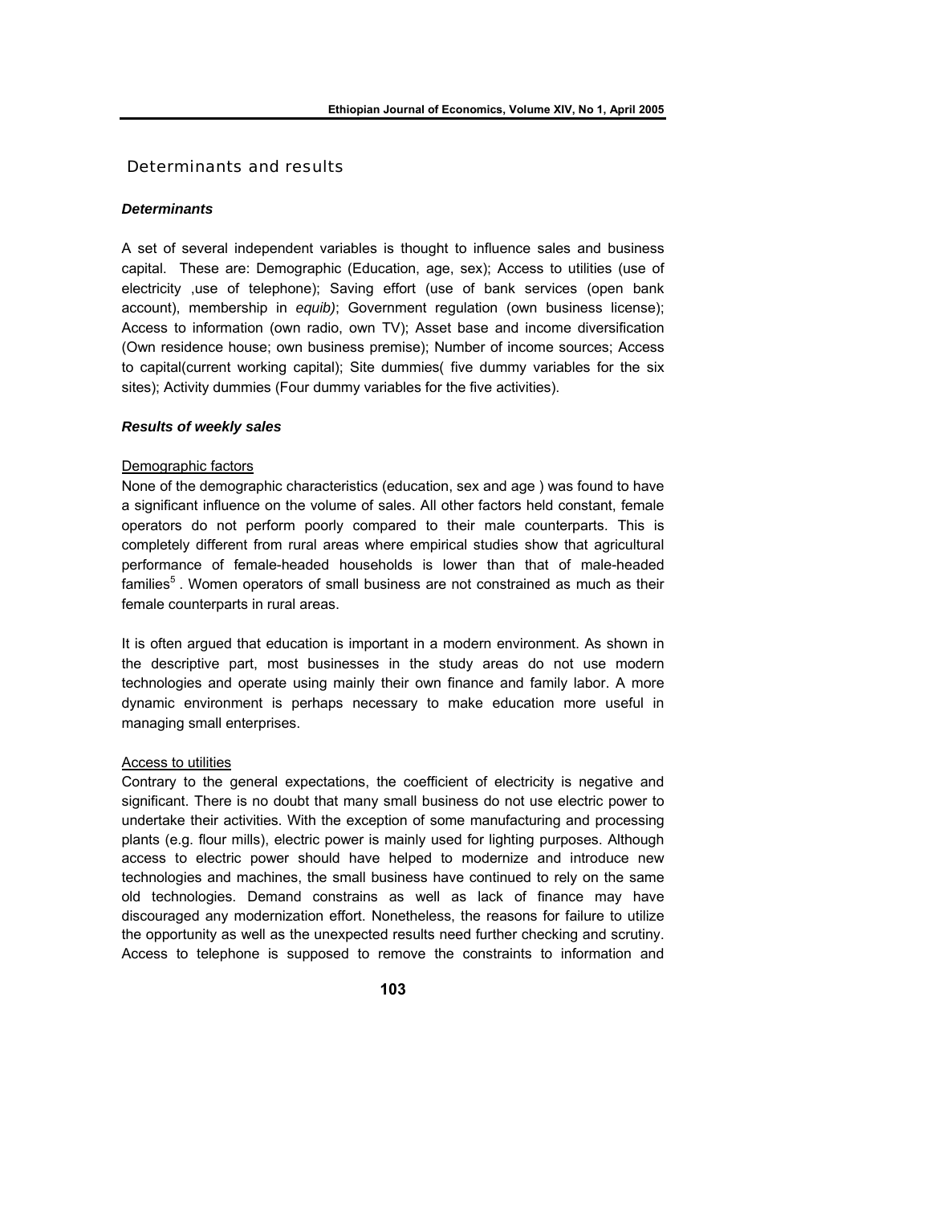## Determinants and results

### *Determinants*

A set of several independent variables is thought to influence sales and business capital. These are: Demographic (Education, age, sex); Access to utilities (use of electricity ,use of telephone); Saving effort (use of bank services (open bank account), membership in *equib)*; Government regulation (own business license); Access to information (own radio, own TV); Asset base and income diversification (Own residence house; own business premise); Number of income sources; Access to capital(current working capital); Site dummies( five dummy variables for the six sites); Activity dummies (Four dummy variables for the five activities).

### *Results of weekly sales*

Demographic factors

None of the demographic characteristics (education, sex and age ) was found to have a significant influence on the volume of sales. All other factors held constant, female operators do not perform poorly compared to their male counterparts. This is completely different from rural areas where empirical studies show that agricultural performance of female-headed households is lower than that of male-headed families[5] . Women operators of small business are not constrained as much as their female counterparts in rural areas.

It is often argued that education is important in a modern environment. As shown in the descriptive part, most businesses in the study areas do not use modern technologies and operate using mainly their own finance and family labor. A more dynamic environment is perhaps necessary to make education more useful in managing small enterprises.

Access to utilities

Contrary to the general expectations, the coefficient of electricity is negative and significant. There is no doubt that many small business do not use electric power to undertake their activities. With the exception of some manufacturing and processing plants (e.g. flour mills), electric power is mainly used for lighting purposes. Although access to electric power should have helped to modernize and introduce new technologies and machines, the small business have continued to rely on the same old technologies. Demand constrains as well as lack of finance may have discouraged any modernization effort. Nonetheless, the reasons for failure to utilize the opportunity as well as the unexpected results need further checking and scrutiny. Access to telephone is supposed to remove the constraints to information and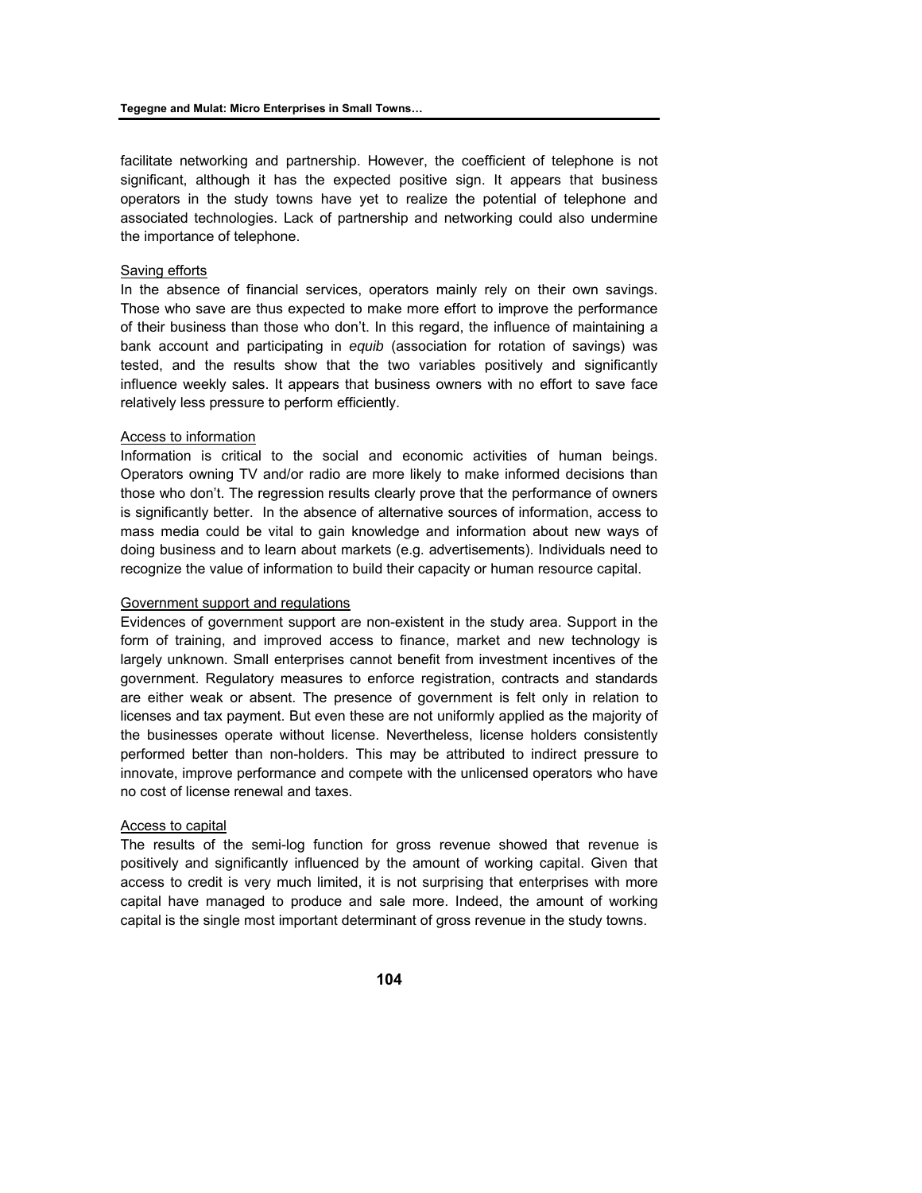facilitate networking and partnership. However, the coefficient of telephone is not significant, although it has the expected positive sign. It appears that business operators in the study towns have yet to realize the potential of telephone and associated technologies. Lack of partnership and networking could also undermine the importance of telephone.

<u>Saving efforts</u>

In the absence of financial services, operators mainly rely on their own savings. Those who save are thus expected to make more effort to improve the performance of their business than those who don't. In this regard, the influence of maintaining a bank account and participating in *equib* (association for rotation of savings) was tested, and the results show that the two variables positively and significantly influence weekly sales. It appears that business owners with no effort to save face relatively less pressure to perform efficiently.

<u>Access to information</u>

Information is critical to the social and economic activities of human beings. Operators owning TV and/or radio are more likely to make informed decisions than those who don't. The regression results clearly prove that the performance of owners is significantly better. In the absence of alternative sources of information, access to mass media could be vital to gain knowledge and information about new ways of doing business and to learn about markets (e.g. advertisements). Individuals need to recognize the value of information to build their capacity or human resource capital.

<u>Government support and regulations</u>

Evidences of government support are non-existent in the study area. Support in the form of training, and improved access to finance, market and new technology is largely unknown. Small enterprises cannot benefit from investment incentives of the government. Regulatory measures to enforce registration, contracts and standards are either weak or absent. The presence of government is felt only in relation to licenses and tax payment. But even these are not uniformly applied as the majority of the businesses operate without license. Nevertheless, license holders consistently performed better than non-holders. This may be attributed to indirect pressure to innovate, improve performance and compete with the unlicensed operators who have no cost of license renewal and taxes.

<u>Access to capital</u>

The results of the semi-log function for gross revenue showed that revenue is positively and significantly influenced by the amount of working capital. Given that access to credit is very much limited, it is not surprising that enterprises with more capital have managed to produce and sale more. Indeed, the amount of working capital is the single most important determinant of gross revenue in the study towns.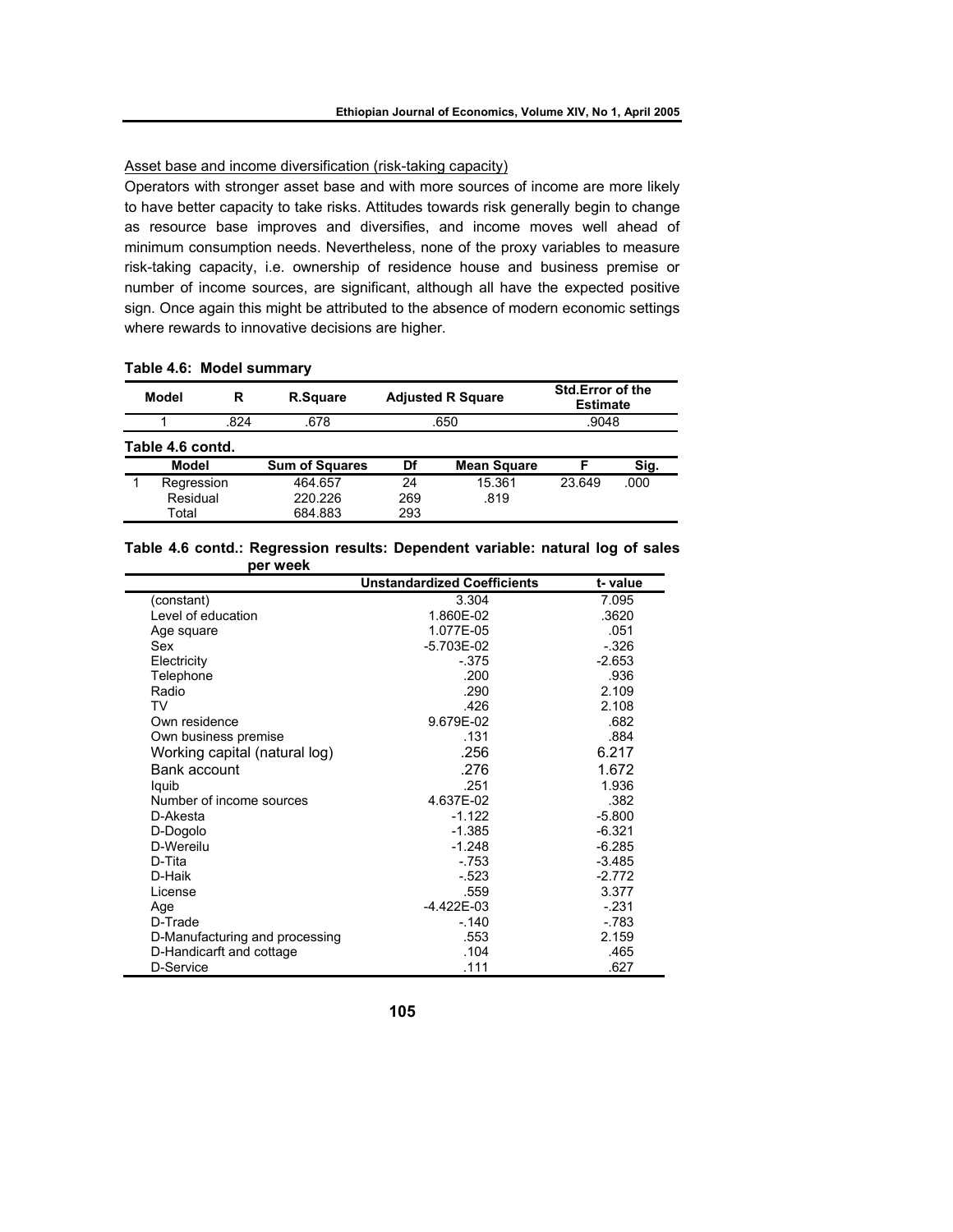Asset base and income diversification (risk-taking capacity)

Operators with stronger asset base and with more sources of income are more likely to have better capacity to take risks. Attitudes towards risk generally begin to change as resource base improves and diversifies, and income moves well ahead of minimum consumption needs. Nevertheless, none of the proxy variables to measure risk-taking capacity, i.e. ownership of residence house and business premise or number of income sources, are significant, although all have the expected positive sign. Once again this might be attributed to the absence of modern economic settings where rewards to innovative decisions are higher.

**Table 4.6: Model summary**

| Model | R | R.Square | Adjusted R Square | Std.Error of the Estimate |
|---|---|---|---|---|
| 1 | .824 | .678 | .650 | .9048 |

**Table 4.6 contd.**

| Model | | Sum of Squares | Df | Mean Square | F | Sig. |
|---|---|---|---|---|---|---|
| 1 | Regression | 464.657 | 24 | 15.361 | 23.649 | .000 |
| | Residual | 220.226 | 269 | .819 | | |
| | Total | 684.883 | 293 | | | |

**Table 4.6 contd.: Regression results: Dependent variable: natural log of sales per week**

| | Unstandardized Coefficients | t- value |
|---|---|---|
| (constant) | 3.304 | 7.095 |
| Level of education | 1.860E-02 | .3620 |
| Age square | 1.077E-05 | .051 |
| Sex | -5.703E-02 | -.326 |
| Electricity | -.375 | -2.653 |
| Telephone | .200 | .936 |
| Radio | .290 | 2.109 |
| TV | .426 | 2.108 |
| Own residence | 9.679E-02 | .682 |
| Own business premise | .131 | .884 |
| Working capital (natural log) | .256 | 6.217 |
| Bank account | .276 | 1.672 |
| Iquib | .251 | 1.936 |
| Number of income sources | 4.637E-02 | .382 |
| D-Akesta | -1.122 | -5.800 |
| D-Dogolo | -1.385 | -6.321 |
| D-Wereilu | -1.248 | -6.285 |
| D-Tita | -.753 | -3.485 |
| D-Haik | -.523 | -2.772 |
| License | .559 | 3.377 |
| Age | -4.422E-03 | -.231 |
| D-Trade | -.140 | -.783 |
| D-Manufacturing and processing | .553 | 2.159 |
| D-Handicarft and cottage | .104 | .465 |
| D-Service | .111 | .627 |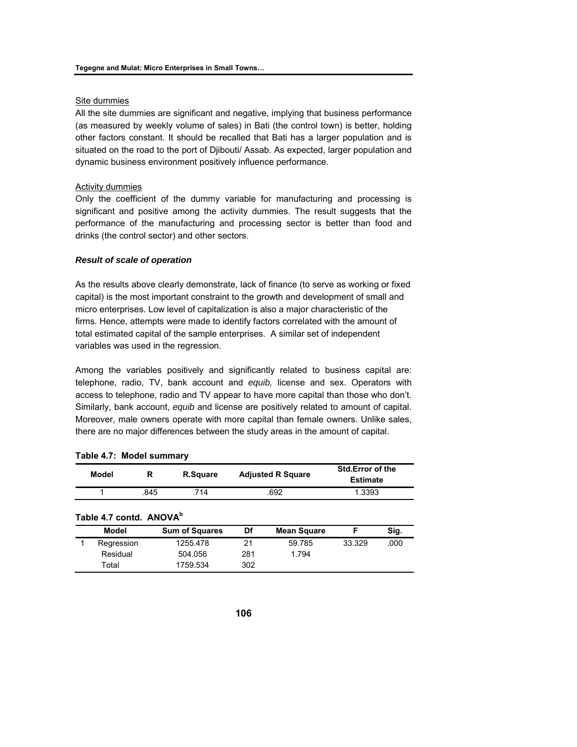Site dummies

All the site dummies are significant and negative, implying that business performance (as measured by weekly volume of sales) in Bati (the control town) is better, holding other factors constant. It should be recalled that Bati has a larger population and is situated on the road to the port of Djibouti/ Assab. As expected, larger population and dynamic business environment positively influence performance.

Activity dummies

Only the coefficient of the dummy variable for manufacturing and processing is significant and positive among the activity dummies. The result suggests that the performance of the manufacturing and processing sector is better than food and drinks (the control sector) and other sectors.

***Result of scale of operation***

As the results above clearly demonstrate, lack of finance (to serve as working or fixed capital) is the most important constraint to the growth and development of small and micro enterprises. Low level of capitalization is also a major characteristic of the firms. Hence, attempts were made to identify factors correlated with the amount of total estimated capital of the sample enterprises. A similar set of independent variables was used in the regression.

Among the variables positively and significantly related to business capital are: telephone, radio, TV, bank account and *equib,* license and sex. Operators with access to telephone, radio and TV appear to have more capital than those who don't. Similarly, bank account, *equib* and license are positively related to amount of capital. Moreover, male owners operate with more capital than female owners. Unlike sales, there are no major differences between the study areas in the amount of capital.

**Table 4.7: Model summary**

| Model | R | R.Square | Adjusted R Square | Std.Error of the Estimate |
|---|---|---|---|---|
| 1 | .845 | .714 | .692 | 1.3393 |

**Table 4.7 contd. ANOVA[b]**

| | Model | Sum of Squares | Df | Mean Square | F | Sig. |
|---|---|---|---|---|---|---|
| 1 | Regression | 1255.478 | 21 | 59.785 | 33.329 | .000 |
| | Residual | 504.056 | 281 | 1.794 | | |
| | Total | 1759.534 | 302 | | | |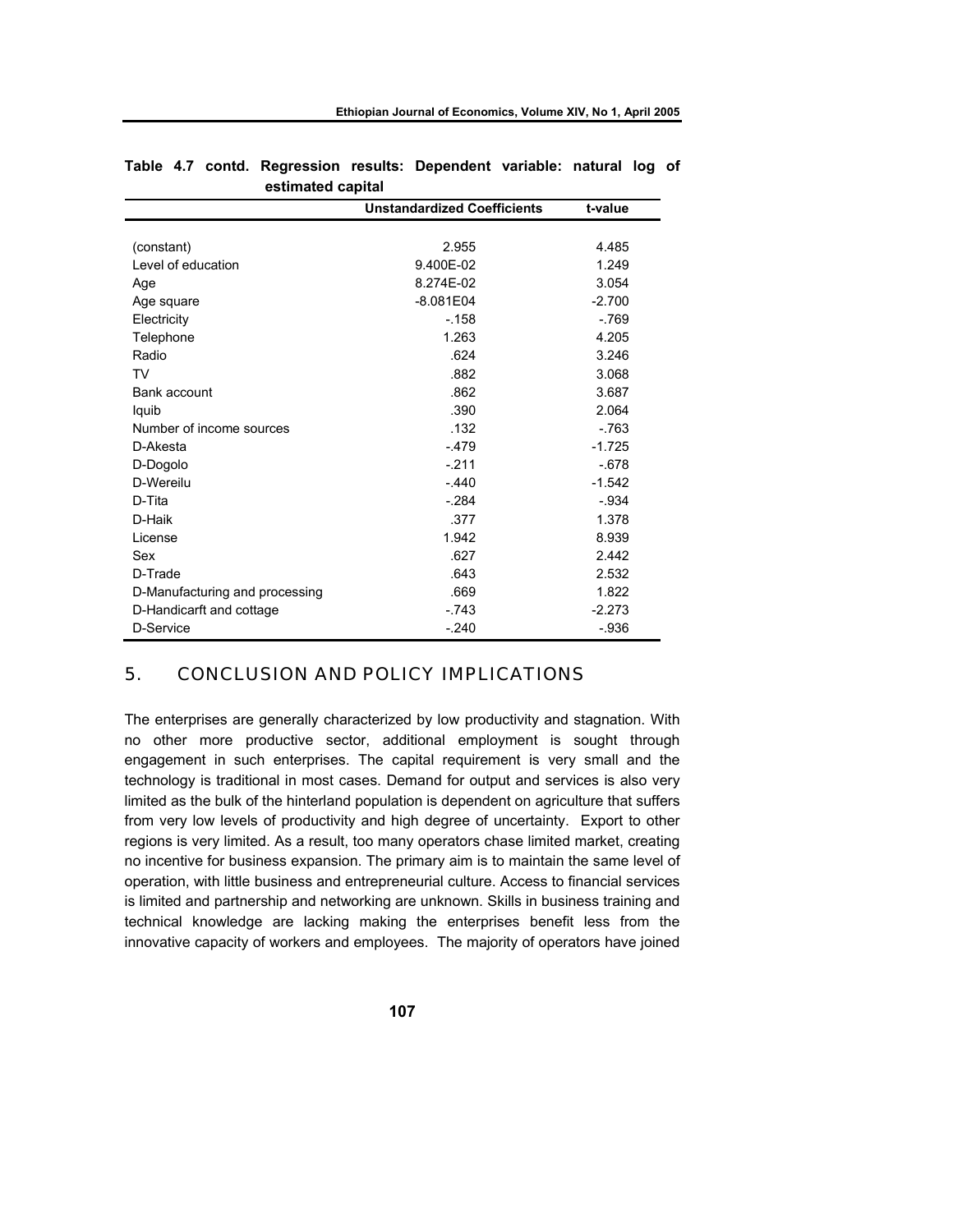**Table 4.7 contd. Regression results: Dependent variable: natural log of estimated capital**

| | Unstandardized Coefficients | t-value |
|---|---|---|
| (constant) | 2.955 | 4.485 |
| Level of education | 9.400E-02 | 1.249 |
| Age | 8.274E-02 | 3.054 |
| Age square | -8.081E04 | -2.700 |
| Electricity | -.158 | -.769 |
| Telephone | 1.263 | 4.205 |
| Radio | .624 | 3.246 |
| TV | .882 | 3.068 |
| Bank account | .862 | 3.687 |
| Iquib | .390 | 2.064 |
| Number of income sources | .132 | -.763 |
| D-Akesta | -.479 | -1.725 |
| D-Dogolo | -.211 | -.678 |
| D-Wereilu | -.440 | -1.542 |
| D-Tita | -.284 | -.934 |
| D-Haik | .377 | 1.378 |
| License | 1.942 | 8.939 |
| Sex | .627 | 2.442 |
| D-Trade | .643 | 2.532 |
| D-Manufacturing and processing | .669 | 1.822 |
| D-Handicarft and cottage | -.743 | -2.273 |
| D-Service | -.240 | -.936 |

## 5. CONCLUSION AND POLICY IMPLICATIONS

The enterprises are generally characterized by low productivity and stagnation. With no other more productive sector, additional employment is sought through engagement in such enterprises. The capital requirement is very small and the technology is traditional in most cases. Demand for output and services is also very limited as the bulk of the hinterland population is dependent on agriculture that suffers from very low levels of productivity and high degree of uncertainty. Export to other regions is very limited. As a result, too many operators chase limited market, creating no incentive for business expansion. The primary aim is to maintain the same level of operation, with little business and entrepreneurial culture. Access to financial services is limited and partnership and networking are unknown. Skills in business training and technical knowledge are lacking making the enterprises benefit less from the innovative capacity of workers and employees. The majority of operators have joined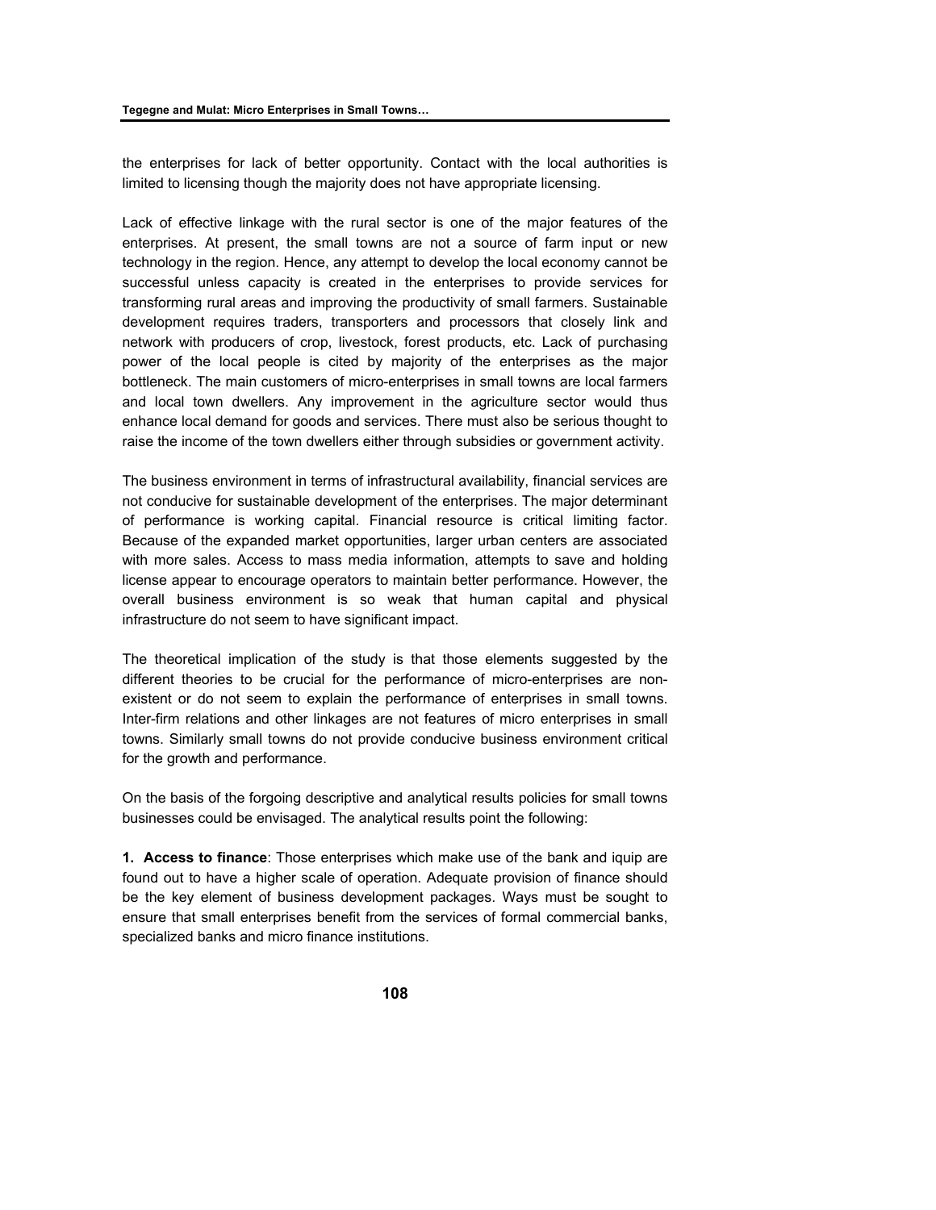the enterprises for lack of better opportunity. Contact with the local authorities is limited to licensing though the majority does not have appropriate licensing.

Lack of effective linkage with the rural sector is one of the major features of the enterprises. At present, the small towns are not a source of farm input or new technology in the region. Hence, any attempt to develop the local economy cannot be successful unless capacity is created in the enterprises to provide services for transforming rural areas and improving the productivity of small farmers. Sustainable development requires traders, transporters and processors that closely link and network with producers of crop, livestock, forest products, etc. Lack of purchasing power of the local people is cited by majority of the enterprises as the major bottleneck. The main customers of micro-enterprises in small towns are local farmers and local town dwellers. Any improvement in the agriculture sector would thus enhance local demand for goods and services. There must also be serious thought to raise the income of the town dwellers either through subsidies or government activity.

The business environment in terms of infrastructural availability, financial services are not conducive for sustainable development of the enterprises. The major determinant of performance is working capital. Financial resource is critical limiting factor. Because of the expanded market opportunities, larger urban centers are associated with more sales. Access to mass media information, attempts to save and holding license appear to encourage operators to maintain better performance. However, the overall business environment is so weak that human capital and physical infrastructure do not seem to have significant impact.

The theoretical implication of the study is that those elements suggested by the different theories to be crucial for the performance of micro-enterprises are non-existent or do not seem to explain the performance of enterprises in small towns. Inter-firm relations and other linkages are not features of micro enterprises in small towns. Similarly small towns do not provide conducive business environment critical for the growth and performance.

On the basis of the forgoing descriptive and analytical results policies for small towns businesses could be envisaged. The analytical results point the following:

**1. Access to finance**: Those enterprises which make use of the bank and iquip are found out to have a higher scale of operation. Adequate provision of finance should be the key element of business development packages. Ways must be sought to ensure that small enterprises benefit from the services of formal commercial banks, specialized banks and micro finance institutions.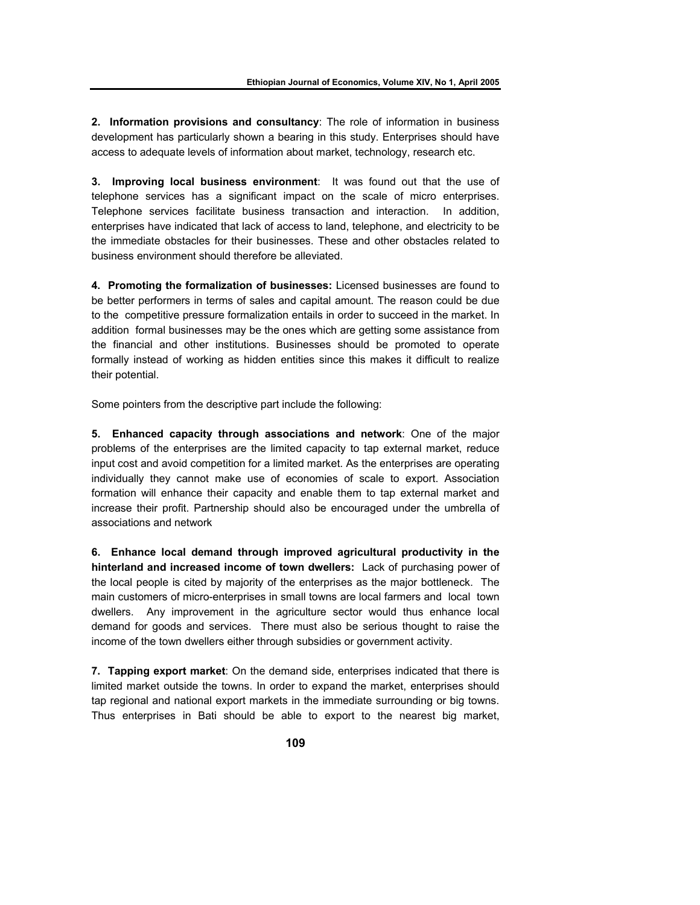**2. Information provisions and consultancy**: The role of information in business development has particularly shown a bearing in this study. Enterprises should have access to adequate levels of information about market, technology, research etc.

**3. Improving local business environment**: It was found out that the use of telephone services has a significant impact on the scale of micro enterprises. Telephone services facilitate business transaction and interaction. In addition, enterprises have indicated that lack of access to land, telephone, and electricity to be the immediate obstacles for their businesses. These and other obstacles related to business environment should therefore be alleviated.

**4. Promoting the formalization of businesses:** Licensed businesses are found to be better performers in terms of sales and capital amount. The reason could be due to the competitive pressure formalization entails in order to succeed in the market. In addition formal businesses may be the ones which are getting some assistance from the financial and other institutions. Businesses should be promoted to operate formally instead of working as hidden entities since this makes it difficult to realize their potential.

Some pointers from the descriptive part include the following:

**5. Enhanced capacity through associations and network**: One of the major problems of the enterprises are the limited capacity to tap external market, reduce input cost and avoid competition for a limited market. As the enterprises are operating individually they cannot make use of economies of scale to export. Association formation will enhance their capacity and enable them to tap external market and increase their profit. Partnership should also be encouraged under the umbrella of associations and network

**6. Enhance local demand through improved agricultural productivity in the hinterland and increased income of town dwellers:** Lack of purchasing power of the local people is cited by majority of the enterprises as the major bottleneck. The main customers of micro-enterprises in small towns are local farmers and local town dwellers. Any improvement in the agriculture sector would thus enhance local demand for goods and services. There must also be serious thought to raise the income of the town dwellers either through subsidies or government activity.

**7. Tapping export market**: On the demand side, enterprises indicated that there is limited market outside the towns. In order to expand the market, enterprises should tap regional and national export markets in the immediate surrounding or big towns. Thus enterprises in Bati should be able to export to the nearest big market,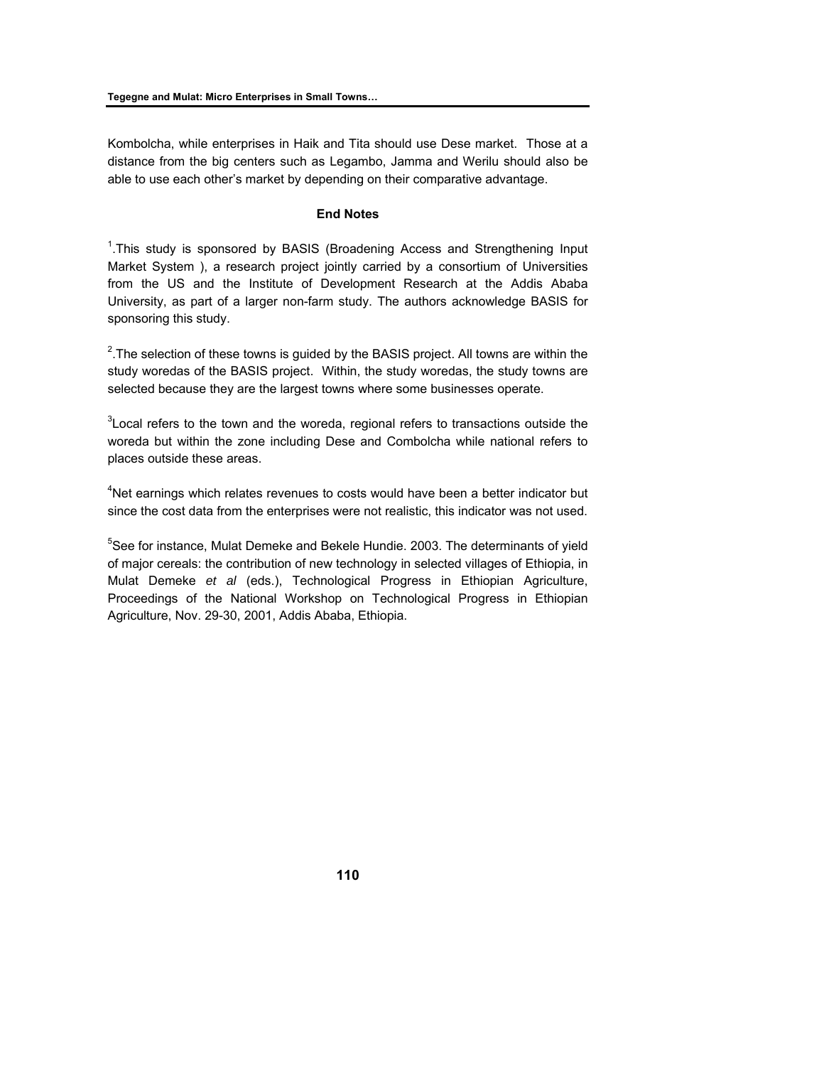Kombolcha, while enterprises in Haik and Tita should use Dese market. Those at a distance from the big centers such as Legambo, Jamma and Werilu should also be able to use each other's market by depending on their comparative advantage.

## End Notes

[1].This study is sponsored by BASIS (Broadening Access and Strengthening Input Market System ), a research project jointly carried by a consortium of Universities from the US and the Institute of Development Research at the Addis Ababa University, as part of a larger non-farm study. The authors acknowledge BASIS for sponsoring this study.

[2].The selection of these towns is guided by the BASIS project. All towns are within the study woredas of the BASIS project. Within, the study woredas, the study towns are selected because they are the largest towns where some businesses operate.

[3]Local refers to the town and the woreda, regional refers to transactions outside the woreda but within the zone including Dese and Combolcha while national refers to places outside these areas.

[4]Net earnings which relates revenues to costs would have been a better indicator but since the cost data from the enterprises were not realistic, this indicator was not used.

[5]See for instance, Mulat Demeke and Bekele Hundie. 2003. The determinants of yield of major cereals: the contribution of new technology in selected villages of Ethiopia, in Mulat Demeke *et al* (eds.), Technological Progress in Ethiopian Agriculture, Proceedings of the National Workshop on Technological Progress in Ethiopian Agriculture, Nov. 29-30, 2001, Addis Ababa, Ethiopia.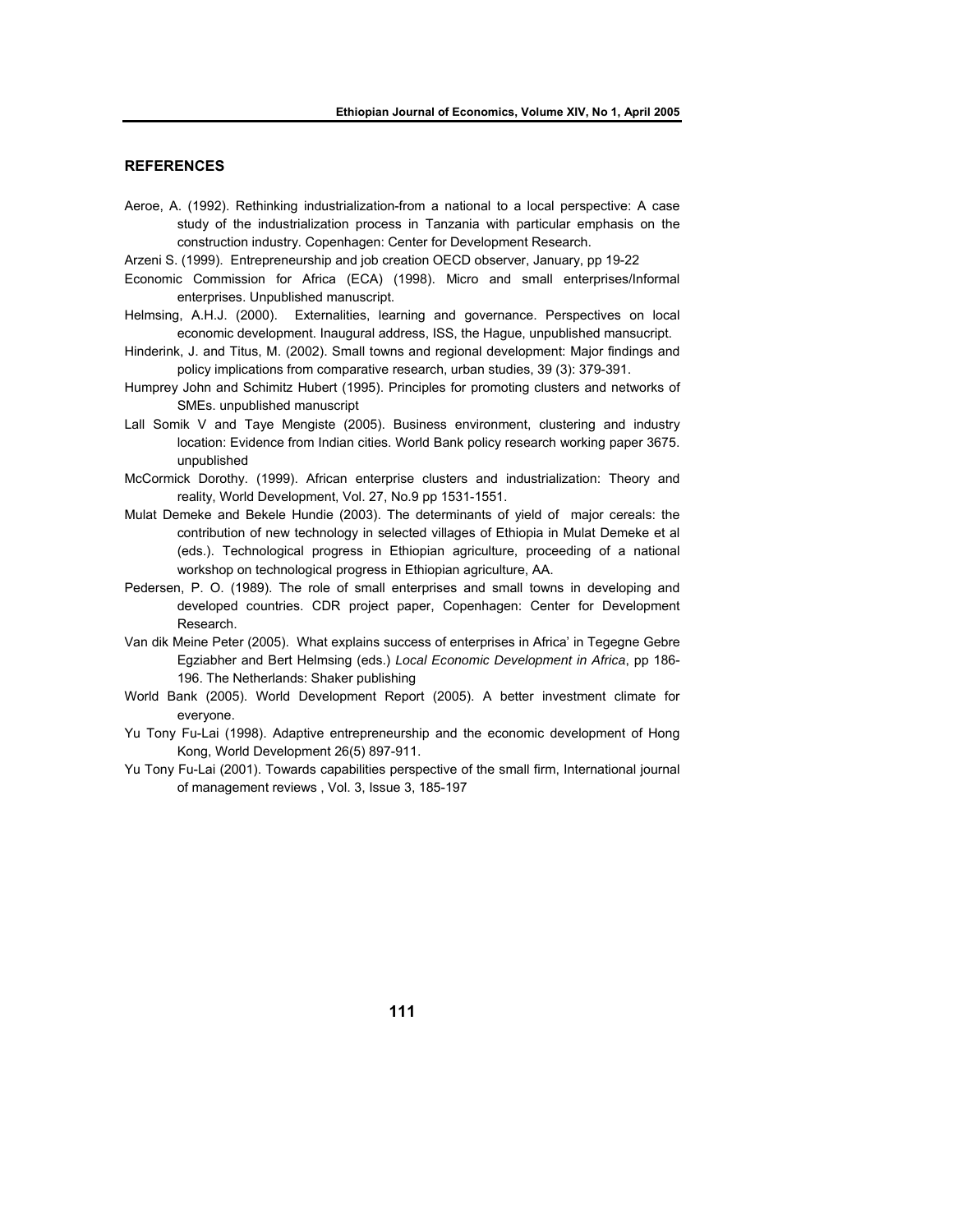## REFERENCES

Aeroe, A. (1992). Rethinking industrialization-from a national to a local perspective: A case study of the industrialization process in Tanzania with particular emphasis on the construction industry. Copenhagen: Center for Development Research.

Arzeni S. (1999). Entrepreneurship and job creation OECD observer, January, pp 19-22

Economic Commission for Africa (ECA) (1998). Micro and small enterprises/Informal enterprises. Unpublished manuscript.

Helmsing, A.H.J. (2000). Externalities, learning and governance. Perspectives on local economic development. Inaugural address, ISS, the Hague, unpublished mansucript.

Hinderink, J. and Titus, M. (2002). Small towns and regional development: Major findings and policy implications from comparative research, urban studies, 39 (3): 379-391.

Humprey John and Schimitz Hubert (1995). Principles for promoting clusters and networks of SMEs. unpublished manuscript

Lall Somik V and Taye Mengiste (2005). Business environment, clustering and industry location: Evidence from Indian cities. World Bank policy research working paper 3675. unpublished

McCormick Dorothy. (1999). African enterprise clusters and industrialization: Theory and reality, World Development, Vol. 27, No.9 pp 1531-1551.

Mulat Demeke and Bekele Hundie (2003). The determinants of yield of major cereals: the contribution of new technology in selected villages of Ethiopia in Mulat Demeke et al (eds.). Technological progress in Ethiopian agriculture, proceeding of a national workshop on technological progress in Ethiopian agriculture, AA.

Pedersen, P. O. (1989). The role of small enterprises and small towns in developing and developed countries. CDR project paper, Copenhagen: Center for Development Research.

Van dik Meine Peter (2005). What explains success of enterprises in Africa' in Tegegne Gebre Egziabher and Bert Helmsing (eds.) *Local Economic Development in Africa*, pp 186-196. The Netherlands: Shaker publishing

World Bank (2005). World Development Report (2005). A better investment climate for everyone.

Yu Tony Fu-Lai (1998). Adaptive entrepreneurship and the economic development of Hong Kong, World Development 26(5) 897-911.

Yu Tony Fu-Lai (2001). Towards capabilities perspective of the small firm, International journal of management reviews , Vol. 3, Issue 3, 185-197